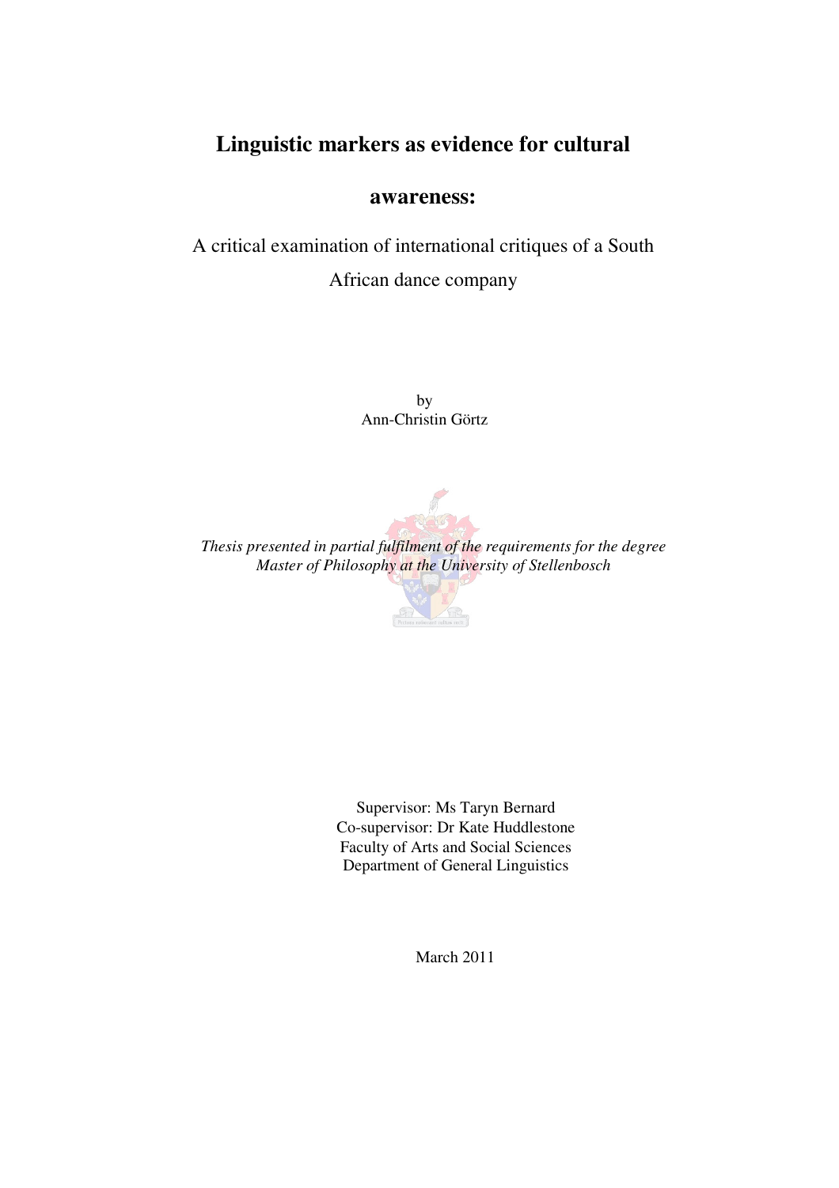# Linguistic markers as evidence for cultural awareness:

A critical examination of international critiques of a South African dance company

by
Ann-Christin Görtz

*Thesis presented in partial fulfilment of the requirements for the degree Master of Philosophy at the University of Stellenbosch*

Supervisor: Ms Taryn Bernard
Co-supervisor: Dr Kate Huddlestone
Faculty of Arts and Social Sciences
Department of General Linguistics

March 2011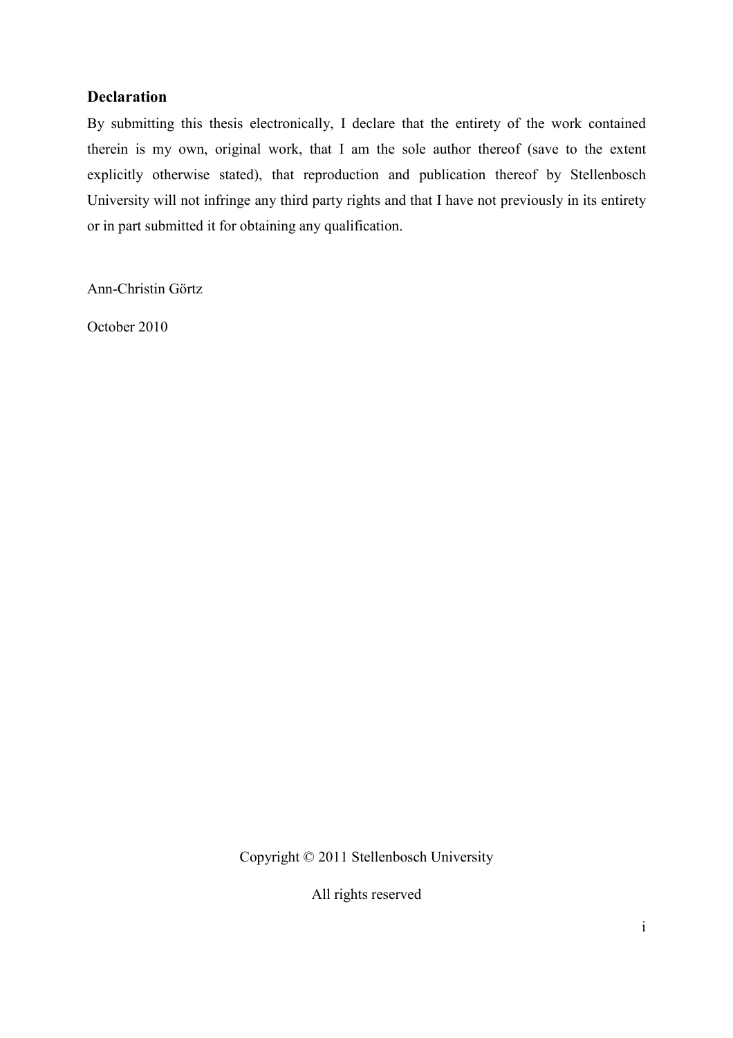## Declaration

By submitting this thesis electronically, I declare that the entirety of the work contained therein is my own, original work, that I am the sole author thereof (save to the extent explicitly otherwise stated), that reproduction and publication thereof by Stellenbosch University will not infringe any third party rights and that I have not previously in its entirety or in part submitted it for obtaining any qualification.

Ann-Christin Görtz

October 2010

Copyright © 2011 Stellenbosch University

All rights reserved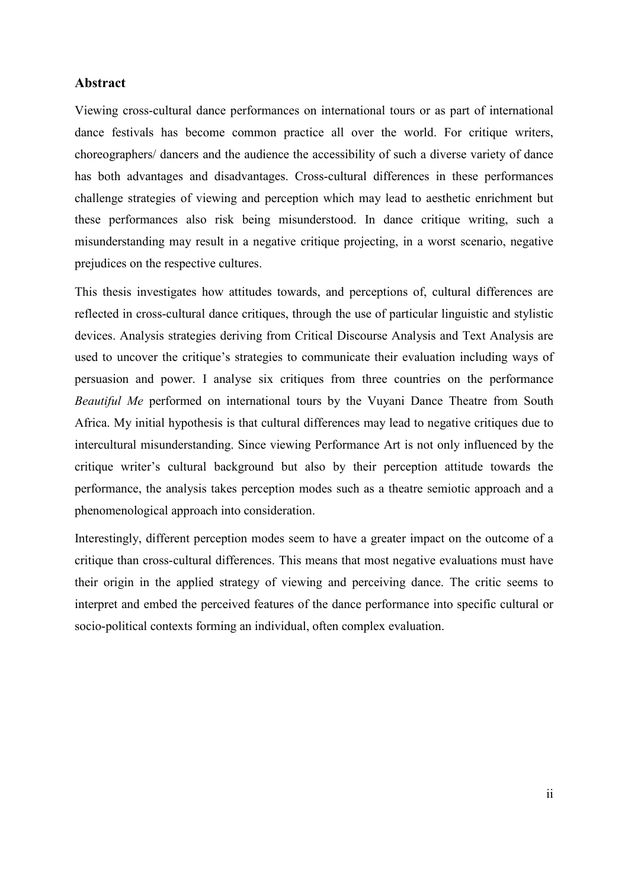## Abstract

Viewing cross-cultural dance performances on international tours or as part of international dance festivals has become common practice all over the world. For critique writers, choreographers/ dancers and the audience the accessibility of such a diverse variety of dance has both advantages and disadvantages. Cross-cultural differences in these performances challenge strategies of viewing and perception which may lead to aesthetic enrichment but these performances also risk being misunderstood. In dance critique writing, such a misunderstanding may result in a negative critique projecting, in a worst scenario, negative prejudices on the respective cultures.

This thesis investigates how attitudes towards, and perceptions of, cultural differences are reflected in cross-cultural dance critiques, through the use of particular linguistic and stylistic devices. Analysis strategies deriving from Critical Discourse Analysis and Text Analysis are used to uncover the critique's strategies to communicate their evaluation including ways of persuasion and power. I analyse six critiques from three countries on the performance *Beautiful Me* performed on international tours by the Vuyani Dance Theatre from South Africa. My initial hypothesis is that cultural differences may lead to negative critiques due to intercultural misunderstanding. Since viewing Performance Art is not only influenced by the critique writer's cultural background but also by their perception attitude towards the performance, the analysis takes perception modes such as a theatre semiotic approach and a phenomenological approach into consideration.

Interestingly, different perception modes seem to have a greater impact on the outcome of a critique than cross-cultural differences. This means that most negative evaluations must have their origin in the applied strategy of viewing and perceiving dance. The critic seems to interpret and embed the perceived features of the dance performance into specific cultural or socio-political contexts forming an individual, often complex evaluation.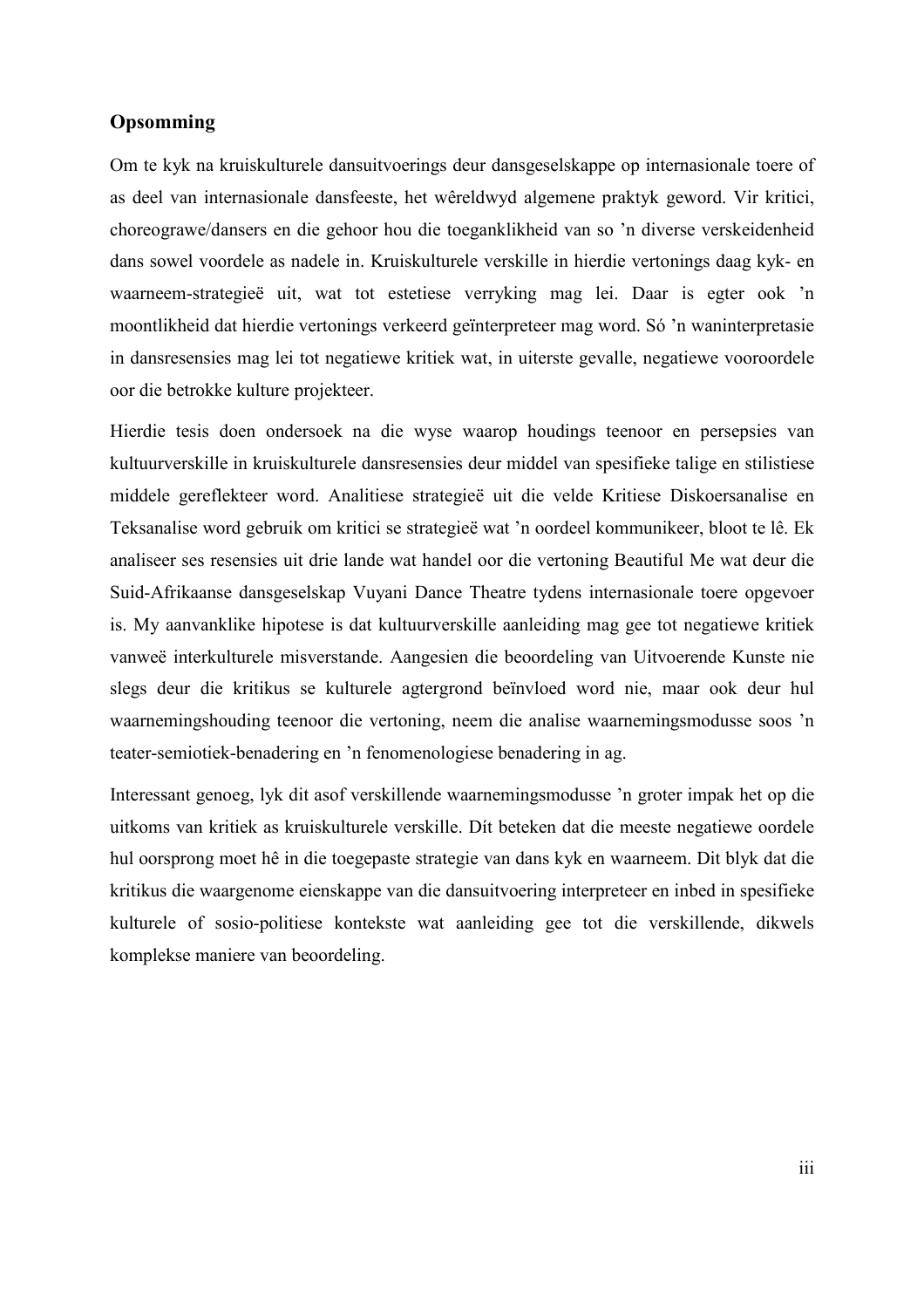## Opsomming

Om te kyk na kruiskulturele dansuitvoerings deur dansgeselskappe op internasionale toere of as deel van internasionale dansfeeste, het wêreldwyd algemene praktyk geword. Vir kritici, choreograwe/dansers en die gehoor hou die toeganklikheid van so 'n diverse verskeidenheid dans sowel voordele as nadele in. Kruiskulturele verskille in hierdie vertonings daag kyk- en waarneem-strategieë uit, wat tot estetiese verryking mag lei. Daar is egter ook 'n moontlikheid dat hierdie vertonings verkeerd geïnterpreteer mag word. Só 'n waninterpretasie in dansresensies mag lei tot negatiewe kritiek wat, in uiterste gevalle, negatiewe vooroordele oor die betrokke kulture projekteer.

Hierdie tesis doen ondersoek na die wyse waarop houdings teenoor en persepsies van kultuurverskille in kruiskulturele dansresensies deur middel van spesifieke talige en stilistiese middele gereflekteer word. Analitiese strategieë uit die velde Kritiese Diskoersanalise en Teksanalise word gebruik om kritici se strategieë wat 'n oordeel kommunikeer, bloot te lê. Ek analiseer ses resensies uit drie lande wat handel oor die vertoning Beautiful Me wat deur die Suid-Afrikaanse dansgeselskap Vuyani Dance Theatre tydens internasionale toere opgevoer is. My aanvanklike hipotese is dat kultuurverskille aanleiding mag gee tot negatiewe kritiek vanweë interkulturele misverstande. Aangesien die beoordeling van Uitvoerende Kunste nie slegs deur die kritikus se kulturele agtergrond beïnvloed word nie, maar ook deur hul waarnemingshouding teenoor die vertoning, neem die analise waarnemingsmodusse soos 'n teater-semiotiek-benadering en 'n fenomenologiese benadering in ag.

Interessant genoeg, lyk dit asof verskillende waarnemingsmodusse 'n groter impak het op die uitkoms van kritiek as kruiskulturele verskille. Dít beteken dat die meeste negatiewe oordele hul oorsprong moet hê in die toegepaste strategie van dans kyk en waarneem. Dit blyk dat die kritikus die waargenome eienskappe van die dansuitvoering interpreteer en inbed in spesifieke kulturele of sosio-politiese kontekste wat aanleiding gee tot die verskillende, dikwels komplekse maniere van beoordeling.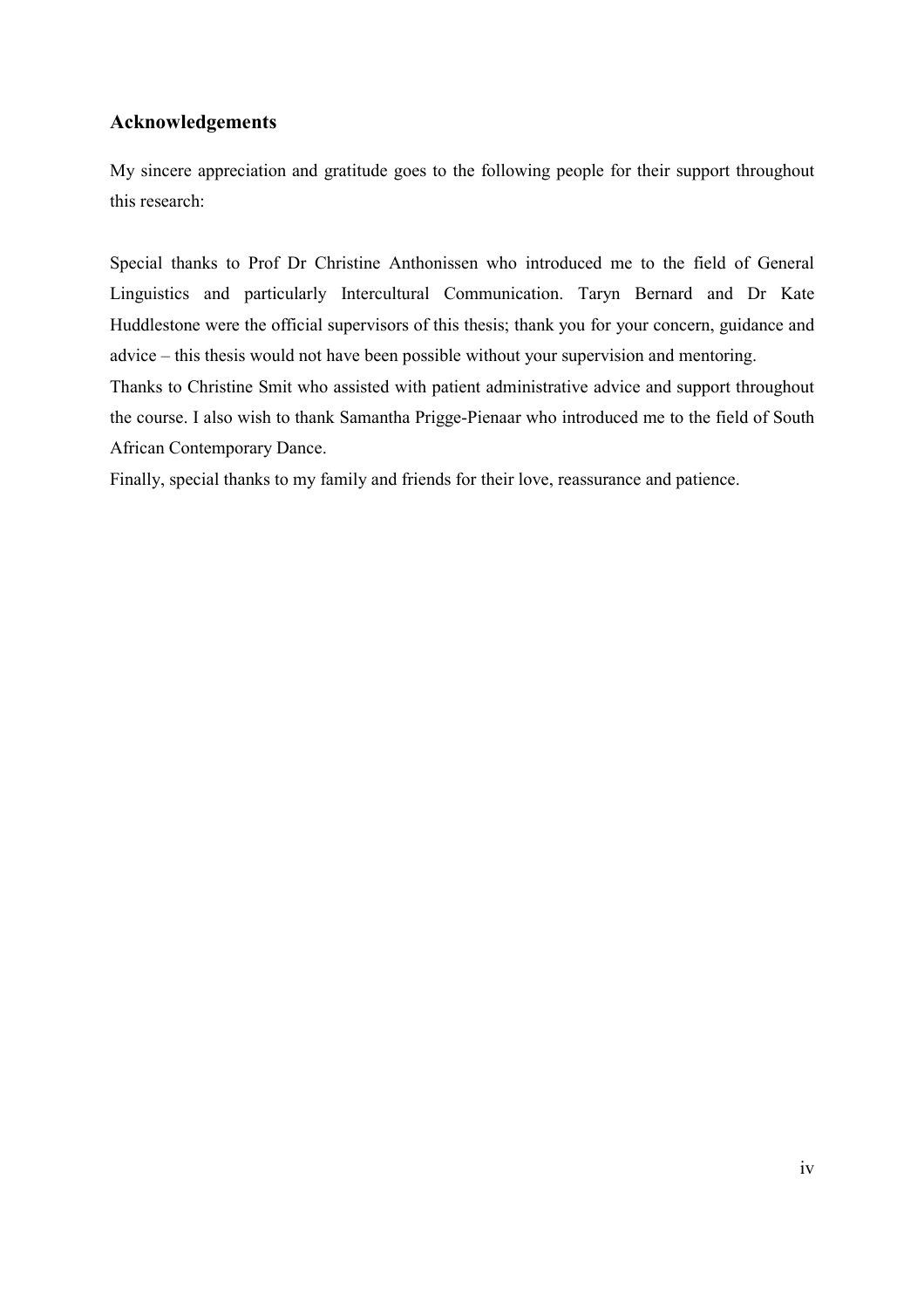## Acknowledgements

My sincere appreciation and gratitude goes to the following people for their support throughout this research:

Special thanks to Prof Dr Christine Anthonissen who introduced me to the field of General Linguistics and particularly Intercultural Communication. Taryn Bernard and Dr Kate Huddlestone were the official supervisors of this thesis; thank you for your concern, guidance and advice – this thesis would not have been possible without your supervision and mentoring.

Thanks to Christine Smit who assisted with patient administrative advice and support throughout the course. I also wish to thank Samantha Prigge-Pienaar who introduced me to the field of South African Contemporary Dance.

Finally, special thanks to my family and friends for their love, reassurance and patience.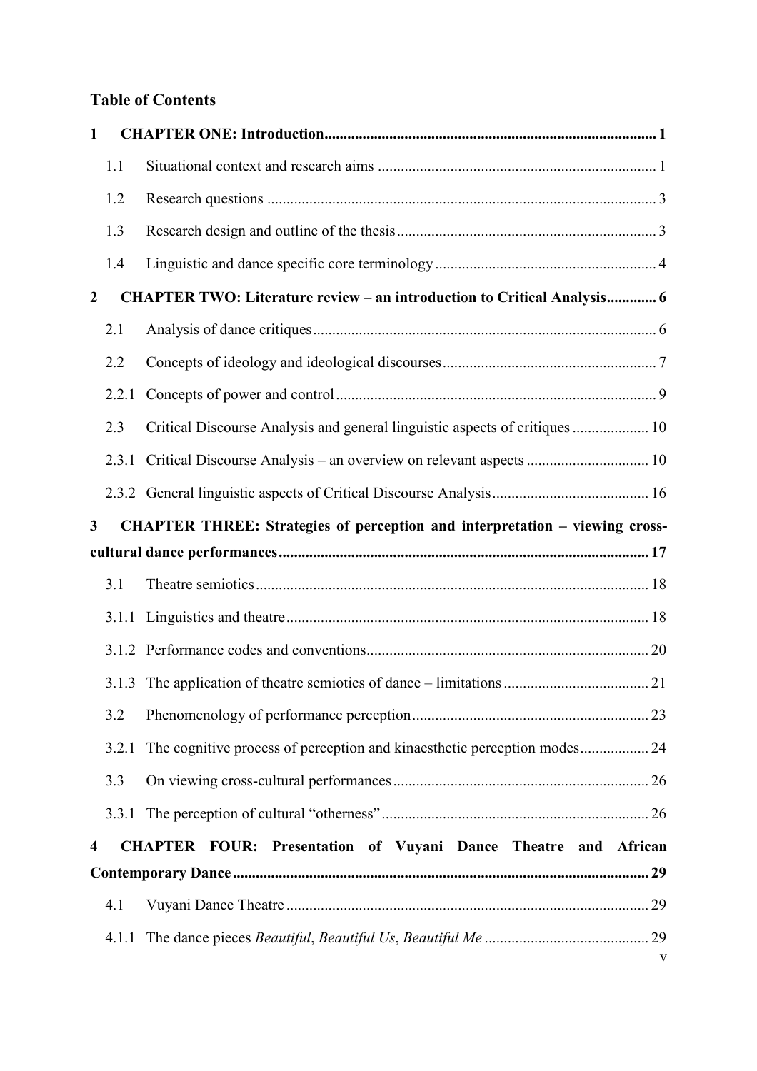## Table of Contents

**1 CHAPTER ONE: Introduction ........ 1**

1.1 Situational context and research aims ........ 1

1.2 Research questions ........ 3

1.3 Research design and outline of the thesis ........ 3

1.4 Linguistic and dance specific core terminology ........ 4

**2 CHAPTER TWO: Literature review – an introduction to Critical Analysis ........ 6**

2.1 Analysis of dance critiques ........ 6

2.2 Concepts of ideology and ideological discourses ........ 7

2.2.1 Concepts of power and control ........ 9

2.3 Critical Discourse Analysis and general linguistic aspects of critiques ........ 10

2.3.1 Critical Discourse Analysis – an overview on relevant aspects ........ 10

2.3.2 General linguistic aspects of Critical Discourse Analysis ........ 16

**3 CHAPTER THREE: Strategies of perception and interpretation – viewing cross-cultural dance performances ........ 17**

3.1 Theatre semiotics ........ 18

3.1.1 Linguistics and theatre ........ 18

3.1.2 Performance codes and conventions ........ 20

3.1.3 The application of theatre semiotics of dance – limitations ........ 21

3.2 Phenomenology of performance perception ........ 23

3.2.1 The cognitive process of perception and kinaesthetic perception modes ........ 24

3.3 On viewing cross-cultural performances ........ 26

3.3.1 The perception of cultural "otherness" ........ 26

**4 CHAPTER FOUR: Presentation of Vuyani Dance Theatre and African Contemporary Dance ........ 29**

4.1 Vuyani Dance Theatre ........ 29

4.1.1 The dance pieces *Beautiful*, *Beautiful Us*, *Beautiful Me* ........ 29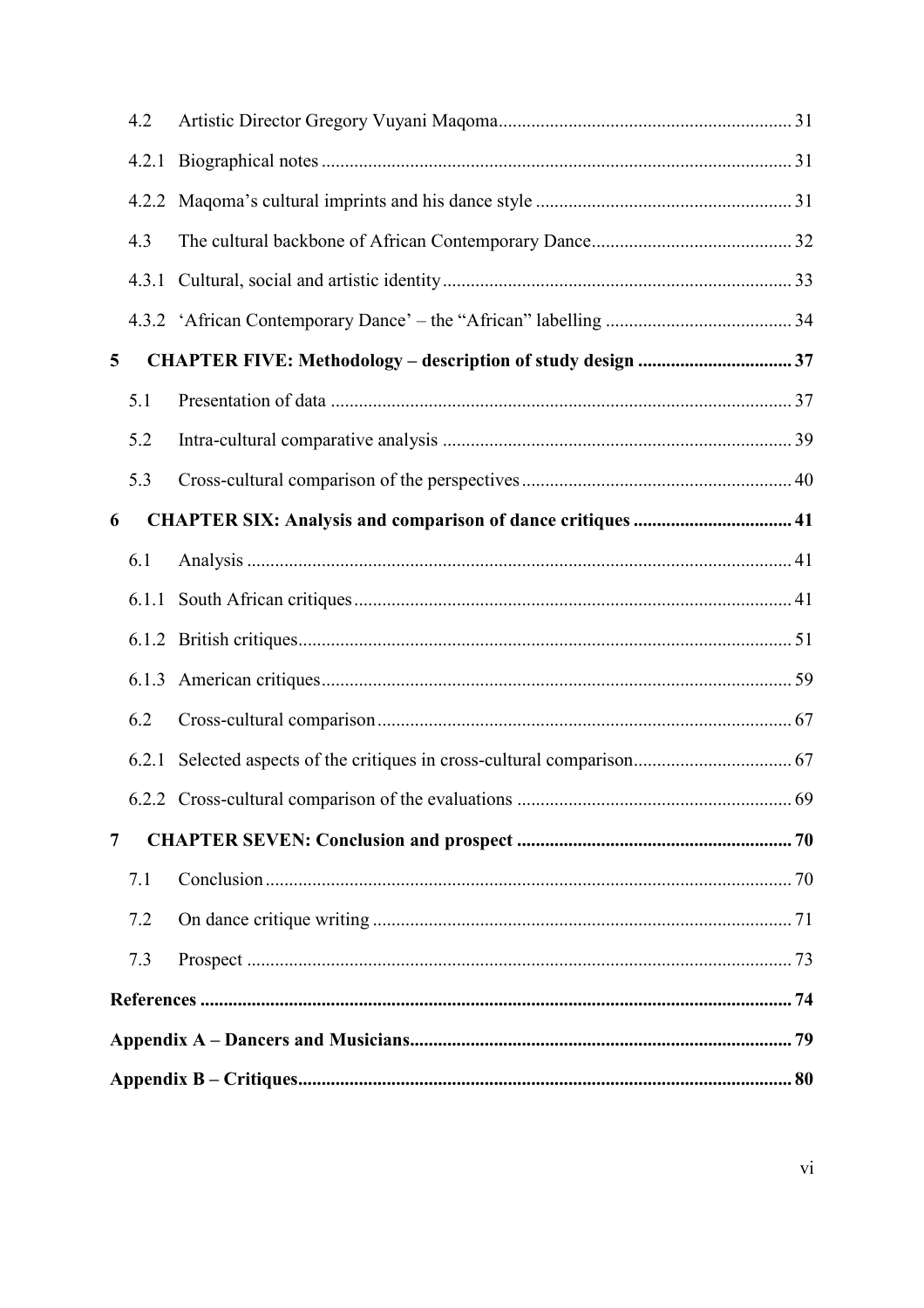4.2 Artistic Director Gregory Vuyani Maqoma .......... 31

4.2.1 Biographical notes .......... 31

4.2.2 Maqoma's cultural imprints and his dance style .......... 31

4.3 The cultural backbone of African Contemporary Dance .......... 32

4.3.1 Cultural, social and artistic identity .......... 33

4.3.2 'African Contemporary Dance' – the "African" labelling .......... 34

**5 CHAPTER FIVE: Methodology – description of study design .......... 37**

5.1 Presentation of data .......... 37

5.2 Intra-cultural comparative analysis .......... 39

5.3 Cross-cultural comparison of the perspectives .......... 40

**6 CHAPTER SIX: Analysis and comparison of dance critiques .......... 41**

6.1 Analysis .......... 41

6.1.1 South African critiques .......... 41

6.1.2 British critiques .......... 51

6.1.3 American critiques .......... 59

6.2 Cross-cultural comparison .......... 67

6.2.1 Selected aspects of the critiques in cross-cultural comparison .......... 67

6.2.2 Cross-cultural comparison of the evaluations .......... 69

**7 CHAPTER SEVEN: Conclusion and prospect .......... 70**

7.1 Conclusion .......... 70

7.2 On dance critique writing .......... 71

7.3 Prospect .......... 73

**References .......... 74**

**Appendix A – Dancers and Musicians .......... 79**

**Appendix B – Critiques .......... 80**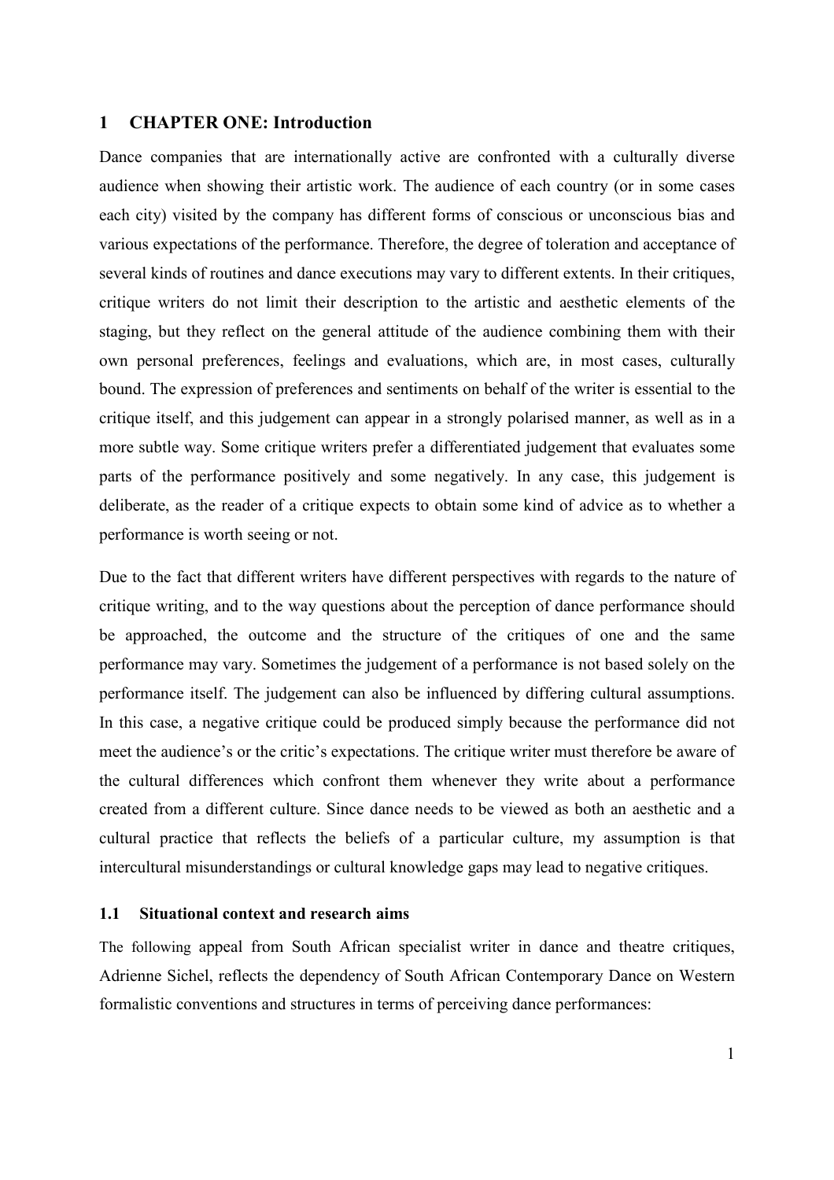# 1 CHAPTER ONE: Introduction

Dance companies that are internationally active are confronted with a culturally diverse audience when showing their artistic work. The audience of each country (or in some cases each city) visited by the company has different forms of conscious or unconscious bias and various expectations of the performance. Therefore, the degree of toleration and acceptance of several kinds of routines and dance executions may vary to different extents. In their critiques, critique writers do not limit their description to the artistic and aesthetic elements of the staging, but they reflect on the general attitude of the audience combining them with their own personal preferences, feelings and evaluations, which are, in most cases, culturally bound. The expression of preferences and sentiments on behalf of the writer is essential to the critique itself, and this judgement can appear in a strongly polarised manner, as well as in a more subtle way. Some critique writers prefer a differentiated judgement that evaluates some parts of the performance positively and some negatively. In any case, this judgement is deliberate, as the reader of a critique expects to obtain some kind of advice as to whether a performance is worth seeing or not.

Due to the fact that different writers have different perspectives with regards to the nature of critique writing, and to the way questions about the perception of dance performance should be approached, the outcome and the structure of the critiques of one and the same performance may vary. Sometimes the judgement of a performance is not based solely on the performance itself. The judgement can also be influenced by differing cultural assumptions. In this case, a negative critique could be produced simply because the performance did not meet the audience's or the critic's expectations. The critique writer must therefore be aware of the cultural differences which confront them whenever they write about a performance created from a different culture. Since dance needs to be viewed as both an aesthetic and a cultural practice that reflects the beliefs of a particular culture, my assumption is that intercultural misunderstandings or cultural knowledge gaps may lead to negative critiques.

## 1.1 Situational context and research aims

The following appeal from South African specialist writer in dance and theatre critiques, Adrienne Sichel, reflects the dependency of South African Contemporary Dance on Western formalistic conventions and structures in terms of perceiving dance performances: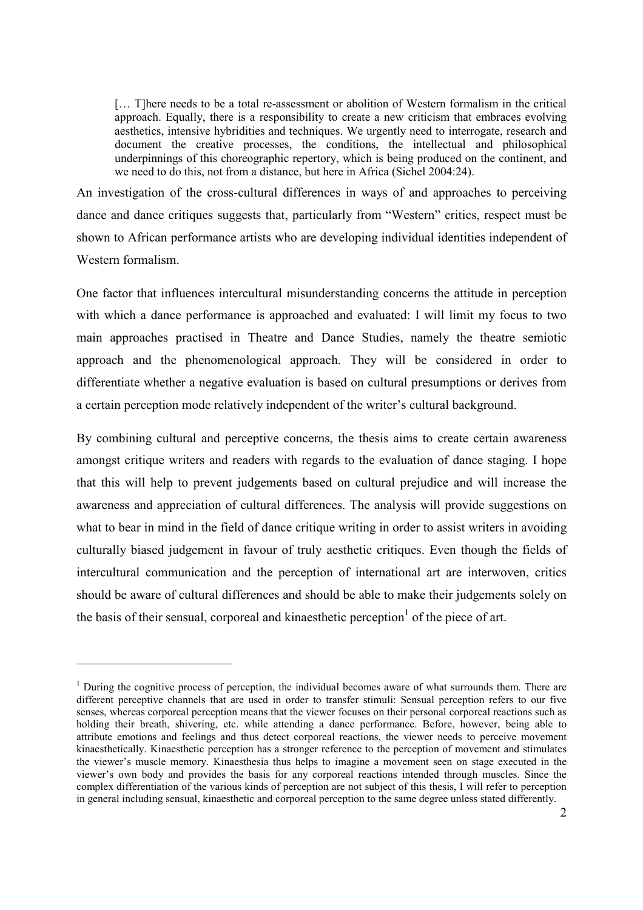> [… T]here needs to be a total re-assessment or abolition of Western formalism in the critical approach. Equally, there is a responsibility to create a new criticism that embraces evolving aesthetics, intensive hybridities and techniques. We urgently need to interrogate, research and document the creative processes, the conditions, the intellectual and philosophical underpinnings of this choreographic repertory, which is being produced on the continent, and we need to do this, not from a distance, but here in Africa (Sichel 2004:24).

An investigation of the cross-cultural differences in ways of and approaches to perceiving dance and dance critiques suggests that, particularly from "Western" critics, respect must be shown to African performance artists who are developing individual identities independent of Western formalism.

One factor that influences intercultural misunderstanding concerns the attitude in perception with which a dance performance is approached and evaluated: I will limit my focus to two main approaches practised in Theatre and Dance Studies, namely the theatre semiotic approach and the phenomenological approach. They will be considered in order to differentiate whether a negative evaluation is based on cultural presumptions or derives from a certain perception mode relatively independent of the writer's cultural background.

By combining cultural and perceptive concerns, the thesis aims to create certain awareness amongst critique writers and readers with regards to the evaluation of dance staging. I hope that this will help to prevent judgements based on cultural prejudice and will increase the awareness and appreciation of cultural differences. The analysis will provide suggestions on what to bear in mind in the field of dance critique writing in order to assist writers in avoiding culturally biased judgement in favour of truly aesthetic critiques. Even though the fields of intercultural communication and the perception of international art are interwoven, critics should be aware of cultural differences and should be able to make their judgements solely on the basis of their sensual, corporeal and kinaesthetic perception[1] of the piece of art.

---

[1] During the cognitive process of perception, the individual becomes aware of what surrounds them. There are different perceptive channels that are used in order to transfer stimuli: Sensual perception refers to our five senses, whereas corporeal perception means that the viewer focuses on their personal corporeal reactions such as holding their breath, shivering, etc. while attending a dance performance. Before, however, being able to attribute emotions and feelings and thus detect corporeal reactions, the viewer needs to perceive movement kinaesthetically. Kinaesthetic perception has a stronger reference to the perception of movement and stimulates the viewer's muscle memory. Kinaesthesia thus helps to imagine a movement seen on stage executed in the viewer's own body and provides the basis for any corporeal reactions intended through muscles. Since the complex differentiation of the various kinds of perception are not subject of this thesis, I will refer to perception in general including sensual, kinaesthetic and corporeal perception to the same degree unless stated differently.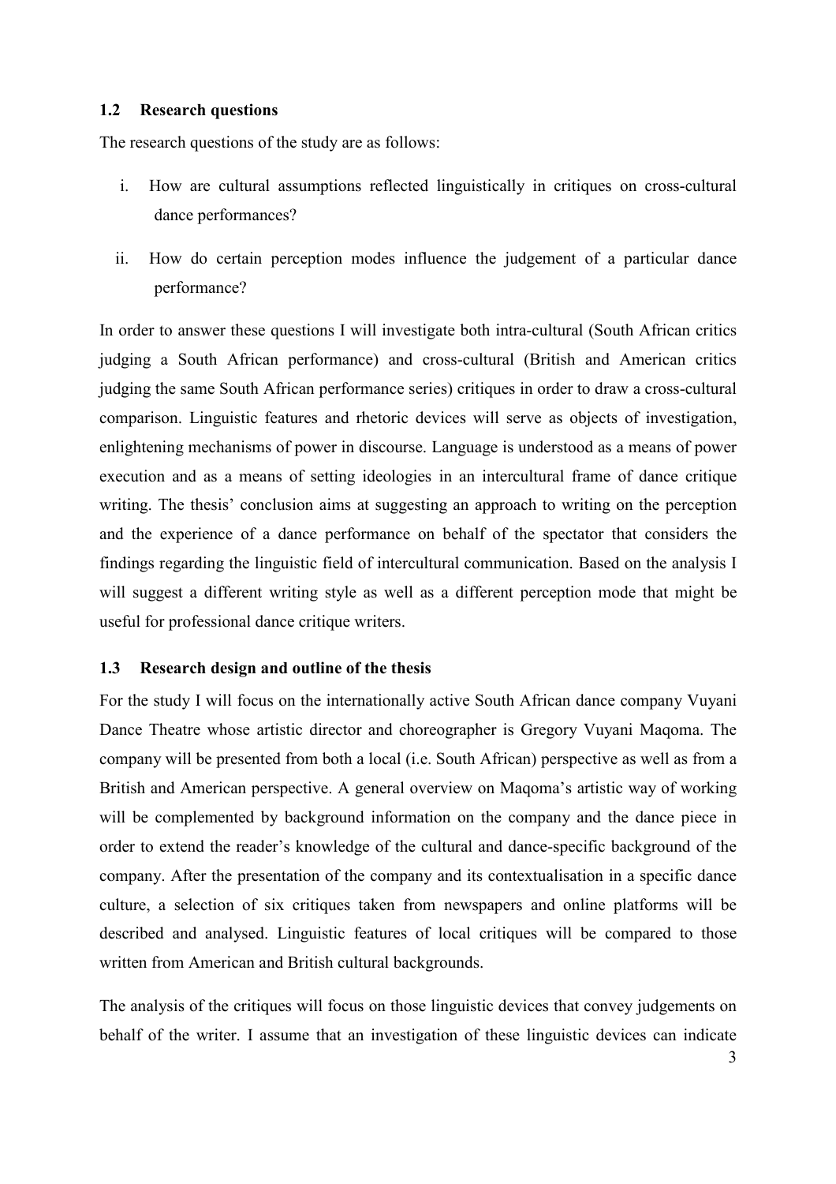### 1.2 Research questions

The research questions of the study are as follows:

i. How are cultural assumptions reflected linguistically in critiques on cross-cultural dance performances?

ii. How do certain perception modes influence the judgement of a particular dance performance?

In order to answer these questions I will investigate both intra-cultural (South African critics judging a South African performance) and cross-cultural (British and American critics judging the same South African performance series) critiques in order to draw a cross-cultural comparison. Linguistic features and rhetoric devices will serve as objects of investigation, enlightening mechanisms of power in discourse. Language is understood as a means of power execution and as a means of setting ideologies in an intercultural frame of dance critique writing. The thesis' conclusion aims at suggesting an approach to writing on the perception and the experience of a dance performance on behalf of the spectator that considers the findings regarding the linguistic field of intercultural communication. Based on the analysis I will suggest a different writing style as well as a different perception mode that might be useful for professional dance critique writers.

### 1.3 Research design and outline of the thesis

For the study I will focus on the internationally active South African dance company Vuyani Dance Theatre whose artistic director and choreographer is Gregory Vuyani Maqoma. The company will be presented from both a local (i.e. South African) perspective as well as from a British and American perspective. A general overview on Maqoma's artistic way of working will be complemented by background information on the company and the dance piece in order to extend the reader's knowledge of the cultural and dance-specific background of the company. After the presentation of the company and its contextualisation in a specific dance culture, a selection of six critiques taken from newspapers and online platforms will be described and analysed. Linguistic features of local critiques will be compared to those written from American and British cultural backgrounds.

The analysis of the critiques will focus on those linguistic devices that convey judgements on behalf of the writer. I assume that an investigation of these linguistic devices can indicate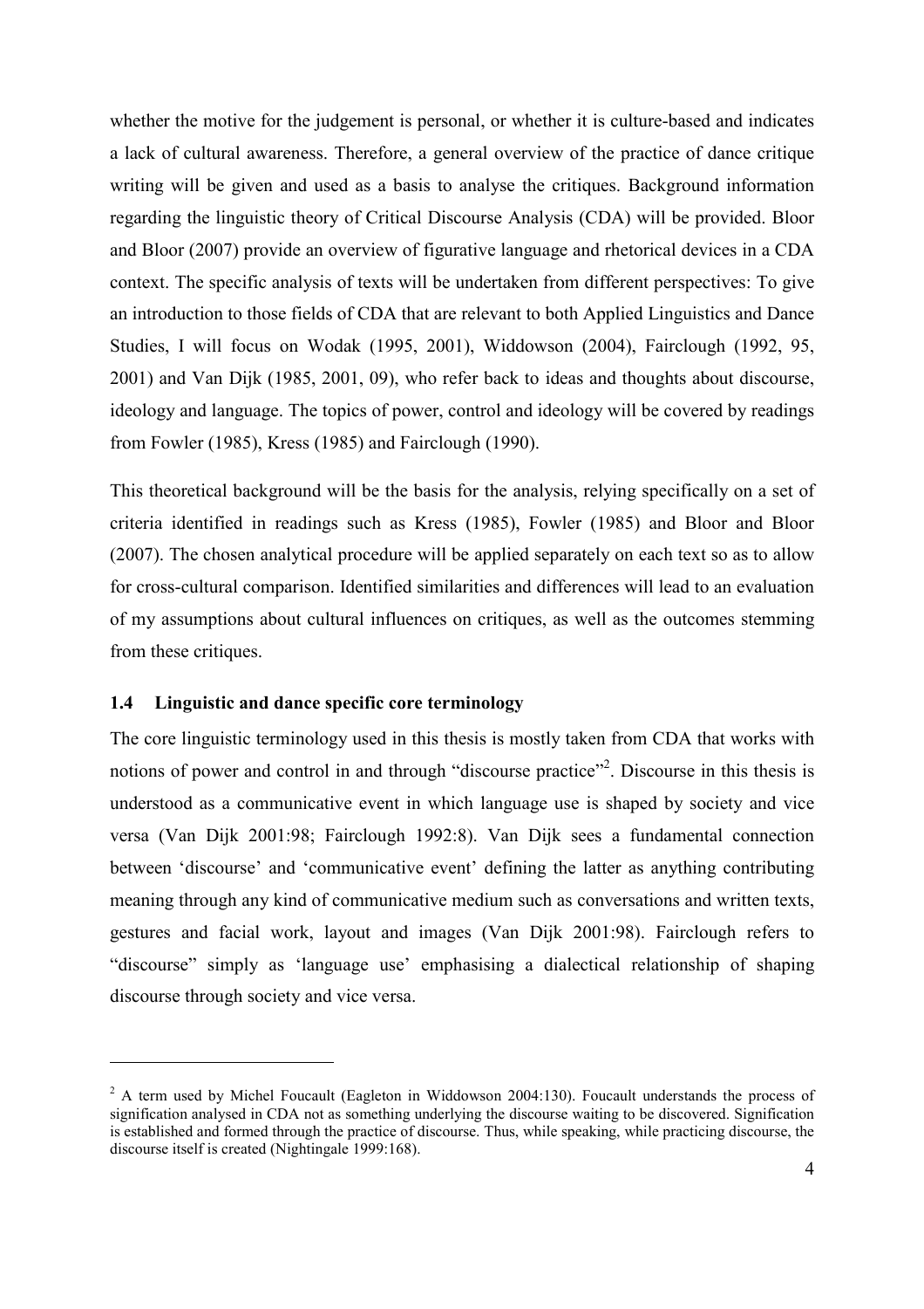whether the motive for the judgement is personal, or whether it is culture-based and indicates a lack of cultural awareness. Therefore, a general overview of the practice of dance critique writing will be given and used as a basis to analyse the critiques. Background information regarding the linguistic theory of Critical Discourse Analysis (CDA) will be provided. Bloor and Bloor (2007) provide an overview of figurative language and rhetorical devices in a CDA context. The specific analysis of texts will be undertaken from different perspectives: To give an introduction to those fields of CDA that are relevant to both Applied Linguistics and Dance Studies, I will focus on Wodak (1995, 2001), Widdowson (2004), Fairclough (1992, 95, 2001) and Van Dijk (1985, 2001, 09), who refer back to ideas and thoughts about discourse, ideology and language. The topics of power, control and ideology will be covered by readings from Fowler (1985), Kress (1985) and Fairclough (1990).

This theoretical background will be the basis for the analysis, relying specifically on a set of criteria identified in readings such as Kress (1985), Fowler (1985) and Bloor and Bloor (2007). The chosen analytical procedure will be applied separately on each text so as to allow for cross-cultural comparison. Identified similarities and differences will lead to an evaluation of my assumptions about cultural influences on critiques, as well as the outcomes stemming from these critiques.

### 1.4 Linguistic and dance specific core terminology

The core linguistic terminology used in this thesis is mostly taken from CDA that works with notions of power and control in and through "discourse practice"[2]. Discourse in this thesis is understood as a communicative event in which language use is shaped by society and vice versa (Van Dijk 2001:98; Fairclough 1992:8). Van Dijk sees a fundamental connection between 'discourse' and 'communicative event' defining the latter as anything contributing meaning through any kind of communicative medium such as conversations and written texts, gestures and facial work, layout and images (Van Dijk 2001:98). Fairclough refers to "discourse" simply as 'language use' emphasising a dialectical relationship of shaping discourse through society and vice versa.

---

[2] A term used by Michel Foucault (Eagleton in Widdowson 2004:130). Foucault understands the process of signification analysed in CDA not as something underlying the discourse waiting to be discovered. Signification is established and formed through the practice of discourse. Thus, while speaking, while practicing discourse, the discourse itself is created (Nightingale 1999:168).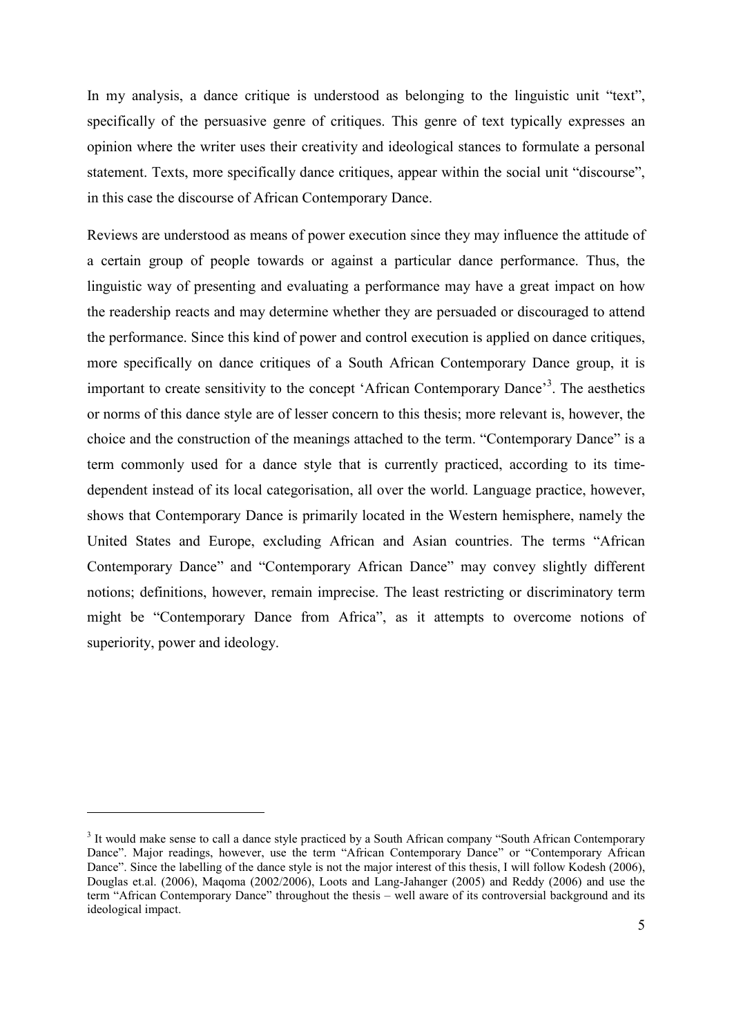In my analysis, a dance critique is understood as belonging to the linguistic unit "text", specifically of the persuasive genre of critiques. This genre of text typically expresses an opinion where the writer uses their creativity and ideological stances to formulate a personal statement. Texts, more specifically dance critiques, appear within the social unit "discourse", in this case the discourse of African Contemporary Dance.

Reviews are understood as means of power execution since they may influence the attitude of a certain group of people towards or against a particular dance performance. Thus, the linguistic way of presenting and evaluating a performance may have a great impact on how the readership reacts and may determine whether they are persuaded or discouraged to attend the performance. Since this kind of power and control execution is applied on dance critiques, more specifically on dance critiques of a South African Contemporary Dance group, it is important to create sensitivity to the concept 'African Contemporary Dance'[3]. The aesthetics or norms of this dance style are of lesser concern to this thesis; more relevant is, however, the choice and the construction of the meanings attached to the term. "Contemporary Dance" is a term commonly used for a dance style that is currently practiced, according to its time-dependent instead of its local categorisation, all over the world. Language practice, however, shows that Contemporary Dance is primarily located in the Western hemisphere, namely the United States and Europe, excluding African and Asian countries. The terms "African Contemporary Dance" and "Contemporary African Dance" may convey slightly different notions; definitions, however, remain imprecise. The least restricting or discriminatory term might be "Contemporary Dance from Africa", as it attempts to overcome notions of superiority, power and ideology.

---

[3] It would make sense to call a dance style practiced by a South African company "South African Contemporary Dance". Major readings, however, use the term "African Contemporary Dance" or "Contemporary African Dance". Since the labelling of the dance style is not the major interest of this thesis, I will follow Kodesh (2006), Douglas et.al. (2006), Maqoma (2002/2006), Loots and Lang-Jahanger (2005) and Reddy (2006) and use the term "African Contemporary Dance" throughout the thesis – well aware of its controversial background and its ideological impact.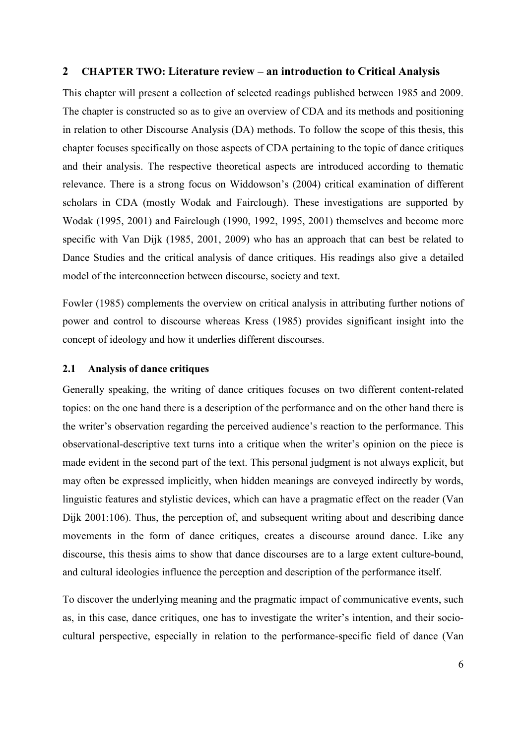## 2 CHAPTER TWO: Literature review – an introduction to Critical Analysis

This chapter will present a collection of selected readings published between 1985 and 2009. The chapter is constructed so as to give an overview of CDA and its methods and positioning in relation to other Discourse Analysis (DA) methods. To follow the scope of this thesis, this chapter focuses specifically on those aspects of CDA pertaining to the topic of dance critiques and their analysis. The respective theoretical aspects are introduced according to thematic relevance. There is a strong focus on Widdowson's (2004) critical examination of different scholars in CDA (mostly Wodak and Fairclough). These investigations are supported by Wodak (1995, 2001) and Fairclough (1990, 1992, 1995, 2001) themselves and become more specific with Van Dijk (1985, 2001, 2009) who has an approach that can best be related to Dance Studies and the critical analysis of dance critiques. His readings also give a detailed model of the interconnection between discourse, society and text.

Fowler (1985) complements the overview on critical analysis in attributing further notions of power and control to discourse whereas Kress (1985) provides significant insight into the concept of ideology and how it underlies different discourses.

### 2.1 Analysis of dance critiques

Generally speaking, the writing of dance critiques focuses on two different content-related topics: on the one hand there is a description of the performance and on the other hand there is the writer's observation regarding the perceived audience's reaction to the performance. This observational-descriptive text turns into a critique when the writer's opinion on the piece is made evident in the second part of the text. This personal judgment is not always explicit, but may often be expressed implicitly, when hidden meanings are conveyed indirectly by words, linguistic features and stylistic devices, which can have a pragmatic effect on the reader (Van Dijk 2001:106). Thus, the perception of, and subsequent writing about and describing dance movements in the form of dance critiques, creates a discourse around dance. Like any discourse, this thesis aims to show that dance discourses are to a large extent culture-bound, and cultural ideologies influence the perception and description of the performance itself.

To discover the underlying meaning and the pragmatic impact of communicative events, such as, in this case, dance critiques, one has to investigate the writer's intention, and their socio-cultural perspective, especially in relation to the performance-specific field of dance (Van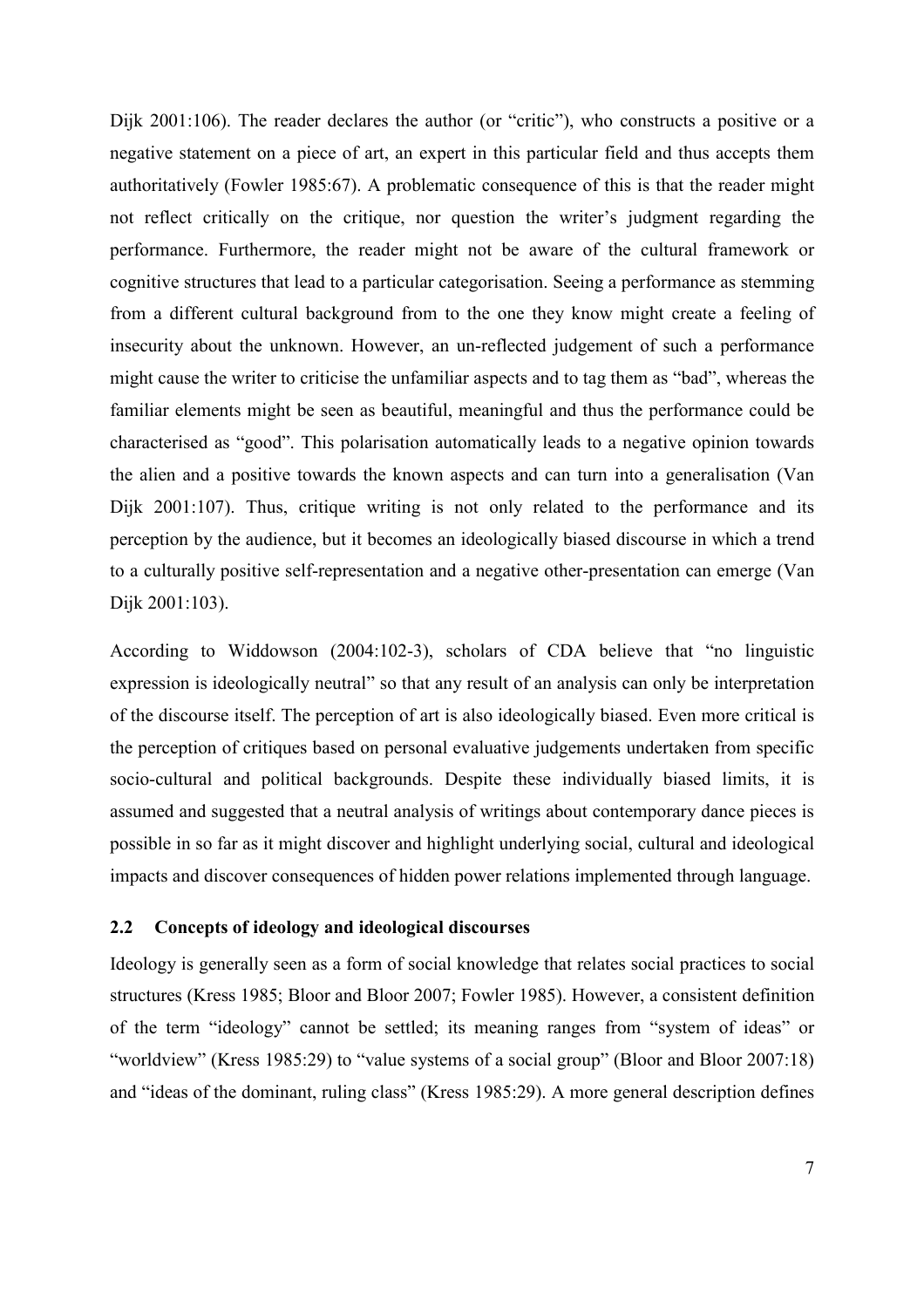Dijk 2001:106). The reader declares the author (or "critic"), who constructs a positive or a negative statement on a piece of art, an expert in this particular field and thus accepts them authoritatively (Fowler 1985:67). A problematic consequence of this is that the reader might not reflect critically on the critique, nor question the writer's judgment regarding the performance. Furthermore, the reader might not be aware of the cultural framework or cognitive structures that lead to a particular categorisation. Seeing a performance as stemming from a different cultural background from to the one they know might create a feeling of insecurity about the unknown. However, an un-reflected judgement of such a performance might cause the writer to criticise the unfamiliar aspects and to tag them as "bad", whereas the familiar elements might be seen as beautiful, meaningful and thus the performance could be characterised as "good". This polarisation automatically leads to a negative opinion towards the alien and a positive towards the known aspects and can turn into a generalisation (Van Dijk 2001:107). Thus, critique writing is not only related to the performance and its perception by the audience, but it becomes an ideologically biased discourse in which a trend to a culturally positive self-representation and a negative other-presentation can emerge (Van Dijk 2001:103).

According to Widdowson (2004:102-3), scholars of CDA believe that "no linguistic expression is ideologically neutral" so that any result of an analysis can only be interpretation of the discourse itself. The perception of art is also ideologically biased. Even more critical is the perception of critiques based on personal evaluative judgements undertaken from specific socio-cultural and political backgrounds. Despite these individually biased limits, it is assumed and suggested that a neutral analysis of writings about contemporary dance pieces is possible in so far as it might discover and highlight underlying social, cultural and ideological impacts and discover consequences of hidden power relations implemented through language.

## 2.2 Concepts of ideology and ideological discourses

Ideology is generally seen as a form of social knowledge that relates social practices to social structures (Kress 1985; Bloor and Bloor 2007; Fowler 1985). However, a consistent definition of the term "ideology" cannot be settled; its meaning ranges from "system of ideas" or "worldview" (Kress 1985:29) to "value systems of a social group" (Bloor and Bloor 2007:18) and "ideas of the dominant, ruling class" (Kress 1985:29). A more general description defines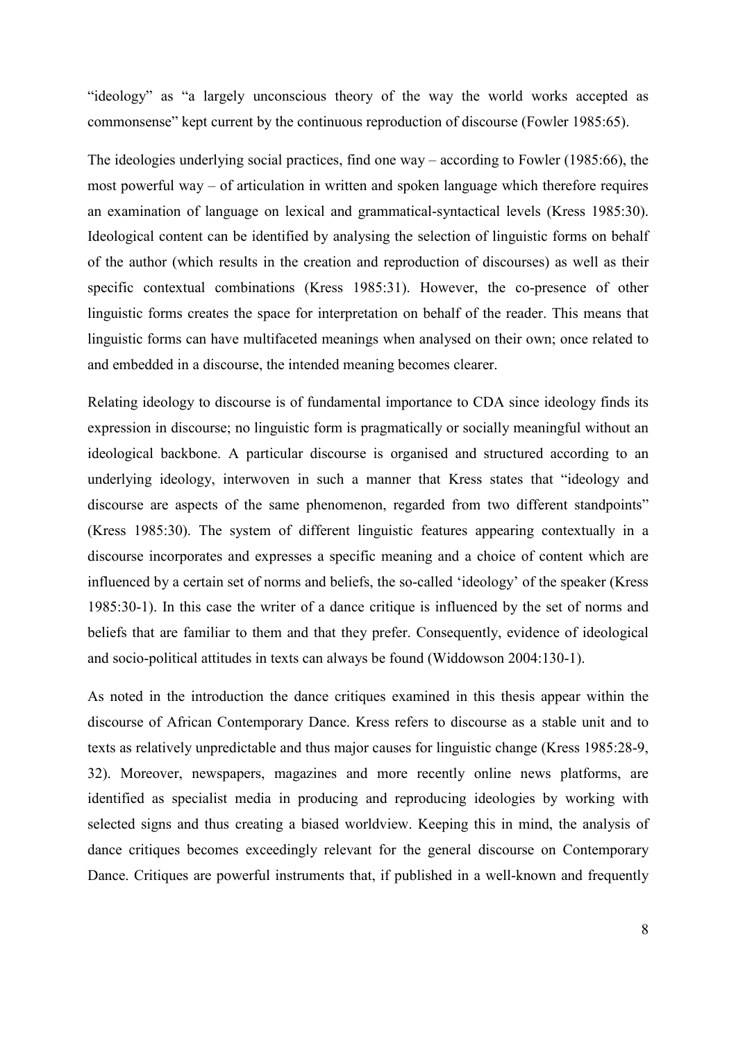"ideology" as "a largely unconscious theory of the way the world works accepted as commonsense" kept current by the continuous reproduction of discourse (Fowler 1985:65).

The ideologies underlying social practices, find one way – according to Fowler (1985:66), the most powerful way – of articulation in written and spoken language which therefore requires an examination of language on lexical and grammatical-syntactical levels (Kress 1985:30). Ideological content can be identified by analysing the selection of linguistic forms on behalf of the author (which results in the creation and reproduction of discourses) as well as their specific contextual combinations (Kress 1985:31). However, the co-presence of other linguistic forms creates the space for interpretation on behalf of the reader. This means that linguistic forms can have multifaceted meanings when analysed on their own; once related to and embedded in a discourse, the intended meaning becomes clearer.

Relating ideology to discourse is of fundamental importance to CDA since ideology finds its expression in discourse; no linguistic form is pragmatically or socially meaningful without an ideological backbone. A particular discourse is organised and structured according to an underlying ideology, interwoven in such a manner that Kress states that "ideology and discourse are aspects of the same phenomenon, regarded from two different standpoints" (Kress 1985:30). The system of different linguistic features appearing contextually in a discourse incorporates and expresses a specific meaning and a choice of content which are influenced by a certain set of norms and beliefs, the so-called 'ideology' of the speaker (Kress 1985:30-1). In this case the writer of a dance critique is influenced by the set of norms and beliefs that are familiar to them and that they prefer. Consequently, evidence of ideological and socio-political attitudes in texts can always be found (Widdowson 2004:130-1).

As noted in the introduction the dance critiques examined in this thesis appear within the discourse of African Contemporary Dance. Kress refers to discourse as a stable unit and to texts as relatively unpredictable and thus major causes for linguistic change (Kress 1985:28-9, 32). Moreover, newspapers, magazines and more recently online news platforms, are identified as specialist media in producing and reproducing ideologies by working with selected signs and thus creating a biased worldview. Keeping this in mind, the analysis of dance critiques becomes exceedingly relevant for the general discourse on Contemporary Dance. Critiques are powerful instruments that, if published in a well-known and frequently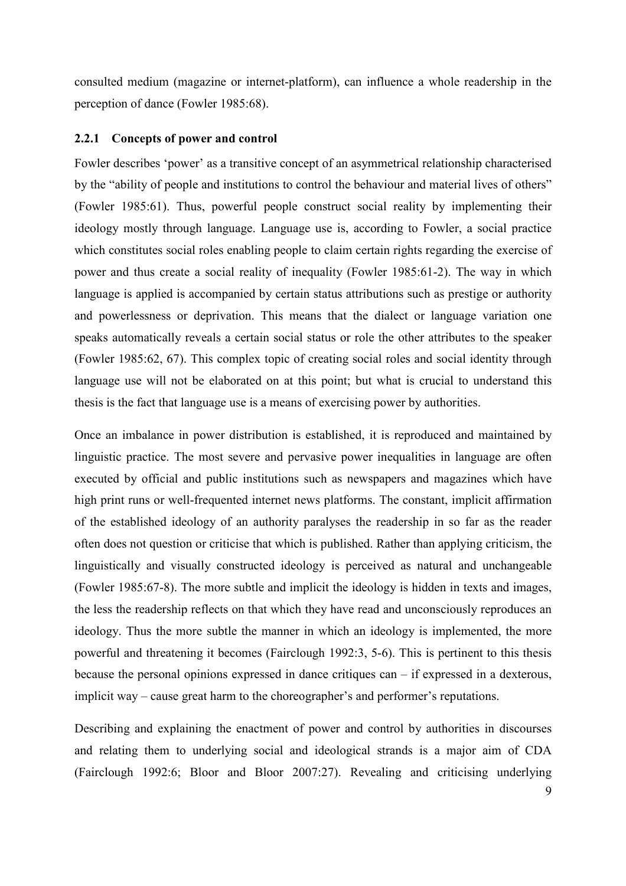consulted medium (magazine or internet-platform), can influence a whole readership in the perception of dance (Fowler 1985:68).

### 2.2.1 Concepts of power and control

Fowler describes 'power' as a transitive concept of an asymmetrical relationship characterised by the "ability of people and institutions to control the behaviour and material lives of others" (Fowler 1985:61). Thus, powerful people construct social reality by implementing their ideology mostly through language. Language use is, according to Fowler, a social practice which constitutes social roles enabling people to claim certain rights regarding the exercise of power and thus create a social reality of inequality (Fowler 1985:61-2). The way in which language is applied is accompanied by certain status attributions such as prestige or authority and powerlessness or deprivation. This means that the dialect or language variation one speaks automatically reveals a certain social status or role the other attributes to the speaker (Fowler 1985:62, 67). This complex topic of creating social roles and social identity through language use will not be elaborated on at this point; but what is crucial to understand this thesis is the fact that language use is a means of exercising power by authorities.

Once an imbalance in power distribution is established, it is reproduced and maintained by linguistic practice. The most severe and pervasive power inequalities in language are often executed by official and public institutions such as newspapers and magazines which have high print runs or well-frequented internet news platforms. The constant, implicit affirmation of the established ideology of an authority paralyses the readership in so far as the reader often does not question or criticise that which is published. Rather than applying criticism, the linguistically and visually constructed ideology is perceived as natural and unchangeable (Fowler 1985:67-8). The more subtle and implicit the ideology is hidden in texts and images, the less the readership reflects on that which they have read and unconsciously reproduces an ideology. Thus the more subtle the manner in which an ideology is implemented, the more powerful and threatening it becomes (Fairclough 1992:3, 5-6). This is pertinent to this thesis because the personal opinions expressed in dance critiques can – if expressed in a dexterous, implicit way – cause great harm to the choreographer's and performer's reputations.

Describing and explaining the enactment of power and control by authorities in discourses and relating them to underlying social and ideological strands is a major aim of CDA (Fairclough 1992:6; Bloor and Bloor 2007:27). Revealing and criticising underlying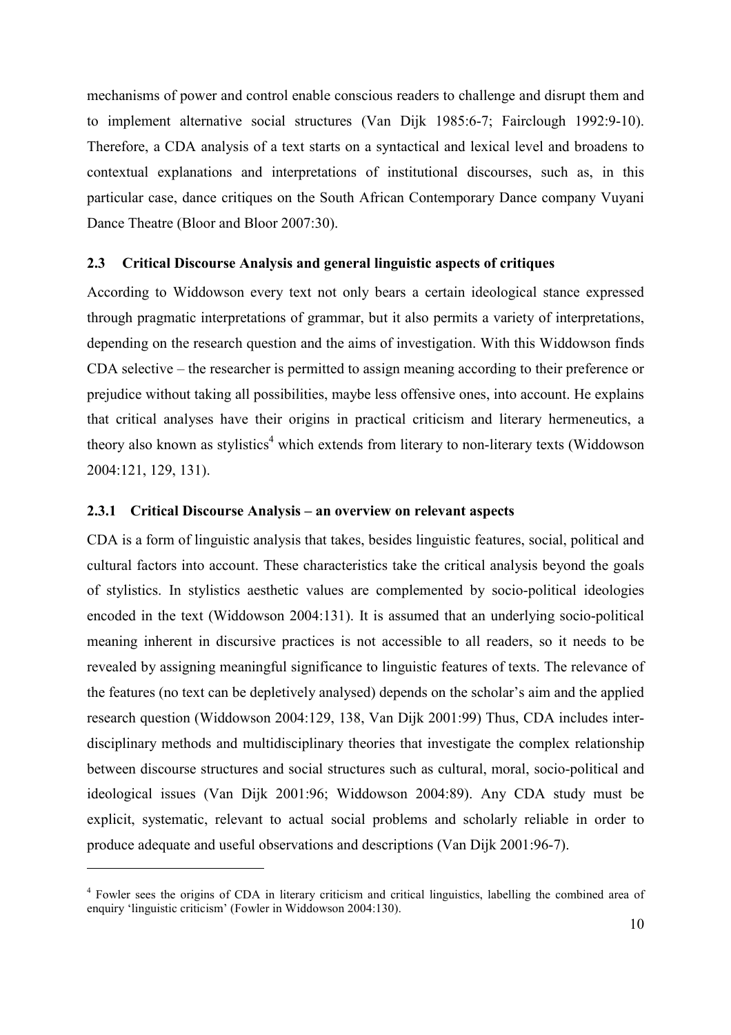mechanisms of power and control enable conscious readers to challenge and disrupt them and to implement alternative social structures (Van Dijk 1985:6-7; Fairclough 1992:9-10). Therefore, a CDA analysis of a text starts on a syntactical and lexical level and broadens to contextual explanations and interpretations of institutional discourses, such as, in this particular case, dance critiques on the South African Contemporary Dance company Vuyani Dance Theatre (Bloor and Bloor 2007:30).

### 2.3 Critical Discourse Analysis and general linguistic aspects of critiques

According to Widdowson every text not only bears a certain ideological stance expressed through pragmatic interpretations of grammar, but it also permits a variety of interpretations, depending on the research question and the aims of investigation. With this Widdowson finds CDA selective – the researcher is permitted to assign meaning according to their preference or prejudice without taking all possibilities, maybe less offensive ones, into account. He explains that critical analyses have their origins in practical criticism and literary hermeneutics, a theory also known as stylistics[4] which extends from literary to non-literary texts (Widdowson 2004:121, 129, 131).

#### 2.3.1 Critical Discourse Analysis – an overview on relevant aspects

CDA is a form of linguistic analysis that takes, besides linguistic features, social, political and cultural factors into account. These characteristics take the critical analysis beyond the goals of stylistics. In stylistics aesthetic values are complemented by socio-political ideologies encoded in the text (Widdowson 2004:131). It is assumed that an underlying socio-political meaning inherent in discursive practices is not accessible to all readers, so it needs to be revealed by assigning meaningful significance to linguistic features of texts. The relevance of the features (no text can be depletively analysed) depends on the scholar's aim and the applied research question (Widdowson 2004:129, 138, Van Dijk 2001:99) Thus, CDA includes inter-disciplinary methods and multidisciplinary theories that investigate the complex relationship between discourse structures and social structures such as cultural, moral, socio-political and ideological issues (Van Dijk 2001:96; Widdowson 2004:89). Any CDA study must be explicit, systematic, relevant to actual social problems and scholarly reliable in order to produce adequate and useful observations and descriptions (Van Dijk 2001:96-7).

---

[4] Fowler sees the origins of CDA in literary criticism and critical linguistics, labelling the combined area of enquiry 'linguistic criticism' (Fowler in Widdowson 2004:130).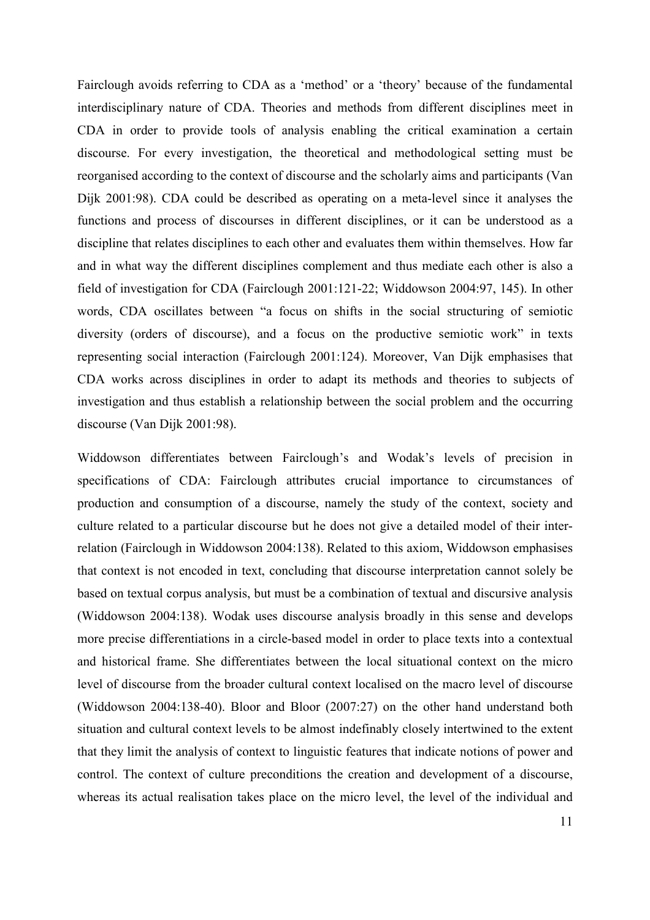Fairclough avoids referring to CDA as a 'method' or a 'theory' because of the fundamental interdisciplinary nature of CDA. Theories and methods from different disciplines meet in CDA in order to provide tools of analysis enabling the critical examination a certain discourse. For every investigation, the theoretical and methodological setting must be reorganised according to the context of discourse and the scholarly aims and participants (Van Dijk 2001:98). CDA could be described as operating on a meta-level since it analyses the functions and process of discourses in different disciplines, or it can be understood as a discipline that relates disciplines to each other and evaluates them within themselves. How far and in what way the different disciplines complement and thus mediate each other is also a field of investigation for CDA (Fairclough 2001:121-22; Widdowson 2004:97, 145). In other words, CDA oscillates between "a focus on shifts in the social structuring of semiotic diversity (orders of discourse), and a focus on the productive semiotic work" in texts representing social interaction (Fairclough 2001:124). Moreover, Van Dijk emphasises that CDA works across disciplines in order to adapt its methods and theories to subjects of investigation and thus establish a relationship between the social problem and the occurring discourse (Van Dijk 2001:98).

Widdowson differentiates between Fairclough's and Wodak's levels of precision in specifications of CDA: Fairclough attributes crucial importance to circumstances of production and consumption of a discourse, namely the study of the context, society and culture related to a particular discourse but he does not give a detailed model of their inter-relation (Fairclough in Widdowson 2004:138). Related to this axiom, Widdowson emphasises that context is not encoded in text, concluding that discourse interpretation cannot solely be based on textual corpus analysis, but must be a combination of textual and discursive analysis (Widdowson 2004:138). Wodak uses discourse analysis broadly in this sense and develops more precise differentiations in a circle-based model in order to place texts into a contextual and historical frame. She differentiates between the local situational context on the micro level of discourse from the broader cultural context localised on the macro level of discourse (Widdowson 2004:138-40). Bloor and Bloor (2007:27) on the other hand understand both situation and cultural context levels to be almost indefinably closely intertwined to the extent that they limit the analysis of context to linguistic features that indicate notions of power and control. The context of culture preconditions the creation and development of a discourse, whereas its actual realisation takes place on the micro level, the level of the individual and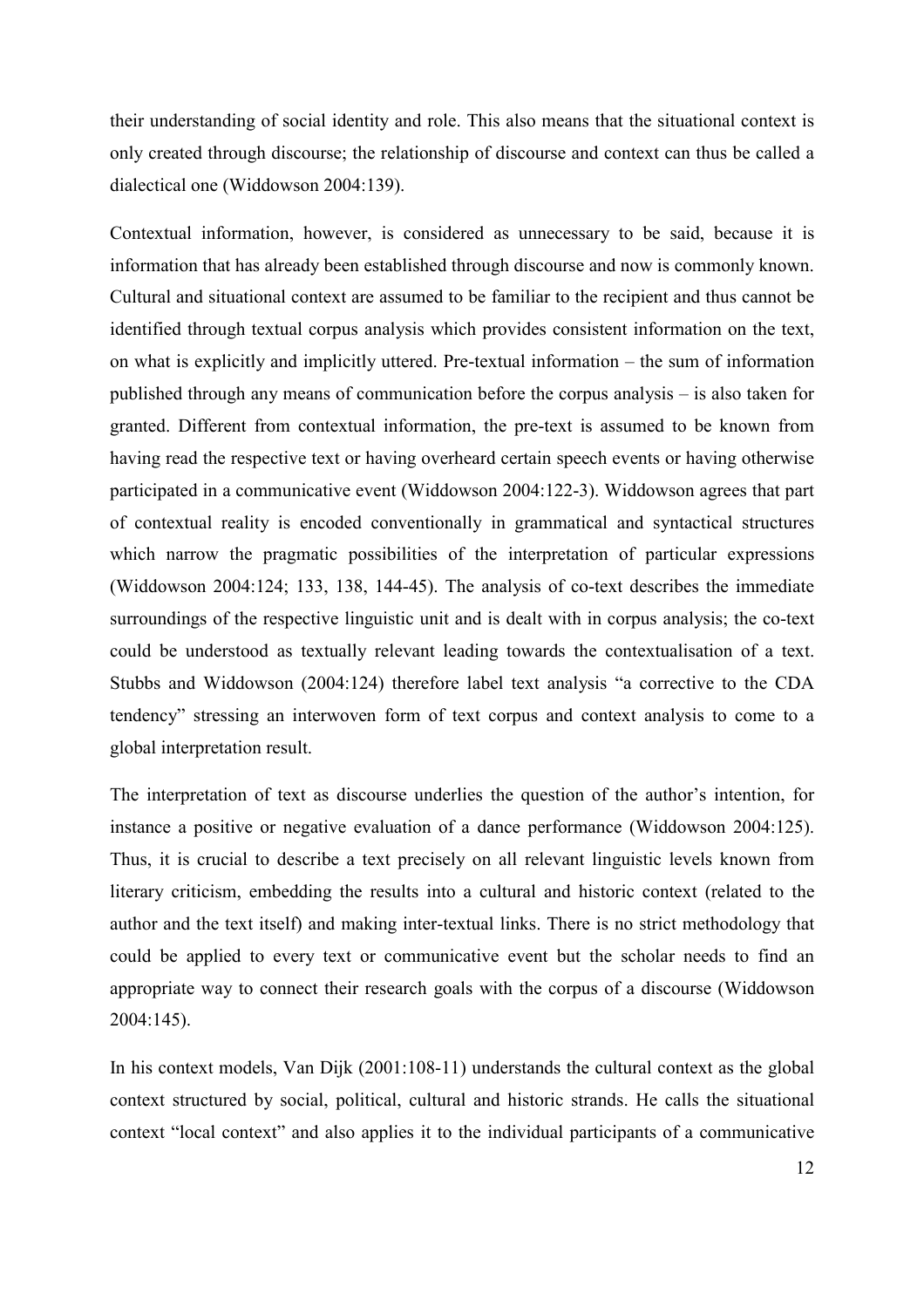their understanding of social identity and role. This also means that the situational context is only created through discourse; the relationship of discourse and context can thus be called a dialectical one (Widdowson 2004:139).

Contextual information, however, is considered as unnecessary to be said, because it is information that has already been established through discourse and now is commonly known. Cultural and situational context are assumed to be familiar to the recipient and thus cannot be identified through textual corpus analysis which provides consistent information on the text, on what is explicitly and implicitly uttered. Pre-textual information – the sum of information published through any means of communication before the corpus analysis – is also taken for granted. Different from contextual information, the pre-text is assumed to be known from having read the respective text or having overheard certain speech events or having otherwise participated in a communicative event (Widdowson 2004:122-3). Widdowson agrees that part of contextual reality is encoded conventionally in grammatical and syntactical structures which narrow the pragmatic possibilities of the interpretation of particular expressions (Widdowson 2004:124; 133, 138, 144-45). The analysis of co-text describes the immediate surroundings of the respective linguistic unit and is dealt with in corpus analysis; the co-text could be understood as textually relevant leading towards the contextualisation of a text. Stubbs and Widdowson (2004:124) therefore label text analysis "a corrective to the CDA tendency" stressing an interwoven form of text corpus and context analysis to come to a global interpretation result.

The interpretation of text as discourse underlies the question of the author's intention, for instance a positive or negative evaluation of a dance performance (Widdowson 2004:125). Thus, it is crucial to describe a text precisely on all relevant linguistic levels known from literary criticism, embedding the results into a cultural and historic context (related to the author and the text itself) and making inter-textual links. There is no strict methodology that could be applied to every text or communicative event but the scholar needs to find an appropriate way to connect their research goals with the corpus of a discourse (Widdowson 2004:145).

In his context models, Van Dijk (2001:108-11) understands the cultural context as the global context structured by social, political, cultural and historic strands. He calls the situational context "local context" and also applies it to the individual participants of a communicative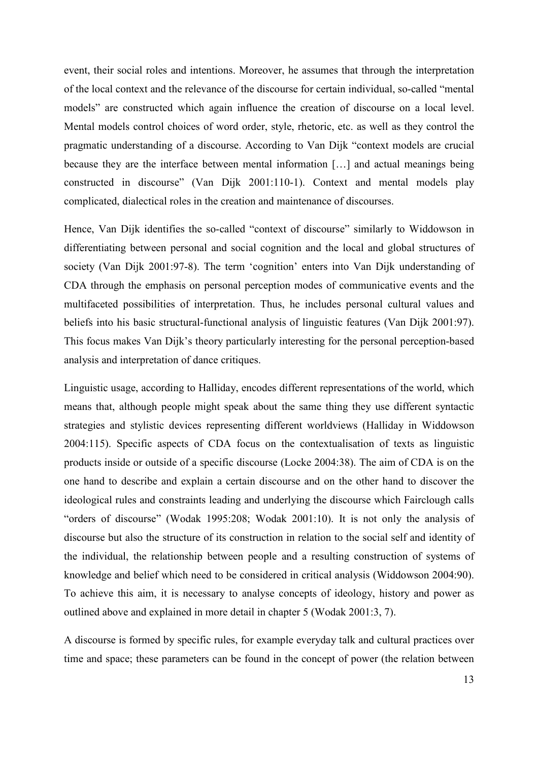event, their social roles and intentions. Moreover, he assumes that through the interpretation of the local context and the relevance of the discourse for certain individual, so-called "mental models" are constructed which again influence the creation of discourse on a local level. Mental models control choices of word order, style, rhetoric, etc. as well as they control the pragmatic understanding of a discourse. According to Van Dijk "context models are crucial because they are the interface between mental information […] and actual meanings being constructed in discourse" (Van Dijk 2001:110-1). Context and mental models play complicated, dialectical roles in the creation and maintenance of discourses.

Hence, Van Dijk identifies the so-called "context of discourse" similarly to Widdowson in differentiating between personal and social cognition and the local and global structures of society (Van Dijk 2001:97-8). The term 'cognition' enters into Van Dijk understanding of CDA through the emphasis on personal perception modes of communicative events and the multifaceted possibilities of interpretation. Thus, he includes personal cultural values and beliefs into his basic structural-functional analysis of linguistic features (Van Dijk 2001:97). This focus makes Van Dijk's theory particularly interesting for the personal perception-based analysis and interpretation of dance critiques.

Linguistic usage, according to Halliday, encodes different representations of the world, which means that, although people might speak about the same thing they use different syntactic strategies and stylistic devices representing different worldviews (Halliday in Widdowson 2004:115). Specific aspects of CDA focus on the contextualisation of texts as linguistic products inside or outside of a specific discourse (Locke 2004:38). The aim of CDA is on the one hand to describe and explain a certain discourse and on the other hand to discover the ideological rules and constraints leading and underlying the discourse which Fairclough calls "orders of discourse" (Wodak 1995:208; Wodak 2001:10). It is not only the analysis of discourse but also the structure of its construction in relation to the social self and identity of the individual, the relationship between people and a resulting construction of systems of knowledge and belief which need to be considered in critical analysis (Widdowson 2004:90). To achieve this aim, it is necessary to analyse concepts of ideology, history and power as outlined above and explained in more detail in chapter 5 (Wodak 2001:3, 7).

A discourse is formed by specific rules, for example everyday talk and cultural practices over time and space; these parameters can be found in the concept of power (the relation between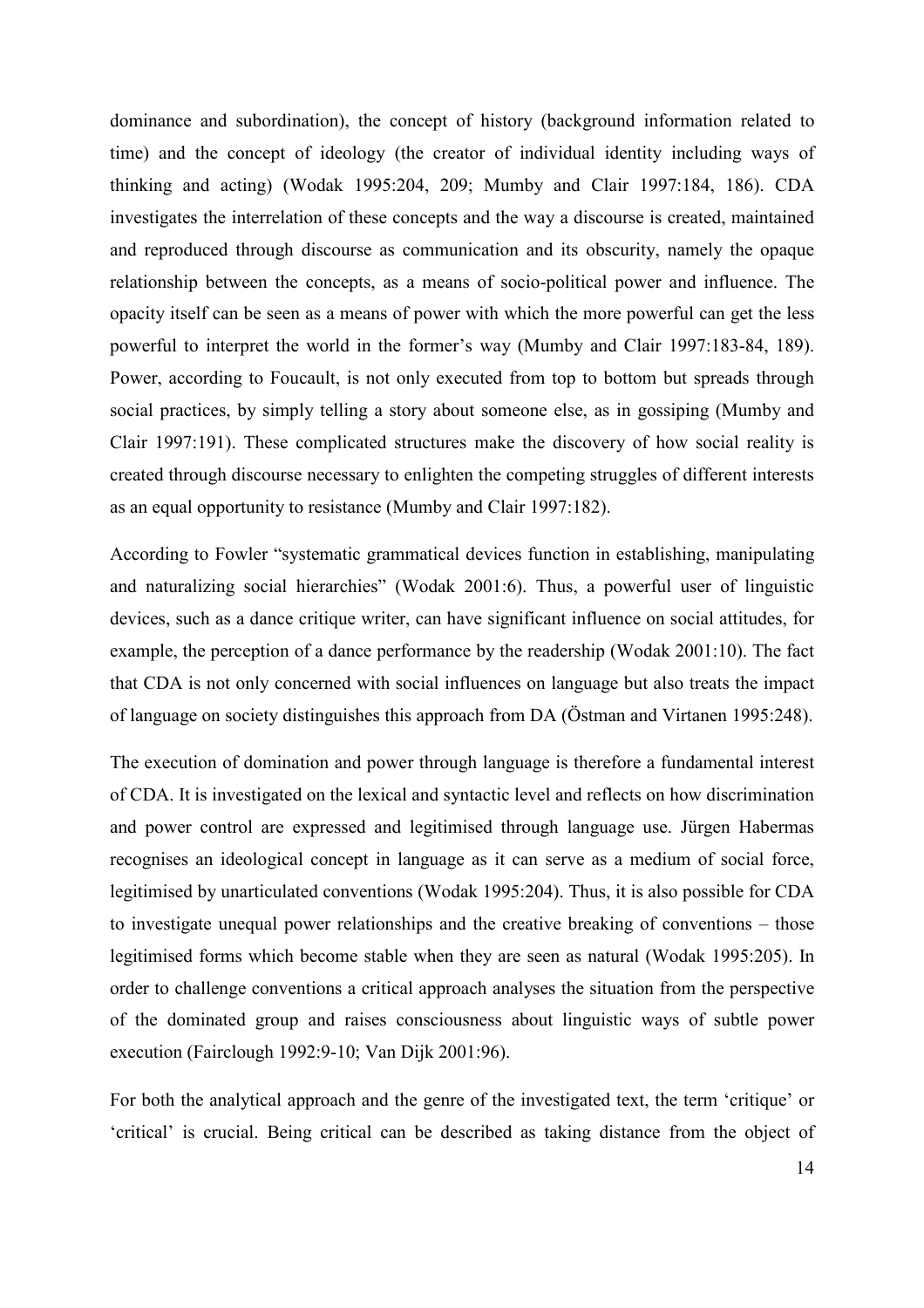dominance and subordination), the concept of history (background information related to time) and the concept of ideology (the creator of individual identity including ways of thinking and acting) (Wodak 1995:204, 209; Mumby and Clair 1997:184, 186). CDA investigates the interrelation of these concepts and the way a discourse is created, maintained and reproduced through discourse as communication and its obscurity, namely the opaque relationship between the concepts, as a means of socio-political power and influence. The opacity itself can be seen as a means of power with which the more powerful can get the less powerful to interpret the world in the former's way (Mumby and Clair 1997:183-84, 189). Power, according to Foucault, is not only executed from top to bottom but spreads through social practices, by simply telling a story about someone else, as in gossiping (Mumby and Clair 1997:191). These complicated structures make the discovery of how social reality is created through discourse necessary to enlighten the competing struggles of different interests as an equal opportunity to resistance (Mumby and Clair 1997:182).

According to Fowler "systematic grammatical devices function in establishing, manipulating and naturalizing social hierarchies" (Wodak 2001:6). Thus, a powerful user of linguistic devices, such as a dance critique writer, can have significant influence on social attitudes, for example, the perception of a dance performance by the readership (Wodak 2001:10). The fact that CDA is not only concerned with social influences on language but also treats the impact of language on society distinguishes this approach from DA (Östman and Virtanen 1995:248).

The execution of domination and power through language is therefore a fundamental interest of CDA. It is investigated on the lexical and syntactic level and reflects on how discrimination and power control are expressed and legitimised through language use. Jürgen Habermas recognises an ideological concept in language as it can serve as a medium of social force, legitimised by unarticulated conventions (Wodak 1995:204). Thus, it is also possible for CDA to investigate unequal power relationships and the creative breaking of conventions – those legitimised forms which become stable when they are seen as natural (Wodak 1995:205). In order to challenge conventions a critical approach analyses the situation from the perspective of the dominated group and raises consciousness about linguistic ways of subtle power execution (Fairclough 1992:9-10; Van Dijk 2001:96).

For both the analytical approach and the genre of the investigated text, the term 'critique' or 'critical' is crucial. Being critical can be described as taking distance from the object of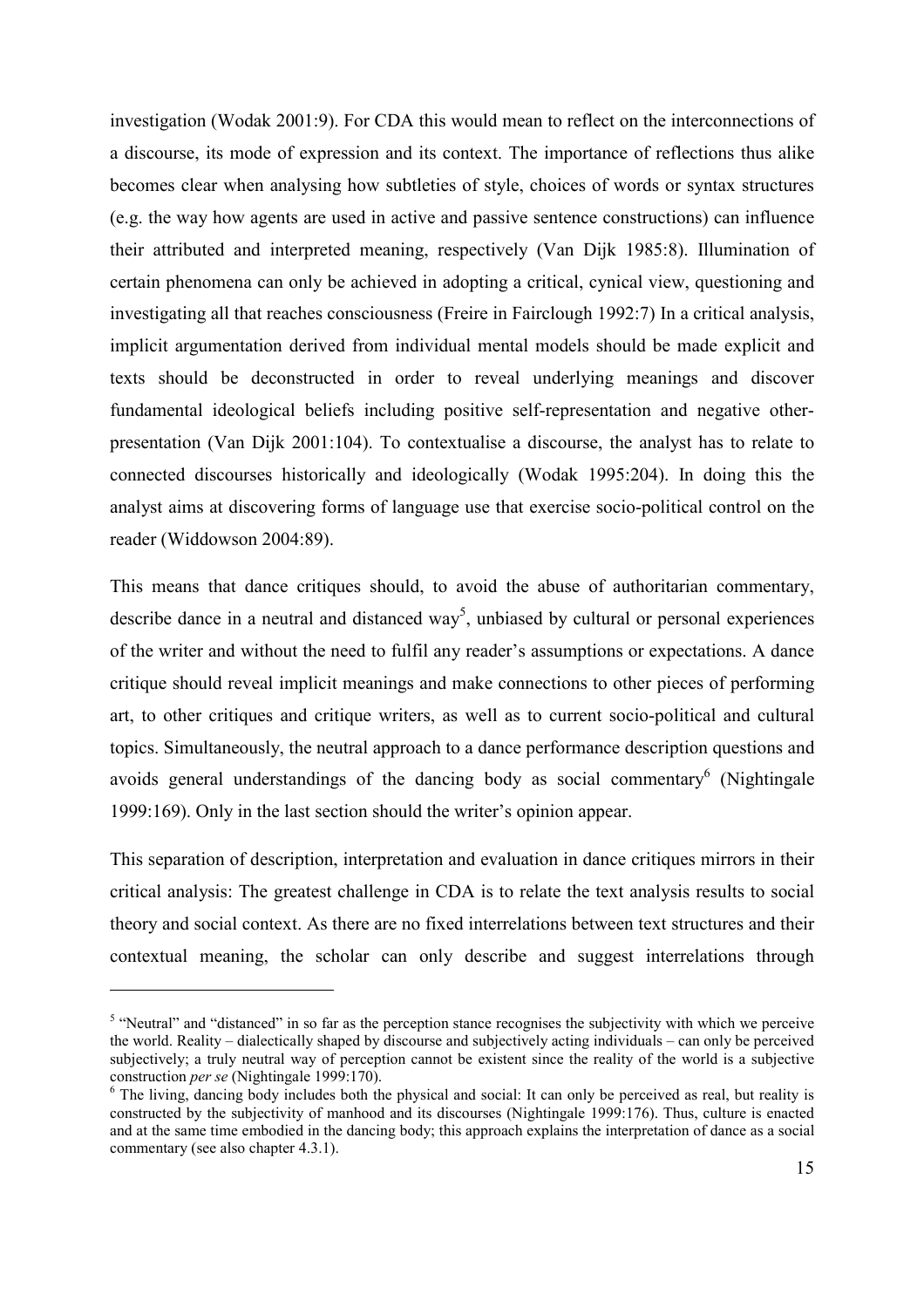investigation (Wodak 2001:9). For CDA this would mean to reflect on the interconnections of a discourse, its mode of expression and its context. The importance of reflections thus alike becomes clear when analysing how subtleties of style, choices of words or syntax structures (e.g. the way how agents are used in active and passive sentence constructions) can influence their attributed and interpreted meaning, respectively (Van Dijk 1985:8). Illumination of certain phenomena can only be achieved in adopting a critical, cynical view, questioning and investigating all that reaches consciousness (Freire in Fairclough 1992:7) In a critical analysis, implicit argumentation derived from individual mental models should be made explicit and texts should be deconstructed in order to reveal underlying meanings and discover fundamental ideological beliefs including positive self-representation and negative other-presentation (Van Dijk 2001:104). To contextualise a discourse, the analyst has to relate to connected discourses historically and ideologically (Wodak 1995:204). In doing this the analyst aims at discovering forms of language use that exercise socio-political control on the reader (Widdowson 2004:89).

This means that dance critiques should, to avoid the abuse of authoritarian commentary, describe dance in a neutral and distanced way[5], unbiased by cultural or personal experiences of the writer and without the need to fulfil any reader's assumptions or expectations. A dance critique should reveal implicit meanings and make connections to other pieces of performing art, to other critiques and critique writers, as well as to current socio-political and cultural topics. Simultaneously, the neutral approach to a dance performance description questions and avoids general understandings of the dancing body as social commentary[6] (Nightingale 1999:169). Only in the last section should the writer's opinion appear.

This separation of description, interpretation and evaluation in dance critiques mirrors in their critical analysis: The greatest challenge in CDA is to relate the text analysis results to social theory and social context. As there are no fixed interrelations between text structures and their contextual meaning, the scholar can only describe and suggest interrelations through

---

[5] "Neutral" and "distanced" in so far as the perception stance recognises the subjectivity with which we perceive the world. Reality – dialectically shaped by discourse and subjectively acting individuals – can only be perceived subjectively; a truly neutral way of perception cannot be existent since the reality of the world is a subjective construction *per se* (Nightingale 1999:170).

[6] The living, dancing body includes both the physical and social: It can only be perceived as real, but reality is constructed by the subjectivity of manhood and its discourses (Nightingale 1999:176). Thus, culture is enacted and at the same time embodied in the dancing body; this approach explains the interpretation of dance as a social commentary (see also chapter 4.3.1).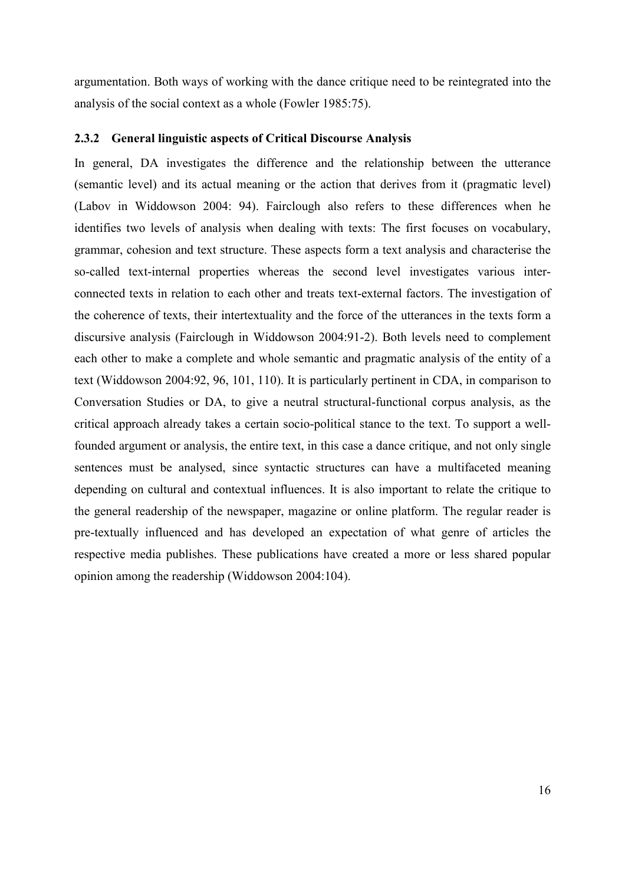argumentation. Both ways of working with the dance critique need to be reintegrated into the analysis of the social context as a whole (Fowler 1985:75).

### 2.3.2 General linguistic aspects of Critical Discourse Analysis

In general, DA investigates the difference and the relationship between the utterance (semantic level) and its actual meaning or the action that derives from it (pragmatic level) (Labov in Widdowson 2004: 94). Fairclough also refers to these differences when he identifies two levels of analysis when dealing with texts: The first focuses on vocabulary, grammar, cohesion and text structure. These aspects form a text analysis and characterise the so-called text-internal properties whereas the second level investigates various inter-connected texts in relation to each other and treats text-external factors. The investigation of the coherence of texts, their intertextuality and the force of the utterances in the texts form a discursive analysis (Fairclough in Widdowson 2004:91-2). Both levels need to complement each other to make a complete and whole semantic and pragmatic analysis of the entity of a text (Widdowson 2004:92, 96, 101, 110). It is particularly pertinent in CDA, in comparison to Conversation Studies or DA, to give a neutral structural-functional corpus analysis, as the critical approach already takes a certain socio-political stance to the text. To support a well-founded argument or analysis, the entire text, in this case a dance critique, and not only single sentences must be analysed, since syntactic structures can have a multifaceted meaning depending on cultural and contextual influences. It is also important to relate the critique to the general readership of the newspaper, magazine or online platform. The regular reader is pre-textually influenced and has developed an expectation of what genre of articles the respective media publishes. These publications have created a more or less shared popular opinion among the readership (Widdowson 2004:104).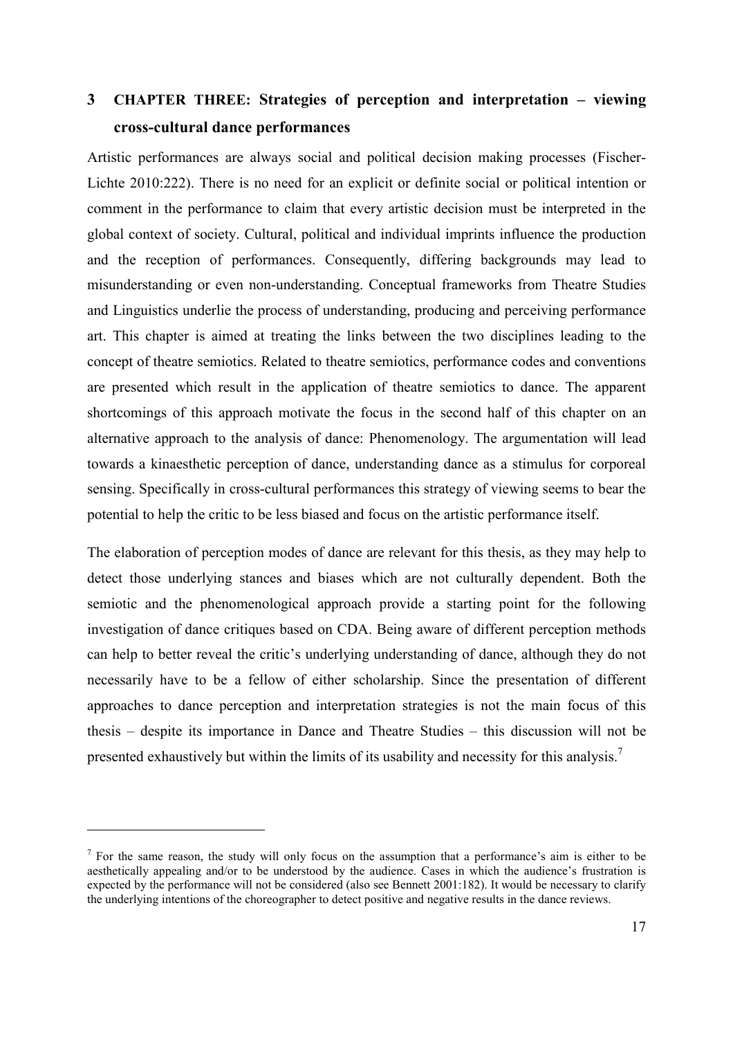# 3 CHAPTER THREE: Strategies of perception and interpretation – viewing cross-cultural dance performances

Artistic performances are always social and political decision making processes (Fischer-Lichte 2010:222). There is no need for an explicit or definite social or political intention or comment in the performance to claim that every artistic decision must be interpreted in the global context of society. Cultural, political and individual imprints influence the production and the reception of performances. Consequently, differing backgrounds may lead to misunderstanding or even non-understanding. Conceptual frameworks from Theatre Studies and Linguistics underlie the process of understanding, producing and perceiving performance art. This chapter is aimed at treating the links between the two disciplines leading to the concept of theatre semiotics. Related to theatre semiotics, performance codes and conventions are presented which result in the application of theatre semiotics to dance. The apparent shortcomings of this approach motivate the focus in the second half of this chapter on an alternative approach to the analysis of dance: Phenomenology. The argumentation will lead towards a kinaesthetic perception of dance, understanding dance as a stimulus for corporeal sensing. Specifically in cross-cultural performances this strategy of viewing seems to bear the potential to help the critic to be less biased and focus on the artistic performance itself.

The elaboration of perception modes of dance are relevant for this thesis, as they may help to detect those underlying stances and biases which are not culturally dependent. Both the semiotic and the phenomenological approach provide a starting point for the following investigation of dance critiques based on CDA. Being aware of different perception methods can help to better reveal the critic's underlying understanding of dance, although they do not necessarily have to be a fellow of either scholarship. Since the presentation of different approaches to dance perception and interpretation strategies is not the main focus of this thesis – despite its importance in Dance and Theatre Studies – this discussion will not be presented exhaustively but within the limits of its usability and necessity for this analysis.[7]

---

[7] For the same reason, the study will only focus on the assumption that a performance's aim is either to be aesthetically appealing and/or to be understood by the audience. Cases in which the audience's frustration is expected by the performance will not be considered (also see Bennett 2001:182). It would be necessary to clarify the underlying intentions of the choreographer to detect positive and negative results in the dance reviews.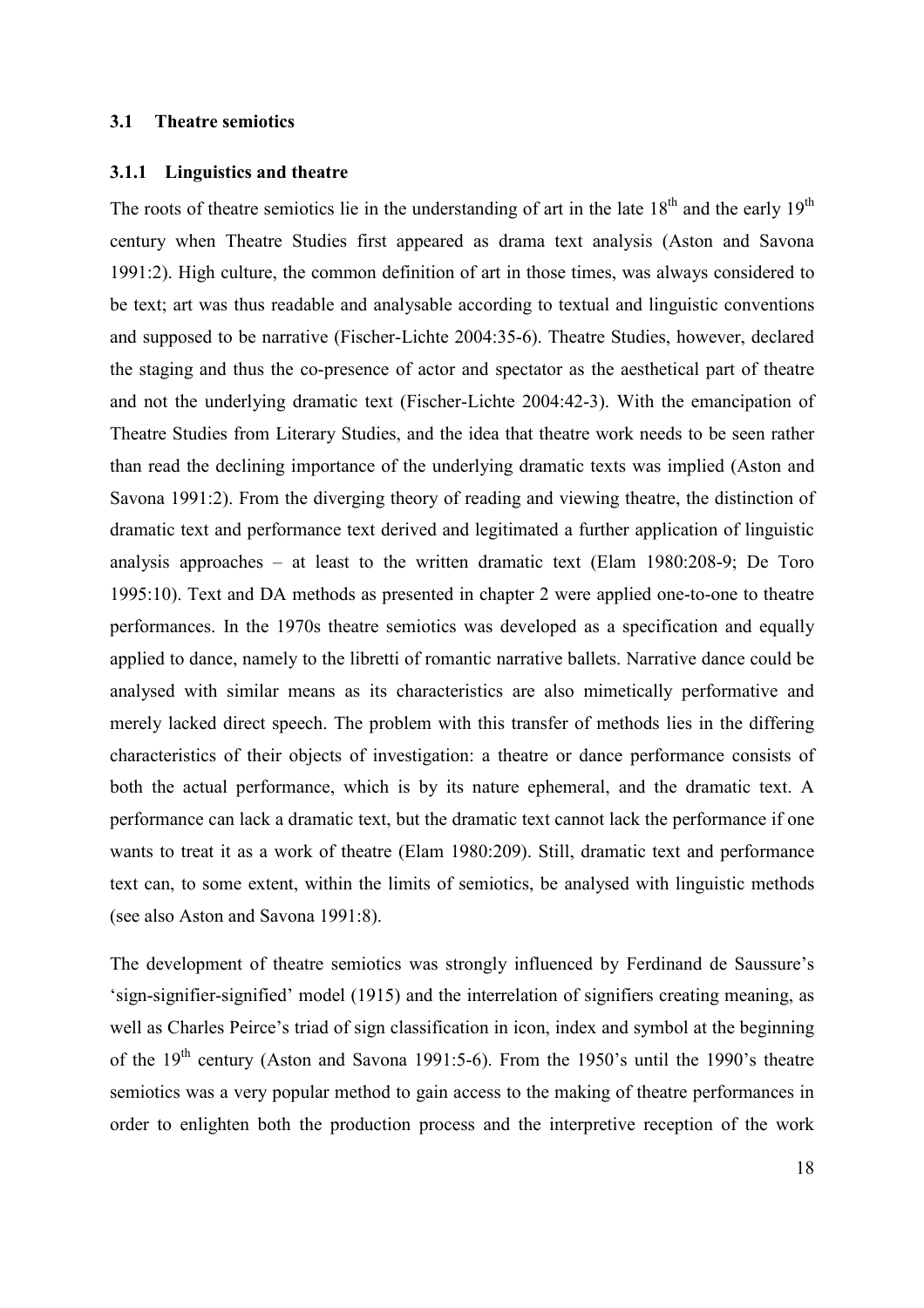## 3.1 Theatre semiotics

### 3.1.1 Linguistics and theatre

The roots of theatre semiotics lie in the understanding of art in the late 18th and the early 19th century when Theatre Studies first appeared as drama text analysis (Aston and Savona 1991:2). High culture, the common definition of art in those times, was always considered to be text; art was thus readable and analysable according to textual and linguistic conventions and supposed to be narrative (Fischer-Lichte 2004:35-6). Theatre Studies, however, declared the staging and thus the co-presence of actor and spectator as the aesthetical part of theatre and not the underlying dramatic text (Fischer-Lichte 2004:42-3). With the emancipation of Theatre Studies from Literary Studies, and the idea that theatre work needs to be seen rather than read the declining importance of the underlying dramatic texts was implied (Aston and Savona 1991:2). From the diverging theory of reading and viewing theatre, the distinction of dramatic text and performance text derived and legitimated a further application of linguistic analysis approaches – at least to the written dramatic text (Elam 1980:208-9; De Toro 1995:10). Text and DA methods as presented in chapter 2 were applied one-to-one to theatre performances. In the 1970s theatre semiotics was developed as a specification and equally applied to dance, namely to the libretti of romantic narrative ballets. Narrative dance could be analysed with similar means as its characteristics are also mimetically performative and merely lacked direct speech. The problem with this transfer of methods lies in the differing characteristics of their objects of investigation: a theatre or dance performance consists of both the actual performance, which is by its nature ephemeral, and the dramatic text. A performance can lack a dramatic text, but the dramatic text cannot lack the performance if one wants to treat it as a work of theatre (Elam 1980:209). Still, dramatic text and performance text can, to some extent, within the limits of semiotics, be analysed with linguistic methods (see also Aston and Savona 1991:8).

The development of theatre semiotics was strongly influenced by Ferdinand de Saussure's 'sign-signifier-signified' model (1915) and the interrelation of signifiers creating meaning, as well as Charles Peirce's triad of sign classification in icon, index and symbol at the beginning of the 19th century (Aston and Savona 1991:5-6). From the 1950's until the 1990's theatre semiotics was a very popular method to gain access to the making of theatre performances in order to enlighten both the production process and the interpretive reception of the work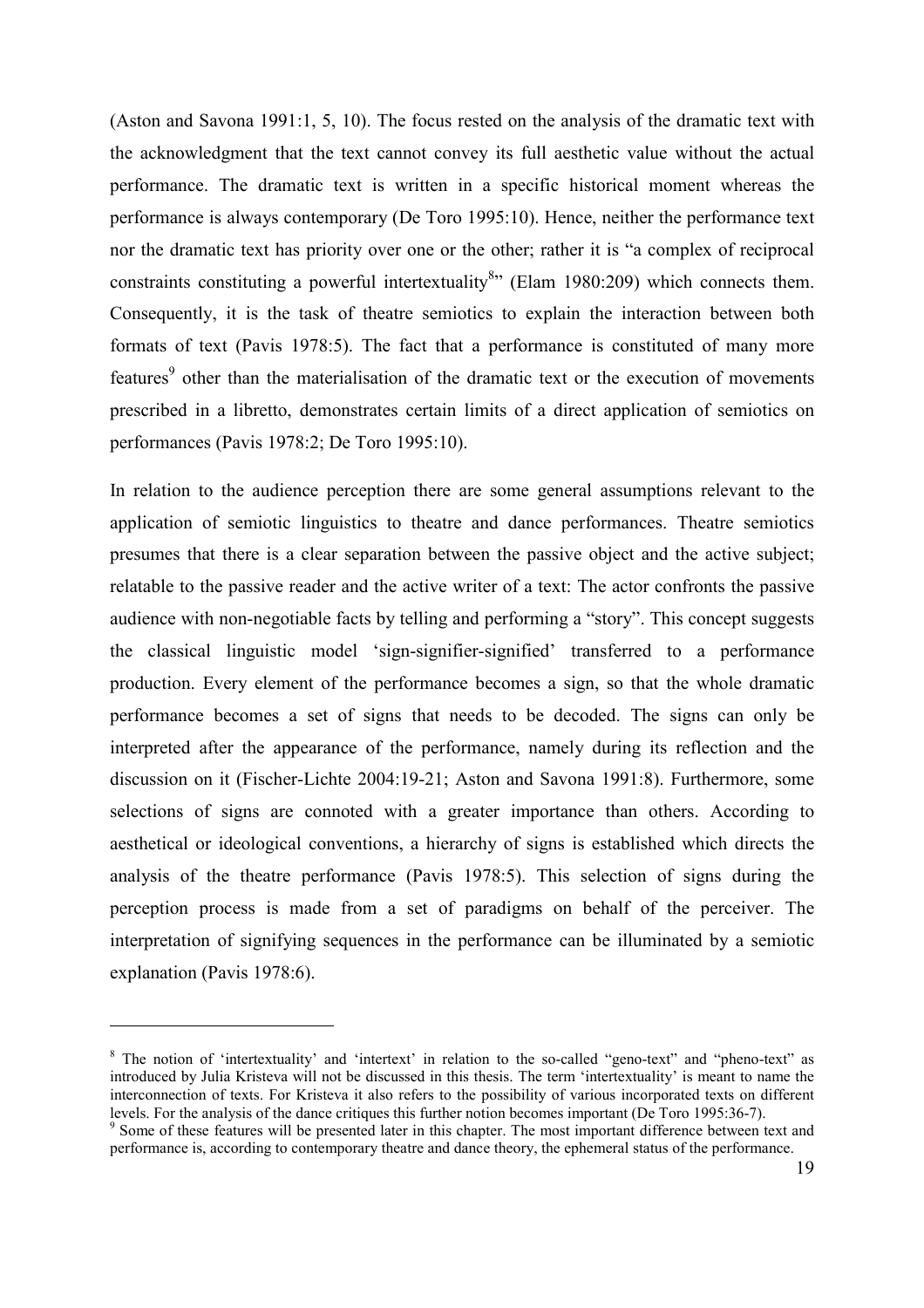(Aston and Savona 1991:1, 5, 10). The focus rested on the analysis of the dramatic text with the acknowledgment that the text cannot convey its full aesthetic value without the actual performance. The dramatic text is written in a specific historical moment whereas the performance is always contemporary (De Toro 1995:10). Hence, neither the performance text nor the dramatic text has priority over one or the other; rather it is "a complex of reciprocal constraints constituting a powerful intertextuality[8]" (Elam 1980:209) which connects them. Consequently, it is the task of theatre semiotics to explain the interaction between both formats of text (Pavis 1978:5). The fact that a performance is constituted of many more features[9] other than the materialisation of the dramatic text or the execution of movements prescribed in a libretto, demonstrates certain limits of a direct application of semiotics on performances (Pavis 1978:2; De Toro 1995:10).

In relation to the audience perception there are some general assumptions relevant to the application of semiotic linguistics to theatre and dance performances. Theatre semiotics presumes that there is a clear separation between the passive object and the active subject; relatable to the passive reader and the active writer of a text: The actor confronts the passive audience with non-negotiable facts by telling and performing a "story". This concept suggests the classical linguistic model 'sign-signifier-signified' transferred to a performance production. Every element of the performance becomes a sign, so that the whole dramatic performance becomes a set of signs that needs to be decoded. The signs can only be interpreted after the appearance of the performance, namely during its reflection and the discussion on it (Fischer-Lichte 2004:19-21; Aston and Savona 1991:8). Furthermore, some selections of signs are connoted with a greater importance than others. According to aesthetical or ideological conventions, a hierarchy of signs is established which directs the analysis of the theatre performance (Pavis 1978:5). This selection of signs during the perception process is made from a set of paradigms on behalf of the perceiver. The interpretation of signifying sequences in the performance can be illuminated by a semiotic explanation (Pavis 1978:6).

---

[8] The notion of 'intertextuality' and 'intertext' in relation to the so-called "geno-text" and "pheno-text" as introduced by Julia Kristeva will not be discussed in this thesis. The term 'intertextuality' is meant to name the interconnection of texts. For Kristeva it also refers to the possibility of various incorporated texts on different levels. For the analysis of the dance critiques this further notion becomes important (De Toro 1995:36-7).

[9] Some of these features will be presented later in this chapter. The most important difference between text and performance is, according to contemporary theatre and dance theory, the ephemeral status of the performance.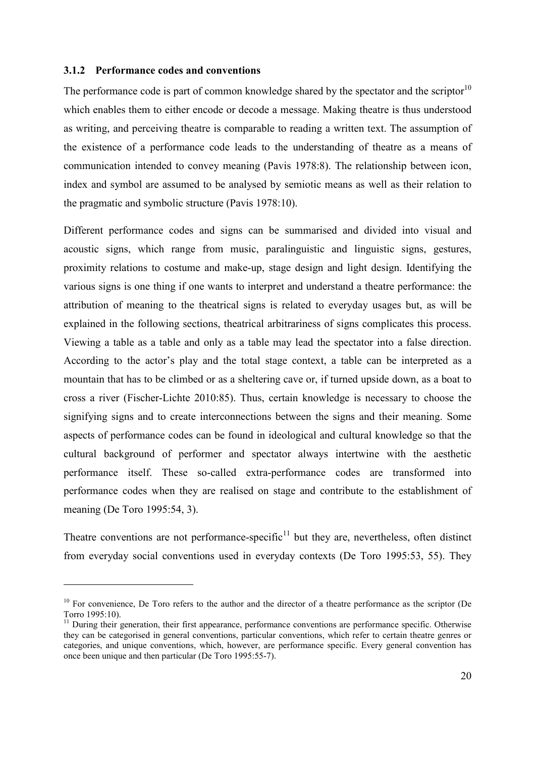### 3.1.2 Performance codes and conventions

The performance code is part of common knowledge shared by the spectator and the scriptor[10] which enables them to either encode or decode a message. Making theatre is thus understood as writing, and perceiving theatre is comparable to reading a written text. The assumption of the existence of a performance code leads to the understanding of theatre as a means of communication intended to convey meaning (Pavis 1978:8). The relationship between icon, index and symbol are assumed to be analysed by semiotic means as well as their relation to the pragmatic and symbolic structure (Pavis 1978:10).

Different performance codes and signs can be summarised and divided into visual and acoustic signs, which range from music, paralinguistic and linguistic signs, gestures, proximity relations to costume and make-up, stage design and light design. Identifying the various signs is one thing if one wants to interpret and understand a theatre performance: the attribution of meaning to the theatrical signs is related to everyday usages but, as will be explained in the following sections, theatrical arbitrariness of signs complicates this process. Viewing a table as a table and only as a table may lead the spectator into a false direction. According to the actor's play and the total stage context, a table can be interpreted as a mountain that has to be climbed or as a sheltering cave or, if turned upside down, as a boat to cross a river (Fischer-Lichte 2010:85). Thus, certain knowledge is necessary to choose the signifying signs and to create interconnections between the signs and their meaning. Some aspects of performance codes can be found in ideological and cultural knowledge so that the cultural background of performer and spectator always intertwine with the aesthetic performance itself. These so-called extra-performance codes are transformed into performance codes when they are realised on stage and contribute to the establishment of meaning (De Toro 1995:54, 3).

Theatre conventions are not performance-specific[11] but they are, nevertheless, often distinct from everyday social conventions used in everyday contexts (De Toro 1995:53, 55). They

---

[10] For convenience, De Toro refers to the author and the director of a theatre performance as the scriptor (De Torro 1995:10).

[11] During their generation, their first appearance, performance conventions are performance specific. Otherwise they can be categorised in general conventions, particular conventions, which refer to certain theatre genres or categories, and unique conventions, which, however, are performance specific. Every general convention has once been unique and then particular (De Toro 1995:55-7).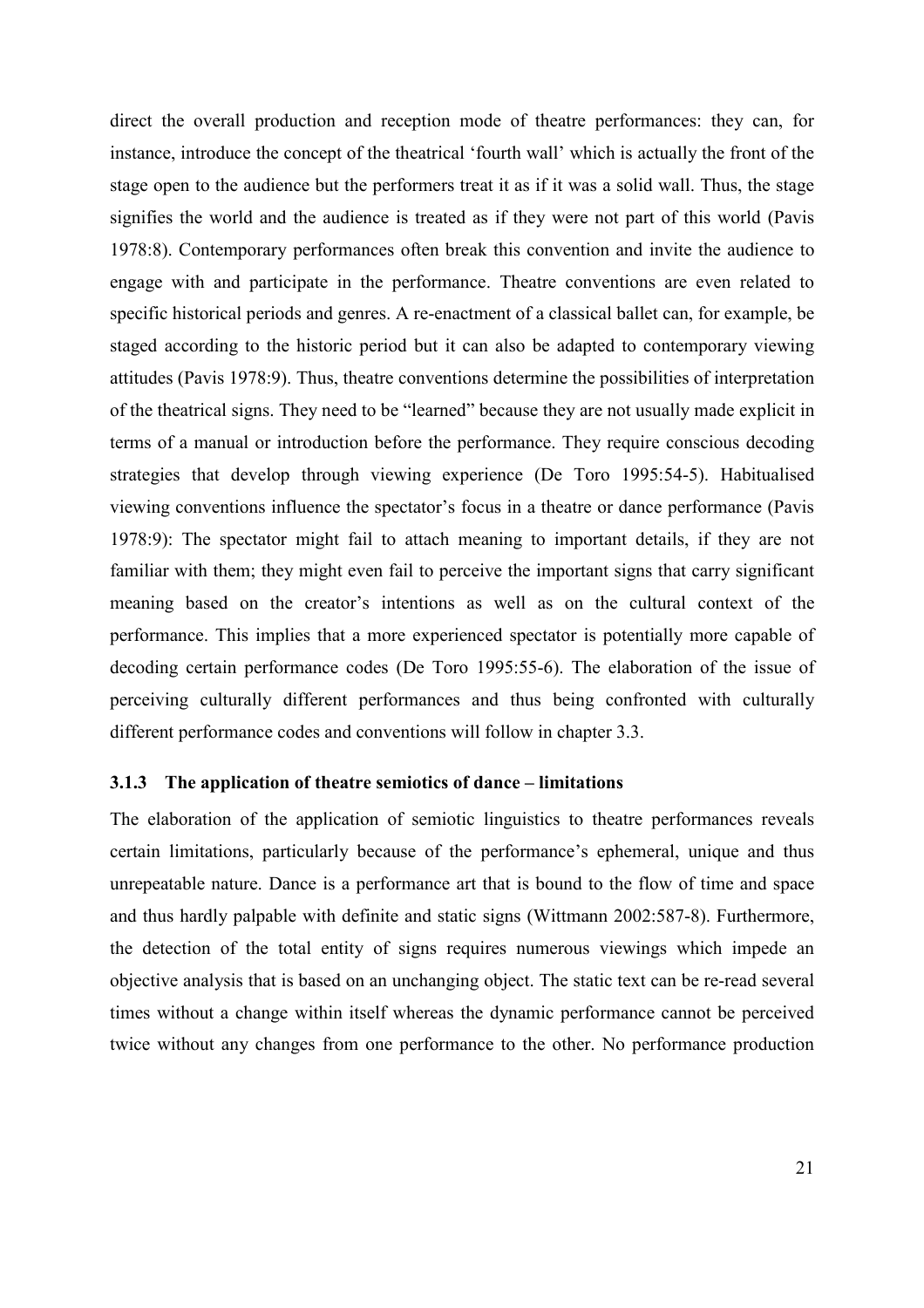direct the overall production and reception mode of theatre performances: they can, for instance, introduce the concept of the theatrical 'fourth wall' which is actually the front of the stage open to the audience but the performers treat it as if it was a solid wall. Thus, the stage signifies the world and the audience is treated as if they were not part of this world (Pavis 1978:8). Contemporary performances often break this convention and invite the audience to engage with and participate in the performance. Theatre conventions are even related to specific historical periods and genres. A re-enactment of a classical ballet can, for example, be staged according to the historic period but it can also be adapted to contemporary viewing attitudes (Pavis 1978:9). Thus, theatre conventions determine the possibilities of interpretation of the theatrical signs. They need to be "learned" because they are not usually made explicit in terms of a manual or introduction before the performance. They require conscious decoding strategies that develop through viewing experience (De Toro 1995:54-5). Habitualised viewing conventions influence the spectator's focus in a theatre or dance performance (Pavis 1978:9): The spectator might fail to attach meaning to important details, if they are not familiar with them; they might even fail to perceive the important signs that carry significant meaning based on the creator's intentions as well as on the cultural context of the performance. This implies that a more experienced spectator is potentially more capable of decoding certain performance codes (De Toro 1995:55-6). The elaboration of the issue of perceiving culturally different performances and thus being confronted with culturally different performance codes and conventions will follow in chapter 3.3.

### 3.1.3 The application of theatre semiotics of dance – limitations

The elaboration of the application of semiotic linguistics to theatre performances reveals certain limitations, particularly because of the performance's ephemeral, unique and thus unrepeatable nature. Dance is a performance art that is bound to the flow of time and space and thus hardly palpable with definite and static signs (Wittmann 2002:587-8). Furthermore, the detection of the total entity of signs requires numerous viewings which impede an objective analysis that is based on an unchanging object. The static text can be re-read several times without a change within itself whereas the dynamic performance cannot be perceived twice without any changes from one performance to the other. No performance production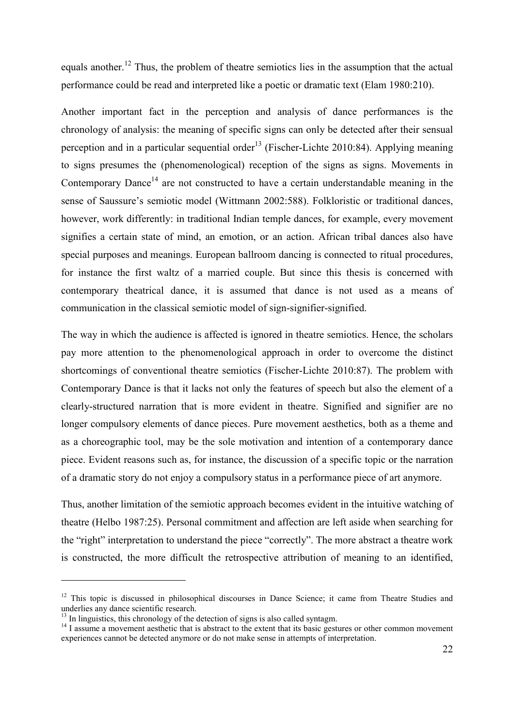equals another.[12] Thus, the problem of theatre semiotics lies in the assumption that the actual performance could be read and interpreted like a poetic or dramatic text (Elam 1980:210).

Another important fact in the perception and analysis of dance performances is the chronology of analysis: the meaning of specific signs can only be detected after their sensual perception and in a particular sequential order[13] (Fischer-Lichte 2010:84). Applying meaning to signs presumes the (phenomenological) reception of the signs as signs. Movements in Contemporary Dance[14] are not constructed to have a certain understandable meaning in the sense of Saussure's semiotic model (Wittmann 2002:588). Folkloristic or traditional dances, however, work differently: in traditional Indian temple dances, for example, every movement signifies a certain state of mind, an emotion, or an action. African tribal dances also have special purposes and meanings. European ballroom dancing is connected to ritual procedures, for instance the first waltz of a married couple. But since this thesis is concerned with contemporary theatrical dance, it is assumed that dance is not used as a means of communication in the classical semiotic model of sign-signifier-signified.

The way in which the audience is affected is ignored in theatre semiotics. Hence, the scholars pay more attention to the phenomenological approach in order to overcome the distinct shortcomings of conventional theatre semiotics (Fischer-Lichte 2010:87). The problem with Contemporary Dance is that it lacks not only the features of speech but also the element of a clearly-structured narration that is more evident in theatre. Signified and signifier are no longer compulsory elements of dance pieces. Pure movement aesthetics, both as a theme and as a choreographic tool, may be the sole motivation and intention of a contemporary dance piece. Evident reasons such as, for instance, the discussion of a specific topic or the narration of a dramatic story do not enjoy a compulsory status in a performance piece of art anymore.

Thus, another limitation of the semiotic approach becomes evident in the intuitive watching of theatre (Helbo 1987:25). Personal commitment and affection are left aside when searching for the "right" interpretation to understand the piece "correctly". The more abstract a theatre work is constructed, the more difficult the retrospective attribution of meaning to an identified,

---

[12] This topic is discussed in philosophical discourses in Dance Science; it came from Theatre Studies and underlies any dance scientific research.

[13] In linguistics, this chronology of the detection of signs is also called syntagm.

[14] I assume a movement aesthetic that is abstract to the extent that its basic gestures or other common movement experiences cannot be detected anymore or do not make sense in attempts of interpretation.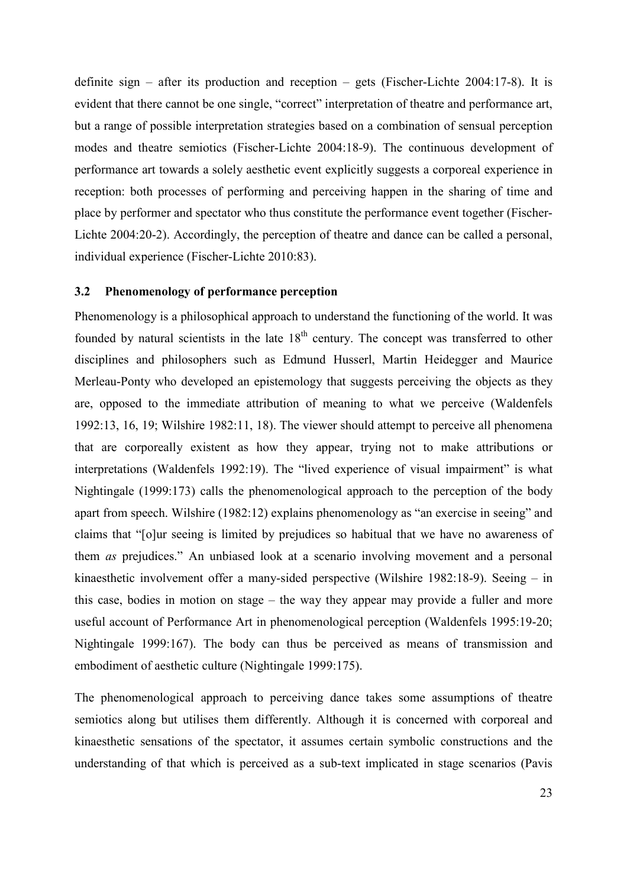definite sign – after its production and reception – gets (Fischer-Lichte 2004:17-8). It is evident that there cannot be one single, "correct" interpretation of theatre and performance art, but a range of possible interpretation strategies based on a combination of sensual perception modes and theatre semiotics (Fischer-Lichte 2004:18-9). The continuous development of performance art towards a solely aesthetic event explicitly suggests a corporeal experience in reception: both processes of performing and perceiving happen in the sharing of time and place by performer and spectator who thus constitute the performance event together (Fischer-Lichte 2004:20-2). Accordingly, the perception of theatre and dance can be called a personal, individual experience (Fischer-Lichte 2010:83).

### 3.2 Phenomenology of performance perception

Phenomenology is a philosophical approach to understand the functioning of the world. It was founded by natural scientists in the late 18th century. The concept was transferred to other disciplines and philosophers such as Edmund Husserl, Martin Heidegger and Maurice Merleau-Ponty who developed an epistemology that suggests perceiving the objects as they are, opposed to the immediate attribution of meaning to what we perceive (Waldenfels 1992:13, 16, 19; Wilshire 1982:11, 18). The viewer should attempt to perceive all phenomena that are corporeally existent as how they appear, trying not to make attributions or interpretations (Waldenfels 1992:19). The "lived experience of visual impairment" is what Nightingale (1999:173) calls the phenomenological approach to the perception of the body apart from speech. Wilshire (1982:12) explains phenomenology as "an exercise in seeing" and claims that "[o]ur seeing is limited by prejudices so habitual that we have no awareness of them *as* prejudices." An unbiased look at a scenario involving movement and a personal kinaesthetic involvement offer a many-sided perspective (Wilshire 1982:18-9). Seeing – in this case, bodies in motion on stage – the way they appear may provide a fuller and more useful account of Performance Art in phenomenological perception (Waldenfels 1995:19-20; Nightingale 1999:167). The body can thus be perceived as means of transmission and embodiment of aesthetic culture (Nightingale 1999:175).

The phenomenological approach to perceiving dance takes some assumptions of theatre semiotics along but utilises them differently. Although it is concerned with corporeal and kinaesthetic sensations of the spectator, it assumes certain symbolic constructions and the understanding of that which is perceived as a sub-text implicated in stage scenarios (Pavis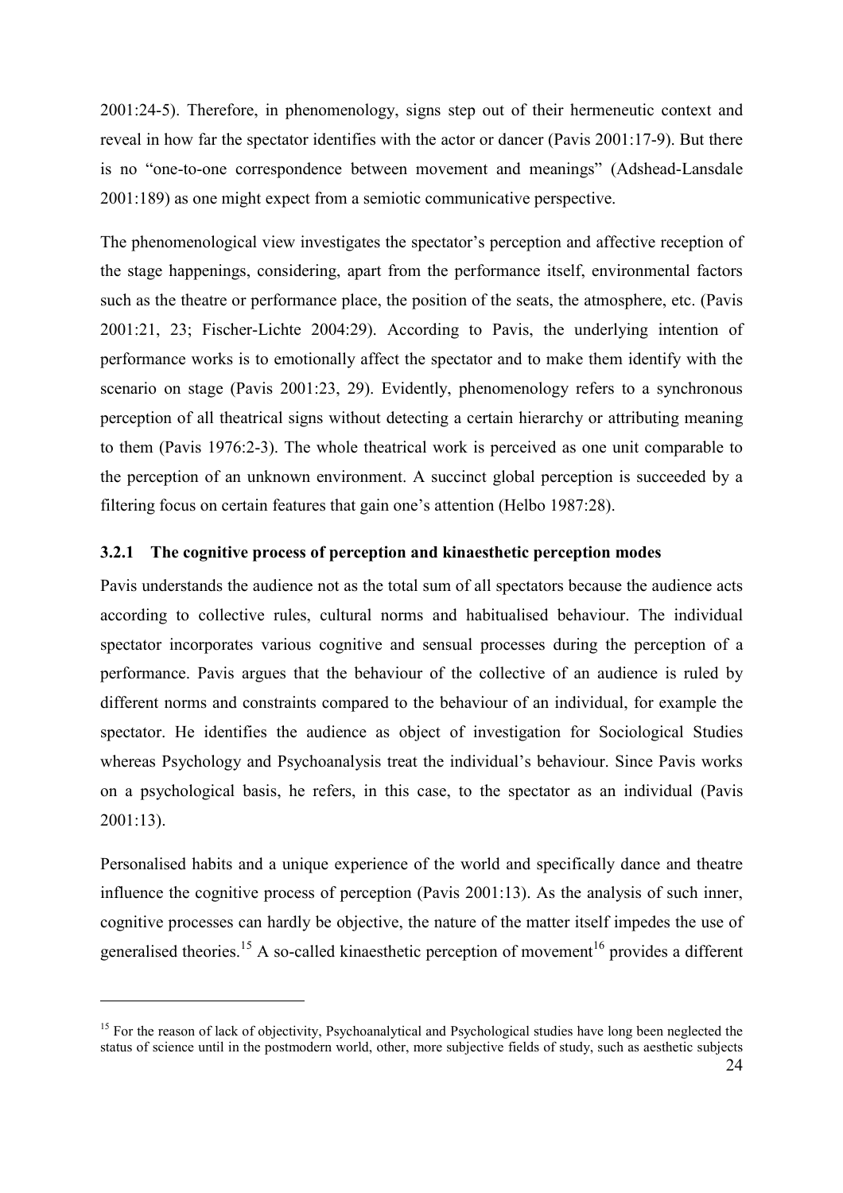2001:24-5). Therefore, in phenomenology, signs step out of their hermeneutic context and reveal in how far the spectator identifies with the actor or dancer (Pavis 2001:17-9). But there is no "one-to-one correspondence between movement and meanings" (Adshead-Lansdale 2001:189) as one might expect from a semiotic communicative perspective.

The phenomenological view investigates the spectator's perception and affective reception of the stage happenings, considering, apart from the performance itself, environmental factors such as the theatre or performance place, the position of the seats, the atmosphere, etc. (Pavis 2001:21, 23; Fischer-Lichte 2004:29). According to Pavis, the underlying intention of performance works is to emotionally affect the spectator and to make them identify with the scenario on stage (Pavis 2001:23, 29). Evidently, phenomenology refers to a synchronous perception of all theatrical signs without detecting a certain hierarchy or attributing meaning to them (Pavis 1976:2-3). The whole theatrical work is perceived as one unit comparable to the perception of an unknown environment. A succinct global perception is succeeded by a filtering focus on certain features that gain one's attention (Helbo 1987:28).

### 3.2.1 The cognitive process of perception and kinaesthetic perception modes

Pavis understands the audience not as the total sum of all spectators because the audience acts according to collective rules, cultural norms and habitualised behaviour. The individual spectator incorporates various cognitive and sensual processes during the perception of a performance. Pavis argues that the behaviour of the collective of an audience is ruled by different norms and constraints compared to the behaviour of an individual, for example the spectator. He identifies the audience as object of investigation for Sociological Studies whereas Psychology and Psychoanalysis treat the individual's behaviour. Since Pavis works on a psychological basis, he refers, in this case, to the spectator as an individual (Pavis 2001:13).

Personalised habits and a unique experience of the world and specifically dance and theatre influence the cognitive process of perception (Pavis 2001:13). As the analysis of such inner, cognitive processes can hardly be objective, the nature of the matter itself impedes the use of generalised theories.[15] A so-called kinaesthetic perception of movement[16] provides a different

---

[15] For the reason of lack of objectivity, Psychoanalytical and Psychological studies have long been neglected the status of science until in the postmodern world, other, more subjective fields of study, such as aesthetic subjects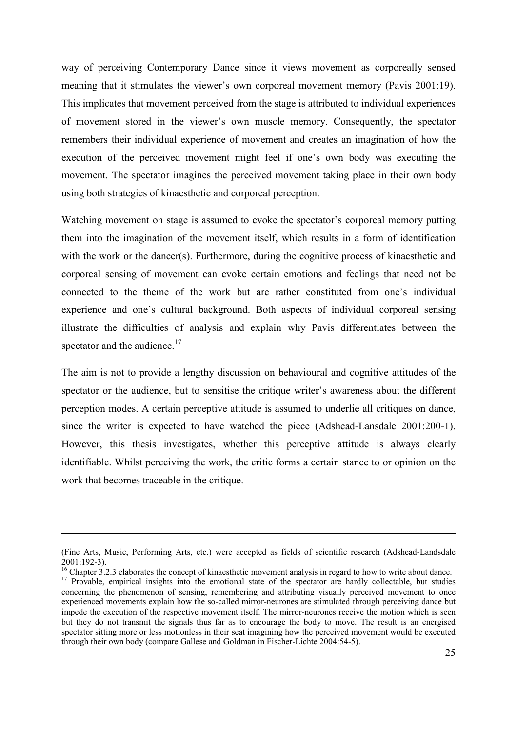way of perceiving Contemporary Dance since it views movement as corporeally sensed meaning that it stimulates the viewer's own corporeal movement memory (Pavis 2001:19). This implicates that movement perceived from the stage is attributed to individual experiences of movement stored in the viewer's own muscle memory. Consequently, the spectator remembers their individual experience of movement and creates an imagination of how the execution of the perceived movement might feel if one's own body was executing the movement. The spectator imagines the perceived movement taking place in their own body using both strategies of kinaesthetic and corporeal perception.

Watching movement on stage is assumed to evoke the spectator's corporeal memory putting them into the imagination of the movement itself, which results in a form of identification with the work or the dancer(s). Furthermore, during the cognitive process of kinaesthetic and corporeal sensing of movement can evoke certain emotions and feelings that need not be connected to the theme of the work but are rather constituted from one's individual experience and one's cultural background. Both aspects of individual corporeal sensing illustrate the difficulties of analysis and explain why Pavis differentiates between the spectator and the audience.[17]

The aim is not to provide a lengthy discussion on behavioural and cognitive attitudes of the spectator or the audience, but to sensitise the critique writer's awareness about the different perception modes. A certain perceptive attitude is assumed to underlie all critiques on dance, since the writer is expected to have watched the piece (Adshead-Lansdale 2001:200-1). However, this thesis investigates, whether this perceptive attitude is always clearly identifiable. Whilst perceiving the work, the critic forms a certain stance to or opinion on the work that becomes traceable in the critique.

---

(Fine Arts, Music, Performing Arts, etc.) were accepted as fields of scientific research (Adshead-Landsdale 2001:192-3).

[16] Chapter 3.2.3 elaborates the concept of kinaesthetic movement analysis in regard to how to write about dance.

[17] Provable, empirical insights into the emotional state of the spectator are hardly collectable, but studies concerning the phenomenon of sensing, remembering and attributing visually perceived movement to once experienced movements explain how the so-called mirror-neurones are stimulated through perceiving dance but impede the execution of the respective movement itself. The mirror-neurones receive the motion which is seen but they do not transmit the signals thus far as to encourage the body to move. The result is an energised spectator sitting more or less motionless in their seat imagining how the perceived movement would be executed through their own body (compare Gallese and Goldman in Fischer-Lichte 2004:54-5).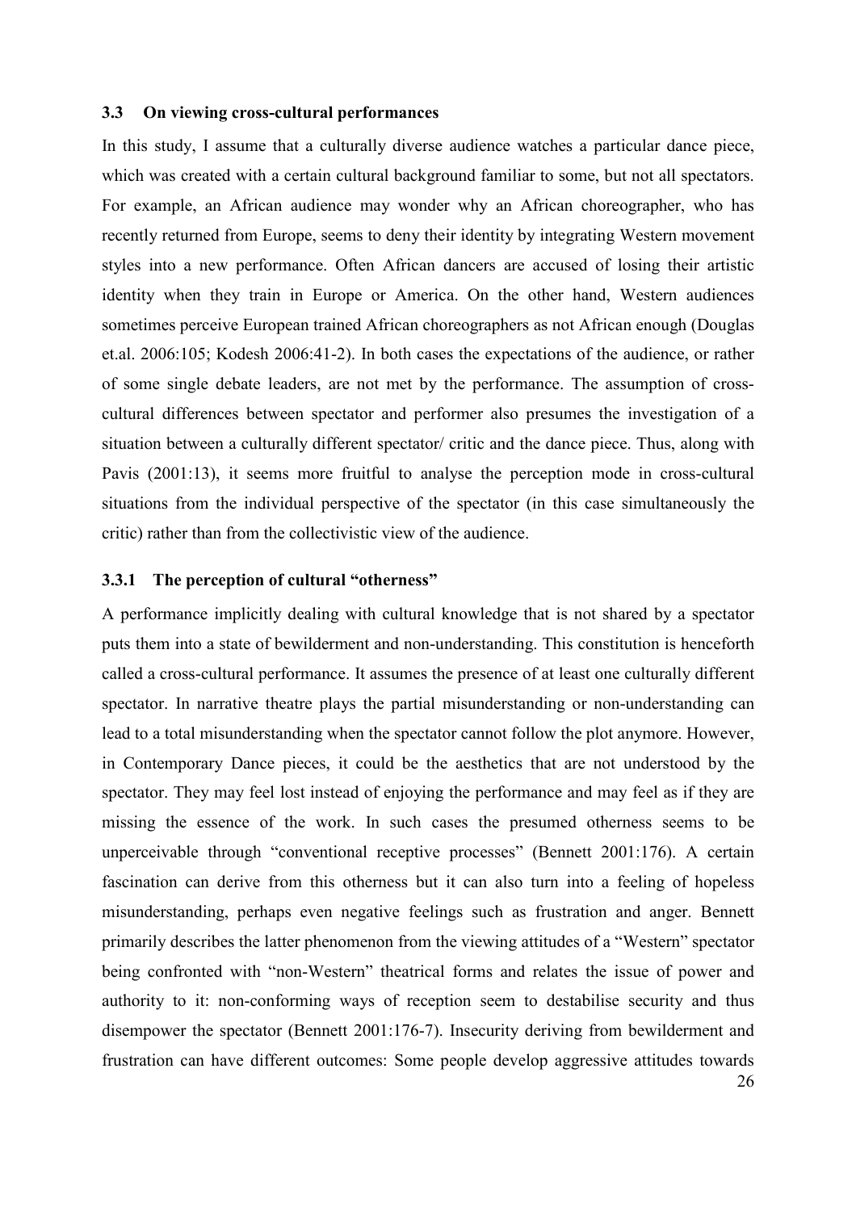### 3.3 On viewing cross-cultural performances

In this study, I assume that a culturally diverse audience watches a particular dance piece, which was created with a certain cultural background familiar to some, but not all spectators. For example, an African audience may wonder why an African choreographer, who has recently returned from Europe, seems to deny their identity by integrating Western movement styles into a new performance. Often African dancers are accused of losing their artistic identity when they train in Europe or America. On the other hand, Western audiences sometimes perceive European trained African choreographers as not African enough (Douglas et.al. 2006:105; Kodesh 2006:41-2). In both cases the expectations of the audience, or rather of some single debate leaders, are not met by the performance. The assumption of cross-cultural differences between spectator and performer also presumes the investigation of a situation between a culturally different spectator/ critic and the dance piece. Thus, along with Pavis (2001:13), it seems more fruitful to analyse the perception mode in cross-cultural situations from the individual perspective of the spectator (in this case simultaneously the critic) rather than from the collectivistic view of the audience.

#### 3.3.1 The perception of cultural "otherness"

A performance implicitly dealing with cultural knowledge that is not shared by a spectator puts them into a state of bewilderment and non-understanding. This constitution is henceforth called a cross-cultural performance. It assumes the presence of at least one culturally different spectator. In narrative theatre plays the partial misunderstanding or non-understanding can lead to a total misunderstanding when the spectator cannot follow the plot anymore. However, in Contemporary Dance pieces, it could be the aesthetics that are not understood by the spectator. They may feel lost instead of enjoying the performance and may feel as if they are missing the essence of the work. In such cases the presumed otherness seems to be unperceivable through "conventional receptive processes" (Bennett 2001:176). A certain fascination can derive from this otherness but it can also turn into a feeling of hopeless misunderstanding, perhaps even negative feelings such as frustration and anger. Bennett primarily describes the latter phenomenon from the viewing attitudes of a "Western" spectator being confronted with "non-Western" theatrical forms and relates the issue of power and authority to it: non-conforming ways of reception seem to destabilise security and thus disempower the spectator (Bennett 2001:176-7). Insecurity deriving from bewilderment and frustration can have different outcomes: Some people develop aggressive attitudes towards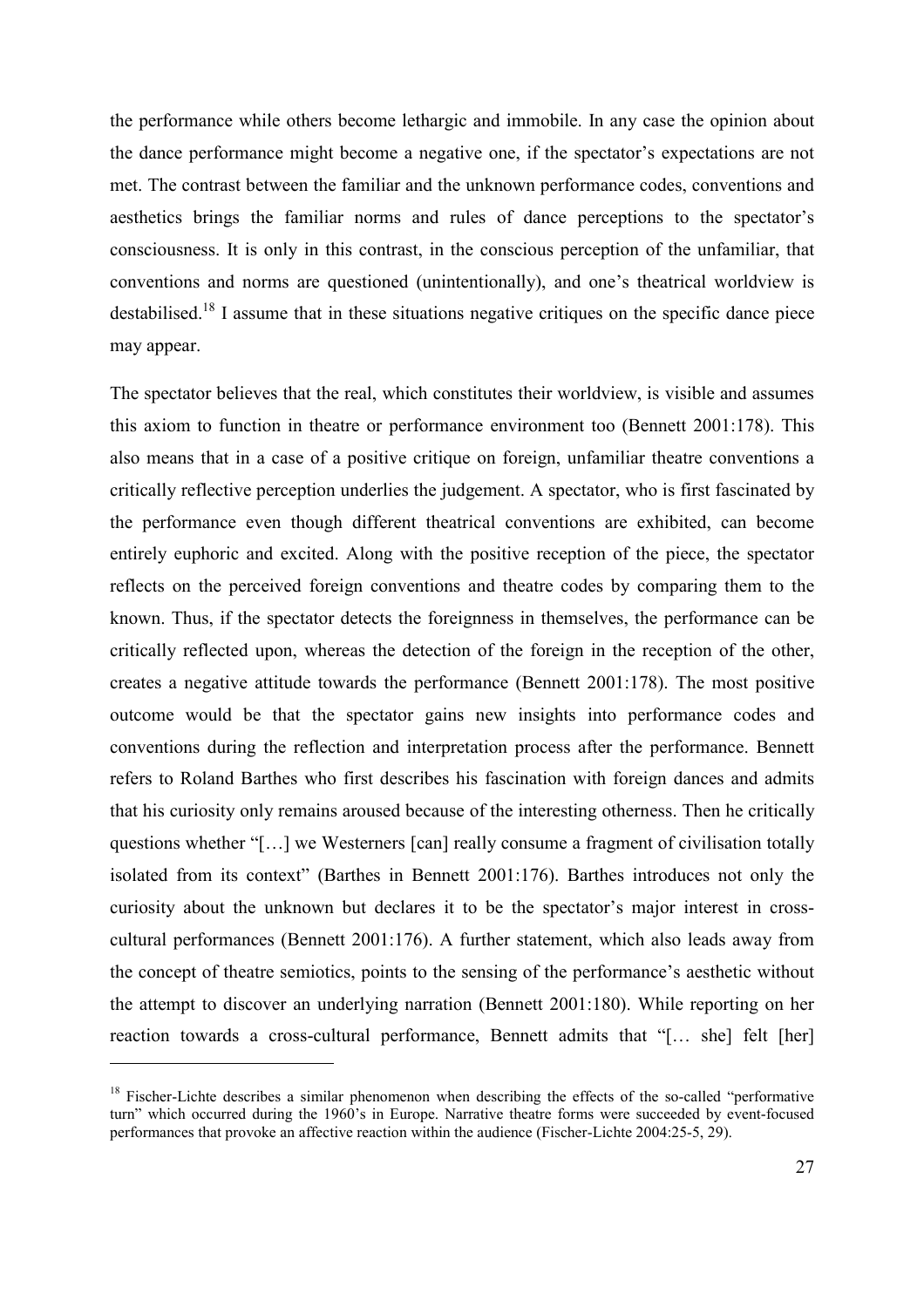the performance while others become lethargic and immobile. In any case the opinion about the dance performance might become a negative one, if the spectator's expectations are not met. The contrast between the familiar and the unknown performance codes, conventions and aesthetics brings the familiar norms and rules of dance perceptions to the spectator's consciousness. It is only in this contrast, in the conscious perception of the unfamiliar, that conventions and norms are questioned (unintentionally), and one's theatrical worldview is destabilised.[18] I assume that in these situations negative critiques on the specific dance piece may appear.

The spectator believes that the real, which constitutes their worldview, is visible and assumes this axiom to function in theatre or performance environment too (Bennett 2001:178). This also means that in a case of a positive critique on foreign, unfamiliar theatre conventions a critically reflective perception underlies the judgement. A spectator, who is first fascinated by the performance even though different theatrical conventions are exhibited, can become entirely euphoric and excited. Along with the positive reception of the piece, the spectator reflects on the perceived foreign conventions and theatre codes by comparing them to the known. Thus, if the spectator detects the foreignness in themselves, the performance can be critically reflected upon, whereas the detection of the foreign in the reception of the other, creates a negative attitude towards the performance (Bennett 2001:178). The most positive outcome would be that the spectator gains new insights into performance codes and conventions during the reflection and interpretation process after the performance. Bennett refers to Roland Barthes who first describes his fascination with foreign dances and admits that his curiosity only remains aroused because of the interesting otherness. Then he critically questions whether "[…] we Westerners [can] really consume a fragment of civilisation totally isolated from its context" (Barthes in Bennett 2001:176). Barthes introduces not only the curiosity about the unknown but declares it to be the spectator's major interest in cross-cultural performances (Bennett 2001:176). A further statement, which also leads away from the concept of theatre semiotics, points to the sensing of the performance's aesthetic without the attempt to discover an underlying narration (Bennett 2001:180). While reporting on her reaction towards a cross-cultural performance, Bennett admits that "[… she] felt [her]

---

[18] Fischer-Lichte describes a similar phenomenon when describing the effects of the so-called "performative turn" which occurred during the 1960's in Europe. Narrative theatre forms were succeeded by event-focused performances that provoke an affective reaction within the audience (Fischer-Lichte 2004:25-5, 29).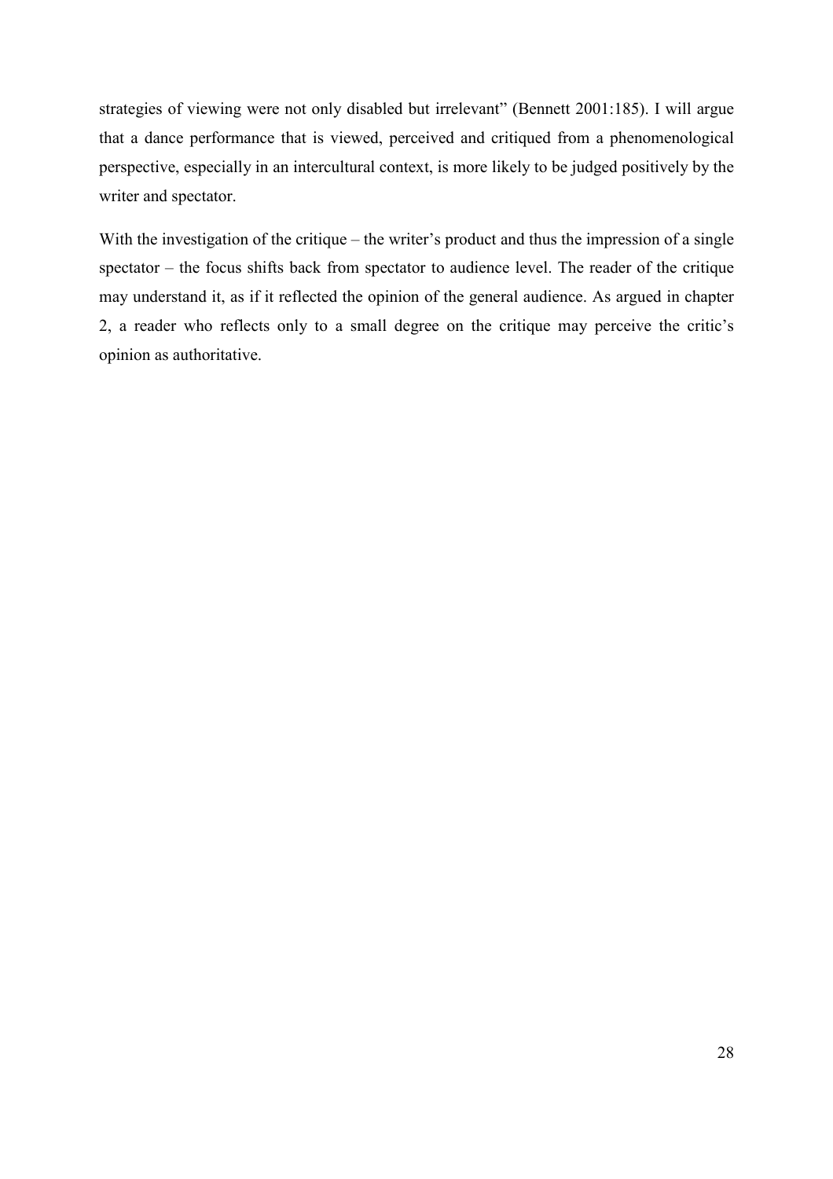strategies of viewing were not only disabled but irrelevant" (Bennett 2001:185). I will argue that a dance performance that is viewed, perceived and critiqued from a phenomenological perspective, especially in an intercultural context, is more likely to be judged positively by the writer and spectator.

With the investigation of the critique – the writer's product and thus the impression of a single spectator – the focus shifts back from spectator to audience level. The reader of the critique may understand it, as if it reflected the opinion of the general audience. As argued in chapter 2, a reader who reflects only to a small degree on the critique may perceive the critic's opinion as authoritative.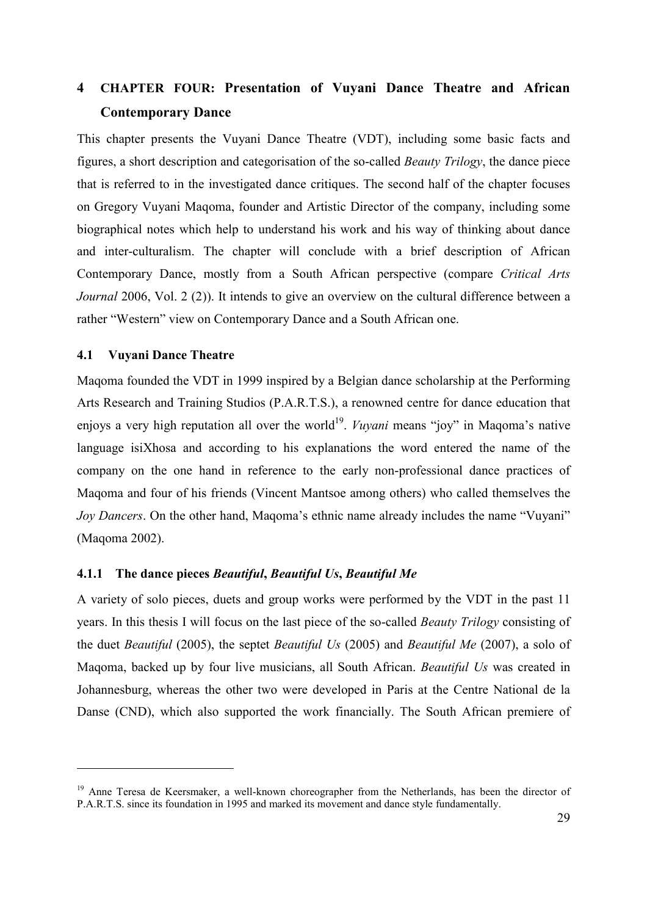# 4 CHAPTER FOUR: Presentation of Vuyani Dance Theatre and African Contemporary Dance

This chapter presents the Vuyani Dance Theatre (VDT), including some basic facts and figures, a short description and categorisation of the so-called *Beauty Trilogy*, the dance piece that is referred to in the investigated dance critiques. The second half of the chapter focuses on Gregory Vuyani Maqoma, founder and Artistic Director of the company, including some biographical notes which help to understand his work and his way of thinking about dance and inter-culturalism. The chapter will conclude with a brief description of African Contemporary Dance, mostly from a South African perspective (compare *Critical Arts Journal* 2006, Vol. 2 (2)). It intends to give an overview on the cultural difference between a rather "Western" view on Contemporary Dance and a South African one.

## 4.1 Vuyani Dance Theatre

Maqoma founded the VDT in 1999 inspired by a Belgian dance scholarship at the Performing Arts Research and Training Studios (P.A.R.T.S.), a renowned centre for dance education that enjoys a very high reputation all over the world[19]. *Vuyani* means "joy" in Maqoma's native language isiXhosa and according to his explanations the word entered the name of the company on the one hand in reference to the early non-professional dance practices of Maqoma and four of his friends (Vincent Mantsoe among others) who called themselves the *Joy Dancers*. On the other hand, Maqoma's ethnic name already includes the name "Vuyani" (Maqoma 2002).

### 4.1.1 The dance pieces *Beautiful*, *Beautiful Us*, *Beautiful Me*

A variety of solo pieces, duets and group works were performed by the VDT in the past 11 years. In this thesis I will focus on the last piece of the so-called *Beauty Trilogy* consisting of the duet *Beautiful* (2005), the septet *Beautiful Us* (2005) and *Beautiful Me* (2007), a solo of Maqoma, backed up by four live musicians, all South African. *Beautiful Us* was created in Johannesburg, whereas the other two were developed in Paris at the Centre National de la Danse (CND), which also supported the work financially. The South African premiere of

---

[19] Anne Teresa de Keersmaker, a well-known choreographer from the Netherlands, has been the director of P.A.R.T.S. since its foundation in 1995 and marked its movement and dance style fundamentally.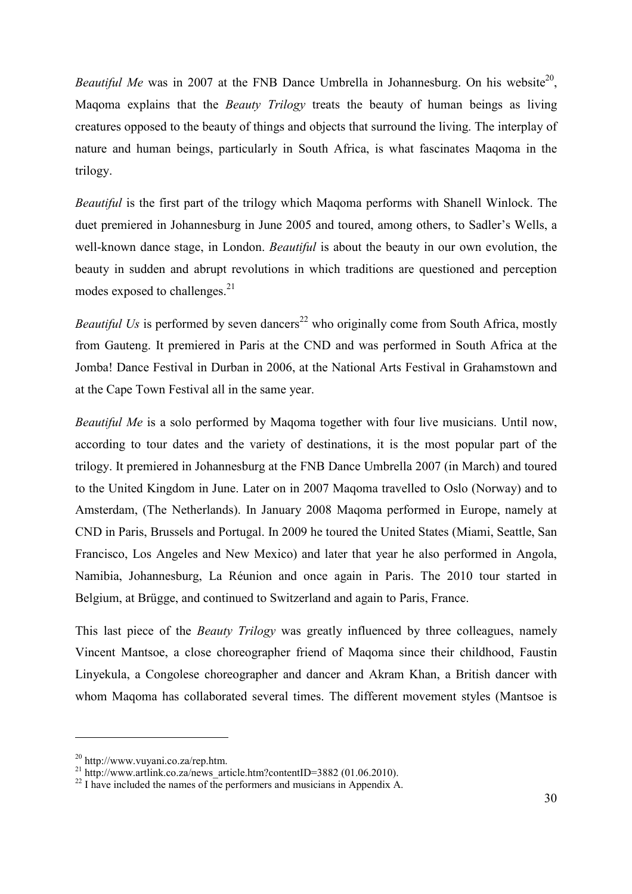*Beautiful Me* was in 2007 at the FNB Dance Umbrella in Johannesburg. On his website[20], Maqoma explains that the *Beauty Trilogy* treats the beauty of human beings as living creatures opposed to the beauty of things and objects that surround the living. The interplay of nature and human beings, particularly in South Africa, is what fascinates Maqoma in the trilogy.

*Beautiful* is the first part of the trilogy which Maqoma performs with Shanell Winlock. The duet premiered in Johannesburg in June 2005 and toured, among others, to Sadler's Wells, a well-known dance stage, in London. *Beautiful* is about the beauty in our own evolution, the beauty in sudden and abrupt revolutions in which traditions are questioned and perception modes exposed to challenges.[21]

*Beautiful Us* is performed by seven dancers[22] who originally come from South Africa, mostly from Gauteng. It premiered in Paris at the CND and was performed in South Africa at the Jomba! Dance Festival in Durban in 2006, at the National Arts Festival in Grahamstown and at the Cape Town Festival all in the same year.

*Beautiful Me* is a solo performed by Maqoma together with four live musicians. Until now, according to tour dates and the variety of destinations, it is the most popular part of the trilogy. It premiered in Johannesburg at the FNB Dance Umbrella 2007 (in March) and toured to the United Kingdom in June. Later on in 2007 Maqoma travelled to Oslo (Norway) and to Amsterdam, (The Netherlands). In January 2008 Maqoma performed in Europe, namely at CND in Paris, Brussels and Portugal. In 2009 he toured the United States (Miami, Seattle, San Francisco, Los Angeles and New Mexico) and later that year he also performed in Angola, Namibia, Johannesburg, La Réunion and once again in Paris. The 2010 tour started in Belgium, at Brügge, and continued to Switzerland and again to Paris, France.

This last piece of the *Beauty Trilogy* was greatly influenced by three colleagues, namely Vincent Mantsoe, a close choreographer friend of Maqoma since their childhood, Faustin Linyekula, a Congolese choreographer and dancer and Akram Khan, a British dancer with whom Maqoma has collaborated several times. The different movement styles (Mantsoe is

---

[20] http://www.vuyani.co.za/rep.htm.

[21] http://www.artlink.co.za/news_article.htm?contentID=3882 (01.06.2010).

[22] I have included the names of the performers and musicians in Appendix A.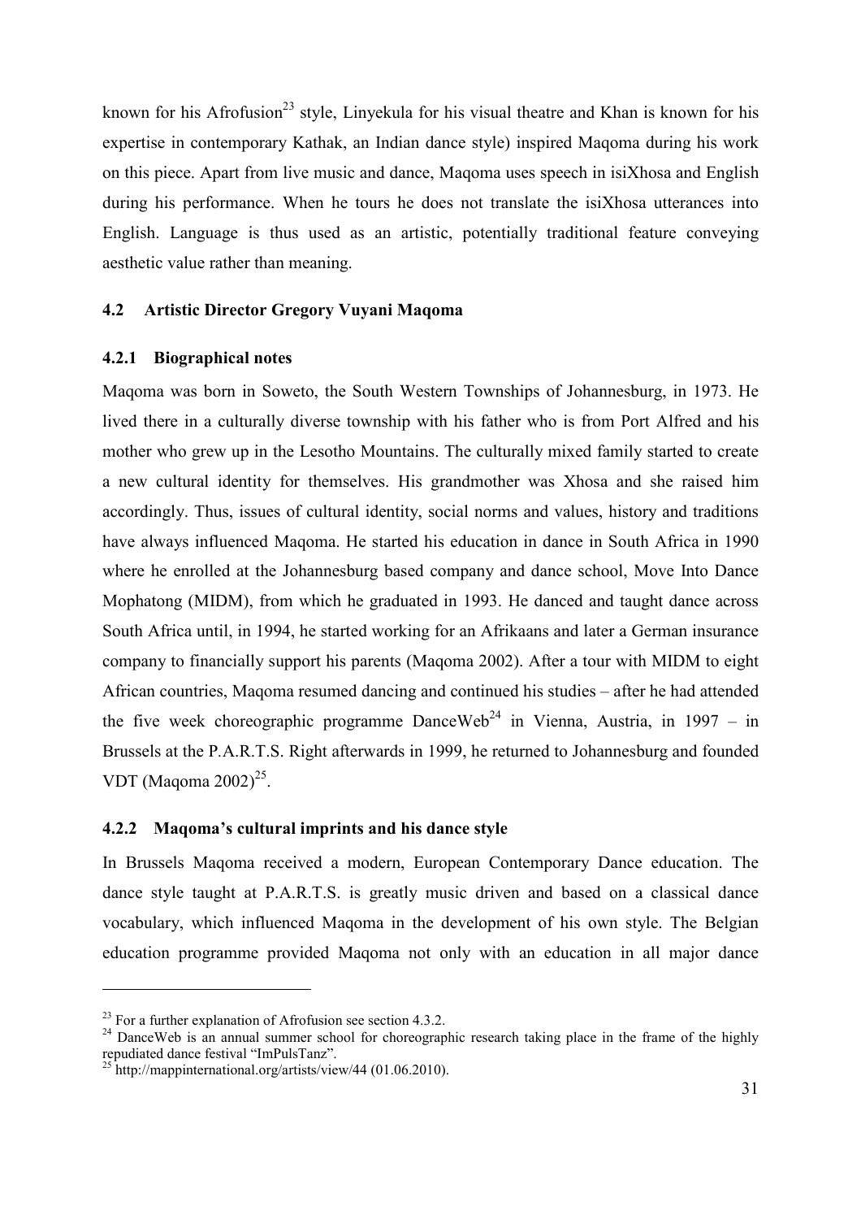known for his Afrofusion[23] style, Linyekula for his visual theatre and Khan is known for his expertise in contemporary Kathak, an Indian dance style) inspired Maqoma during his work on this piece. Apart from live music and dance, Maqoma uses speech in isiXhosa and English during his performance. When he tours he does not translate the isiXhosa utterances into English. Language is thus used as an artistic, potentially traditional feature conveying aesthetic value rather than meaning.

### 4.2 Artistic Director Gregory Vuyani Maqoma

#### 4.2.1 Biographical notes

Maqoma was born in Soweto, the South Western Townships of Johannesburg, in 1973. He lived there in a culturally diverse township with his father who is from Port Alfred and his mother who grew up in the Lesotho Mountains. The culturally mixed family started to create a new cultural identity for themselves. His grandmother was Xhosa and she raised him accordingly. Thus, issues of cultural identity, social norms and values, history and traditions have always influenced Maqoma. He started his education in dance in South Africa in 1990 where he enrolled at the Johannesburg based company and dance school, Move Into Dance Mophatong (MIDM), from which he graduated in 1993. He danced and taught dance across South Africa until, in 1994, he started working for an Afrikaans and later a German insurance company to financially support his parents (Maqoma 2002). After a tour with MIDM to eight African countries, Maqoma resumed dancing and continued his studies – after he had attended the five week choreographic programme DanceWeb[24] in Vienna, Austria, in 1997 – in Brussels at the P.A.R.T.S. Right afterwards in 1999, he returned to Johannesburg and founded VDT (Maqoma 2002)[25].

#### 4.2.2 Maqoma's cultural imprints and his dance style

In Brussels Maqoma received a modern, European Contemporary Dance education. The dance style taught at P.A.R.T.S. is greatly music driven and based on a classical dance vocabulary, which influenced Maqoma in the development of his own style. The Belgian education programme provided Maqoma not only with an education in all major dance

---

[23] For a further explanation of Afrofusion see section 4.3.2.

[24] DanceWeb is an annual summer school for choreographic research taking place in the frame of the highly repudiated dance festival "ImPulsTanz".

[25] http://mappinternational.org/artists/view/44 (01.06.2010).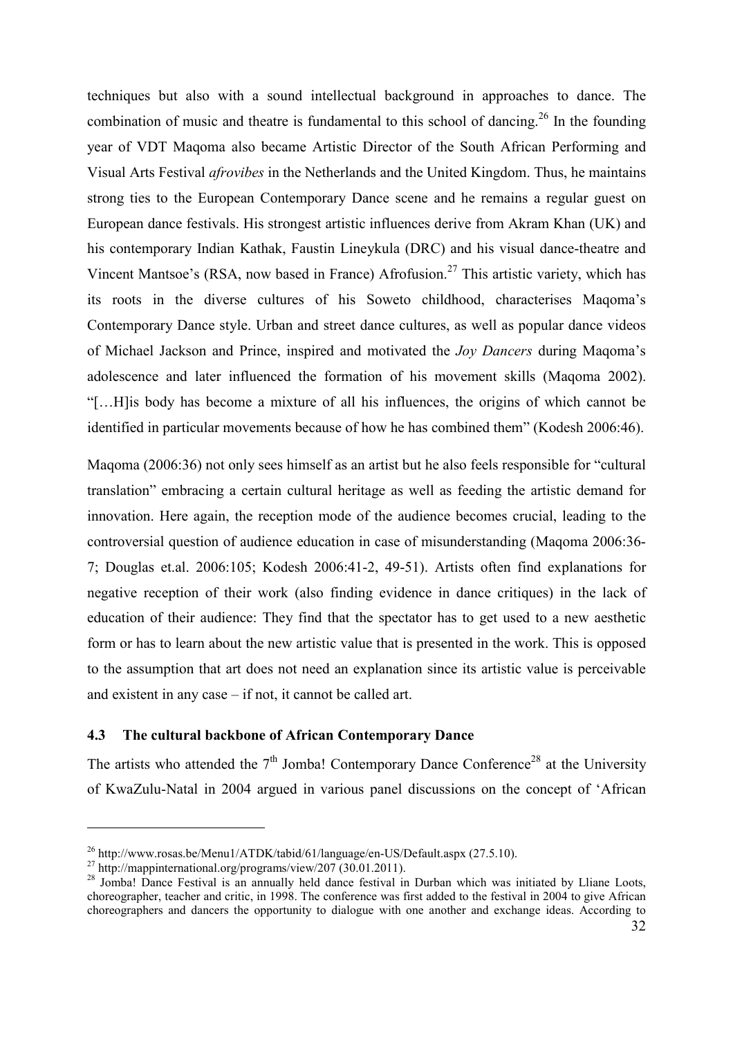techniques but also with a sound intellectual background in approaches to dance. The combination of music and theatre is fundamental to this school of dancing.[26] In the founding year of VDT Maqoma also became Artistic Director of the South African Performing and Visual Arts Festival *afrovibes* in the Netherlands and the United Kingdom. Thus, he maintains strong ties to the European Contemporary Dance scene and he remains a regular guest on European dance festivals. His strongest artistic influences derive from Akram Khan (UK) and his contemporary Indian Kathak, Faustin Lineykula (DRC) and his visual dance-theatre and Vincent Mantsoe's (RSA, now based in France) Afrofusion.[27] This artistic variety, which has its roots in the diverse cultures of his Soweto childhood, characterises Maqoma's Contemporary Dance style. Urban and street dance cultures, as well as popular dance videos of Michael Jackson and Prince, inspired and motivated the *Joy Dancers* during Maqoma's adolescence and later influenced the formation of his movement skills (Maqoma 2002). "[…H]is body has become a mixture of all his influences, the origins of which cannot be identified in particular movements because of how he has combined them" (Kodesh 2006:46).

Maqoma (2006:36) not only sees himself as an artist but he also feels responsible for "cultural translation" embracing a certain cultural heritage as well as feeding the artistic demand for innovation. Here again, the reception mode of the audience becomes crucial, leading to the controversial question of audience education in case of misunderstanding (Maqoma 2006:36-7; Douglas et.al. 2006:105; Kodesh 2006:41-2, 49-51). Artists often find explanations for negative reception of their work (also finding evidence in dance critiques) in the lack of education of their audience: They find that the spectator has to get used to a new aesthetic form or has to learn about the new artistic value that is presented in the work. This is opposed to the assumption that art does not need an explanation since its artistic value is perceivable and existent in any case – if not, it cannot be called art.

### 4.3 The cultural backbone of African Contemporary Dance

The artists who attended the 7th Jomba! Contemporary Dance Conference[28] at the University of KwaZulu-Natal in 2004 argued in various panel discussions on the concept of 'African

---

[26] http://www.rosas.be/Menu1/ATDK/tabid/61/language/en-US/Default.aspx (27.5.10).

[27] http://mappinternational.org/programs/view/207 (30.01.2011).

[28] Jomba! Dance Festival is an annually held dance festival in Durban which was initiated by Lliane Loots, choreographer, teacher and critic, in 1998. The conference was first added to the festival in 2004 to give African choreographers and dancers the opportunity to dialogue with one another and exchange ideas. According to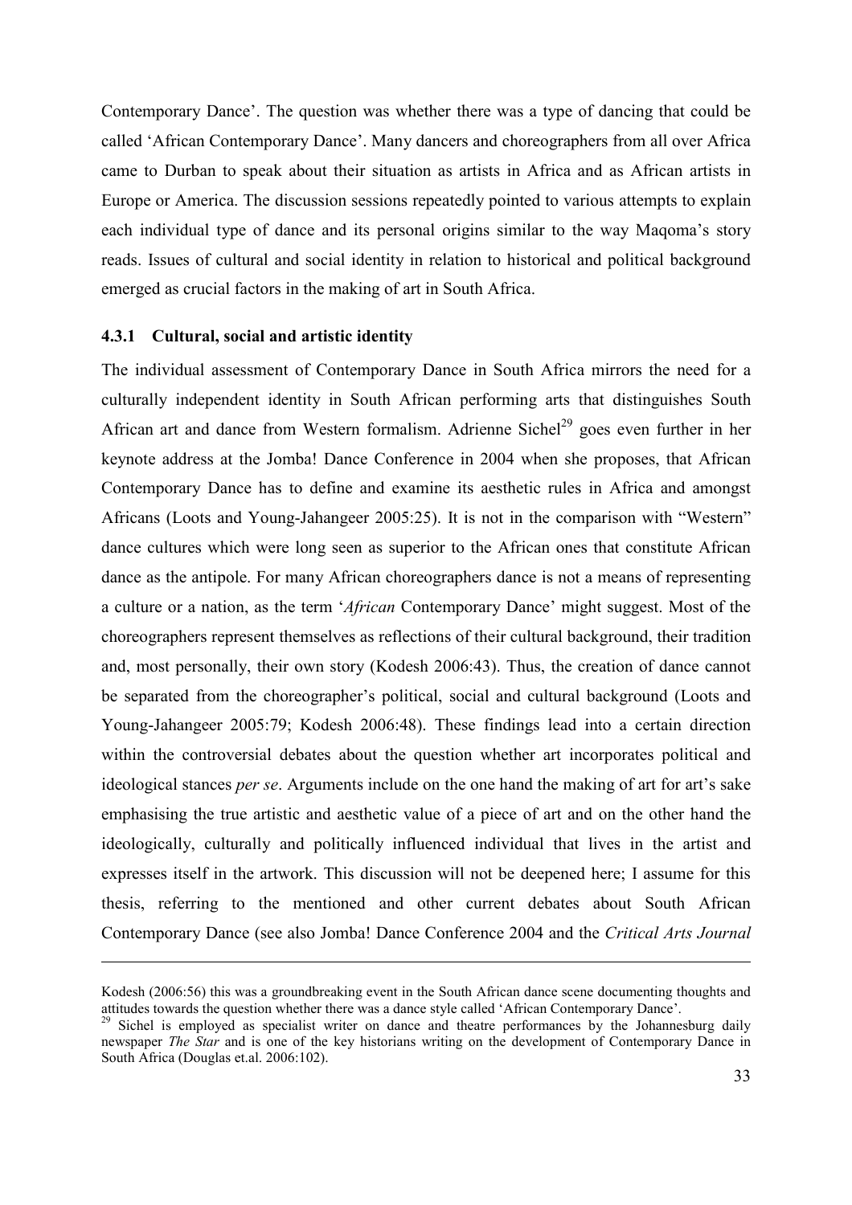Contemporary Dance'. The question was whether there was a type of dancing that could be called 'African Contemporary Dance'. Many dancers and choreographers from all over Africa came to Durban to speak about their situation as artists in Africa and as African artists in Europe or America. The discussion sessions repeatedly pointed to various attempts to explain each individual type of dance and its personal origins similar to the way Maqoma's story reads. Issues of cultural and social identity in relation to historical and political background emerged as crucial factors in the making of art in South Africa.

### 4.3.1 Cultural, social and artistic identity

The individual assessment of Contemporary Dance in South Africa mirrors the need for a culturally independent identity in South African performing arts that distinguishes South African art and dance from Western formalism. Adrienne Sichel[29] goes even further in her keynote address at the Jomba! Dance Conference in 2004 when she proposes, that African Contemporary Dance has to define and examine its aesthetic rules in Africa and amongst Africans (Loots and Young-Jahangeer 2005:25). It is not in the comparison with "Western" dance cultures which were long seen as superior to the African ones that constitute African dance as the antipole. For many African choreographers dance is not a means of representing a culture or a nation, as the term '*African* Contemporary Dance' might suggest. Most of the choreographers represent themselves as reflections of their cultural background, their tradition and, most personally, their own story (Kodesh 2006:43). Thus, the creation of dance cannot be separated from the choreographer's political, social and cultural background (Loots and Young-Jahangeer 2005:79; Kodesh 2006:48). These findings lead into a certain direction within the controversial debates about the question whether art incorporates political and ideological stances *per se*. Arguments include on the one hand the making of art for art's sake emphasising the true artistic and aesthetic value of a piece of art and on the other hand the ideologically, culturally and politically influenced individual that lives in the artist and expresses itself in the artwork. This discussion will not be deepened here; I assume for this thesis, referring to the mentioned and other current debates about South African Contemporary Dance (see also Jomba! Dance Conference 2004 and the *Critical Arts Journal*

---

Kodesh (2006:56) this was a groundbreaking event in the South African dance scene documenting thoughts and attitudes towards the question whether there was a dance style called 'African Contemporary Dance'.

[29] Sichel is employed as specialist writer on dance and theatre performances by the Johannesburg daily newspaper *The Star* and is one of the key historians writing on the development of Contemporary Dance in South Africa (Douglas et.al. 2006:102).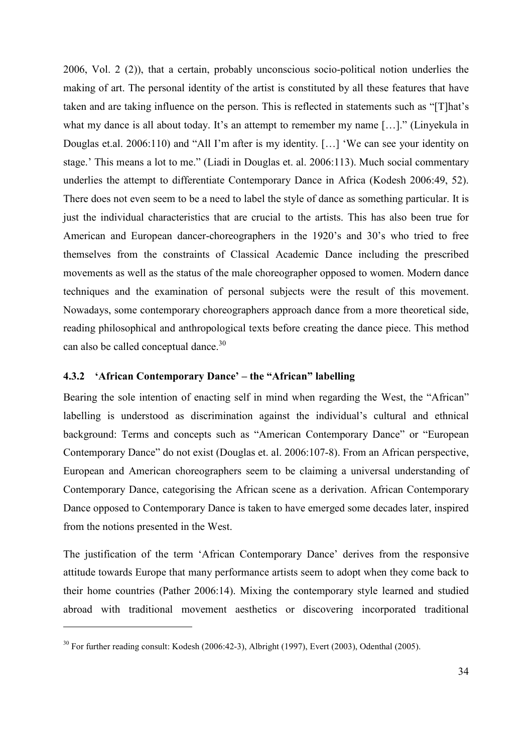2006, Vol. 2 (2)), that a certain, probably unconscious socio-political notion underlies the making of art. The personal identity of the artist is constituted by all these features that have taken and are taking influence on the person. This is reflected in statements such as "[T]hat's what my dance is all about today. It's an attempt to remember my name […]." (Linyekula in Douglas et.al. 2006:110) and "All I'm after is my identity. […] 'We can see your identity on stage.' This means a lot to me." (Liadi in Douglas et. al. 2006:113). Much social commentary underlies the attempt to differentiate Contemporary Dance in Africa (Kodesh 2006:49, 52). There does not even seem to be a need to label the style of dance as something particular. It is just the individual characteristics that are crucial to the artists. This has also been true for American and European dancer-choreographers in the 1920's and 30's who tried to free themselves from the constraints of Classical Academic Dance including the prescribed movements as well as the status of the male choreographer opposed to women. Modern dance techniques and the examination of personal subjects were the result of this movement. Nowadays, some contemporary choreographers approach dance from a more theoretical side, reading philosophical and anthropological texts before creating the dance piece. This method can also be called conceptual dance.[30]

### 4.3.2 'African Contemporary Dance' – the "African" labelling

Bearing the sole intention of enacting self in mind when regarding the West, the "African" labelling is understood as discrimination against the individual's cultural and ethnical background: Terms and concepts such as "American Contemporary Dance" or "European Contemporary Dance" do not exist (Douglas et. al. 2006:107-8). From an African perspective, European and American choreographers seem to be claiming a universal understanding of Contemporary Dance, categorising the African scene as a derivation. African Contemporary Dance opposed to Contemporary Dance is taken to have emerged some decades later, inspired from the notions presented in the West.

The justification of the term 'African Contemporary Dance' derives from the responsive attitude towards Europe that many performance artists seem to adopt when they come back to their home countries (Pather 2006:14). Mixing the contemporary style learned and studied abroad with traditional movement aesthetics or discovering incorporated traditional

---

[30] For further reading consult: Kodesh (2006:42-3), Albright (1997), Evert (2003), Odenthal (2005).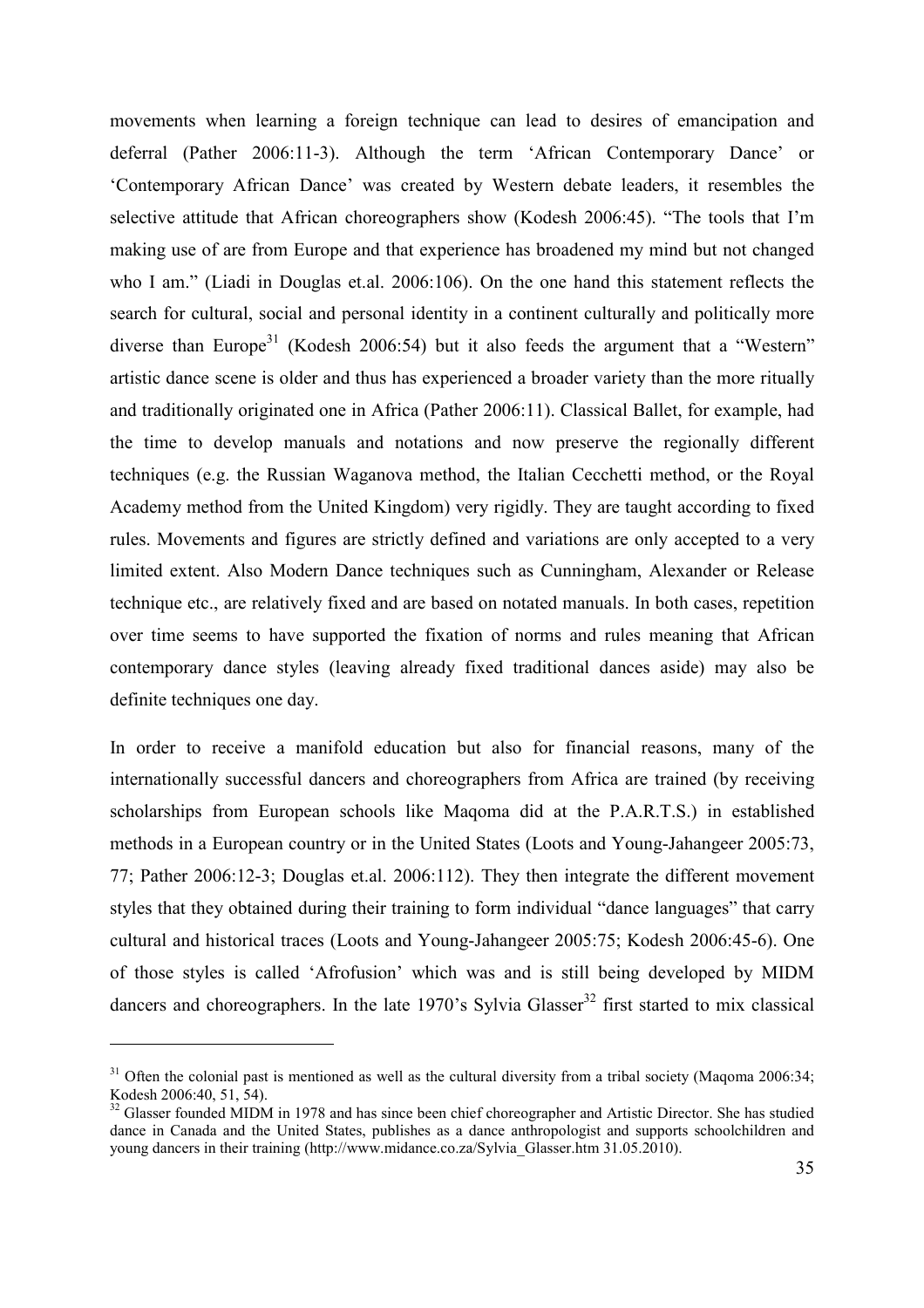movements when learning a foreign technique can lead to desires of emancipation and deferral (Pather 2006:11-3). Although the term 'African Contemporary Dance' or 'Contemporary African Dance' was created by Western debate leaders, it resembles the selective attitude that African choreographers show (Kodesh 2006:45). "The tools that I'm making use of are from Europe and that experience has broadened my mind but not changed who I am." (Liadi in Douglas et.al. 2006:106). On the one hand this statement reflects the search for cultural, social and personal identity in a continent culturally and politically more diverse than Europe[31] (Kodesh 2006:54) but it also feeds the argument that a "Western" artistic dance scene is older and thus has experienced a broader variety than the more ritually and traditionally originated one in Africa (Pather 2006:11). Classical Ballet, for example, had the time to develop manuals and notations and now preserve the regionally different techniques (e.g. the Russian Waganova method, the Italian Cecchetti method, or the Royal Academy method from the United Kingdom) very rigidly. They are taught according to fixed rules. Movements and figures are strictly defined and variations are only accepted to a very limited extent. Also Modern Dance techniques such as Cunningham, Alexander or Release technique etc., are relatively fixed and are based on notated manuals. In both cases, repetition over time seems to have supported the fixation of norms and rules meaning that African contemporary dance styles (leaving already fixed traditional dances aside) may also be definite techniques one day.

In order to receive a manifold education but also for financial reasons, many of the internationally successful dancers and choreographers from Africa are trained (by receiving scholarships from European schools like Maqoma did at the P.A.R.T.S.) in established methods in a European country or in the United States (Loots and Young-Jahangeer 2005:73, 77; Pather 2006:12-3; Douglas et.al. 2006:112). They then integrate the different movement styles that they obtained during their training to form individual "dance languages" that carry cultural and historical traces (Loots and Young-Jahangeer 2005:75; Kodesh 2006:45-6). One of those styles is called 'Afrofusion' which was and is still being developed by MIDM dancers and choreographers. In the late 1970's Sylvia Glasser[32] first started to mix classical

---

[31] Often the colonial past is mentioned as well as the cultural diversity from a tribal society (Maqoma 2006:34; Kodesh 2006:40, 51, 54).

[32] Glasser founded MIDM in 1978 and has since been chief choreographer and Artistic Director. She has studied dance in Canada and the United States, publishes as a dance anthropologist and supports schoolchildren and young dancers in their training (http://www.midance.co.za/Sylvia_Glasser.htm 31.05.2010).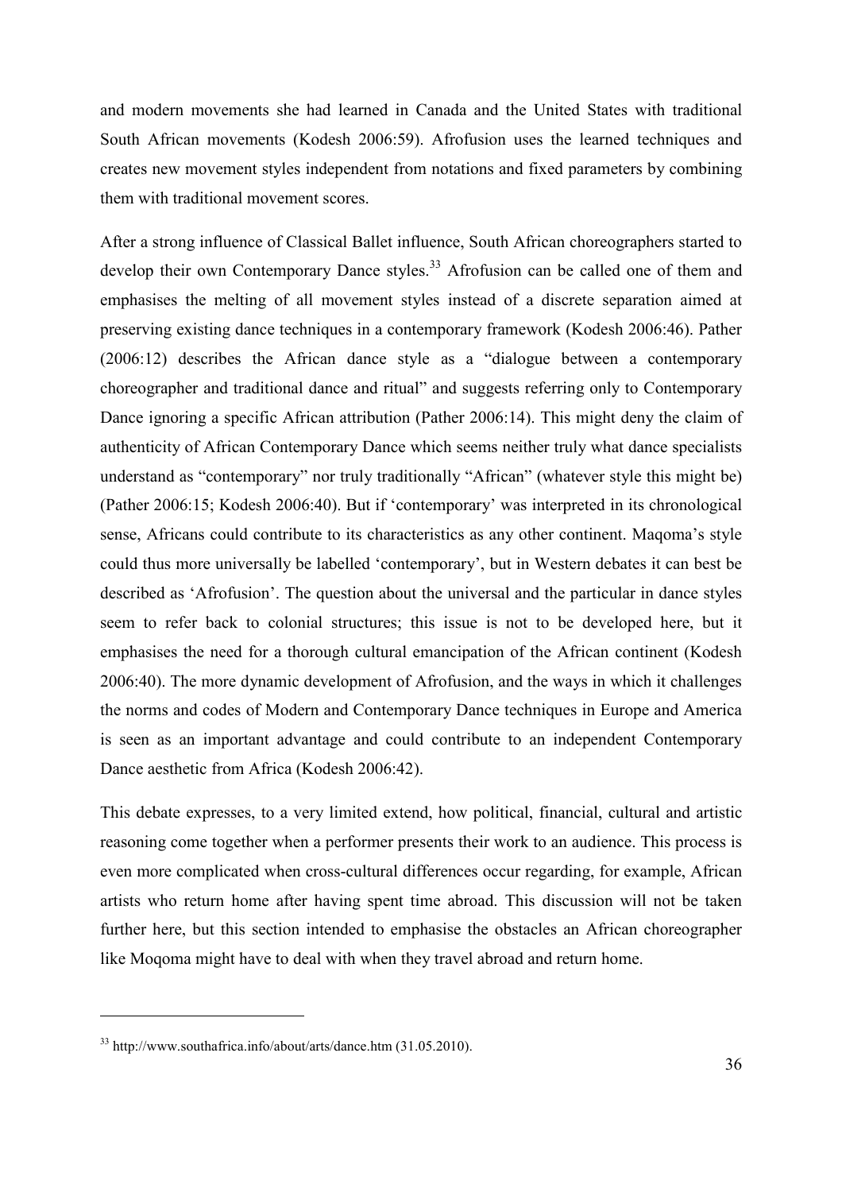and modern movements she had learned in Canada and the United States with traditional South African movements (Kodesh 2006:59). Afrofusion uses the learned techniques and creates new movement styles independent from notations and fixed parameters by combining them with traditional movement scores.

After a strong influence of Classical Ballet influence, South African choreographers started to develop their own Contemporary Dance styles.[33] Afrofusion can be called one of them and emphasises the melting of all movement styles instead of a discrete separation aimed at preserving existing dance techniques in a contemporary framework (Kodesh 2006:46). Pather (2006:12) describes the African dance style as a "dialogue between a contemporary choreographer and traditional dance and ritual" and suggests referring only to Contemporary Dance ignoring a specific African attribution (Pather 2006:14). This might deny the claim of authenticity of African Contemporary Dance which seems neither truly what dance specialists understand as "contemporary" nor truly traditionally "African" (whatever style this might be) (Pather 2006:15; Kodesh 2006:40). But if 'contemporary' was interpreted in its chronological sense, Africans could contribute to its characteristics as any other continent. Maqoma's style could thus more universally be labelled 'contemporary', but in Western debates it can best be described as 'Afrofusion'. The question about the universal and the particular in dance styles seem to refer back to colonial structures; this issue is not to be developed here, but it emphasises the need for a thorough cultural emancipation of the African continent (Kodesh 2006:40). The more dynamic development of Afrofusion, and the ways in which it challenges the norms and codes of Modern and Contemporary Dance techniques in Europe and America is seen as an important advantage and could contribute to an independent Contemporary Dance aesthetic from Africa (Kodesh 2006:42).

This debate expresses, to a very limited extend, how political, financial, cultural and artistic reasoning come together when a performer presents their work to an audience. This process is even more complicated when cross-cultural differences occur regarding, for example, African artists who return home after having spent time abroad. This discussion will not be taken further here, but this section intended to emphasise the obstacles an African choreographer like Moqoma might have to deal with when they travel abroad and return home.

---

[33] http://www.southafrica.info/about/arts/dance.htm (31.05.2010).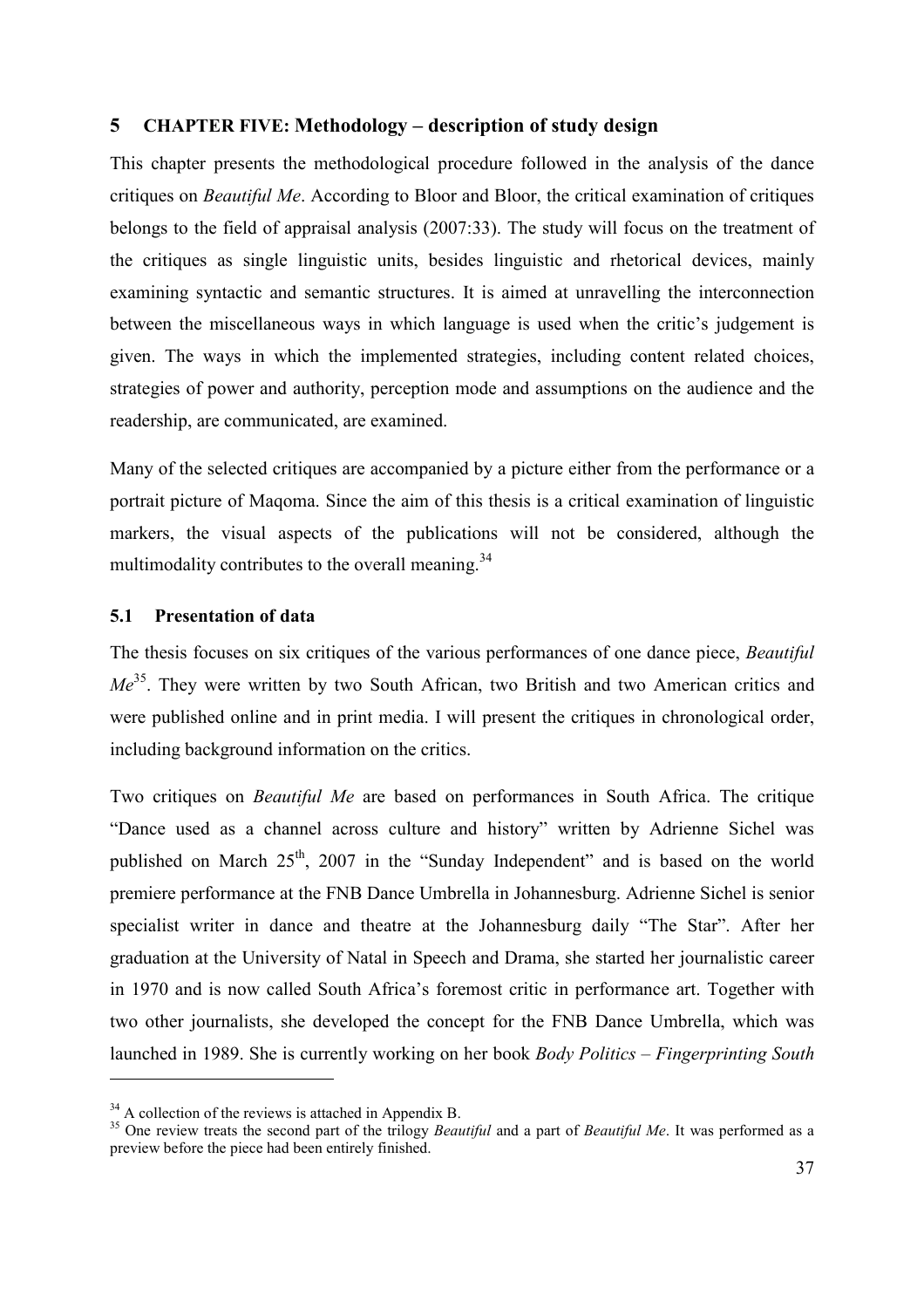# 5 CHAPTER FIVE: Methodology – description of study design

This chapter presents the methodological procedure followed in the analysis of the dance critiques on *Beautiful Me*. According to Bloor and Bloor, the critical examination of critiques belongs to the field of appraisal analysis (2007:33). The study will focus on the treatment of the critiques as single linguistic units, besides linguistic and rhetorical devices, mainly examining syntactic and semantic structures. It is aimed at unravelling the interconnection between the miscellaneous ways in which language is used when the critic's judgement is given. The ways in which the implemented strategies, including content related choices, strategies of power and authority, perception mode and assumptions on the audience and the readership, are communicated, are examined.

Many of the selected critiques are accompanied by a picture either from the performance or a portrait picture of Maqoma. Since the aim of this thesis is a critical examination of linguistic markers, the visual aspects of the publications will not be considered, although the multimodality contributes to the overall meaning.[34]

## 5.1 Presentation of data

The thesis focuses on six critiques of the various performances of one dance piece, *Beautiful Me*[35]. They were written by two South African, two British and two American critics and were published online and in print media. I will present the critiques in chronological order, including background information on the critics.

Two critiques on *Beautiful Me* are based on performances in South Africa. The critique "Dance used as a channel across culture and history" written by Adrienne Sichel was published on March 25th, 2007 in the "Sunday Independent" and is based on the world premiere performance at the FNB Dance Umbrella in Johannesburg. Adrienne Sichel is senior specialist writer in dance and theatre at the Johannesburg daily "The Star". After her graduation at the University of Natal in Speech and Drama, she started her journalistic career in 1970 and is now called South Africa's foremost critic in performance art. Together with two other journalists, she developed the concept for the FNB Dance Umbrella, which was launched in 1989. She is currently working on her book *Body Politics – Fingerprinting South*

---

[34] A collection of the reviews is attached in Appendix B.

[35] One review treats the second part of the trilogy *Beautiful* and a part of *Beautiful Me*. It was performed as a preview before the piece had been entirely finished.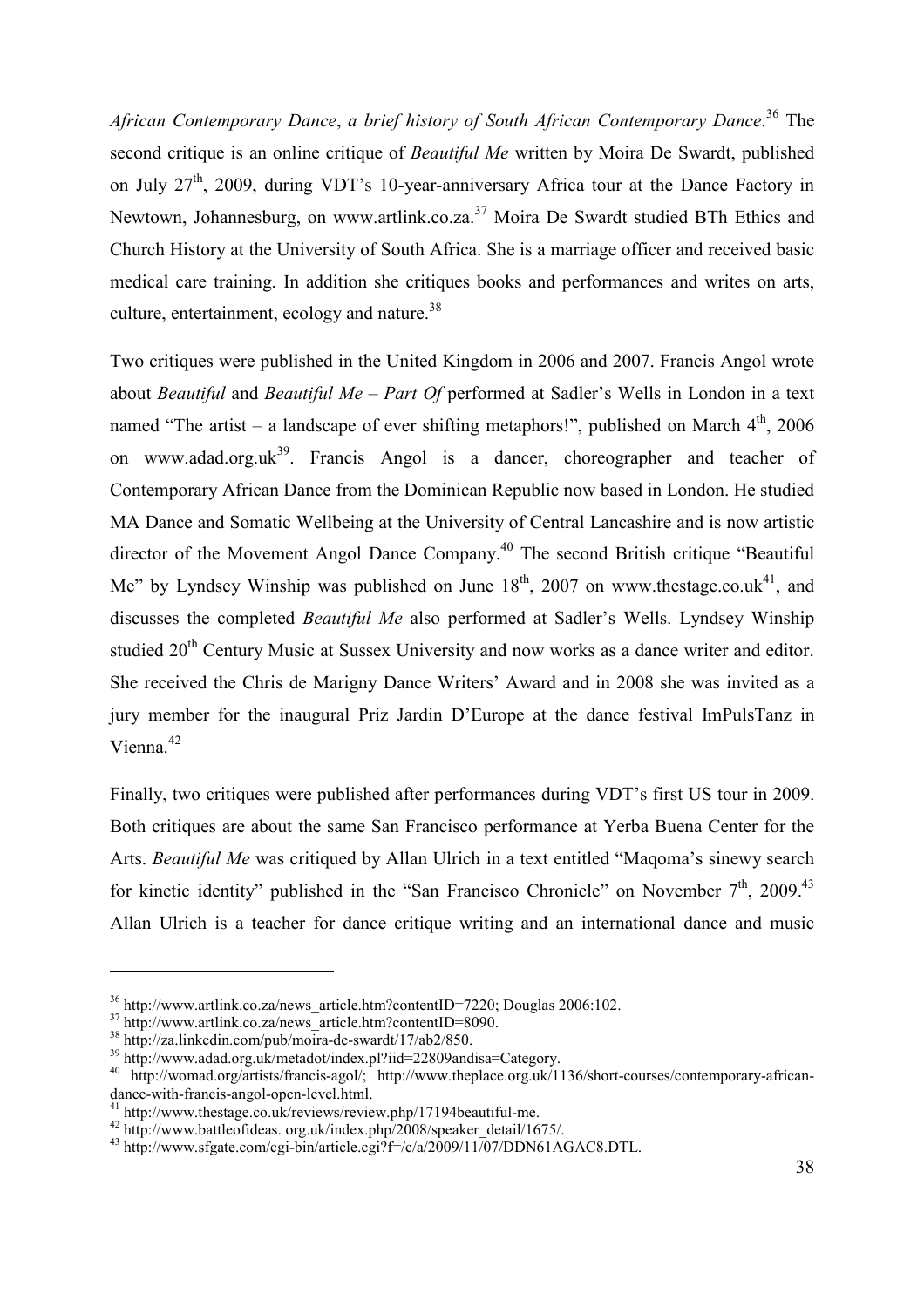*African Contemporary Dance*, *a brief history of South African Contemporary Dance*.[36] The second critique is an online critique of *Beautiful Me* written by Moira De Swardt, published on July 27th, 2009, during VDT's 10-year-anniversary Africa tour at the Dance Factory in Newtown, Johannesburg, on www.artlink.co.za.[37] Moira De Swardt studied BTh Ethics and Church History at the University of South Africa. She is a marriage officer and received basic medical care training. In addition she critiques books and performances and writes on arts, culture, entertainment, ecology and nature.[38]

Two critiques were published in the United Kingdom in 2006 and 2007. Francis Angol wrote about *Beautiful* and *Beautiful Me – Part Of* performed at Sadler's Wells in London in a text named "The artist – a landscape of ever shifting metaphors!", published on March 4th, 2006 on www.adad.org.uk[39]. Francis Angol is a dancer, choreographer and teacher of Contemporary African Dance from the Dominican Republic now based in London. He studied MA Dance and Somatic Wellbeing at the University of Central Lancashire and is now artistic director of the Movement Angol Dance Company.[40] The second British critique "Beautiful Me" by Lyndsey Winship was published on June 18th, 2007 on www.thestage.co.uk[41], and discusses the completed *Beautiful Me* also performed at Sadler's Wells. Lyndsey Winship studied 20th Century Music at Sussex University and now works as a dance writer and editor. She received the Chris de Marigny Dance Writers' Award and in 2008 she was invited as a jury member for the inaugural Priz Jardin D'Europe at the dance festival ImPulsTanz in Vienna.[42]

Finally, two critiques were published after performances during VDT's first US tour in 2009. Both critiques are about the same San Francisco performance at Yerba Buena Center for the Arts. *Beautiful Me* was critiqued by Allan Ulrich in a text entitled "Maqoma's sinewy search for kinetic identity" published in the "San Francisco Chronicle" on November 7th, 2009.[43] Allan Ulrich is a teacher for dance critique writing and an international dance and music

---

[36] http://www.artlink.co.za/news_article.htm?contentID=7220; Douglas 2006:102.

[37] http://www.artlink.co.za/news_article.htm?contentID=8090.

[38] http://za.linkedin.com/pub/moira-de-swardt/17/ab2/850.

[39] http://www.adad.org.uk/metadot/index.pl?iid=22809andisa=Category.

[40] http://womad.org/artists/francis-agol/; http://www.theplace.org.uk/1136/short-courses/contemporary-african-dance-with-francis-angol-open-level.html.

[41] http://www.thestage.co.uk/reviews/review.php/17194beautiful-me.

[42] http://www.battleofideas. org.uk/index.php/2008/speaker_detail/1675/.

[43] http://www.sfgate.com/cgi-bin/article.cgi?f=/c/a/2009/11/07/DDN61AGAC8.DTL.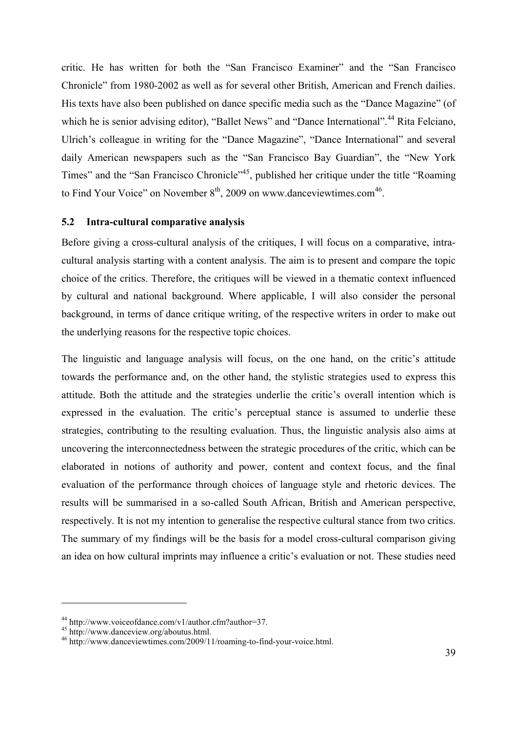critic. He has written for both the "San Francisco Examiner" and the "San Francisco Chronicle" from 1980-2002 as well as for several other British, American and French dailies. His texts have also been published on dance specific media such as the "Dance Magazine" (of which he is senior advising editor), "Ballet News" and "Dance International".[44] Rita Felciano, Ulrich's colleague in writing for the "Dance Magazine", "Dance International" and several daily American newspapers such as the "San Francisco Bay Guardian", the "New York Times" and the "San Francisco Chronicle"[45], published her critique under the title "Roaming to Find Your Voice" on November 8th, 2009 on www.danceviewtimes.com[46].

### 5.2 Intra-cultural comparative analysis

Before giving a cross-cultural analysis of the critiques, I will focus on a comparative, intra-cultural analysis starting with a content analysis. The aim is to present and compare the topic choice of the critics. Therefore, the critiques will be viewed in a thematic context influenced by cultural and national background. Where applicable, I will also consider the personal background, in terms of dance critique writing, of the respective writers in order to make out the underlying reasons for the respective topic choices.

The linguistic and language analysis will focus, on the one hand, on the critic's attitude towards the performance and, on the other hand, the stylistic strategies used to express this attitude. Both the attitude and the strategies underlie the critic's overall intention which is expressed in the evaluation. The critic's perceptual stance is assumed to underlie these strategies, contributing to the resulting evaluation. Thus, the linguistic analysis also aims at uncovering the interconnectedness between the strategic procedures of the critic, which can be elaborated in notions of authority and power, content and context focus, and the final evaluation of the performance through choices of language style and rhetoric devices. The results will be summarised in a so-called South African, British and American perspective, respectively. It is not my intention to generalise the respective cultural stance from two critics. The summary of my findings will be the basis for a model cross-cultural comparison giving an idea on how cultural imprints may influence a critic's evaluation or not. These studies need

---

[44] http://www.voiceofdance.com/v1/author.cfm?author=37.

[45] http://www.danceview.org/aboutus.html.

[46] http://www.danceviewtimes.com/2009/11/roaming-to-find-your-voice.html.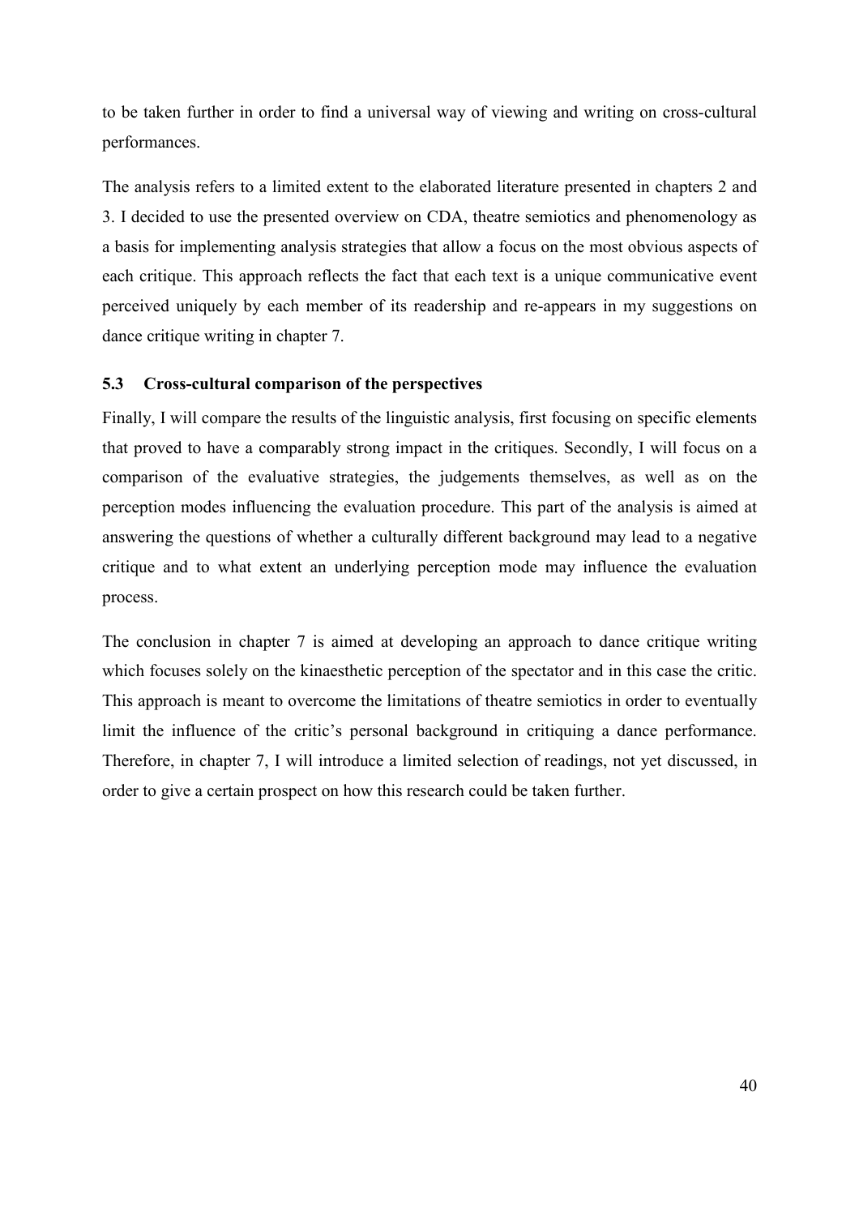to be taken further in order to find a universal way of viewing and writing on cross-cultural performances.

The analysis refers to a limited extent to the elaborated literature presented in chapters 2 and 3. I decided to use the presented overview on CDA, theatre semiotics and phenomenology as a basis for implementing analysis strategies that allow a focus on the most obvious aspects of each critique. This approach reflects the fact that each text is a unique communicative event perceived uniquely by each member of its readership and re-appears in my suggestions on dance critique writing in chapter 7.

### 5.3 Cross-cultural comparison of the perspectives

Finally, I will compare the results of the linguistic analysis, first focusing on specific elements that proved to have a comparably strong impact in the critiques. Secondly, I will focus on a comparison of the evaluative strategies, the judgements themselves, as well as on the perception modes influencing the evaluation procedure. This part of the analysis is aimed at answering the questions of whether a culturally different background may lead to a negative critique and to what extent an underlying perception mode may influence the evaluation process.

The conclusion in chapter 7 is aimed at developing an approach to dance critique writing which focuses solely on the kinaesthetic perception of the spectator and in this case the critic. This approach is meant to overcome the limitations of theatre semiotics in order to eventually limit the influence of the critic's personal background in critiquing a dance performance. Therefore, in chapter 7, I will introduce a limited selection of readings, not yet discussed, in order to give a certain prospect on how this research could be taken further.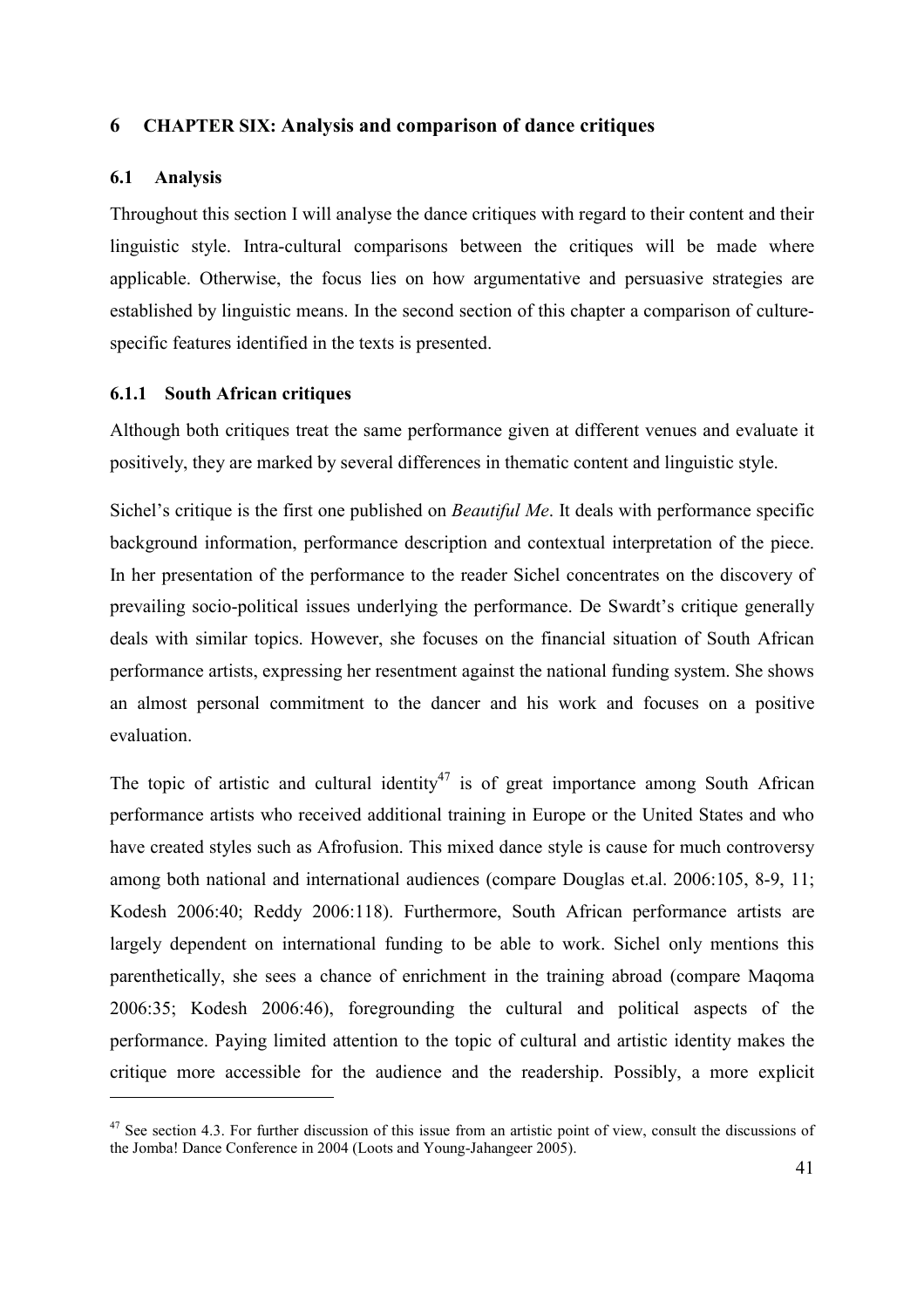# 6 CHAPTER SIX: Analysis and comparison of dance critiques

## 6.1 Analysis

Throughout this section I will analyse the dance critiques with regard to their content and their linguistic style. Intra-cultural comparisons between the critiques will be made where applicable. Otherwise, the focus lies on how argumentative and persuasive strategies are established by linguistic means. In the second section of this chapter a comparison of culture-specific features identified in the texts is presented.

### 6.1.1 South African critiques

Although both critiques treat the same performance given at different venues and evaluate it positively, they are marked by several differences in thematic content and linguistic style.

Sichel's critique is the first one published on *Beautiful Me*. It deals with performance specific background information, performance description and contextual interpretation of the piece. In her presentation of the performance to the reader Sichel concentrates on the discovery of prevailing socio-political issues underlying the performance. De Swardt's critique generally deals with similar topics. However, she focuses on the financial situation of South African performance artists, expressing her resentment against the national funding system. She shows an almost personal commitment to the dancer and his work and focuses on a positive evaluation.

The topic of artistic and cultural identity[47] is of great importance among South African performance artists who received additional training in Europe or the United States and who have created styles such as Afrofusion. This mixed dance style is cause for much controversy among both national and international audiences (compare Douglas et.al. 2006:105, 8-9, 11; Kodesh 2006:40; Reddy 2006:118). Furthermore, South African performance artists are largely dependent on international funding to be able to work. Sichel only mentions this parenthetically, she sees a chance of enrichment in the training abroad (compare Maqoma 2006:35; Kodesh 2006:46), foregrounding the cultural and political aspects of the performance. Paying limited attention to the topic of cultural and artistic identity makes the critique more accessible for the audience and the readership. Possibly, a more explicit

[47] See section 4.3. For further discussion of this issue from an artistic point of view, consult the discussions of the Jomba! Dance Conference in 2004 (Loots and Young-Jahangeer 2005).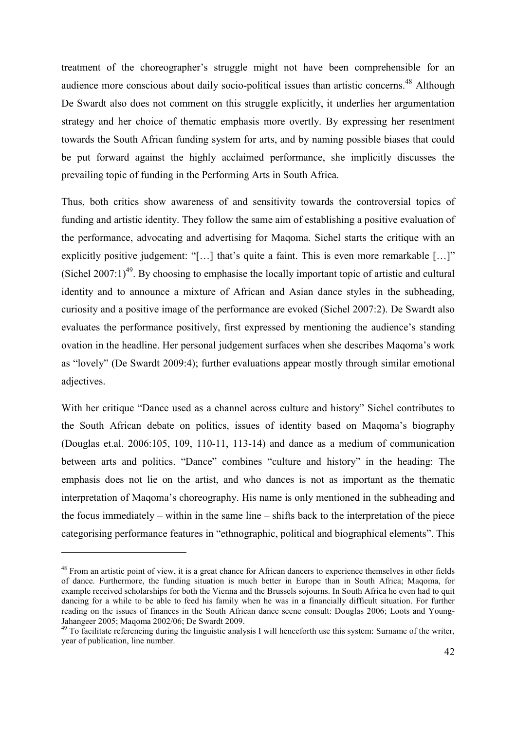treatment of the choreographer's struggle might not have been comprehensible for an audience more conscious about daily socio-political issues than artistic concerns.[48] Although De Swardt also does not comment on this struggle explicitly, it underlies her argumentation strategy and her choice of thematic emphasis more overtly. By expressing her resentment towards the South African funding system for arts, and by naming possible biases that could be put forward against the highly acclaimed performance, she implicitly discusses the prevailing topic of funding in the Performing Arts in South Africa.

Thus, both critics show awareness of and sensitivity towards the controversial topics of funding and artistic identity. They follow the same aim of establishing a positive evaluation of the performance, advocating and advertising for Maqoma. Sichel starts the critique with an explicitly positive judgement: "[…] that's quite a faint. This is even more remarkable […]" (Sichel 2007:1)[49]. By choosing to emphasise the locally important topic of artistic and cultural identity and to announce a mixture of African and Asian dance styles in the subheading, curiosity and a positive image of the performance are evoked (Sichel 2007:2). De Swardt also evaluates the performance positively, first expressed by mentioning the audience's standing ovation in the headline. Her personal judgement surfaces when she describes Maqoma's work as "lovely" (De Swardt 2009:4); further evaluations appear mostly through similar emotional adjectives.

With her critique "Dance used as a channel across culture and history" Sichel contributes to the South African debate on politics, issues of identity based on Maqoma's biography (Douglas et.al. 2006:105, 109, 110-11, 113-14) and dance as a medium of communication between arts and politics. "Dance" combines "culture and history" in the heading: The emphasis does not lie on the artist, and who dances is not as important as the thematic interpretation of Maqoma's choreography. His name is only mentioned in the subheading and the focus immediately – within in the same line – shifts back to the interpretation of the piece categorising performance features in "ethnographic, political and biographical elements". This

---

[48] From an artistic point of view, it is a great chance for African dancers to experience themselves in other fields of dance. Furthermore, the funding situation is much better in Europe than in South Africa; Maqoma, for example received scholarships for both the Vienna and the Brussels sojourns. In South Africa he even had to quit dancing for a while to be able to feed his family when he was in a financially difficult situation. For further reading on the issues of finances in the South African dance scene consult: Douglas 2006; Loots and Young-Jahangeer 2005; Maqoma 2002/06; De Swardt 2009.

[49] To facilitate referencing during the linguistic analysis I will henceforth use this system: Surname of the writer, year of publication, line number.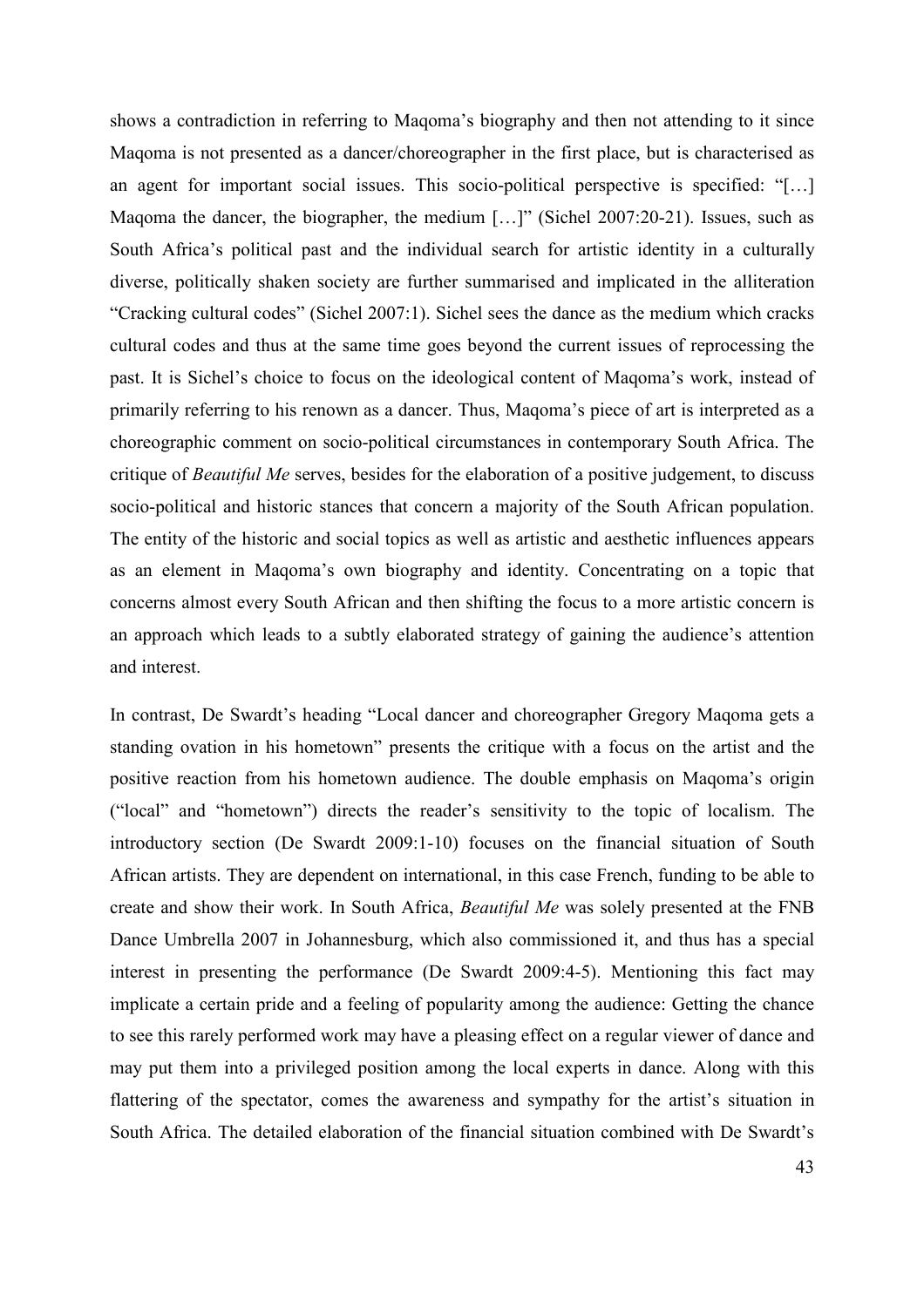shows a contradiction in referring to Maqoma's biography and then not attending to it since Maqoma is not presented as a dancer/choreographer in the first place, but is characterised as an agent for important social issues. This socio-political perspective is specified: "[…] Maqoma the dancer, the biographer, the medium […]" (Sichel 2007:20-21). Issues, such as South Africa's political past and the individual search for artistic identity in a culturally diverse, politically shaken society are further summarised and implicated in the alliteration "Cracking cultural codes" (Sichel 2007:1). Sichel sees the dance as the medium which cracks cultural codes and thus at the same time goes beyond the current issues of reprocessing the past. It is Sichel's choice to focus on the ideological content of Maqoma's work, instead of primarily referring to his renown as a dancer. Thus, Maqoma's piece of art is interpreted as a choreographic comment on socio-political circumstances in contemporary South Africa. The critique of *Beautiful Me* serves, besides for the elaboration of a positive judgement, to discuss socio-political and historic stances that concern a majority of the South African population. The entity of the historic and social topics as well as artistic and aesthetic influences appears as an element in Maqoma's own biography and identity. Concentrating on a topic that concerns almost every South African and then shifting the focus to a more artistic concern is an approach which leads to a subtly elaborated strategy of gaining the audience's attention and interest.

In contrast, De Swardt's heading "Local dancer and choreographer Gregory Maqoma gets a standing ovation in his hometown" presents the critique with a focus on the artist and the positive reaction from his hometown audience. The double emphasis on Maqoma's origin ("local" and "hometown") directs the reader's sensitivity to the topic of localism. The introductory section (De Swardt 2009:1-10) focuses on the financial situation of South African artists. They are dependent on international, in this case French, funding to be able to create and show their work. In South Africa, *Beautiful Me* was solely presented at the FNB Dance Umbrella 2007 in Johannesburg, which also commissioned it, and thus has a special interest in presenting the performance (De Swardt 2009:4-5). Mentioning this fact may implicate a certain pride and a feeling of popularity among the audience: Getting the chance to see this rarely performed work may have a pleasing effect on a regular viewer of dance and may put them into a privileged position among the local experts in dance. Along with this flattering of the spectator, comes the awareness and sympathy for the artist's situation in South Africa. The detailed elaboration of the financial situation combined with De Swardt's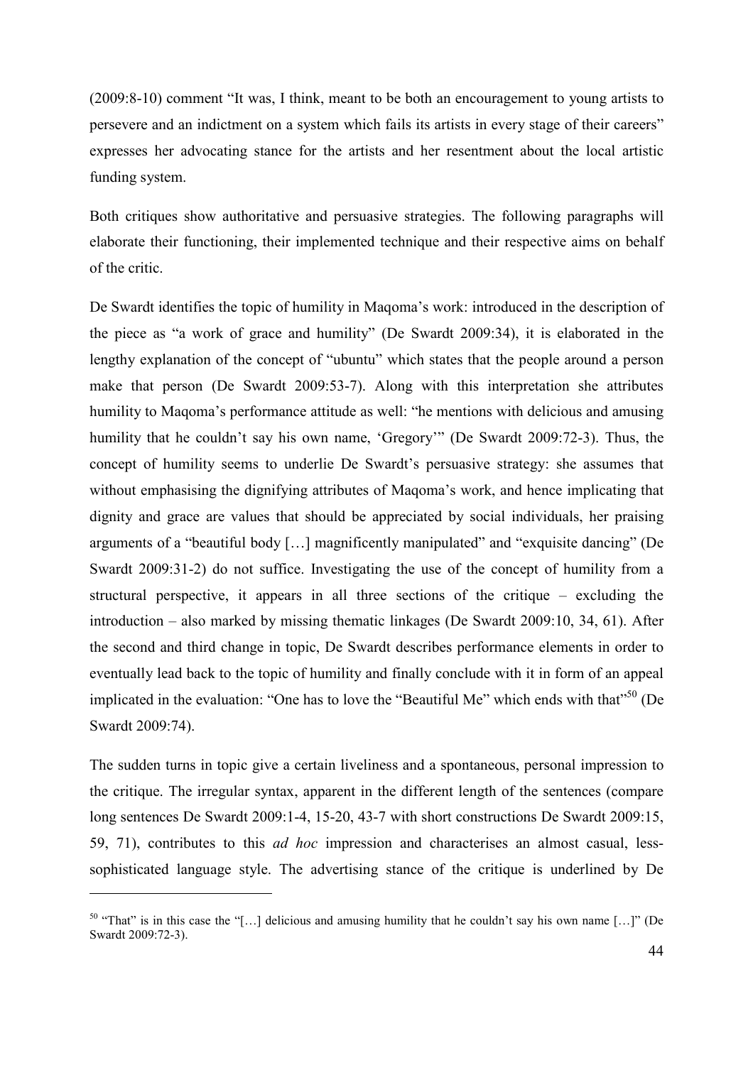(2009:8-10) comment "It was, I think, meant to be both an encouragement to young artists to persevere and an indictment on a system which fails its artists in every stage of their careers" expresses her advocating stance for the artists and her resentment about the local artistic funding system.

Both critiques show authoritative and persuasive strategies. The following paragraphs will elaborate their functioning, their implemented technique and their respective aims on behalf of the critic.

De Swardt identifies the topic of humility in Maqoma's work: introduced in the description of the piece as "a work of grace and humility" (De Swardt 2009:34), it is elaborated in the lengthy explanation of the concept of "ubuntu" which states that the people around a person make that person (De Swardt 2009:53-7). Along with this interpretation she attributes humility to Maqoma's performance attitude as well: "he mentions with delicious and amusing humility that he couldn't say his own name, 'Gregory'" (De Swardt 2009:72-3). Thus, the concept of humility seems to underlie De Swardt's persuasive strategy: she assumes that without emphasising the dignifying attributes of Maqoma's work, and hence implicating that dignity and grace are values that should be appreciated by social individuals, her praising arguments of a "beautiful body […] magnificently manipulated" and "exquisite dancing" (De Swardt 2009:31-2) do not suffice. Investigating the use of the concept of humility from a structural perspective, it appears in all three sections of the critique – excluding the introduction – also marked by missing thematic linkages (De Swardt 2009:10, 34, 61). After the second and third change in topic, De Swardt describes performance elements in order to eventually lead back to the topic of humility and finally conclude with it in form of an appeal implicated in the evaluation: "One has to love the "Beautiful Me" which ends with that"[50] (De Swardt 2009:74).

The sudden turns in topic give a certain liveliness and a spontaneous, personal impression to the critique. The irregular syntax, apparent in the different length of the sentences (compare long sentences De Swardt 2009:1-4, 15-20, 43-7 with short constructions De Swardt 2009:15, 59, 71), contributes to this *ad hoc* impression and characterises an almost casual, less-sophisticated language style. The advertising stance of the critique is underlined by De

[50] "That" is in this case the "[…] delicious and amusing humility that he couldn't say his own name […]" (De Swardt 2009:72-3).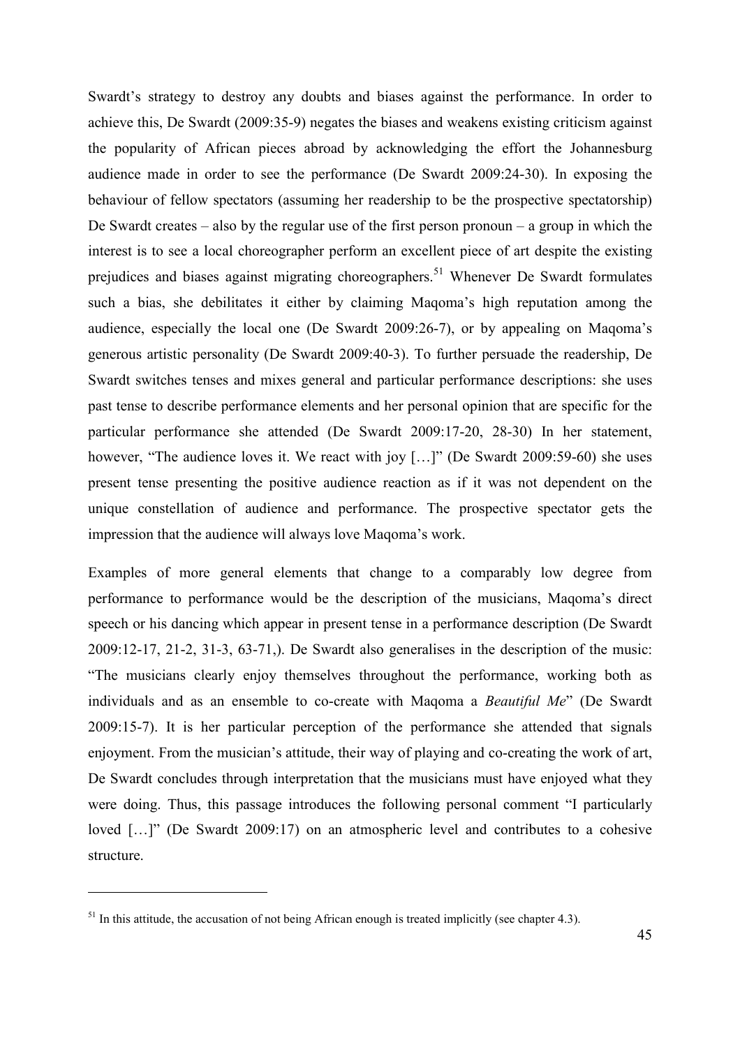Swardt's strategy to destroy any doubts and biases against the performance. In order to achieve this, De Swardt (2009:35-9) negates the biases and weakens existing criticism against the popularity of African pieces abroad by acknowledging the effort the Johannesburg audience made in order to see the performance (De Swardt 2009:24-30). In exposing the behaviour of fellow spectators (assuming her readership to be the prospective spectatorship) De Swardt creates – also by the regular use of the first person pronoun – a group in which the interest is to see a local choreographer perform an excellent piece of art despite the existing prejudices and biases against migrating choreographers.[51] Whenever De Swardt formulates such a bias, she debilitates it either by claiming Maqoma's high reputation among the audience, especially the local one (De Swardt 2009:26-7), or by appealing on Maqoma's generous artistic personality (De Swardt 2009:40-3). To further persuade the readership, De Swardt switches tenses and mixes general and particular performance descriptions: she uses past tense to describe performance elements and her personal opinion that are specific for the particular performance she attended (De Swardt 2009:17-20, 28-30) In her statement, however, "The audience loves it. We react with joy […]" (De Swardt 2009:59-60) she uses present tense presenting the positive audience reaction as if it was not dependent on the unique constellation of audience and performance. The prospective spectator gets the impression that the audience will always love Maqoma's work.

Examples of more general elements that change to a comparably low degree from performance to performance would be the description of the musicians, Maqoma's direct speech or his dancing which appear in present tense in a performance description (De Swardt 2009:12-17, 21-2, 31-3, 63-71,). De Swardt also generalises in the description of the music: "The musicians clearly enjoy themselves throughout the performance, working both as individuals and as an ensemble to co-create with Maqoma a *Beautiful Me*" (De Swardt 2009:15-7). It is her particular perception of the performance she attended that signals enjoyment. From the musician's attitude, their way of playing and co-creating the work of art, De Swardt concludes through interpretation that the musicians must have enjoyed what they were doing. Thus, this passage introduces the following personal comment "I particularly loved […]" (De Swardt 2009:17) on an atmospheric level and contributes to a cohesive structure.

---

[51] In this attitude, the accusation of not being African enough is treated implicitly (see chapter 4.3).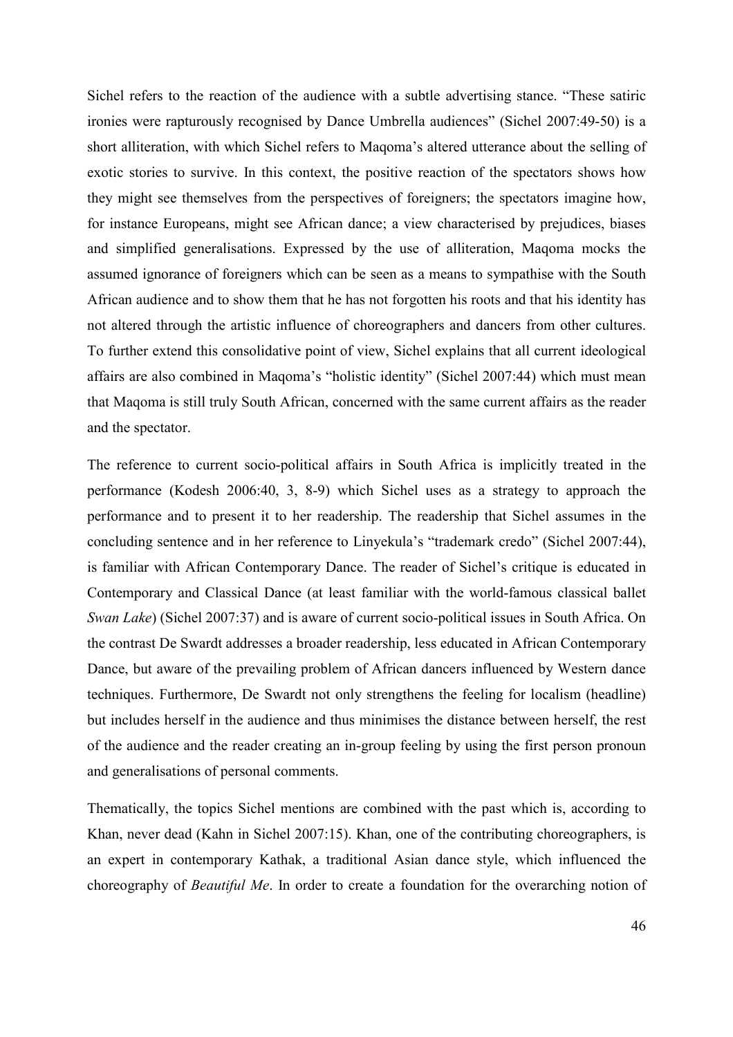Sichel refers to the reaction of the audience with a subtle advertising stance. "These satiric ironies were rapturously recognised by Dance Umbrella audiences" (Sichel 2007:49-50) is a short alliteration, with which Sichel refers to Maqoma's altered utterance about the selling of exotic stories to survive. In this context, the positive reaction of the spectators shows how they might see themselves from the perspectives of foreigners; the spectators imagine how, for instance Europeans, might see African dance; a view characterised by prejudices, biases and simplified generalisations. Expressed by the use of alliteration, Maqoma mocks the assumed ignorance of foreigners which can be seen as a means to sympathise with the South African audience and to show them that he has not forgotten his roots and that his identity has not altered through the artistic influence of choreographers and dancers from other cultures. To further extend this consolidative point of view, Sichel explains that all current ideological affairs are also combined in Maqoma's "holistic identity" (Sichel 2007:44) which must mean that Maqoma is still truly South African, concerned with the same current affairs as the reader and the spectator.

The reference to current socio-political affairs in South Africa is implicitly treated in the performance (Kodesh 2006:40, 3, 8-9) which Sichel uses as a strategy to approach the performance and to present it to her readership. The readership that Sichel assumes in the concluding sentence and in her reference to Linyekula's "trademark credo" (Sichel 2007:44), is familiar with African Contemporary Dance. The reader of Sichel's critique is educated in Contemporary and Classical Dance (at least familiar with the world-famous classical ballet *Swan Lake*) (Sichel 2007:37) and is aware of current socio-political issues in South Africa. On the contrast De Swardt addresses a broader readership, less educated in African Contemporary Dance, but aware of the prevailing problem of African dancers influenced by Western dance techniques. Furthermore, De Swardt not only strengthens the feeling for localism (headline) but includes herself in the audience and thus minimises the distance between herself, the rest of the audience and the reader creating an in-group feeling by using the first person pronoun and generalisations of personal comments.

Thematically, the topics Sichel mentions are combined with the past which is, according to Khan, never dead (Kahn in Sichel 2007:15). Khan, one of the contributing choreographers, is an expert in contemporary Kathak, a traditional Asian dance style, which influenced the choreography of *Beautiful Me*. In order to create a foundation for the overarching notion of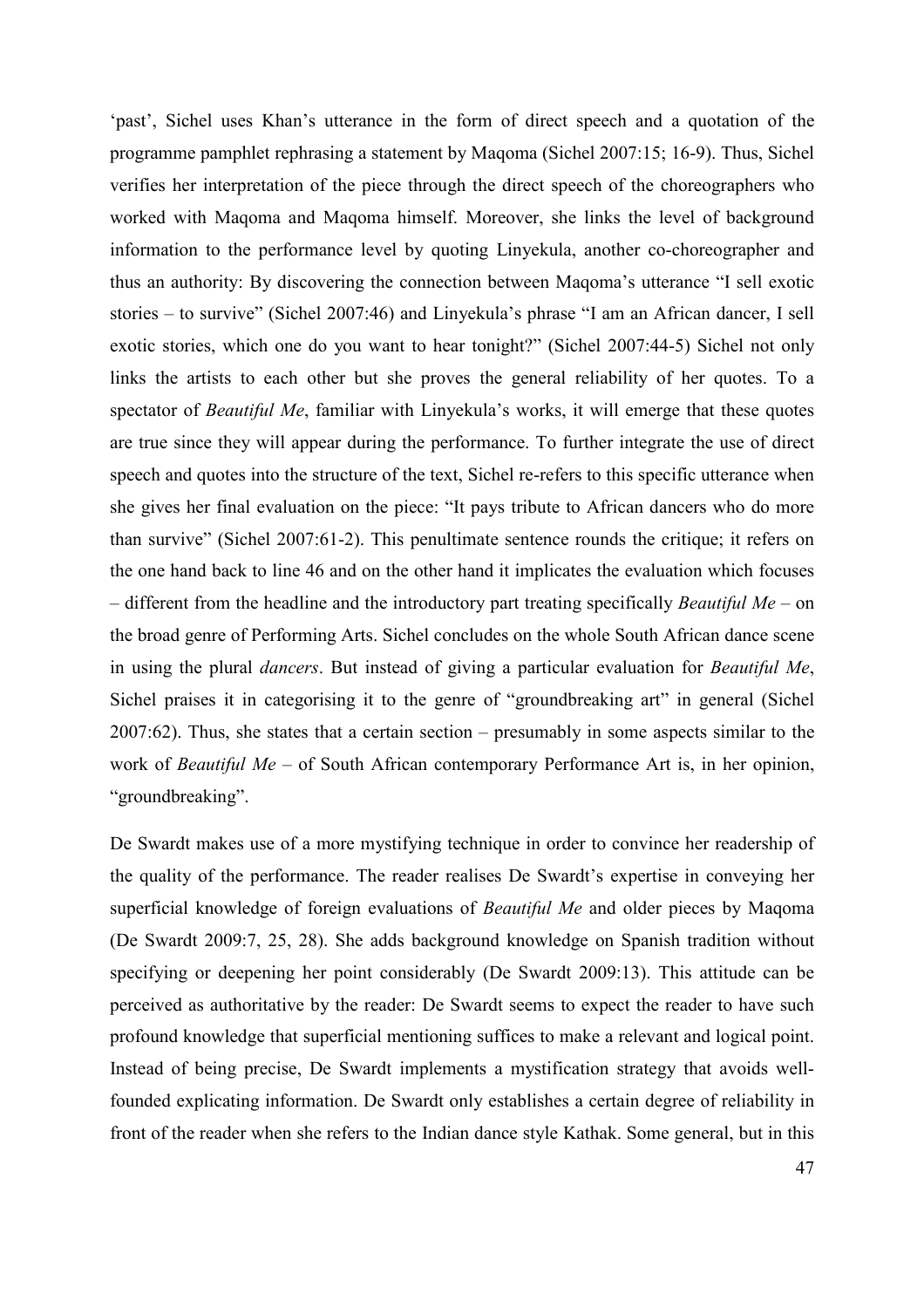'past', Sichel uses Khan's utterance in the form of direct speech and a quotation of the programme pamphlet rephrasing a statement by Maqoma (Sichel 2007:15; 16-9). Thus, Sichel verifies her interpretation of the piece through the direct speech of the choreographers who worked with Maqoma and Maqoma himself. Moreover, she links the level of background information to the performance level by quoting Linyekula, another co-choreographer and thus an authority: By discovering the connection between Maqoma's utterance "I sell exotic stories – to survive" (Sichel 2007:46) and Linyekula's phrase "I am an African dancer, I sell exotic stories, which one do you want to hear tonight?" (Sichel 2007:44-5) Sichel not only links the artists to each other but she proves the general reliability of her quotes. To a spectator of *Beautiful Me*, familiar with Linyekula's works, it will emerge that these quotes are true since they will appear during the performance. To further integrate the use of direct speech and quotes into the structure of the text, Sichel re-refers to this specific utterance when she gives her final evaluation on the piece: "It pays tribute to African dancers who do more than survive" (Sichel 2007:61-2). This penultimate sentence rounds the critique; it refers on the one hand back to line 46 and on the other hand it implicates the evaluation which focuses – different from the headline and the introductory part treating specifically *Beautiful Me* – on the broad genre of Performing Arts. Sichel concludes on the whole South African dance scene in using the plural *dancers*. But instead of giving a particular evaluation for *Beautiful Me*, Sichel praises it in categorising it to the genre of "groundbreaking art" in general (Sichel 2007:62). Thus, she states that a certain section – presumably in some aspects similar to the work of *Beautiful Me* – of South African contemporary Performance Art is, in her opinion, "groundbreaking".

De Swardt makes use of a more mystifying technique in order to convince her readership of the quality of the performance. The reader realises De Swardt's expertise in conveying her superficial knowledge of foreign evaluations of *Beautiful Me* and older pieces by Maqoma (De Swardt 2009:7, 25, 28). She adds background knowledge on Spanish tradition without specifying or deepening her point considerably (De Swardt 2009:13). This attitude can be perceived as authoritative by the reader: De Swardt seems to expect the reader to have such profound knowledge that superficial mentioning suffices to make a relevant and logical point. Instead of being precise, De Swardt implements a mystification strategy that avoids well-founded explicating information. De Swardt only establishes a certain degree of reliability in front of the reader when she refers to the Indian dance style Kathak. Some general, but in this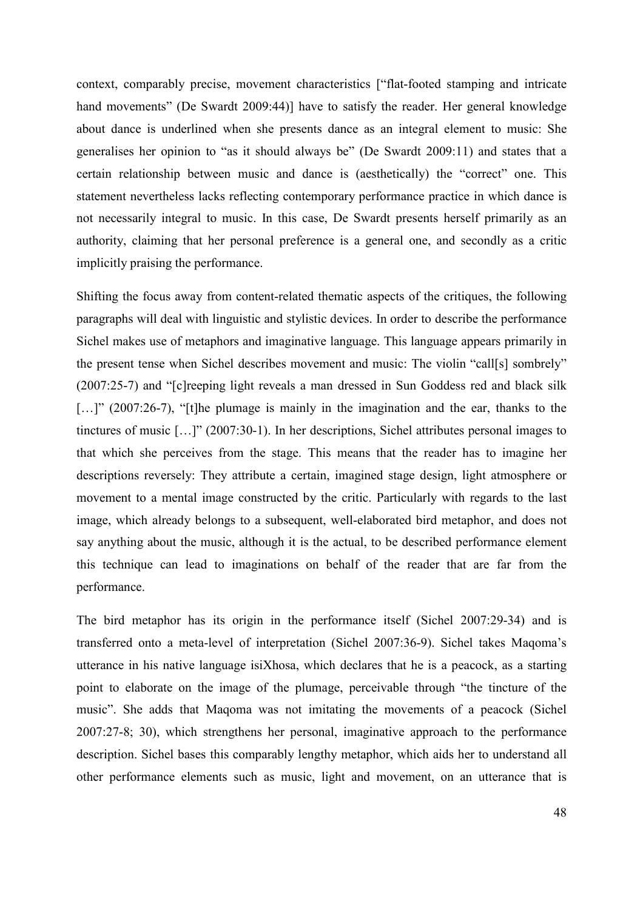context, comparably precise, movement characteristics ["flat-footed stamping and intricate hand movements" (De Swardt 2009:44)] have to satisfy the reader. Her general knowledge about dance is underlined when she presents dance as an integral element to music: She generalises her opinion to "as it should always be" (De Swardt 2009:11) and states that a certain relationship between music and dance is (aesthetically) the "correct" one. This statement nevertheless lacks reflecting contemporary performance practice in which dance is not necessarily integral to music. In this case, De Swardt presents herself primarily as an authority, claiming that her personal preference is a general one, and secondly as a critic implicitly praising the performance.

Shifting the focus away from content-related thematic aspects of the critiques, the following paragraphs will deal with linguistic and stylistic devices. In order to describe the performance Sichel makes use of metaphors and imaginative language. This language appears primarily in the present tense when Sichel describes movement and music: The violin "call[s] sombrely" (2007:25-7) and "[c]reeping light reveals a man dressed in Sun Goddess red and black silk […]" (2007:26-7), "[t]he plumage is mainly in the imagination and the ear, thanks to the tinctures of music […]" (2007:30-1). In her descriptions, Sichel attributes personal images to that which she perceives from the stage. This means that the reader has to imagine her descriptions reversely: They attribute a certain, imagined stage design, light atmosphere or movement to a mental image constructed by the critic. Particularly with regards to the last image, which already belongs to a subsequent, well-elaborated bird metaphor, and does not say anything about the music, although it is the actual, to be described performance element this technique can lead to imaginations on behalf of the reader that are far from the performance.

The bird metaphor has its origin in the performance itself (Sichel 2007:29-34) and is transferred onto a meta-level of interpretation (Sichel 2007:36-9). Sichel takes Maqoma's utterance in his native language isiXhosa, which declares that he is a peacock, as a starting point to elaborate on the image of the plumage, perceivable through "the tincture of the music". She adds that Maqoma was not imitating the movements of a peacock (Sichel 2007:27-8; 30), which strengthens her personal, imaginative approach to the performance description. Sichel bases this comparably lengthy metaphor, which aids her to understand all other performance elements such as music, light and movement, on an utterance that is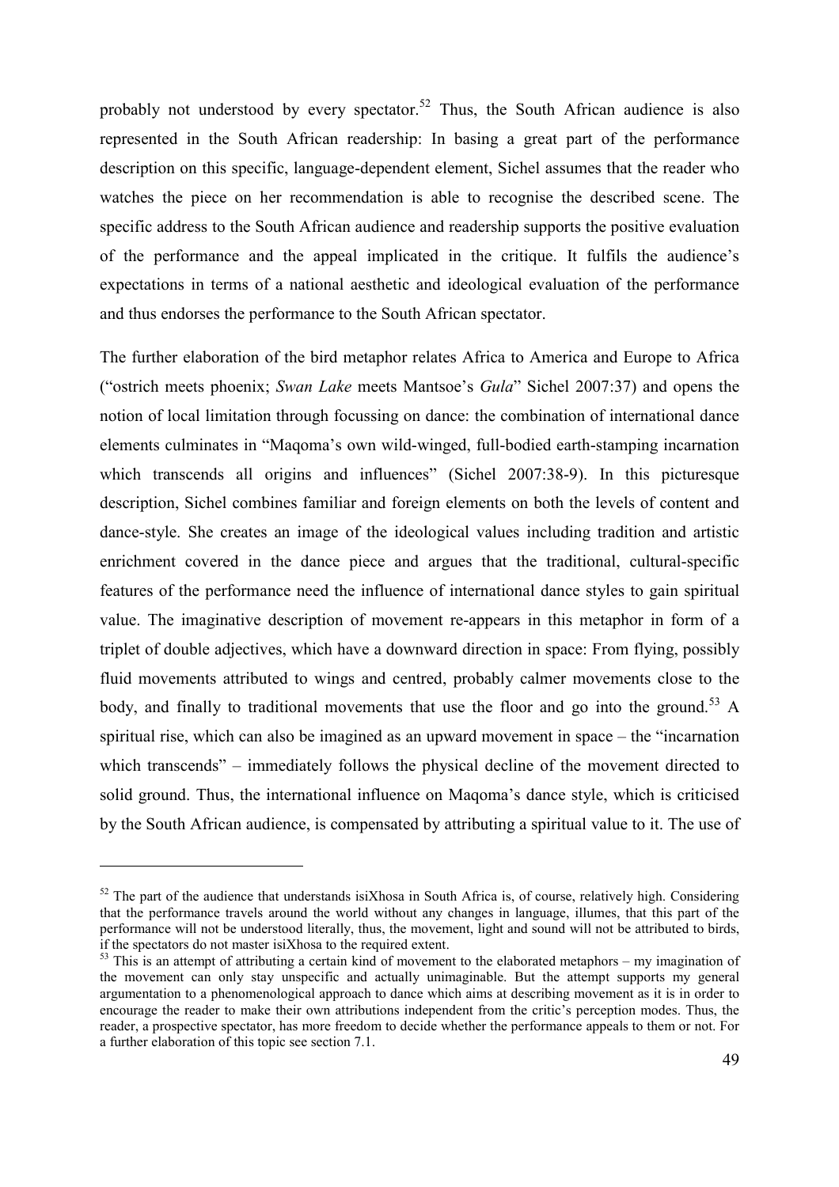probably not understood by every spectator.[52] Thus, the South African audience is also represented in the South African readership: In basing a great part of the performance description on this specific, language-dependent element, Sichel assumes that the reader who watches the piece on her recommendation is able to recognise the described scene. The specific address to the South African audience and readership supports the positive evaluation of the performance and the appeal implicated in the critique. It fulfils the audience's expectations in terms of a national aesthetic and ideological evaluation of the performance and thus endorses the performance to the South African spectator.

The further elaboration of the bird metaphor relates Africa to America and Europe to Africa ("ostrich meets phoenix; *Swan Lake* meets Mantsoe's *Gula*" Sichel 2007:37) and opens the notion of local limitation through focussing on dance: the combination of international dance elements culminates in "Maqoma's own wild-winged, full-bodied earth-stamping incarnation which transcends all origins and influences" (Sichel 2007:38-9). In this picturesque description, Sichel combines familiar and foreign elements on both the levels of content and dance-style. She creates an image of the ideological values including tradition and artistic enrichment covered in the dance piece and argues that the traditional, cultural-specific features of the performance need the influence of international dance styles to gain spiritual value. The imaginative description of movement re-appears in this metaphor in form of a triplet of double adjectives, which have a downward direction in space: From flying, possibly fluid movements attributed to wings and centred, probably calmer movements close to the body, and finally to traditional movements that use the floor and go into the ground.[53] A spiritual rise, which can also be imagined as an upward movement in space – the "incarnation which transcends" – immediately follows the physical decline of the movement directed to solid ground. Thus, the international influence on Maqoma's dance style, which is criticised by the South African audience, is compensated by attributing a spiritual value to it. The use of

---

[52] The part of the audience that understands isiXhosa in South Africa is, of course, relatively high. Considering that the performance travels around the world without any changes in language, illumes, that this part of the performance will not be understood literally, thus, the movement, light and sound will not be attributed to birds, if the spectators do not master isiXhosa to the required extent.

[53] This is an attempt of attributing a certain kind of movement to the elaborated metaphors – my imagination of the movement can only stay unspecific and actually unimaginable. But the attempt supports my general argumentation to a phenomenological approach to dance which aims at describing movement as it is in order to encourage the reader to make their own attributions independent from the critic's perception modes. Thus, the reader, a prospective spectator, has more freedom to decide whether the performance appeals to them or not. For a further elaboration of this topic see section 7.1.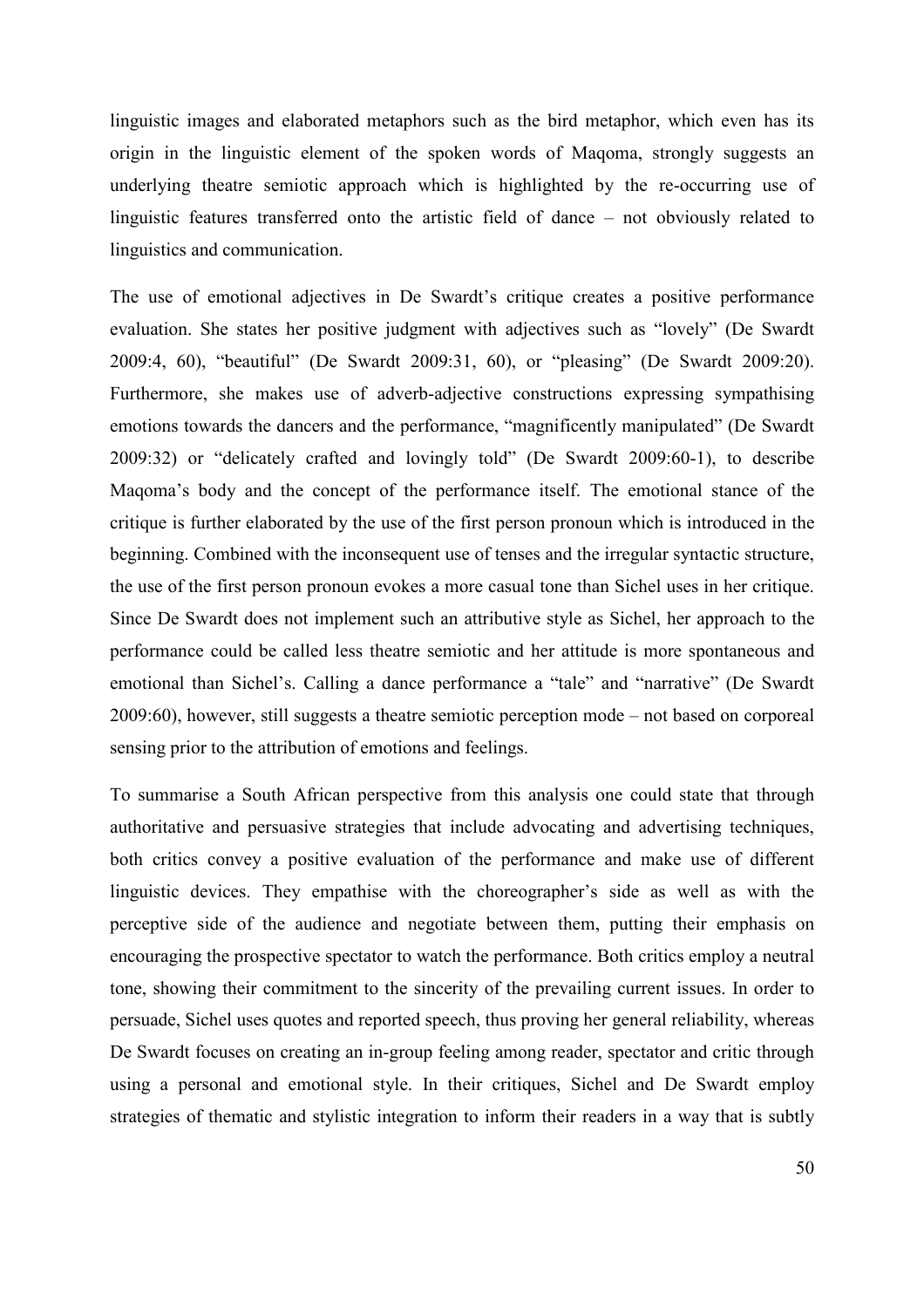linguistic images and elaborated metaphors such as the bird metaphor, which even has its origin in the linguistic element of the spoken words of Maqoma, strongly suggests an underlying theatre semiotic approach which is highlighted by the re-occurring use of linguistic features transferred onto the artistic field of dance – not obviously related to linguistics and communication.

The use of emotional adjectives in De Swardt's critique creates a positive performance evaluation. She states her positive judgment with adjectives such as "lovely" (De Swardt 2009:4, 60), "beautiful" (De Swardt 2009:31, 60), or "pleasing" (De Swardt 2009:20). Furthermore, she makes use of adverb-adjective constructions expressing sympathising emotions towards the dancers and the performance, "magnificently manipulated" (De Swardt 2009:32) or "delicately crafted and lovingly told" (De Swardt 2009:60-1), to describe Maqoma's body and the concept of the performance itself. The emotional stance of the critique is further elaborated by the use of the first person pronoun which is introduced in the beginning. Combined with the inconsequent use of tenses and the irregular syntactic structure, the use of the first person pronoun evokes a more casual tone than Sichel uses in her critique. Since De Swardt does not implement such an attributive style as Sichel, her approach to the performance could be called less theatre semiotic and her attitude is more spontaneous and emotional than Sichel's. Calling a dance performance a "tale" and "narrative" (De Swardt 2009:60), however, still suggests a theatre semiotic perception mode – not based on corporeal sensing prior to the attribution of emotions and feelings.

To summarise a South African perspective from this analysis one could state that through authoritative and persuasive strategies that include advocating and advertising techniques, both critics convey a positive evaluation of the performance and make use of different linguistic devices. They empathise with the choreographer's side as well as with the perceptive side of the audience and negotiate between them, putting their emphasis on encouraging the prospective spectator to watch the performance. Both critics employ a neutral tone, showing their commitment to the sincerity of the prevailing current issues. In order to persuade, Sichel uses quotes and reported speech, thus proving her general reliability, whereas De Swardt focuses on creating an in-group feeling among reader, spectator and critic through using a personal and emotional style. In their critiques, Sichel and De Swardt employ strategies of thematic and stylistic integration to inform their readers in a way that is subtly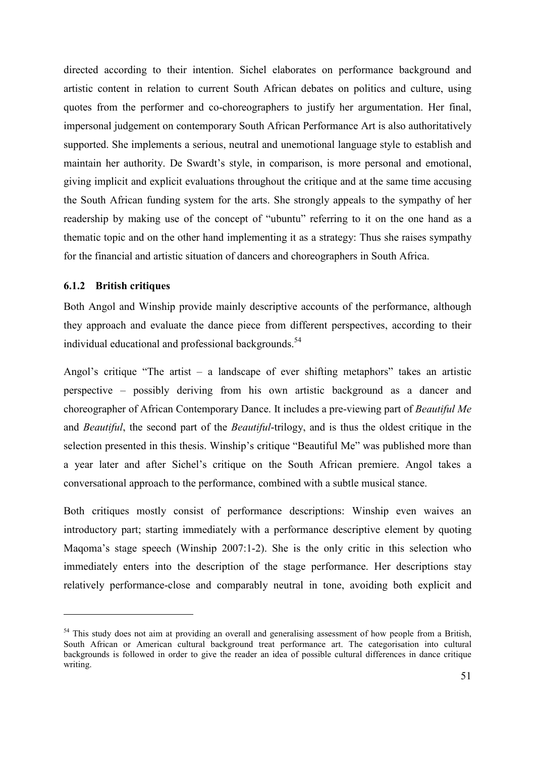directed according to their intention. Sichel elaborates on performance background and artistic content in relation to current South African debates on politics and culture, using quotes from the performer and co-choreographers to justify her argumentation. Her final, impersonal judgement on contemporary South African Performance Art is also authoritatively supported. She implements a serious, neutral and unemotional language style to establish and maintain her authority. De Swardt's style, in comparison, is more personal and emotional, giving implicit and explicit evaluations throughout the critique and at the same time accusing the South African funding system for the arts. She strongly appeals to the sympathy of her readership by making use of the concept of "ubuntu" referring to it on the one hand as a thematic topic and on the other hand implementing it as a strategy: Thus she raises sympathy for the financial and artistic situation of dancers and choreographers in South Africa.

### 6.1.2 British critiques

Both Angol and Winship provide mainly descriptive accounts of the performance, although they approach and evaluate the dance piece from different perspectives, according to their individual educational and professional backgrounds.[54]

Angol's critique "The artist – a landscape of ever shifting metaphors" takes an artistic perspective – possibly deriving from his own artistic background as a dancer and choreographer of African Contemporary Dance. It includes a pre-viewing part of *Beautiful Me* and *Beautiful*, the second part of the *Beautiful*-trilogy, and is thus the oldest critique in the selection presented in this thesis. Winship's critique "Beautiful Me" was published more than a year later and after Sichel's critique on the South African premiere. Angol takes a conversational approach to the performance, combined with a subtle musical stance.

Both critiques mostly consist of performance descriptions: Winship even waives an introductory part; starting immediately with a performance descriptive element by quoting Maqoma's stage speech (Winship 2007:1-2). She is the only critic in this selection who immediately enters into the description of the stage performance. Her descriptions stay relatively performance-close and comparably neutral in tone, avoiding both explicit and

---

[54] This study does not aim at providing an overall and generalising assessment of how people from a British, South African or American cultural background treat performance art. The categorisation into cultural backgrounds is followed in order to give the reader an idea of possible cultural differences in dance critique writing.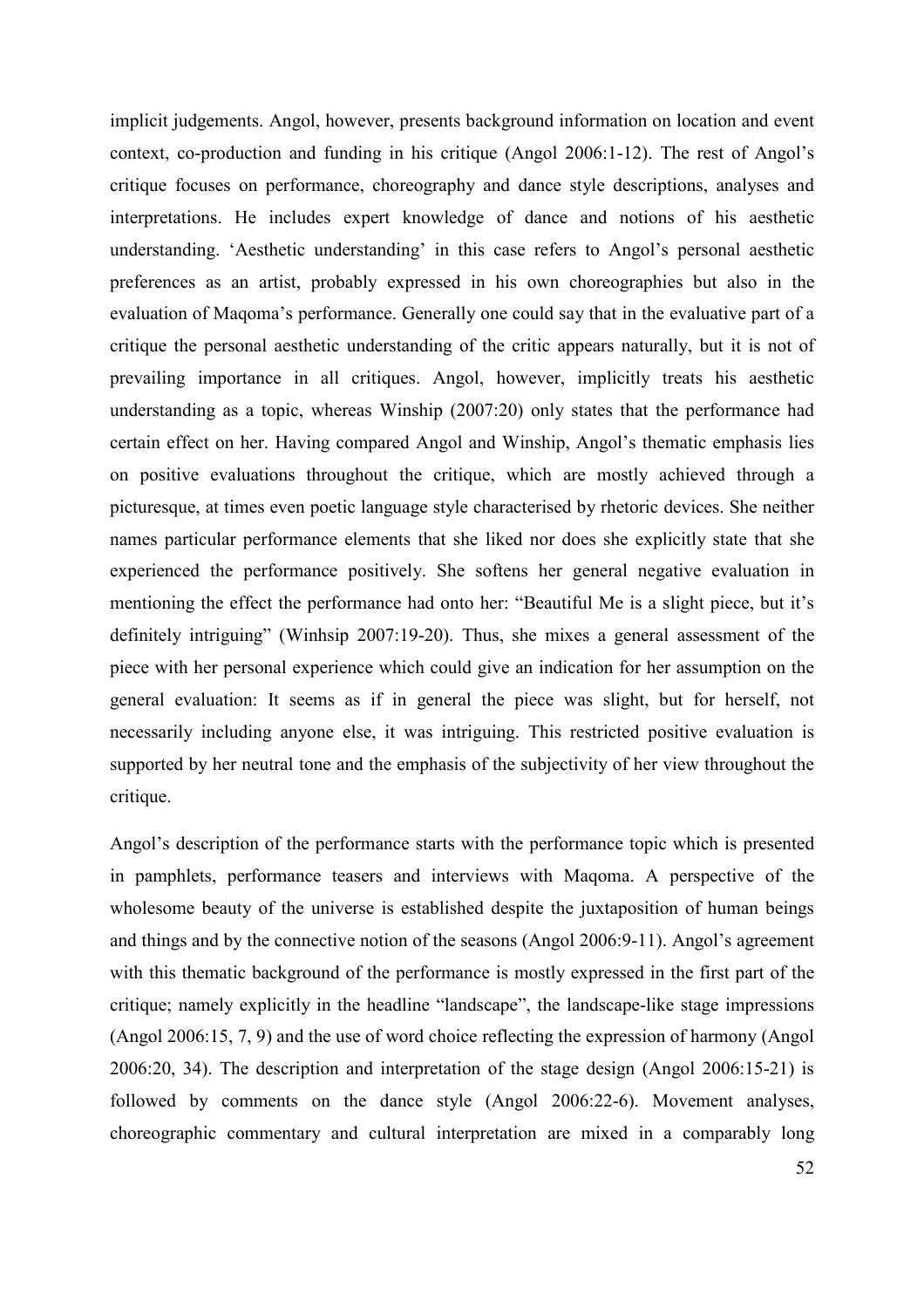implicit judgements. Angol, however, presents background information on location and event context, co-production and funding in his critique (Angol 2006:1-12). The rest of Angol's critique focuses on performance, choreography and dance style descriptions, analyses and interpretations. He includes expert knowledge of dance and notions of his aesthetic understanding. 'Aesthetic understanding' in this case refers to Angol's personal aesthetic preferences as an artist, probably expressed in his own choreographies but also in the evaluation of Maqoma's performance. Generally one could say that in the evaluative part of a critique the personal aesthetic understanding of the critic appears naturally, but it is not of prevailing importance in all critiques. Angol, however, implicitly treats his aesthetic understanding as a topic, whereas Winship (2007:20) only states that the performance had certain effect on her. Having compared Angol and Winship, Angol's thematic emphasis lies on positive evaluations throughout the critique, which are mostly achieved through a picturesque, at times even poetic language style characterised by rhetoric devices. She neither names particular performance elements that she liked nor does she explicitly state that she experienced the performance positively. She softens her general negative evaluation in mentioning the effect the performance had onto her: "Beautiful Me is a slight piece, but it's definitely intriguing" (Winhsip 2007:19-20). Thus, she mixes a general assessment of the piece with her personal experience which could give an indication for her assumption on the general evaluation: It seems as if in general the piece was slight, but for herself, not necessarily including anyone else, it was intriguing. This restricted positive evaluation is supported by her neutral tone and the emphasis of the subjectivity of her view throughout the critique.

Angol's description of the performance starts with the performance topic which is presented in pamphlets, performance teasers and interviews with Maqoma. A perspective of the wholesome beauty of the universe is established despite the juxtaposition of human beings and things and by the connective notion of the seasons (Angol 2006:9-11). Angol's agreement with this thematic background of the performance is mostly expressed in the first part of the critique; namely explicitly in the headline "landscape", the landscape-like stage impressions (Angol 2006:15, 7, 9) and the use of word choice reflecting the expression of harmony (Angol 2006:20, 34). The description and interpretation of the stage design (Angol 2006:15-21) is followed by comments on the dance style (Angol 2006:22-6). Movement analyses, choreographic commentary and cultural interpretation are mixed in a comparably long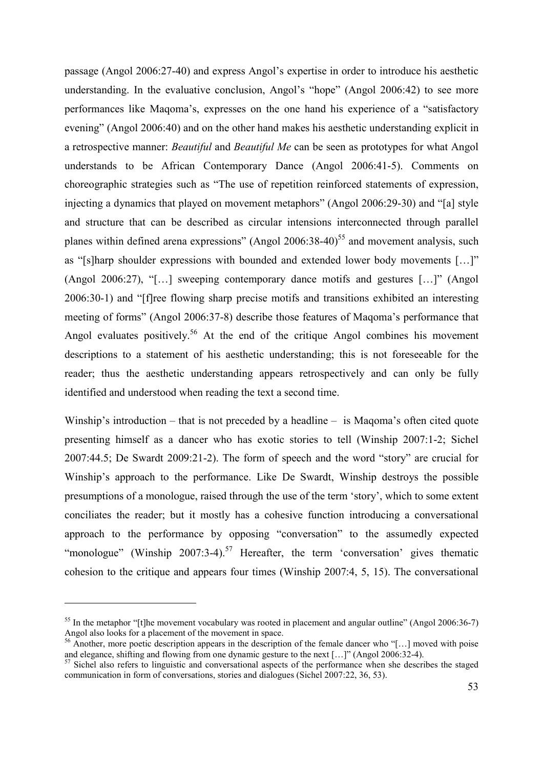passage (Angol 2006:27-40) and express Angol's expertise in order to introduce his aesthetic understanding. In the evaluative conclusion, Angol's "hope" (Angol 2006:42) to see more performances like Maqoma's, expresses on the one hand his experience of a "satisfactory evening" (Angol 2006:40) and on the other hand makes his aesthetic understanding explicit in a retrospective manner: *Beautiful* and *Beautiful Me* can be seen as prototypes for what Angol understands to be African Contemporary Dance (Angol 2006:41-5). Comments on choreographic strategies such as "The use of repetition reinforced statements of expression, injecting a dynamics that played on movement metaphors" (Angol 2006:29-30) and "[a] style and structure that can be described as circular intensions interconnected through parallel planes within defined arena expressions" (Angol 2006:38-40)[55] and movement analysis, such as "[s]harp shoulder expressions with bounded and extended lower body movements […]" (Angol 2006:27), "[…] sweeping contemporary dance motifs and gestures […]" (Angol 2006:30-1) and "[f]ree flowing sharp precise motifs and transitions exhibited an interesting meeting of forms" (Angol 2006:37-8) describe those features of Maqoma's performance that Angol evaluates positively.[56] At the end of the critique Angol combines his movement descriptions to a statement of his aesthetic understanding; this is not foreseeable for the reader; thus the aesthetic understanding appears retrospectively and can only be fully identified and understood when reading the text a second time.

Winship's introduction – that is not preceded by a headline – is Maqoma's often cited quote presenting himself as a dancer who has exotic stories to tell (Winship 2007:1-2; Sichel 2007:44.5; De Swardt 2009:21-2). The form of speech and the word "story" are crucial for Winship's approach to the performance. Like De Swardt, Winship destroys the possible presumptions of a monologue, raised through the use of the term 'story', which to some extent conciliates the reader; but it mostly has a cohesive function introducing a conversational approach to the performance by opposing "conversation" to the assumedly expected "monologue" (Winship 2007:3-4).[57] Hereafter, the term 'conversation' gives thematic cohesion to the critique and appears four times (Winship 2007:4, 5, 15). The conversational

---

[55] In the metaphor "[t]he movement vocabulary was rooted in placement and angular outline" (Angol 2006:36-7) Angol also looks for a placement of the movement in space.

[56] Another, more poetic description appears in the description of the female dancer who "[…] moved with poise and elegance, shifting and flowing from one dynamic gesture to the next […]" (Angol 2006:32-4).

[57] Sichel also refers to linguistic and conversational aspects of the performance when she describes the staged communication in form of conversations, stories and dialogues (Sichel 2007:22, 36, 53).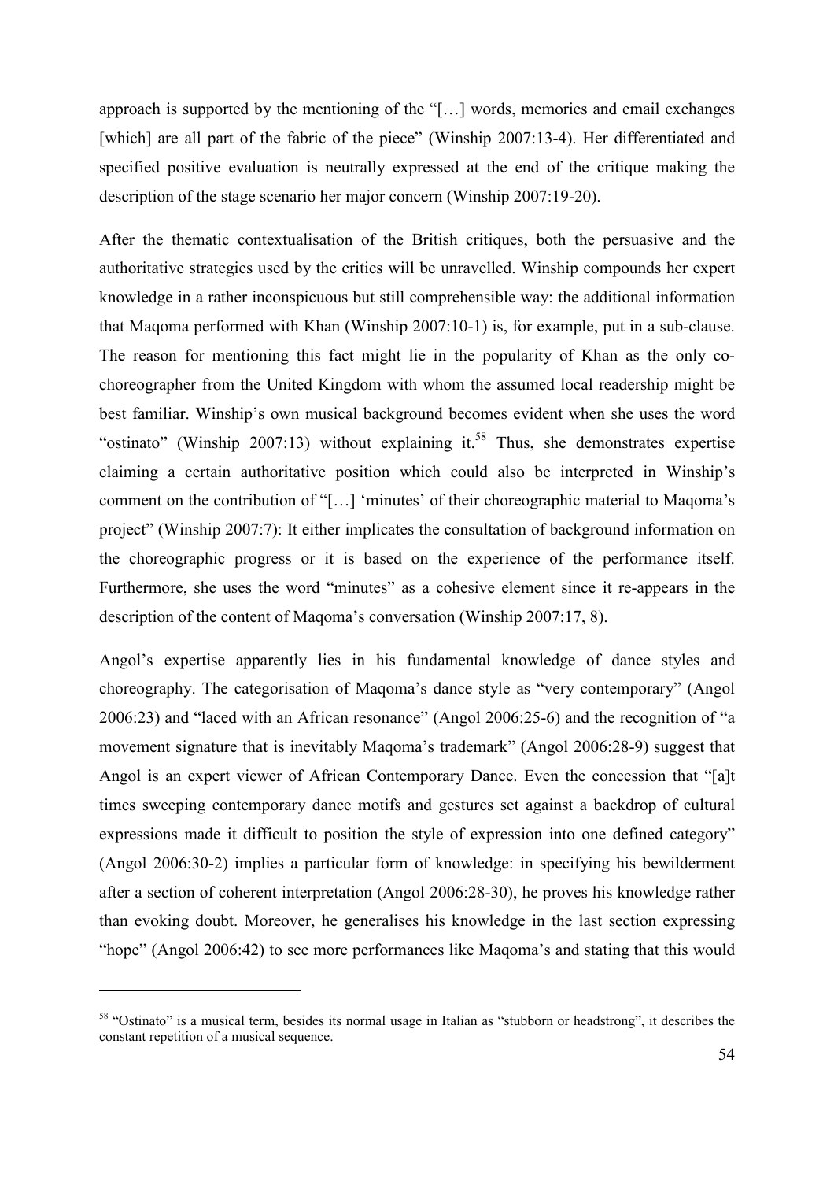approach is supported by the mentioning of the "[…] words, memories and email exchanges [which] are all part of the fabric of the piece" (Winship 2007:13-4). Her differentiated and specified positive evaluation is neutrally expressed at the end of the critique making the description of the stage scenario her major concern (Winship 2007:19-20).

After the thematic contextualisation of the British critiques, both the persuasive and the authoritative strategies used by the critics will be unravelled. Winship compounds her expert knowledge in a rather inconspicuous but still comprehensible way: the additional information that Maqoma performed with Khan (Winship 2007:10-1) is, for example, put in a sub-clause. The reason for mentioning this fact might lie in the popularity of Khan as the only co-choreographer from the United Kingdom with whom the assumed local readership might be best familiar. Winship's own musical background becomes evident when she uses the word "ostinato" (Winship 2007:13) without explaining it.[58] Thus, she demonstrates expertise claiming a certain authoritative position which could also be interpreted in Winship's comment on the contribution of "[…] 'minutes' of their choreographic material to Maqoma's project" (Winship 2007:7): It either implicates the consultation of background information on the choreographic progress or it is based on the experience of the performance itself. Furthermore, she uses the word "minutes" as a cohesive element since it re-appears in the description of the content of Maqoma's conversation (Winship 2007:17, 8).

Angol's expertise apparently lies in his fundamental knowledge of dance styles and choreography. The categorisation of Maqoma's dance style as "very contemporary" (Angol 2006:23) and "laced with an African resonance" (Angol 2006:25-6) and the recognition of "a movement signature that is inevitably Maqoma's trademark" (Angol 2006:28-9) suggest that Angol is an expert viewer of African Contemporary Dance. Even the concession that "[a]t times sweeping contemporary dance motifs and gestures set against a backdrop of cultural expressions made it difficult to position the style of expression into one defined category" (Angol 2006:30-2) implies a particular form of knowledge: in specifying his bewilderment after a section of coherent interpretation (Angol 2006:28-30), he proves his knowledge rather than evoking doubt. Moreover, he generalises his knowledge in the last section expressing "hope" (Angol 2006:42) to see more performances like Maqoma's and stating that this would

---

[58] "Ostinato" is a musical term, besides its normal usage in Italian as "stubborn or headstrong", it describes the constant repetition of a musical sequence.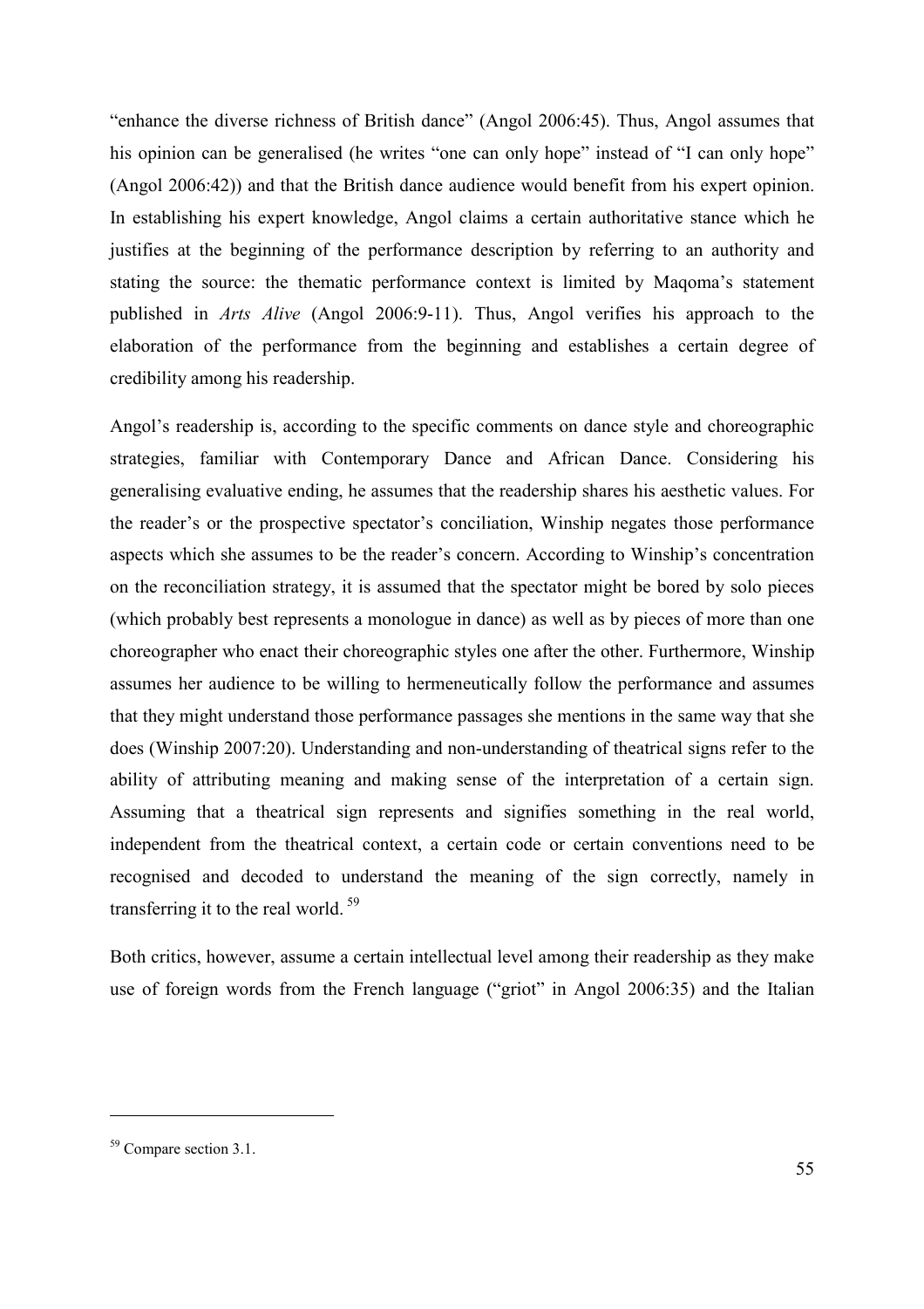"enhance the diverse richness of British dance" (Angol 2006:45). Thus, Angol assumes that his opinion can be generalised (he writes "one can only hope" instead of "I can only hope" (Angol 2006:42)) and that the British dance audience would benefit from his expert opinion. In establishing his expert knowledge, Angol claims a certain authoritative stance which he justifies at the beginning of the performance description by referring to an authority and stating the source: the thematic performance context is limited by Maqoma's statement published in *Arts Alive* (Angol 2006:9-11). Thus, Angol verifies his approach to the elaboration of the performance from the beginning and establishes a certain degree of credibility among his readership.

Angol's readership is, according to the specific comments on dance style and choreographic strategies, familiar with Contemporary Dance and African Dance. Considering his generalising evaluative ending, he assumes that the readership shares his aesthetic values. For the reader's or the prospective spectator's conciliation, Winship negates those performance aspects which she assumes to be the reader's concern. According to Winship's concentration on the reconciliation strategy, it is assumed that the spectator might be bored by solo pieces (which probably best represents a monologue in dance) as well as by pieces of more than one choreographer who enact their choreographic styles one after the other. Furthermore, Winship assumes her audience to be willing to hermeneutically follow the performance and assumes that they might understand those performance passages she mentions in the same way that she does (Winship 2007:20). Understanding and non-understanding of theatrical signs refer to the ability of attributing meaning and making sense of the interpretation of a certain sign. Assuming that a theatrical sign represents and signifies something in the real world, independent from the theatrical context, a certain code or certain conventions need to be recognised and decoded to understand the meaning of the sign correctly, namely in transferring it to the real world. [59]

Both critics, however, assume a certain intellectual level among their readership as they make use of foreign words from the French language ("griot" in Angol 2006:35) and the Italian

---

[59] Compare section 3.1.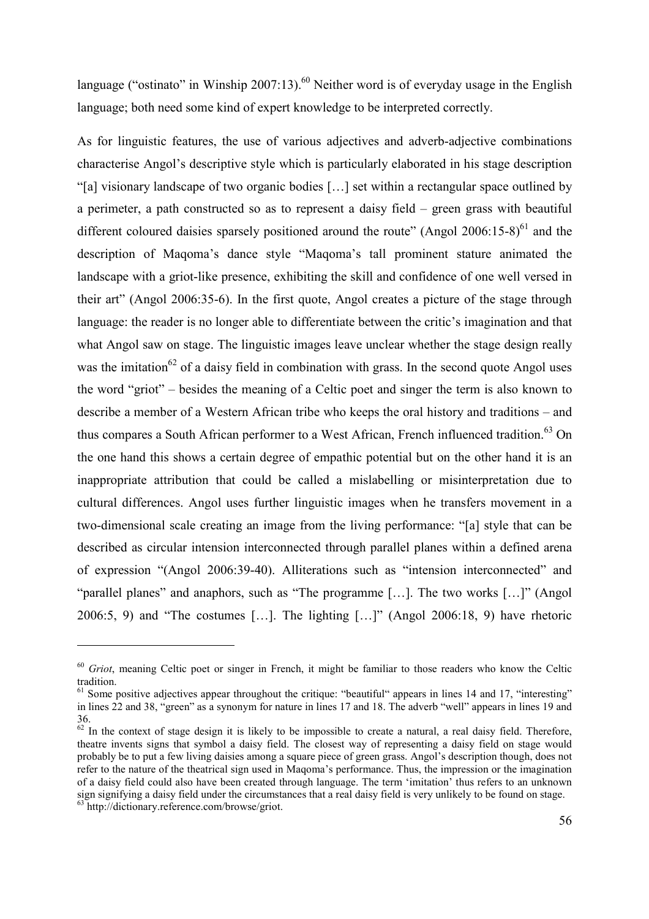language ("ostinato" in Winship 2007:13).[60] Neither word is of everyday usage in the English language; both need some kind of expert knowledge to be interpreted correctly.

As for linguistic features, the use of various adjectives and adverb-adjective combinations characterise Angol's descriptive style which is particularly elaborated in his stage description "[a] visionary landscape of two organic bodies […] set within a rectangular space outlined by a perimeter, a path constructed so as to represent a daisy field – green grass with beautiful different coloured daisies sparsely positioned around the route" (Angol 2006:15-8)[61] and the description of Maqoma's dance style "Maqoma's tall prominent stature animated the landscape with a griot-like presence, exhibiting the skill and confidence of one well versed in their art" (Angol 2006:35-6). In the first quote, Angol creates a picture of the stage through language: the reader is no longer able to differentiate between the critic's imagination and that what Angol saw on stage. The linguistic images leave unclear whether the stage design really was the imitation[62] of a daisy field in combination with grass. In the second quote Angol uses the word "griot" – besides the meaning of a Celtic poet and singer the term is also known to describe a member of a Western African tribe who keeps the oral history and traditions – and thus compares a South African performer to a West African, French influenced tradition.[63] On the one hand this shows a certain degree of empathic potential but on the other hand it is an inappropriate attribution that could be called a mislabelling or misinterpretation due to cultural differences. Angol uses further linguistic images when he transfers movement in a two-dimensional scale creating an image from the living performance: "[a] style that can be described as circular intension interconnected through parallel planes within a defined arena of expression "(Angol 2006:39-40). Alliterations such as "intension interconnected" and "parallel planes" and anaphors, such as "The programme […]. The two works […]" (Angol 2006:5, 9) and "The costumes […]. The lighting […]" (Angol 2006:18, 9) have rhetoric

---

[60] *Griot*, meaning Celtic poet or singer in French, it might be familiar to those readers who know the Celtic tradition.

[61] Some positive adjectives appear throughout the critique: "beautiful" appears in lines 14 and 17, "interesting" in lines 22 and 38, "green" as a synonym for nature in lines 17 and 18. The adverb "well" appears in lines 19 and 36.

[62] In the context of stage design it is likely to be impossible to create a natural, a real daisy field. Therefore, theatre invents signs that symbol a daisy field. The closest way of representing a daisy field on stage would probably be to put a few living daisies among a square piece of green grass. Angol's description though, does not refer to the nature of the theatrical sign used in Maqoma's performance. Thus, the impression or the imagination of a daisy field could also have been created through language. The term 'imitation' thus refers to an unknown sign signifying a daisy field under the circumstances that a real daisy field is very unlikely to be found on stage.

[63] http://dictionary.reference.com/browse/griot.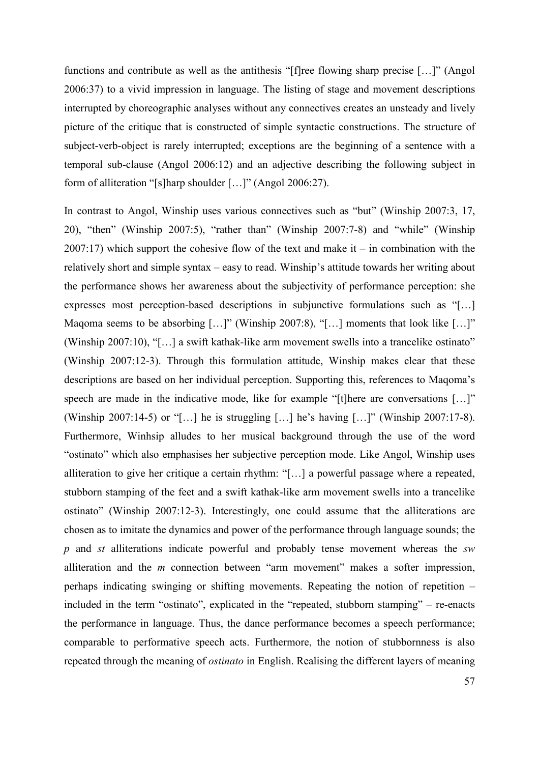functions and contribute as well as the antithesis "[f]ree flowing sharp precise […]" (Angol 2006:37) to a vivid impression in language. The listing of stage and movement descriptions interrupted by choreographic analyses without any connectives creates an unsteady and lively picture of the critique that is constructed of simple syntactic constructions. The structure of subject-verb-object is rarely interrupted; exceptions are the beginning of a sentence with a temporal sub-clause (Angol 2006:12) and an adjective describing the following subject in form of alliteration "[s]harp shoulder […]" (Angol 2006:27).

In contrast to Angol, Winship uses various connectives such as "but" (Winship 2007:3, 17, 20), "then" (Winship 2007:5), "rather than" (Winship 2007:7-8) and "while" (Winship 2007:17) which support the cohesive flow of the text and make it – in combination with the relatively short and simple syntax – easy to read. Winship's attitude towards her writing about the performance shows her awareness about the subjectivity of performance perception: she expresses most perception-based descriptions in subjunctive formulations such as "[…] Maqoma seems to be absorbing […]" (Winship 2007:8), "[…] moments that look like […]" (Winship 2007:10), "[…] a swift kathak-like arm movement swells into a trancelike ostinato" (Winship 2007:12-3). Through this formulation attitude, Winship makes clear that these descriptions are based on her individual perception. Supporting this, references to Maqoma's speech are made in the indicative mode, like for example "[t]here are conversations […]" (Winship 2007:14-5) or "[…] he is struggling […] he's having […]" (Winship 2007:17-8). Furthermore, Winhsip alludes to her musical background through the use of the word "ostinato" which also emphasises her subjective perception mode. Like Angol, Winship uses alliteration to give her critique a certain rhythm: "[…] a powerful passage where a repeated, stubborn stamping of the feet and a swift kathak-like arm movement swells into a trancelike ostinato" (Winship 2007:12-3). Interestingly, one could assume that the alliterations are chosen as to imitate the dynamics and power of the performance through language sounds; the *p* and *st* alliterations indicate powerful and probably tense movement whereas the *sw* alliteration and the *m* connection between "arm movement" makes a softer impression, perhaps indicating swinging or shifting movements. Repeating the notion of repetition – included in the term "ostinato", explicated in the "repeated, stubborn stamping" – re-enacts the performance in language. Thus, the dance performance becomes a speech performance; comparable to performative speech acts. Furthermore, the notion of stubbornness is also repeated through the meaning of *ostinato* in English. Realising the different layers of meaning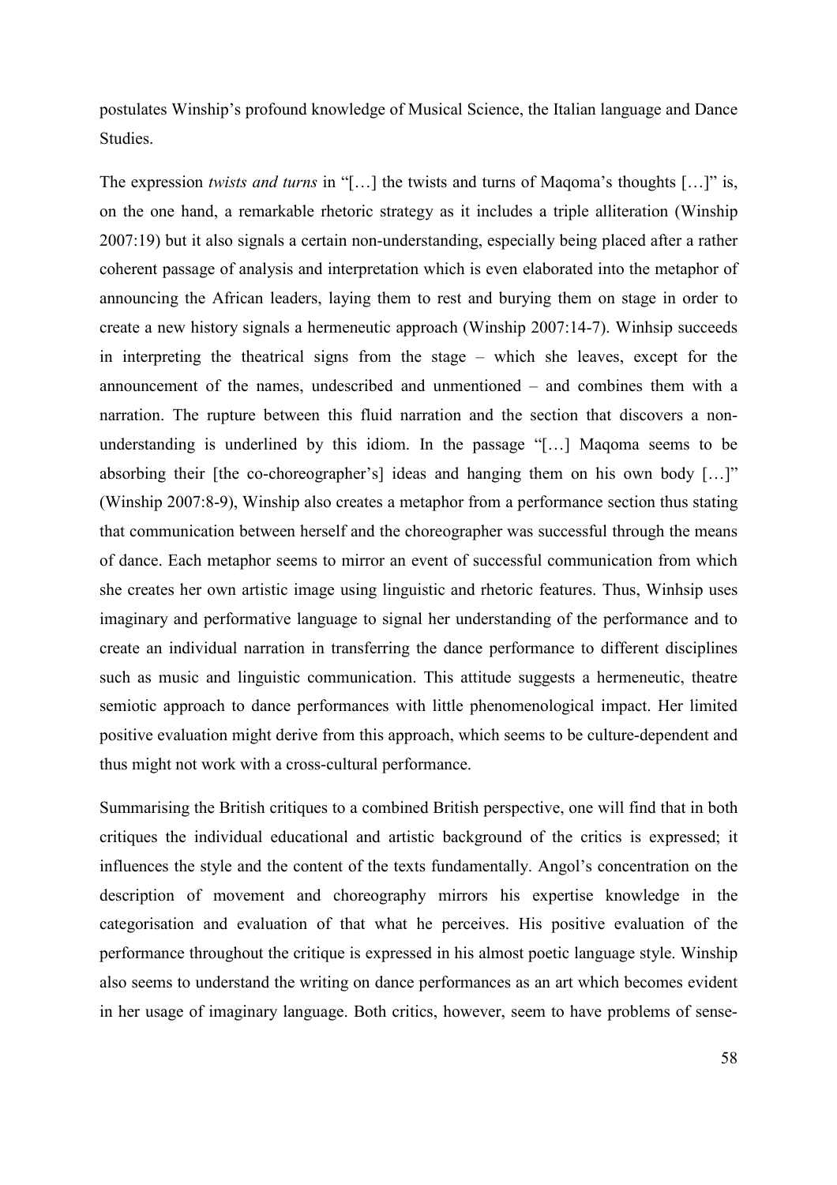postulates Winship's profound knowledge of Musical Science, the Italian language and Dance Studies.

The expression *twists and turns* in "[…] the twists and turns of Maqoma's thoughts […]" is, on the one hand, a remarkable rhetoric strategy as it includes a triple alliteration (Winship 2007:19) but it also signals a certain non-understanding, especially being placed after a rather coherent passage of analysis and interpretation which is even elaborated into the metaphor of announcing the African leaders, laying them to rest and burying them on stage in order to create a new history signals a hermeneutic approach (Winship 2007:14-7). Winhsip succeeds in interpreting the theatrical signs from the stage – which she leaves, except for the announcement of the names, undescribed and unmentioned – and combines them with a narration. The rupture between this fluid narration and the section that discovers a non-understanding is underlined by this idiom. In the passage "[…] Maqoma seems to be absorbing their [the co-choreographer's] ideas and hanging them on his own body […]" (Winship 2007:8-9), Winship also creates a metaphor from a performance section thus stating that communication between herself and the choreographer was successful through the means of dance. Each metaphor seems to mirror an event of successful communication from which she creates her own artistic image using linguistic and rhetoric features. Thus, Winhsip uses imaginary and performative language to signal her understanding of the performance and to create an individual narration in transferring the dance performance to different disciplines such as music and linguistic communication. This attitude suggests a hermeneutic, theatre semiotic approach to dance performances with little phenomenological impact. Her limited positive evaluation might derive from this approach, which seems to be culture-dependent and thus might not work with a cross-cultural performance.

Summarising the British critiques to a combined British perspective, one will find that in both critiques the individual educational and artistic background of the critics is expressed; it influences the style and the content of the texts fundamentally. Angol's concentration on the description of movement and choreography mirrors his expertise knowledge in the categorisation and evaluation of that what he perceives. His positive evaluation of the performance throughout the critique is expressed in his almost poetic language style. Winship also seems to understand the writing on dance performances as an art which becomes evident in her usage of imaginary language. Both critics, however, seem to have problems of sense-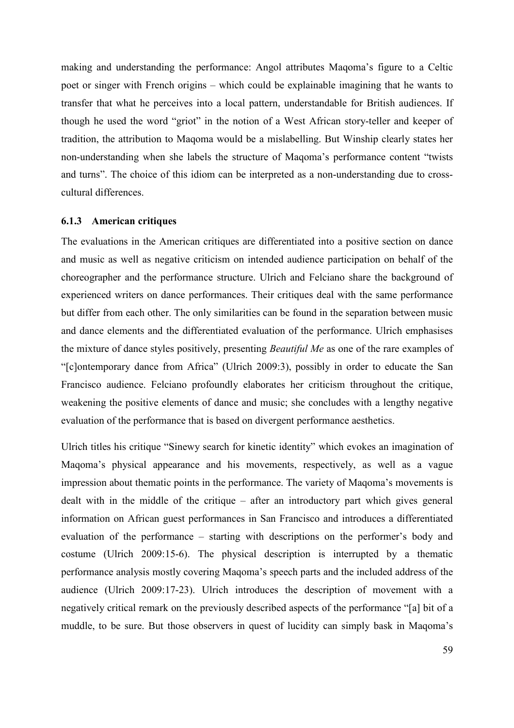making and understanding the performance: Angol attributes Maqoma's figure to a Celtic poet or singer with French origins – which could be explainable imagining that he wants to transfer that what he perceives into a local pattern, understandable for British audiences. If though he used the word "griot" in the notion of a West African story-teller and keeper of tradition, the attribution to Maqoma would be a mislabelling. But Winship clearly states her non-understanding when she labels the structure of Maqoma's performance content "twists and turns". The choice of this idiom can be interpreted as a non-understanding due to cross-cultural differences.

### 6.1.3 American critiques

The evaluations in the American critiques are differentiated into a positive section on dance and music as well as negative criticism on intended audience participation on behalf of the choreographer and the performance structure. Ulrich and Felciano share the background of experienced writers on dance performances. Their critiques deal with the same performance but differ from each other. The only similarities can be found in the separation between music and dance elements and the differentiated evaluation of the performance. Ulrich emphasises the mixture of dance styles positively, presenting *Beautiful Me* as one of the rare examples of "[c]ontemporary dance from Africa" (Ulrich 2009:3), possibly in order to educate the San Francisco audience. Felciano profoundly elaborates her criticism throughout the critique, weakening the positive elements of dance and music; she concludes with a lengthy negative evaluation of the performance that is based on divergent performance aesthetics.

Ulrich titles his critique "Sinewy search for kinetic identity" which evokes an imagination of Maqoma's physical appearance and his movements, respectively, as well as a vague impression about thematic points in the performance. The variety of Maqoma's movements is dealt with in the middle of the critique – after an introductory part which gives general information on African guest performances in San Francisco and introduces a differentiated evaluation of the performance – starting with descriptions on the performer's body and costume (Ulrich 2009:15-6). The physical description is interrupted by a thematic performance analysis mostly covering Maqoma's speech parts and the included address of the audience (Ulrich 2009:17-23). Ulrich introduces the description of movement with a negatively critical remark on the previously described aspects of the performance "[a] bit of a muddle, to be sure. But those observers in quest of lucidity can simply bask in Maqoma's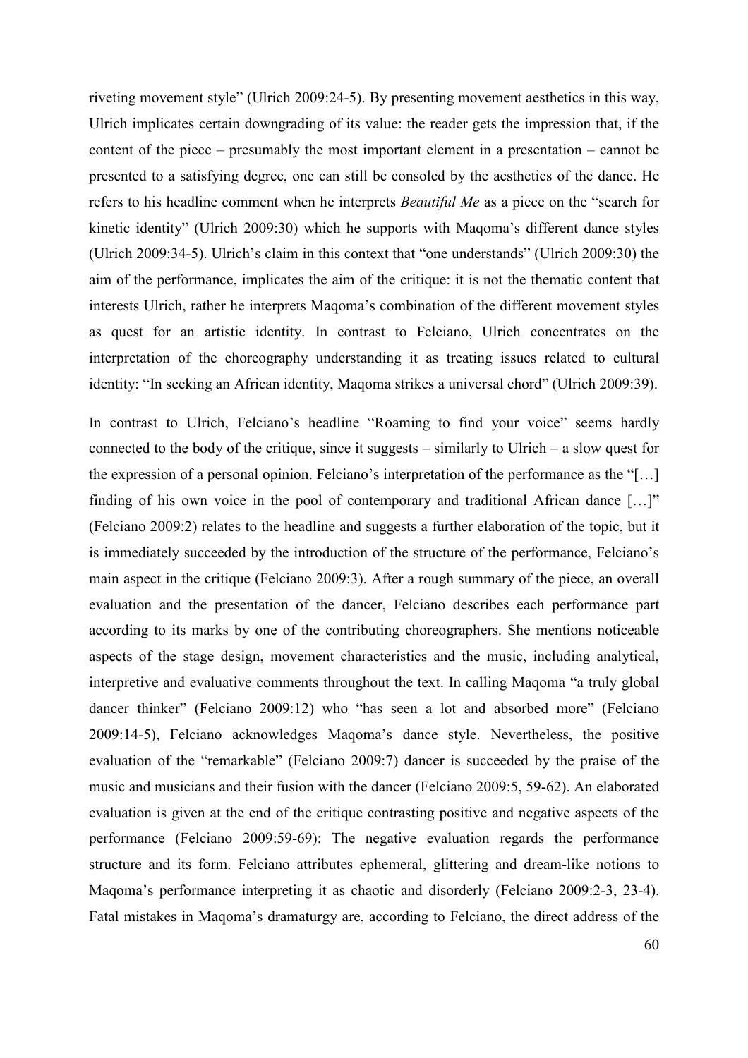riveting movement style" (Ulrich 2009:24-5). By presenting movement aesthetics in this way, Ulrich implicates certain downgrading of its value: the reader gets the impression that, if the content of the piece – presumably the most important element in a presentation – cannot be presented to a satisfying degree, one can still be consoled by the aesthetics of the dance. He refers to his headline comment when he interprets *Beautiful Me* as a piece on the "search for kinetic identity" (Ulrich 2009:30) which he supports with Maqoma's different dance styles (Ulrich 2009:34-5). Ulrich's claim in this context that "one understands" (Ulrich 2009:30) the aim of the performance, implicates the aim of the critique: it is not the thematic content that interests Ulrich, rather he interprets Maqoma's combination of the different movement styles as quest for an artistic identity. In contrast to Felciano, Ulrich concentrates on the interpretation of the choreography understanding it as treating issues related to cultural identity: "In seeking an African identity, Maqoma strikes a universal chord" (Ulrich 2009:39).

In contrast to Ulrich, Felciano's headline "Roaming to find your voice" seems hardly connected to the body of the critique, since it suggests – similarly to Ulrich – a slow quest for the expression of a personal opinion. Felciano's interpretation of the performance as the "[…] finding of his own voice in the pool of contemporary and traditional African dance […]" (Felciano 2009:2) relates to the headline and suggests a further elaboration of the topic, but it is immediately succeeded by the introduction of the structure of the performance, Felciano's main aspect in the critique (Felciano 2009:3). After a rough summary of the piece, an overall evaluation and the presentation of the dancer, Felciano describes each performance part according to its marks by one of the contributing choreographers. She mentions noticeable aspects of the stage design, movement characteristics and the music, including analytical, interpretive and evaluative comments throughout the text. In calling Maqoma "a truly global dancer thinker" (Felciano 2009:12) who "has seen a lot and absorbed more" (Felciano 2009:14-5), Felciano acknowledges Maqoma's dance style. Nevertheless, the positive evaluation of the "remarkable" (Felciano 2009:7) dancer is succeeded by the praise of the music and musicians and their fusion with the dancer (Felciano 2009:5, 59-62). An elaborated evaluation is given at the end of the critique contrasting positive and negative aspects of the performance (Felciano 2009:59-69): The negative evaluation regards the performance structure and its form. Felciano attributes ephemeral, glittering and dream-like notions to Maqoma's performance interpreting it as chaotic and disorderly (Felciano 2009:2-3, 23-4). Fatal mistakes in Maqoma's dramaturgy are, according to Felciano, the direct address of the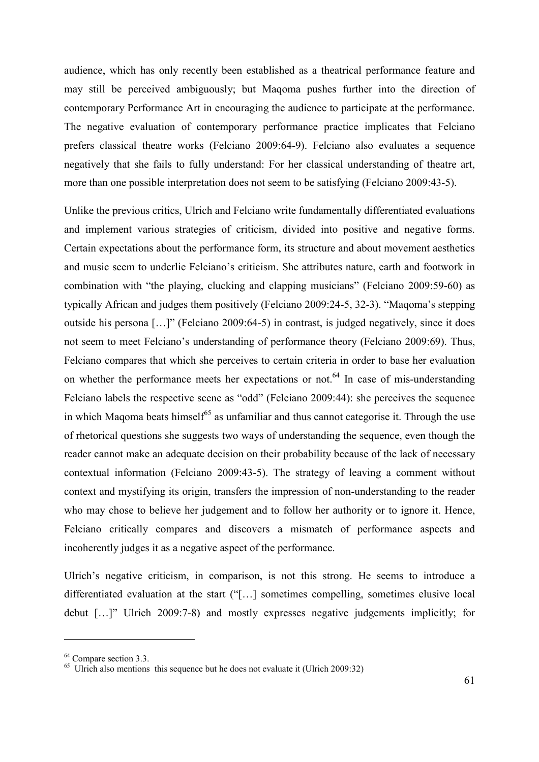audience, which has only recently been established as a theatrical performance feature and may still be perceived ambiguously; but Maqoma pushes further into the direction of contemporary Performance Art in encouraging the audience to participate at the performance. The negative evaluation of contemporary performance practice implicates that Felciano prefers classical theatre works (Felciano 2009:64-9). Felciano also evaluates a sequence negatively that she fails to fully understand: For her classical understanding of theatre art, more than one possible interpretation does not seem to be satisfying (Felciano 2009:43-5).

Unlike the previous critics, Ulrich and Felciano write fundamentally differentiated evaluations and implement various strategies of criticism, divided into positive and negative forms. Certain expectations about the performance form, its structure and about movement aesthetics and music seem to underlie Felciano's criticism. She attributes nature, earth and footwork in combination with "the playing, clucking and clapping musicians" (Felciano 2009:59-60) as typically African and judges them positively (Felciano 2009:24-5, 32-3). "Maqoma's stepping outside his persona […]" (Felciano 2009:64-5) in contrast, is judged negatively, since it does not seem to meet Felciano's understanding of performance theory (Felciano 2009:69). Thus, Felciano compares that which she perceives to certain criteria in order to base her evaluation on whether the performance meets her expectations or not.[64] In case of mis-understanding Felciano labels the respective scene as "odd" (Felciano 2009:44): she perceives the sequence in which Maqoma beats himself[65] as unfamiliar and thus cannot categorise it. Through the use of rhetorical questions she suggests two ways of understanding the sequence, even though the reader cannot make an adequate decision on their probability because of the lack of necessary contextual information (Felciano 2009:43-5). The strategy of leaving a comment without context and mystifying its origin, transfers the impression of non-understanding to the reader who may chose to believe her judgement and to follow her authority or to ignore it. Hence, Felciano critically compares and discovers a mismatch of performance aspects and incoherently judges it as a negative aspect of the performance.

Ulrich's negative criticism, in comparison, is not this strong. He seems to introduce a differentiated evaluation at the start ("[…] sometimes compelling, sometimes elusive local debut […]" Ulrich 2009:7-8) and mostly expresses negative judgements implicitly; for

---

[64] Compare section 3.3.

[65] Ulrich also mentions this sequence but he does not evaluate it (Ulrich 2009:32)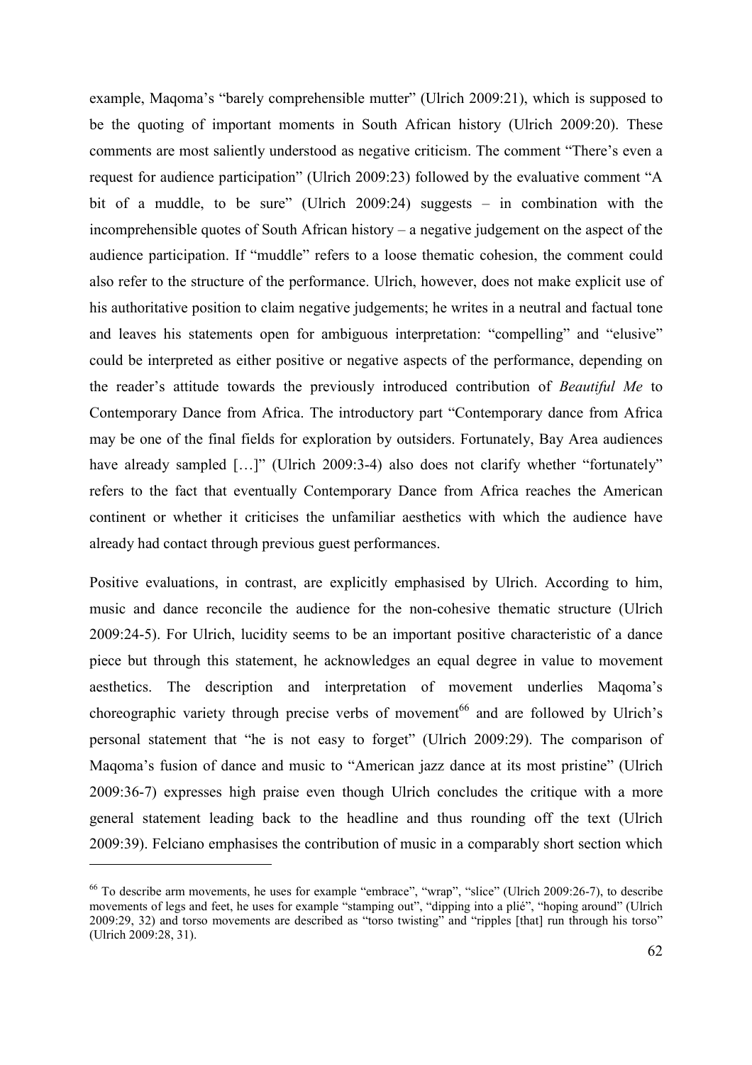example, Maqoma's "barely comprehensible mutter" (Ulrich 2009:21), which is supposed to be the quoting of important moments in South African history (Ulrich 2009:20). These comments are most saliently understood as negative criticism. The comment "There's even a request for audience participation" (Ulrich 2009:23) followed by the evaluative comment "A bit of a muddle, to be sure" (Ulrich 2009:24) suggests – in combination with the incomprehensible quotes of South African history – a negative judgement on the aspect of the audience participation. If "muddle" refers to a loose thematic cohesion, the comment could also refer to the structure of the performance. Ulrich, however, does not make explicit use of his authoritative position to claim negative judgements; he writes in a neutral and factual tone and leaves his statements open for ambiguous interpretation: "compelling" and "elusive" could be interpreted as either positive or negative aspects of the performance, depending on the reader's attitude towards the previously introduced contribution of *Beautiful Me* to Contemporary Dance from Africa. The introductory part "Contemporary dance from Africa may be one of the final fields for exploration by outsiders. Fortunately, Bay Area audiences have already sampled […]" (Ulrich 2009:3-4) also does not clarify whether "fortunately" refers to the fact that eventually Contemporary Dance from Africa reaches the American continent or whether it criticises the unfamiliar aesthetics with which the audience have already had contact through previous guest performances.

Positive evaluations, in contrast, are explicitly emphasised by Ulrich. According to him, music and dance reconcile the audience for the non-cohesive thematic structure (Ulrich 2009:24-5). For Ulrich, lucidity seems to be an important positive characteristic of a dance piece but through this statement, he acknowledges an equal degree in value to movement aesthetics. The description and interpretation of movement underlies Maqoma's choreographic variety through precise verbs of movement[66] and are followed by Ulrich's personal statement that "he is not easy to forget" (Ulrich 2009:29). The comparison of Maqoma's fusion of dance and music to "American jazz dance at its most pristine" (Ulrich 2009:36-7) expresses high praise even though Ulrich concludes the critique with a more general statement leading back to the headline and thus rounding off the text (Ulrich 2009:39). Felciano emphasises the contribution of music in a comparably short section which

[66] To describe arm movements, he uses for example "embrace", "wrap", "slice" (Ulrich 2009:26-7), to describe movements of legs and feet, he uses for example "stamping out", "dipping into a plié", "hoping around" (Ulrich 2009:29, 32) and torso movements are described as "torso twisting" and "ripples [that] run through his torso" (Ulrich 2009:28, 31).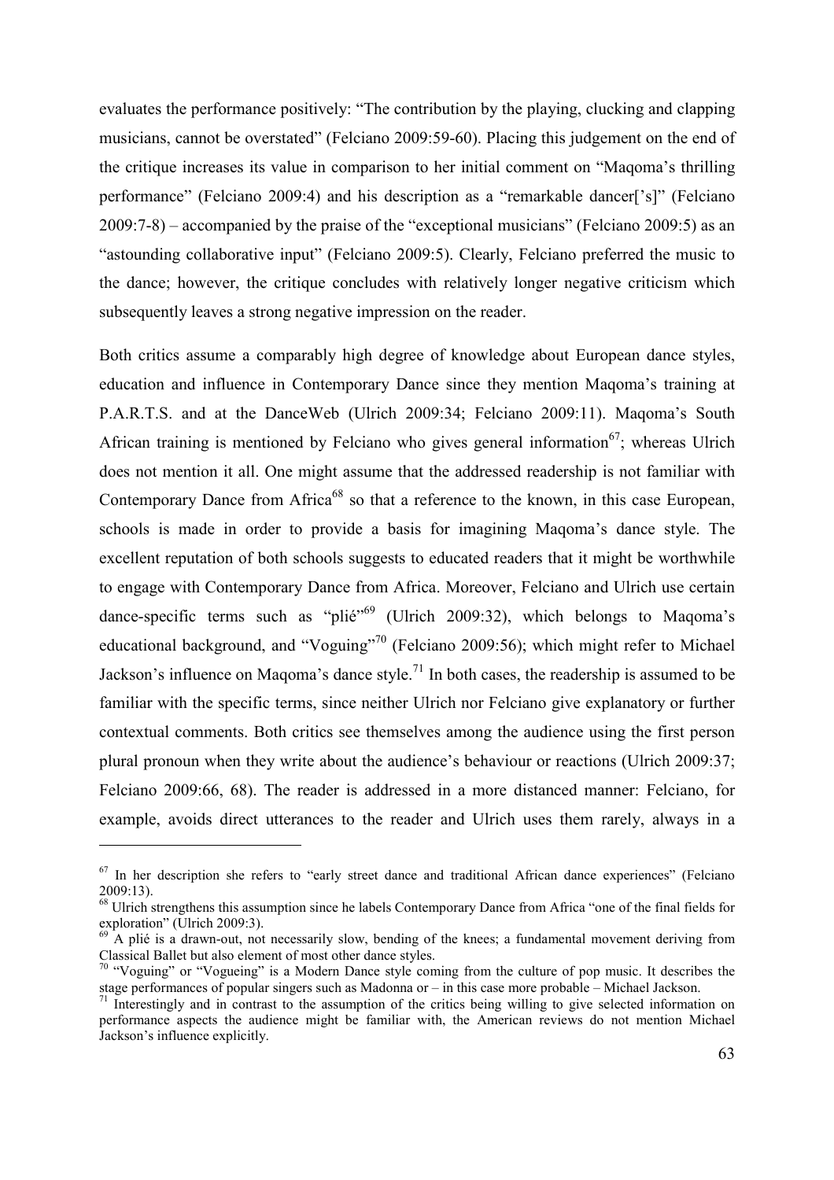evaluates the performance positively: "The contribution by the playing, clucking and clapping musicians, cannot be overstated" (Felciano 2009:59-60). Placing this judgement on the end of the critique increases its value in comparison to her initial comment on "Maqoma's thrilling performance" (Felciano 2009:4) and his description as a "remarkable dancer['s]" (Felciano 2009:7-8) – accompanied by the praise of the "exceptional musicians" (Felciano 2009:5) as an "astounding collaborative input" (Felciano 2009:5). Clearly, Felciano preferred the music to the dance; however, the critique concludes with relatively longer negative criticism which subsequently leaves a strong negative impression on the reader.

Both critics assume a comparably high degree of knowledge about European dance styles, education and influence in Contemporary Dance since they mention Maqoma's training at P.A.R.T.S. and at the DanceWeb (Ulrich 2009:34; Felciano 2009:11). Maqoma's South African training is mentioned by Felciano who gives general information[67]; whereas Ulrich does not mention it all. One might assume that the addressed readership is not familiar with Contemporary Dance from Africa[68] so that a reference to the known, in this case European, schools is made in order to provide a basis for imagining Maqoma's dance style. The excellent reputation of both schools suggests to educated readers that it might be worthwhile to engage with Contemporary Dance from Africa. Moreover, Felciano and Ulrich use certain dance-specific terms such as "plié"[69] (Ulrich 2009:32), which belongs to Maqoma's educational background, and "Voguing"[70] (Felciano 2009:56); which might refer to Michael Jackson's influence on Maqoma's dance style.[71] In both cases, the readership is assumed to be familiar with the specific terms, since neither Ulrich nor Felciano give explanatory or further contextual comments. Both critics see themselves among the audience using the first person plural pronoun when they write about the audience's behaviour or reactions (Ulrich 2009:37; Felciano 2009:66, 68). The reader is addressed in a more distanced manner: Felciano, for example, avoids direct utterances to the reader and Ulrich uses them rarely, always in a

---

[67] In her description she refers to "early street dance and traditional African dance experiences" (Felciano 2009:13).

[68] Ulrich strengthens this assumption since he labels Contemporary Dance from Africa "one of the final fields for exploration" (Ulrich 2009:3).

[69] A plié is a drawn-out, not necessarily slow, bending of the knees; a fundamental movement deriving from Classical Ballet but also element of most other dance styles.

[70] "Voguing" or "Vogueing" is a Modern Dance style coming from the culture of pop music. It describes the stage performances of popular singers such as Madonna or – in this case more probable – Michael Jackson.

[71] Interestingly and in contrast to the assumption of the critics being willing to give selected information on performance aspects the audience might be familiar with, the American reviews do not mention Michael Jackson's influence explicitly.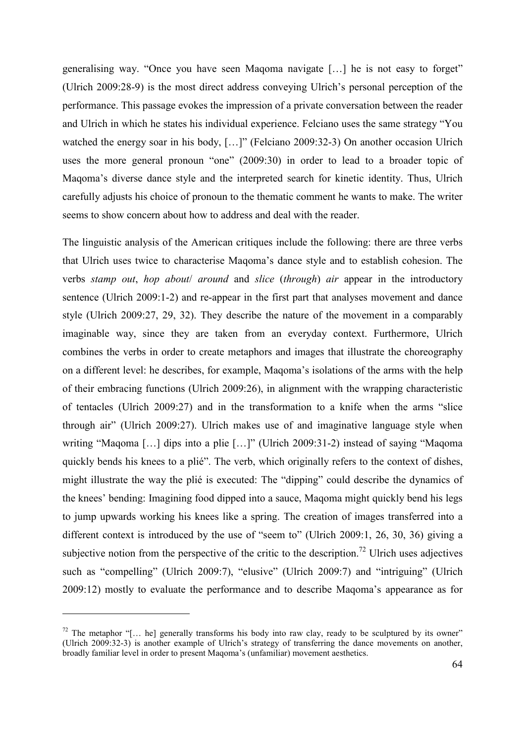generalising way. "Once you have seen Maqoma navigate […] he is not easy to forget" (Ulrich 2009:28-9) is the most direct address conveying Ulrich's personal perception of the performance. This passage evokes the impression of a private conversation between the reader and Ulrich in which he states his individual experience. Felciano uses the same strategy "You watched the energy soar in his body, […]" (Felciano 2009:32-3) On another occasion Ulrich uses the more general pronoun "one" (2009:30) in order to lead to a broader topic of Maqoma's diverse dance style and the interpreted search for kinetic identity. Thus, Ulrich carefully adjusts his choice of pronoun to the thematic comment he wants to make. The writer seems to show concern about how to address and deal with the reader.

The linguistic analysis of the American critiques include the following: there are three verbs that Ulrich uses twice to characterise Maqoma's dance style and to establish cohesion. The verbs *stamp out*, *hop about*/ *around* and *slice* (*through*) *air* appear in the introductory sentence (Ulrich 2009:1-2) and re-appear in the first part that analyses movement and dance style (Ulrich 2009:27, 29, 32). They describe the nature of the movement in a comparably imaginable way, since they are taken from an everyday context. Furthermore, Ulrich combines the verbs in order to create metaphors and images that illustrate the choreography on a different level: he describes, for example, Maqoma's isolations of the arms with the help of their embracing functions (Ulrich 2009:26), in alignment with the wrapping characteristic of tentacles (Ulrich 2009:27) and in the transformation to a knife when the arms "slice through air" (Ulrich 2009:27). Ulrich makes use of and imaginative language style when writing "Maqoma […] dips into a plie […]" (Ulrich 2009:31-2) instead of saying "Maqoma quickly bends his knees to a plié". The verb, which originally refers to the context of dishes, might illustrate the way the plié is executed: The "dipping" could describe the dynamics of the knees' bending: Imagining food dipped into a sauce, Maqoma might quickly bend his legs to jump upwards working his knees like a spring. The creation of images transferred into a different context is introduced by the use of "seem to" (Ulrich 2009:1, 26, 30, 36) giving a subjective notion from the perspective of the critic to the description.[72] Ulrich uses adjectives such as "compelling" (Ulrich 2009:7), "elusive" (Ulrich 2009:7) and "intriguing" (Ulrich 2009:12) mostly to evaluate the performance and to describe Maqoma's appearance as for

---

[72] The metaphor "[… he] generally transforms his body into raw clay, ready to be sculptured by its owner" (Ulrich 2009:32-3) is another example of Ulrich's strategy of transferring the dance movements on another, broadly familiar level in order to present Maqoma's (unfamiliar) movement aesthetics.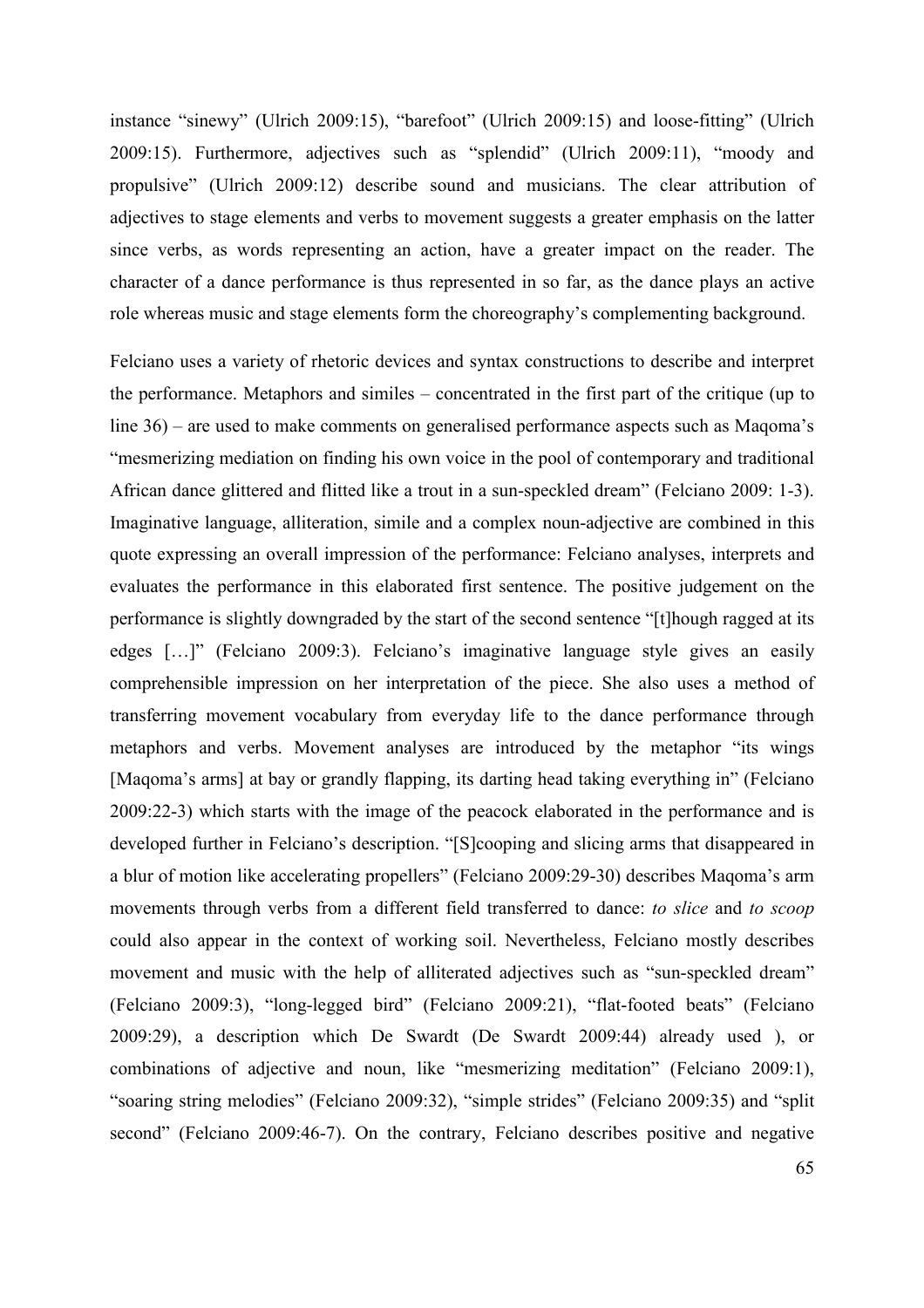instance "sinewy" (Ulrich 2009:15), "barefoot" (Ulrich 2009:15) and loose-fitting" (Ulrich 2009:15). Furthermore, adjectives such as "splendid" (Ulrich 2009:11), "moody and propulsive" (Ulrich 2009:12) describe sound and musicians. The clear attribution of adjectives to stage elements and verbs to movement suggests a greater emphasis on the latter since verbs, as words representing an action, have a greater impact on the reader. The character of a dance performance is thus represented in so far, as the dance plays an active role whereas music and stage elements form the choreography's complementing background.

Felciano uses a variety of rhetoric devices and syntax constructions to describe and interpret the performance. Metaphors and similes – concentrated in the first part of the critique (up to line 36) – are used to make comments on generalised performance aspects such as Maqoma's "mesmerizing mediation on finding his own voice in the pool of contemporary and traditional African dance glittered and flitted like a trout in a sun-speckled dream" (Felciano 2009: 1-3). Imaginative language, alliteration, simile and a complex noun-adjective are combined in this quote expressing an overall impression of the performance: Felciano analyses, interprets and evaluates the performance in this elaborated first sentence. The positive judgement on the performance is slightly downgraded by the start of the second sentence "[t]hough ragged at its edges […]" (Felciano 2009:3). Felciano's imaginative language style gives an easily comprehensible impression on her interpretation of the piece. She also uses a method of transferring movement vocabulary from everyday life to the dance performance through metaphors and verbs. Movement analyses are introduced by the metaphor "its wings [Maqoma's arms] at bay or grandly flapping, its darting head taking everything in" (Felciano 2009:22-3) which starts with the image of the peacock elaborated in the performance and is developed further in Felciano's description. "[S]cooping and slicing arms that disappeared in a blur of motion like accelerating propellers" (Felciano 2009:29-30) describes Maqoma's arm movements through verbs from a different field transferred to dance: *to slice* and *to scoop* could also appear in the context of working soil. Nevertheless, Felciano mostly describes movement and music with the help of alliterated adjectives such as "sun-speckled dream" (Felciano 2009:3), "long-legged bird" (Felciano 2009:21), "flat-footed beats" (Felciano 2009:29), a description which De Swardt (De Swardt 2009:44) already used ), or combinations of adjective and noun, like "mesmerizing meditation" (Felciano 2009:1), "soaring string melodies" (Felciano 2009:32), "simple strides" (Felciano 2009:35) and "split second" (Felciano 2009:46-7). On the contrary, Felciano describes positive and negative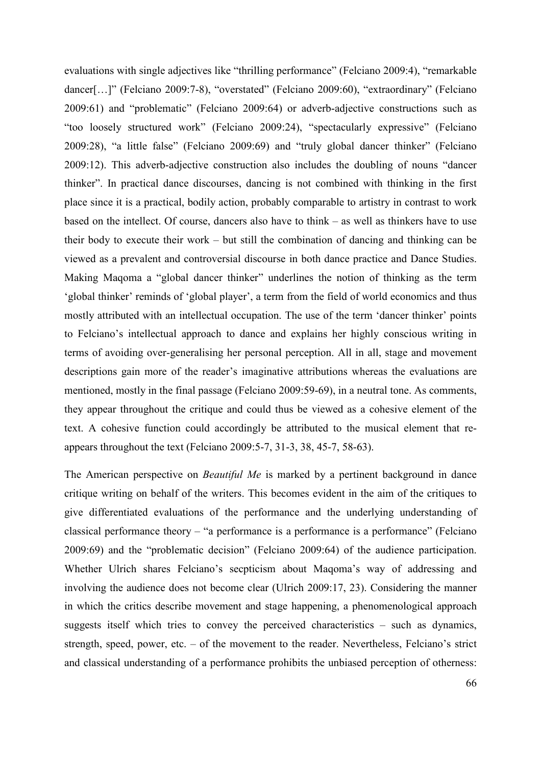evaluations with single adjectives like "thrilling performance" (Felciano 2009:4), "remarkable dancer[…]" (Felciano 2009:7-8), "overstated" (Felciano 2009:60), "extraordinary" (Felciano 2009:61) and "problematic" (Felciano 2009:64) or adverb-adjective constructions such as "too loosely structured work" (Felciano 2009:24), "spectacularly expressive" (Felciano 2009:28), "a little false" (Felciano 2009:69) and "truly global dancer thinker" (Felciano 2009:12). This adverb-adjective construction also includes the doubling of nouns "dancer thinker". In practical dance discourses, dancing is not combined with thinking in the first place since it is a practical, bodily action, probably comparable to artistry in contrast to work based on the intellect. Of course, dancers also have to think – as well as thinkers have to use their body to execute their work – but still the combination of dancing and thinking can be viewed as a prevalent and controversial discourse in both dance practice and Dance Studies. Making Maqoma a "global dancer thinker" underlines the notion of thinking as the term 'global thinker' reminds of 'global player', a term from the field of world economics and thus mostly attributed with an intellectual occupation. The use of the term 'dancer thinker' points to Felciano's intellectual approach to dance and explains her highly conscious writing in terms of avoiding over-generalising her personal perception. All in all, stage and movement descriptions gain more of the reader's imaginative attributions whereas the evaluations are mentioned, mostly in the final passage (Felciano 2009:59-69), in a neutral tone. As comments, they appear throughout the critique and could thus be viewed as a cohesive element of the text. A cohesive function could accordingly be attributed to the musical element that re-appears throughout the text (Felciano 2009:5-7, 31-3, 38, 45-7, 58-63).

The American perspective on *Beautiful Me* is marked by a pertinent background in dance critique writing on behalf of the writers. This becomes evident in the aim of the critiques to give differentiated evaluations of the performance and the underlying understanding of classical performance theory – "a performance is a performance is a performance" (Felciano 2009:69) and the "problematic decision" (Felciano 2009:64) of the audience participation. Whether Ulrich shares Felciano's secpticism about Maqoma's way of addressing and involving the audience does not become clear (Ulrich 2009:17, 23). Considering the manner in which the critics describe movement and stage happening, a phenomenological approach suggests itself which tries to convey the perceived characteristics – such as dynamics, strength, speed, power, etc. – of the movement to the reader. Nevertheless, Felciano's strict and classical understanding of a performance prohibits the unbiased perception of otherness: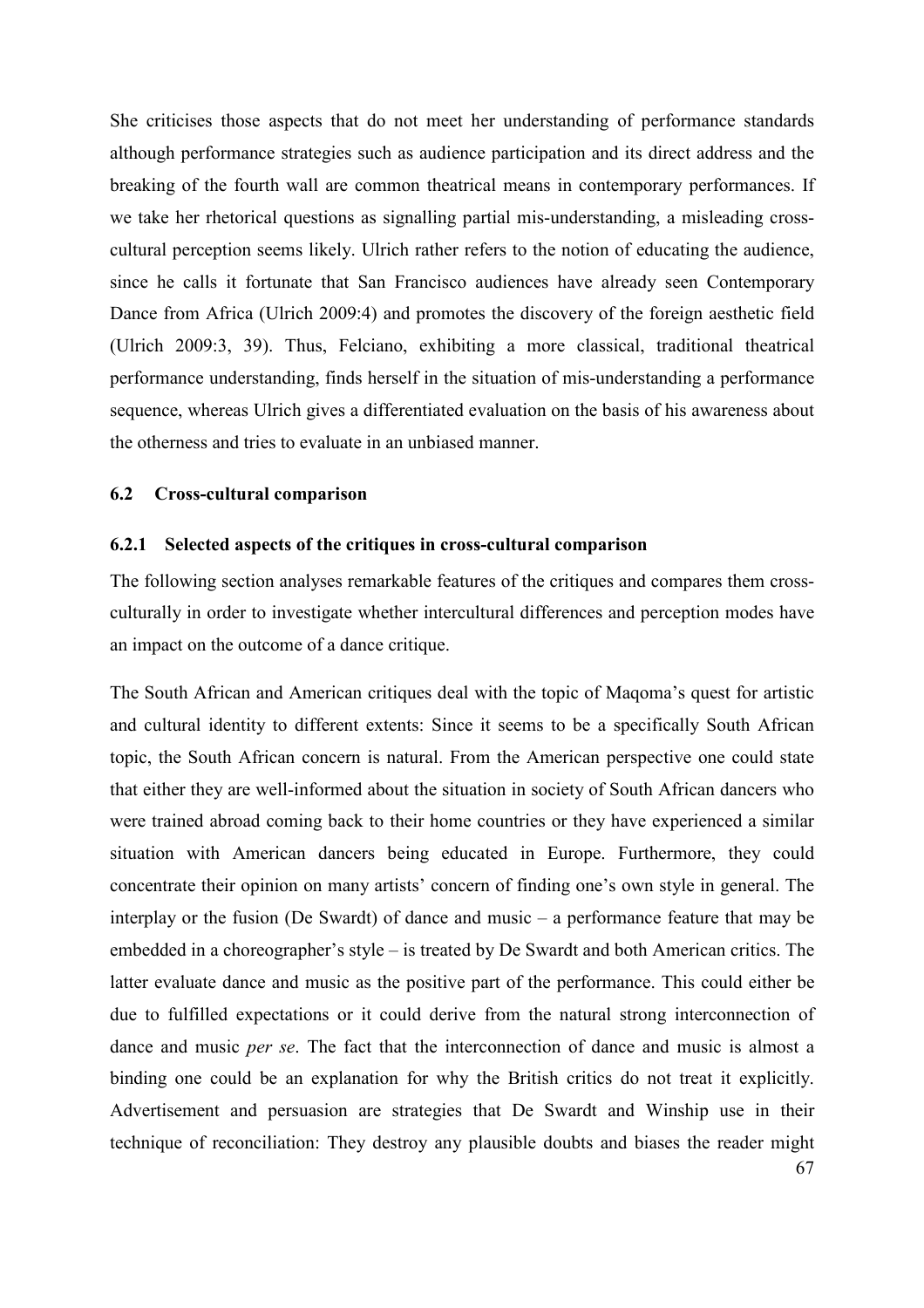She criticises those aspects that do not meet her understanding of performance standards although performance strategies such as audience participation and its direct address and the breaking of the fourth wall are common theatrical means in contemporary performances. If we take her rhetorical questions as signalling partial mis-understanding, a misleading cross-cultural perception seems likely. Ulrich rather refers to the notion of educating the audience, since he calls it fortunate that San Francisco audiences have already seen Contemporary Dance from Africa (Ulrich 2009:4) and promotes the discovery of the foreign aesthetic field (Ulrich 2009:3, 39). Thus, Felciano, exhibiting a more classical, traditional theatrical performance understanding, finds herself in the situation of mis-understanding a performance sequence, whereas Ulrich gives a differentiated evaluation on the basis of his awareness about the otherness and tries to evaluate in an unbiased manner.

## 6.2 Cross-cultural comparison

### 6.2.1 Selected aspects of the critiques in cross-cultural comparison

The following section analyses remarkable features of the critiques and compares them cross-culturally in order to investigate whether intercultural differences and perception modes have an impact on the outcome of a dance critique.

The South African and American critiques deal with the topic of Maqoma's quest for artistic and cultural identity to different extents: Since it seems to be a specifically South African topic, the South African concern is natural. From the American perspective one could state that either they are well-informed about the situation in society of South African dancers who were trained abroad coming back to their home countries or they have experienced a similar situation with American dancers being educated in Europe. Furthermore, they could concentrate their opinion on many artists' concern of finding one's own style in general. The interplay or the fusion (De Swardt) of dance and music – a performance feature that may be embedded in a choreographer's style – is treated by De Swardt and both American critics. The latter evaluate dance and music as the positive part of the performance. This could either be due to fulfilled expectations or it could derive from the natural strong interconnection of dance and music *per se*. The fact that the interconnection of dance and music is almost a binding one could be an explanation for why the British critics do not treat it explicitly. Advertisement and persuasion are strategies that De Swardt and Winship use in their technique of reconciliation: They destroy any plausible doubts and biases the reader might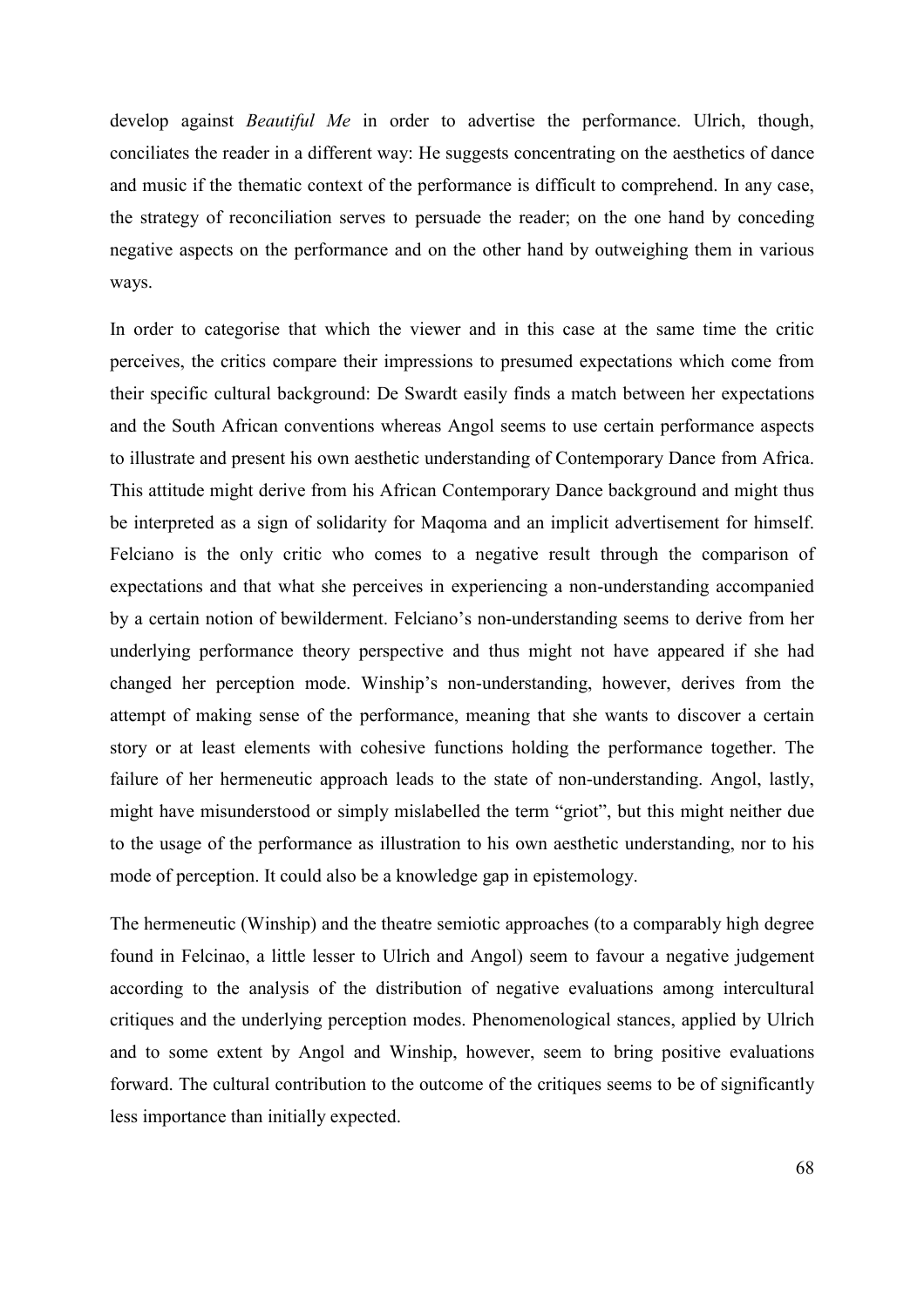develop against *Beautiful Me* in order to advertise the performance. Ulrich, though, conciliates the reader in a different way: He suggests concentrating on the aesthetics of dance and music if the thematic context of the performance is difficult to comprehend. In any case, the strategy of reconciliation serves to persuade the reader; on the one hand by conceding negative aspects on the performance and on the other hand by outweighing them in various ways.

In order to categorise that which the viewer and in this case at the same time the critic perceives, the critics compare their impressions to presumed expectations which come from their specific cultural background: De Swardt easily finds a match between her expectations and the South African conventions whereas Angol seems to use certain performance aspects to illustrate and present his own aesthetic understanding of Contemporary Dance from Africa. This attitude might derive from his African Contemporary Dance background and might thus be interpreted as a sign of solidarity for Maqoma and an implicit advertisement for himself. Felciano is the only critic who comes to a negative result through the comparison of expectations and that what she perceives in experiencing a non-understanding accompanied by a certain notion of bewilderment. Felciano's non-understanding seems to derive from her underlying performance theory perspective and thus might not have appeared if she had changed her perception mode. Winship's non-understanding, however, derives from the attempt of making sense of the performance, meaning that she wants to discover a certain story or at least elements with cohesive functions holding the performance together. The failure of her hermeneutic approach leads to the state of non-understanding. Angol, lastly, might have misunderstood or simply mislabelled the term "griot", but this might neither due to the usage of the performance as illustration to his own aesthetic understanding, nor to his mode of perception. It could also be a knowledge gap in epistemology.

The hermeneutic (Winship) and the theatre semiotic approaches (to a comparably high degree found in Felcinao, a little lesser to Ulrich and Angol) seem to favour a negative judgement according to the analysis of the distribution of negative evaluations among intercultural critiques and the underlying perception modes. Phenomenological stances, applied by Ulrich and to some extent by Angol and Winship, however, seem to bring positive evaluations forward. The cultural contribution to the outcome of the critiques seems to be of significantly less importance than initially expected.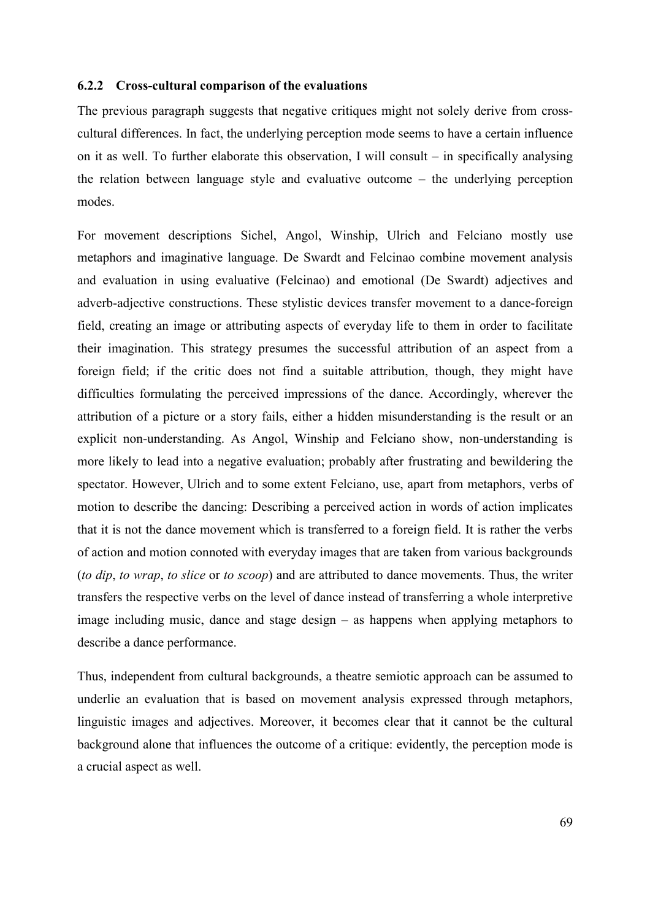### 6.2.2 Cross-cultural comparison of the evaluations

The previous paragraph suggests that negative critiques might not solely derive from cross-cultural differences. In fact, the underlying perception mode seems to have a certain influence on it as well. To further elaborate this observation, I will consult – in specifically analysing the relation between language style and evaluative outcome – the underlying perception modes.

For movement descriptions Sichel, Angol, Winship, Ulrich and Felciano mostly use metaphors and imaginative language. De Swardt and Felcinao combine movement analysis and evaluation in using evaluative (Felcinao) and emotional (De Swardt) adjectives and adverb-adjective constructions. These stylistic devices transfer movement to a dance-foreign field, creating an image or attributing aspects of everyday life to them in order to facilitate their imagination. This strategy presumes the successful attribution of an aspect from a foreign field; if the critic does not find a suitable attribution, though, they might have difficulties formulating the perceived impressions of the dance. Accordingly, wherever the attribution of a picture or a story fails, either a hidden misunderstanding is the result or an explicit non-understanding. As Angol, Winship and Felciano show, non-understanding is more likely to lead into a negative evaluation; probably after frustrating and bewildering the spectator. However, Ulrich and to some extent Felciano, use, apart from metaphors, verbs of motion to describe the dancing: Describing a perceived action in words of action implicates that it is not the dance movement which is transferred to a foreign field. It is rather the verbs of action and motion connoted with everyday images that are taken from various backgrounds (*to dip*, *to wrap*, *to slice* or *to scoop*) and are attributed to dance movements. Thus, the writer transfers the respective verbs on the level of dance instead of transferring a whole interpretive image including music, dance and stage design – as happens when applying metaphors to describe a dance performance.

Thus, independent from cultural backgrounds, a theatre semiotic approach can be assumed to underlie an evaluation that is based on movement analysis expressed through metaphors, linguistic images and adjectives. Moreover, it becomes clear that it cannot be the cultural background alone that influences the outcome of a critique: evidently, the perception mode is a crucial aspect as well.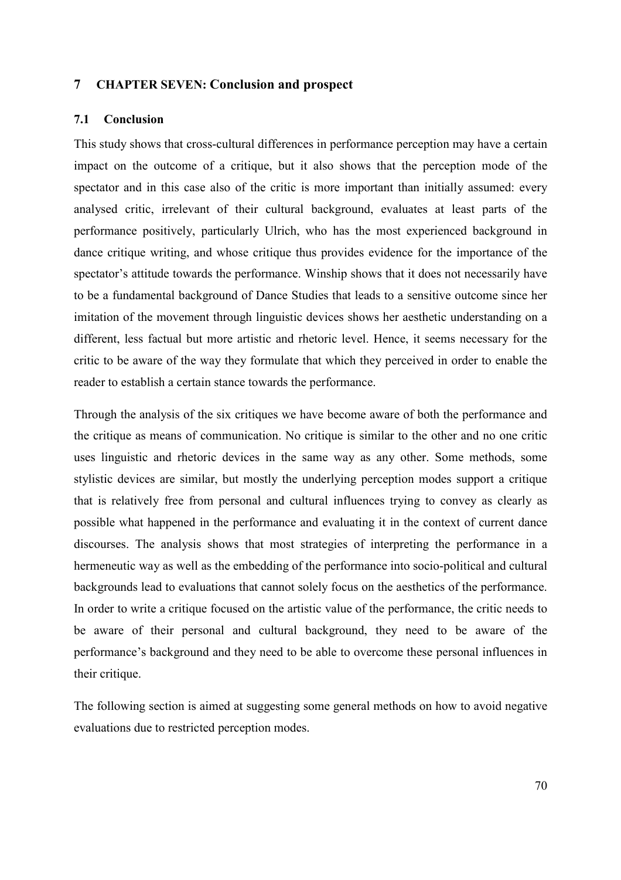# 7 CHAPTER SEVEN: Conclusion and prospect

## 7.1 Conclusion

This study shows that cross-cultural differences in performance perception may have a certain impact on the outcome of a critique, but it also shows that the perception mode of the spectator and in this case also of the critic is more important than initially assumed: every analysed critic, irrelevant of their cultural background, evaluates at least parts of the performance positively, particularly Ulrich, who has the most experienced background in dance critique writing, and whose critique thus provides evidence for the importance of the spectator's attitude towards the performance. Winship shows that it does not necessarily have to be a fundamental background of Dance Studies that leads to a sensitive outcome since her imitation of the movement through linguistic devices shows her aesthetic understanding on a different, less factual but more artistic and rhetoric level. Hence, it seems necessary for the critic to be aware of the way they formulate that which they perceived in order to enable the reader to establish a certain stance towards the performance.

Through the analysis of the six critiques we have become aware of both the performance and the critique as means of communication. No critique is similar to the other and no one critic uses linguistic and rhetoric devices in the same way as any other. Some methods, some stylistic devices are similar, but mostly the underlying perception modes support a critique that is relatively free from personal and cultural influences trying to convey as clearly as possible what happened in the performance and evaluating it in the context of current dance discourses. The analysis shows that most strategies of interpreting the performance in a hermeneutic way as well as the embedding of the performance into socio-political and cultural backgrounds lead to evaluations that cannot solely focus on the aesthetics of the performance. In order to write a critique focused on the artistic value of the performance, the critic needs to be aware of their personal and cultural background, they need to be aware of the performance's background and they need to be able to overcome these personal influences in their critique.

The following section is aimed at suggesting some general methods on how to avoid negative evaluations due to restricted perception modes.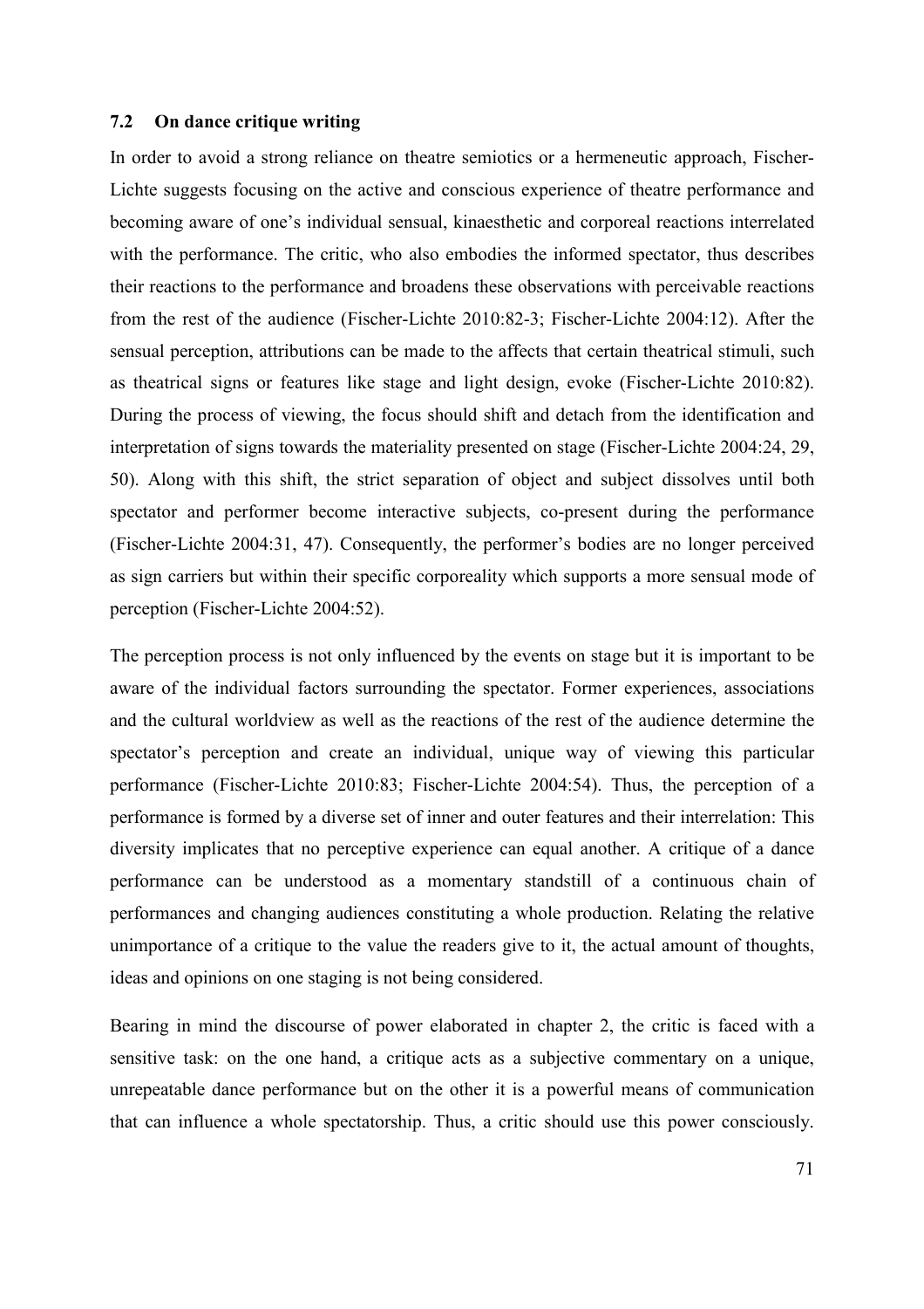### 7.2 On dance critique writing

In order to avoid a strong reliance on theatre semiotics or a hermeneutic approach, Fischer-Lichte suggests focusing on the active and conscious experience of theatre performance and becoming aware of one's individual sensual, kinaesthetic and corporeal reactions interrelated with the performance. The critic, who also embodies the informed spectator, thus describes their reactions to the performance and broadens these observations with perceivable reactions from the rest of the audience (Fischer-Lichte 2010:82-3; Fischer-Lichte 2004:12). After the sensual perception, attributions can be made to the affects that certain theatrical stimuli, such as theatrical signs or features like stage and light design, evoke (Fischer-Lichte 2010:82). During the process of viewing, the focus should shift and detach from the identification and interpretation of signs towards the materiality presented on stage (Fischer-Lichte 2004:24, 29, 50). Along with this shift, the strict separation of object and subject dissolves until both spectator and performer become interactive subjects, co-present during the performance (Fischer-Lichte 2004:31, 47). Consequently, the performer's bodies are no longer perceived as sign carriers but within their specific corporeality which supports a more sensual mode of perception (Fischer-Lichte 2004:52).

The perception process is not only influenced by the events on stage but it is important to be aware of the individual factors surrounding the spectator. Former experiences, associations and the cultural worldview as well as the reactions of the rest of the audience determine the spectator's perception and create an individual, unique way of viewing this particular performance (Fischer-Lichte 2010:83; Fischer-Lichte 2004:54). Thus, the perception of a performance is formed by a diverse set of inner and outer features and their interrelation: This diversity implicates that no perceptive experience can equal another. A critique of a dance performance can be understood as a momentary standstill of a continuous chain of performances and changing audiences constituting a whole production. Relating the relative unimportance of a critique to the value the readers give to it, the actual amount of thoughts, ideas and opinions on one staging is not being considered.

Bearing in mind the discourse of power elaborated in chapter 2, the critic is faced with a sensitive task: on the one hand, a critique acts as a subjective commentary on a unique, unrepeatable dance performance but on the other it is a powerful means of communication that can influence a whole spectatorship. Thus, a critic should use this power consciously.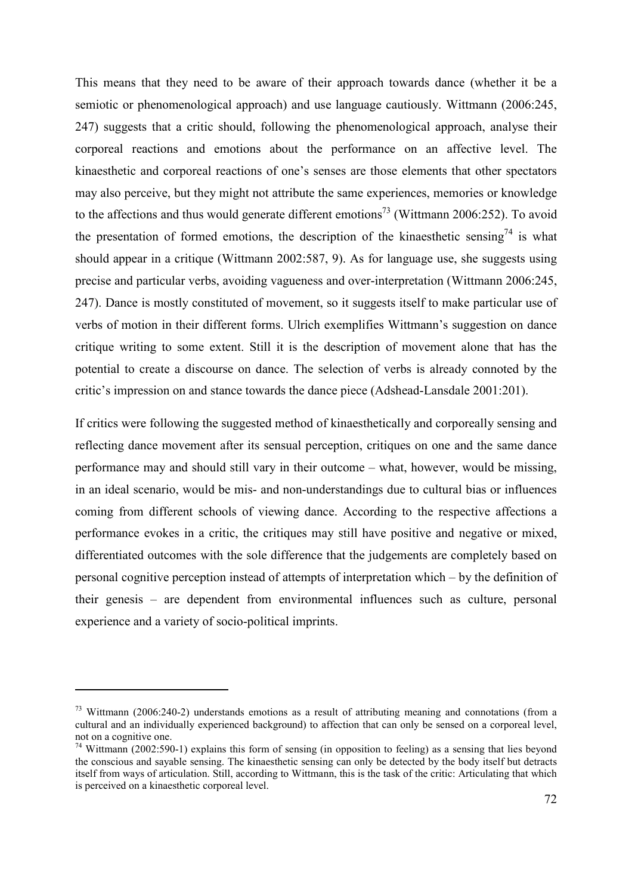This means that they need to be aware of their approach towards dance (whether it be a semiotic or phenomenological approach) and use language cautiously. Wittmann (2006:245, 247) suggests that a critic should, following the phenomenological approach, analyse their corporeal reactions and emotions about the performance on an affective level. The kinaesthetic and corporeal reactions of one's senses are those elements that other spectators may also perceive, but they might not attribute the same experiences, memories or knowledge to the affections and thus would generate different emotions[73] (Wittmann 2006:252). To avoid the presentation of formed emotions, the description of the kinaesthetic sensing[74] is what should appear in a critique (Wittmann 2002:587, 9). As for language use, she suggests using precise and particular verbs, avoiding vagueness and over-interpretation (Wittmann 2006:245, 247). Dance is mostly constituted of movement, so it suggests itself to make particular use of verbs of motion in their different forms. Ulrich exemplifies Wittmann's suggestion on dance critique writing to some extent. Still it is the description of movement alone that has the potential to create a discourse on dance. The selection of verbs is already connoted by the critic's impression on and stance towards the dance piece (Adshead-Lansdale 2001:201).

If critics were following the suggested method of kinaesthetically and corporeally sensing and reflecting dance movement after its sensual perception, critiques on one and the same dance performance may and should still vary in their outcome – what, however, would be missing, in an ideal scenario, would be mis- and non-understandings due to cultural bias or influences coming from different schools of viewing dance. According to the respective affections a performance evokes in a critic, the critiques may still have positive and negative or mixed, differentiated outcomes with the sole difference that the judgements are completely based on personal cognitive perception instead of attempts of interpretation which – by the definition of their genesis – are dependent from environmental influences such as culture, personal experience and a variety of socio-political imprints.

---

[73] Wittmann (2006:240-2) understands emotions as a result of attributing meaning and connotations (from a cultural and an individually experienced background) to affection that can only be sensed on a corporeal level, not on a cognitive one.

[74] Wittmann (2002:590-1) explains this form of sensing (in opposition to feeling) as a sensing that lies beyond the conscious and sayable sensing. The kinaesthetic sensing can only be detected by the body itself but detracts itself from ways of articulation. Still, according to Wittmann, this is the task of the critic: Articulating that which is perceived on a kinaesthetic corporeal level.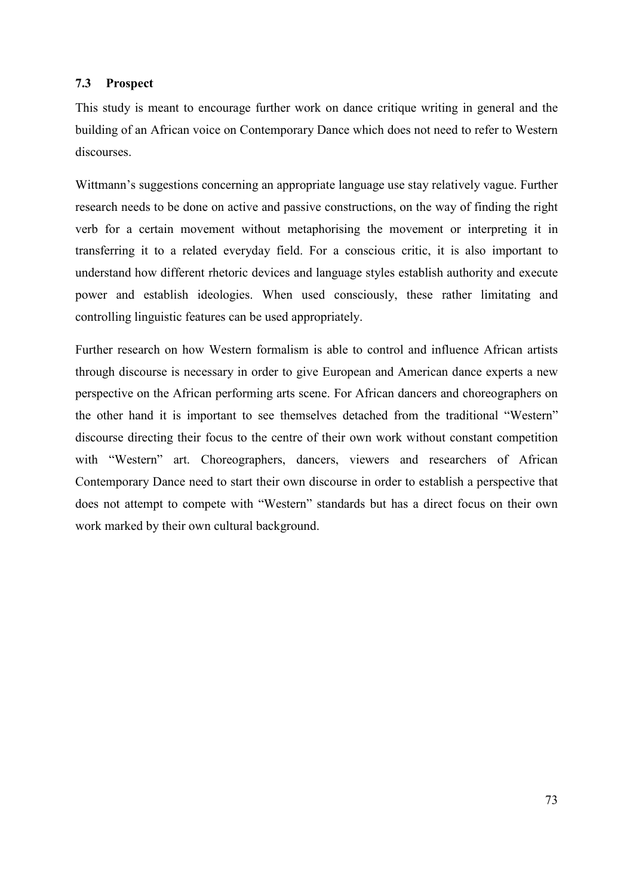### 7.3 Prospect

This study is meant to encourage further work on dance critique writing in general and the building of an African voice on Contemporary Dance which does not need to refer to Western discourses.

Wittmann's suggestions concerning an appropriate language use stay relatively vague. Further research needs to be done on active and passive constructions, on the way of finding the right verb for a certain movement without metaphorising the movement or interpreting it in transferring it to a related everyday field. For a conscious critic, it is also important to understand how different rhetoric devices and language styles establish authority and execute power and establish ideologies. When used consciously, these rather limitating and controlling linguistic features can be used appropriately.

Further research on how Western formalism is able to control and influence African artists through discourse is necessary in order to give European and American dance experts a new perspective on the African performing arts scene. For African dancers and choreographers on the other hand it is important to see themselves detached from the traditional "Western" discourse directing their focus to the centre of their own work without constant competition with "Western" art. Choreographers, dancers, viewers and researchers of African Contemporary Dance need to start their own discourse in order to establish a perspective that does not attempt to compete with "Western" standards but has a direct focus on their own work marked by their own cultural background.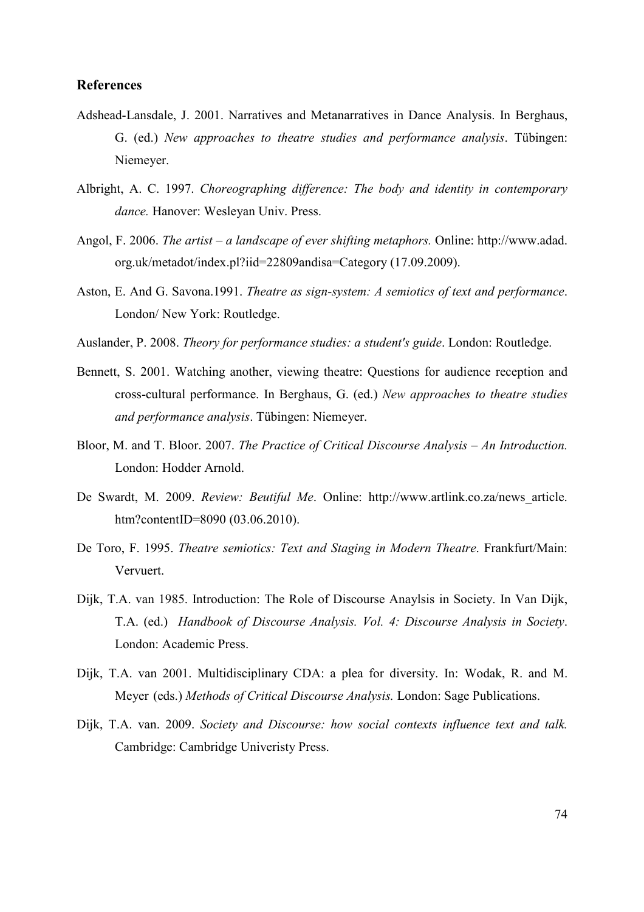## References

Adshead-Lansdale, J. 2001. Narratives and Metanarratives in Dance Analysis. In Berghaus, G. (ed.) *New approaches to theatre studies and performance analysis*. Tübingen: Niemeyer.

Albright, A. C. 1997. *Choreographing difference: The body and identity in contemporary dance.* Hanover: Wesleyan Univ. Press.

Angol, F. 2006. *The artist – a landscape of ever shifting metaphors.* Online: http://www.adad.org.uk/metadot/index.pl?iid=22809andisa=Category (17.09.2009).

Aston, E. And G. Savona.1991. *Theatre as sign-system: A semiotics of text and performance*. London/ New York: Routledge.

Auslander, P. 2008. *Theory for performance studies: a student's guide*. London: Routledge.

Bennett, S. 2001. Watching another, viewing theatre: Questions for audience reception and cross-cultural performance. In Berghaus, G. (ed.) *New approaches to theatre studies and performance analysis*. Tübingen: Niemeyer.

Bloor, M. and T. Bloor. 2007. *The Practice of Critical Discourse Analysis – An Introduction.* London: Hodder Arnold.

De Swardt, M. 2009. *Review: Beutiful Me*. Online: http://www.artlink.co.za/news_article.htm?contentID=8090 (03.06.2010).

De Toro, F. 1995. *Theatre semiotics: Text and Staging in Modern Theatre*. Frankfurt/Main: Vervuert.

Dijk, T.A. van 1985. Introduction: The Role of Discourse Anaylsis in Society. In Van Dijk, T.A. (ed.) *Handbook of Discourse Analysis. Vol. 4: Discourse Analysis in Society*. London: Academic Press.

Dijk, T.A. van 2001. Multidisciplinary CDA: a plea for diversity. In: Wodak, R. and M. Meyer (eds.) *Methods of Critical Discourse Analysis.* London: Sage Publications.

Dijk, T.A. van. 2009. *Society and Discourse: how social contexts influence text and talk.* Cambridge: Cambridge Univeristy Press.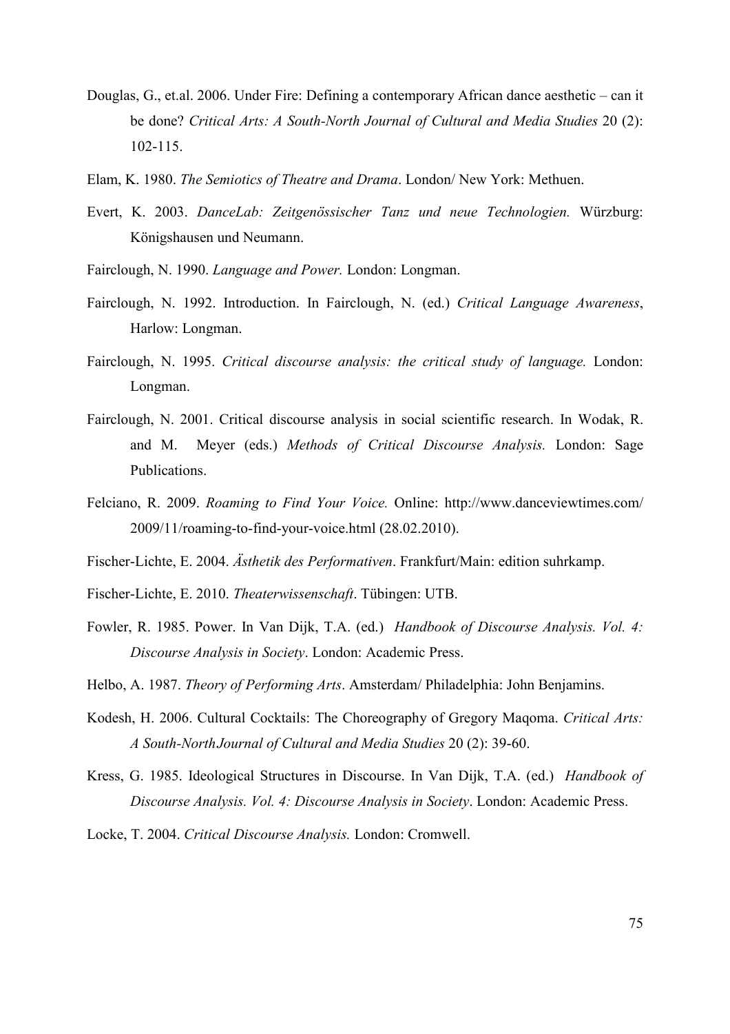Douglas, G., et.al. 2006. Under Fire: Defining a contemporary African dance aesthetic – can it be done? *Critical Arts: A South-North Journal of Cultural and Media Studies* 20 (2): 102-115.

Elam, K. 1980. *The Semiotics of Theatre and Drama*. London/ New York: Methuen.

Evert, K. 2003. *DanceLab: Zeitgenössischer Tanz und neue Technologien.* Würzburg: Königshausen und Neumann.

Fairclough, N. 1990. *Language and Power.* London: Longman.

Fairclough, N. 1992. Introduction. In Fairclough, N. (ed.) *Critical Language Awareness*, Harlow: Longman.

Fairclough, N. 1995. *Critical discourse analysis: the critical study of language.* London: Longman.

Fairclough, N. 2001. Critical discourse analysis in social scientific research. In Wodak, R. and M. Meyer (eds.) *Methods of Critical Discourse Analysis.* London: Sage Publications.

Felciano, R. 2009. *Roaming to Find Your Voice.* Online: http://www.danceviewtimes.com/2009/11/roaming-to-find-your-voice.html (28.02.2010).

Fischer-Lichte, E. 2004. *Ästhetik des Performativen*. Frankfurt/Main: edition suhrkamp.

Fischer-Lichte, E. 2010. *Theaterwissenschaft*. Tübingen: UTB.

Fowler, R. 1985. Power. In Van Dijk, T.A. (ed.) *Handbook of Discourse Analysis. Vol. 4: Discourse Analysis in Society*. London: Academic Press.

Helbo, A. 1987. *Theory of Performing Arts*. Amsterdam/ Philadelphia: John Benjamins.

Kodesh, H. 2006. Cultural Cocktails: The Choreography of Gregory Maqoma. *Critical Arts: A South-NorthJournal of Cultural and Media Studies* 20 (2): 39-60.

Kress, G. 1985. Ideological Structures in Discourse. In Van Dijk, T.A. (ed.) *Handbook of Discourse Analysis. Vol. 4: Discourse Analysis in Society*. London: Academic Press.

Locke, T. 2004. *Critical Discourse Analysis.* London: Cromwell.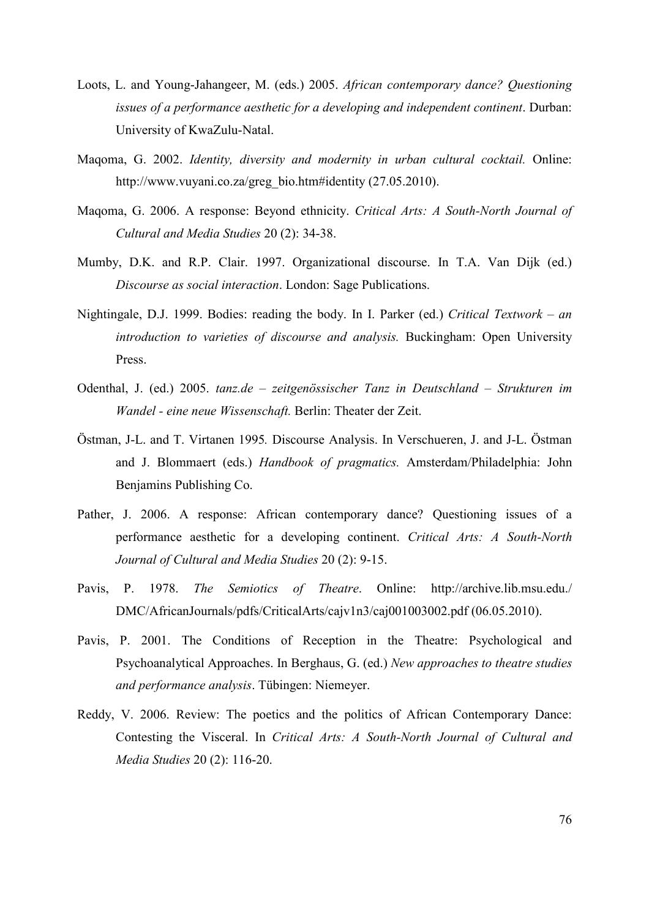Loots, L. and Young-Jahangeer, M. (eds.) 2005. *African contemporary dance? Questioning issues of a performance aesthetic for a developing and independent continent*. Durban: University of KwaZulu-Natal.

Maqoma, G. 2002. *Identity, diversity and modernity in urban cultural cocktail.* Online: http://www.vuyani.co.za/greg_bio.htm#identity (27.05.2010).

Maqoma, G. 2006. A response: Beyond ethnicity. *Critical Arts: A South-North Journal of Cultural and Media Studies* 20 (2): 34-38.

Mumby, D.K. and R.P. Clair. 1997. Organizational discourse. In T.A. Van Dijk (ed.) *Discourse as social interaction*. London: Sage Publications.

Nightingale, D.J. 1999. Bodies: reading the body. In I. Parker (ed.) *Critical Textwork – an introduction to varieties of discourse and analysis.* Buckingham: Open University Press.

Odenthal, J. (ed.) 2005. *tanz.de – zeitgenössischer Tanz in Deutschland – Strukturen im Wandel - eine neue Wissenschaft.* Berlin: Theater der Zeit.

Östman, J-L. and T. Virtanen 1995*.* Discourse Analysis. In Verschueren, J. and J-L. Östman and J. Blommaert (eds.) *Handbook of pragmatics.* Amsterdam/Philadelphia: John Benjamins Publishing Co.

Pather, J. 2006. A response: African contemporary dance? Questioning issues of a performance aesthetic for a developing continent. *Critical Arts: A South-North Journal of Cultural and Media Studies* 20 (2): 9-15.

Pavis, P. 1978. *The Semiotics of Theatre*. Online: http://archive.lib.msu.edu./DMC/AfricanJournals/pdfs/CriticalArts/cajv1n3/caj001003002.pdf (06.05.2010).

Pavis, P. 2001. The Conditions of Reception in the Theatre: Psychological and Psychoanalytical Approaches. In Berghaus, G. (ed.) *New approaches to theatre studies and performance analysis*. Tübingen: Niemeyer.

Reddy, V. 2006. Review: The poetics and the politics of African Contemporary Dance: Contesting the Visceral. In *Critical Arts: A South-North Journal of Cultural and Media Studies* 20 (2): 116-20.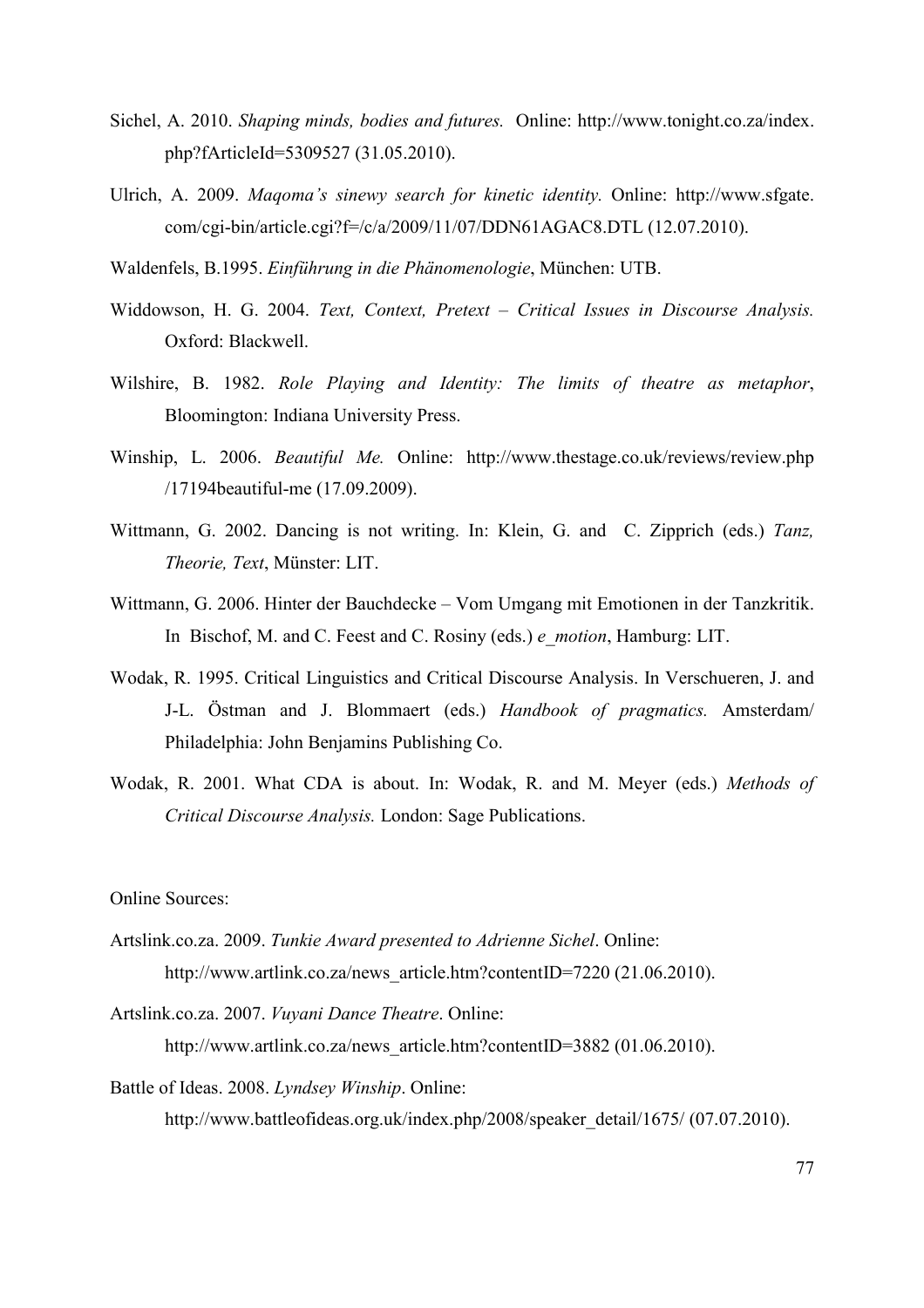Sichel, A. 2010. *Shaping minds, bodies and futures.* Online: http://www.tonight.co.za/index.php?fArticleId=5309527 (31.05.2010).

Ulrich, A. 2009. *Maqoma's sinewy search for kinetic identity.* Online: http://www.sfgate.com/cgi-bin/article.cgi?f=/c/a/2009/11/07/DDN61AGAC8.DTL (12.07.2010).

Waldenfels, B.1995. *Einführung in die Phänomenologie*, München: UTB.

Widdowson, H. G. 2004. *Text, Context, Pretext – Critical Issues in Discourse Analysis.* Oxford: Blackwell.

Wilshire, B. 1982. *Role Playing and Identity: The limits of theatre as metaphor*, Bloomington: Indiana University Press.

Winship, L. 2006. *Beautiful Me.* Online: http://www.thestage.co.uk/reviews/review.php/17194beautiful-me (17.09.2009).

Wittmann, G. 2002. Dancing is not writing. In: Klein, G. and C. Zipprich (eds.) *Tanz, Theorie, Text*, Münster: LIT.

Wittmann, G. 2006. Hinter der Bauchdecke – Vom Umgang mit Emotionen in der Tanzkritik. In Bischof, M. and C. Feest and C. Rosiny (eds.) *e_motion*, Hamburg: LIT.

Wodak, R. 1995. Critical Linguistics and Critical Discourse Analysis. In Verschueren, J. and J-L. Östman and J. Blommaert (eds.) *Handbook of pragmatics.* Amsterdam/ Philadelphia: John Benjamins Publishing Co.

Wodak, R. 2001. What CDA is about. In: Wodak, R. and M. Meyer (eds.) *Methods of Critical Discourse Analysis.* London: Sage Publications.

Online Sources:

Artslink.co.za. 2009. *Tunkie Award presented to Adrienne Sichel*. Online: http://www.artlink.co.za/news_article.htm?contentID=7220 (21.06.2010).

Artslink.co.za. 2007. *Vuyani Dance Theatre*. Online: http://www.artlink.co.za/news_article.htm?contentID=3882 (01.06.2010).

Battle of Ideas. 2008. *Lyndsey Winship*. Online: http://www.battleofideas.org.uk/index.php/2008/speaker_detail/1675/ (07.07.2010).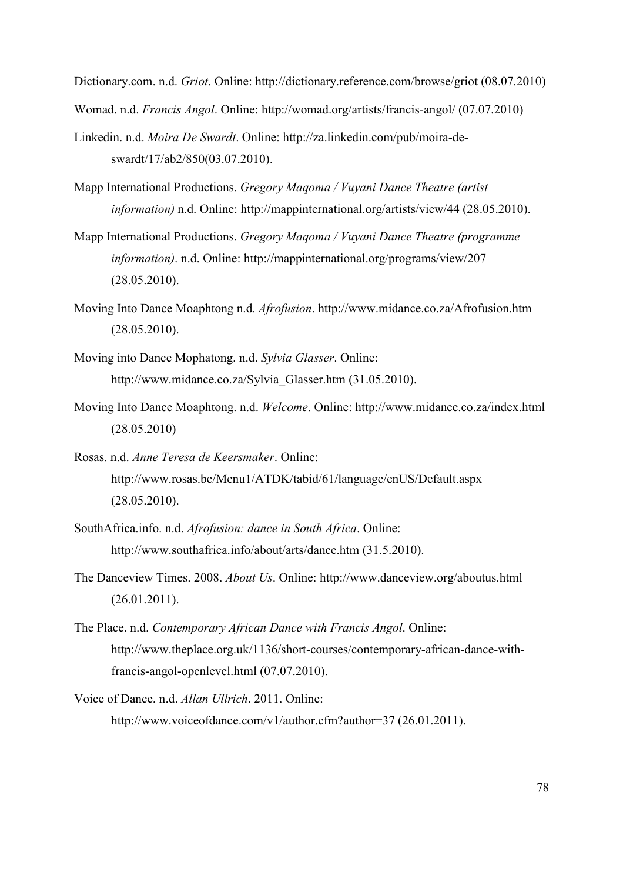Dictionary.com. n.d. *Griot*. Online: http://dictionary.reference.com/browse/griot (08.07.2010)

Womad. n.d. *Francis Angol*. Online: http://womad.org/artists/francis-angol/ (07.07.2010)

Linkedin. n.d. *Moira De Swardt*. Online: http://za.linkedin.com/pub/moira-de-swardt/17/ab2/850(03.07.2010).

Mapp International Productions. *Gregory Maqoma / Vuyani Dance Theatre (artist information)* n.d. Online: http://mappinternational.org/artists/view/44 (28.05.2010).

Mapp International Productions. *Gregory Maqoma / Vuyani Dance Theatre (programme information)*. n.d. Online: http://mappinternational.org/programs/view/207 (28.05.2010).

Moving Into Dance Moaphtong n.d. *Afrofusion*. http://www.midance.co.za/Afrofusion.htm (28.05.2010).

Moving into Dance Mophatong. n.d. *Sylvia Glasser*. Online: http://www.midance.co.za/Sylvia_Glasser.htm (31.05.2010).

Moving Into Dance Moaphtong. n.d. *Welcome*. Online: http://www.midance.co.za/index.html (28.05.2010)

Rosas. n.d. *Anne Teresa de Keersmaker*. Online: http://www.rosas.be/Menu1/ATDK/tabid/61/language/enUS/Default.aspx (28.05.2010).

SouthAfrica.info. n.d. *Afrofusion: dance in South Africa*. Online: http://www.southafrica.info/about/arts/dance.htm (31.5.2010).

The Danceview Times. 2008. *About Us*. Online: http://www.danceview.org/aboutus.html (26.01.2011).

The Place. n.d. *Contemporary African Dance with Francis Angol*. Online: http://www.theplace.org.uk/1136/short-courses/contemporary-african-dance-with-francis-angol-openlevel.html (07.07.2010).

Voice of Dance. n.d. *Allan Ullrich*. 2011. Online: http://www.voiceofdance.com/v1/author.cfm?author=37 (26.01.2011).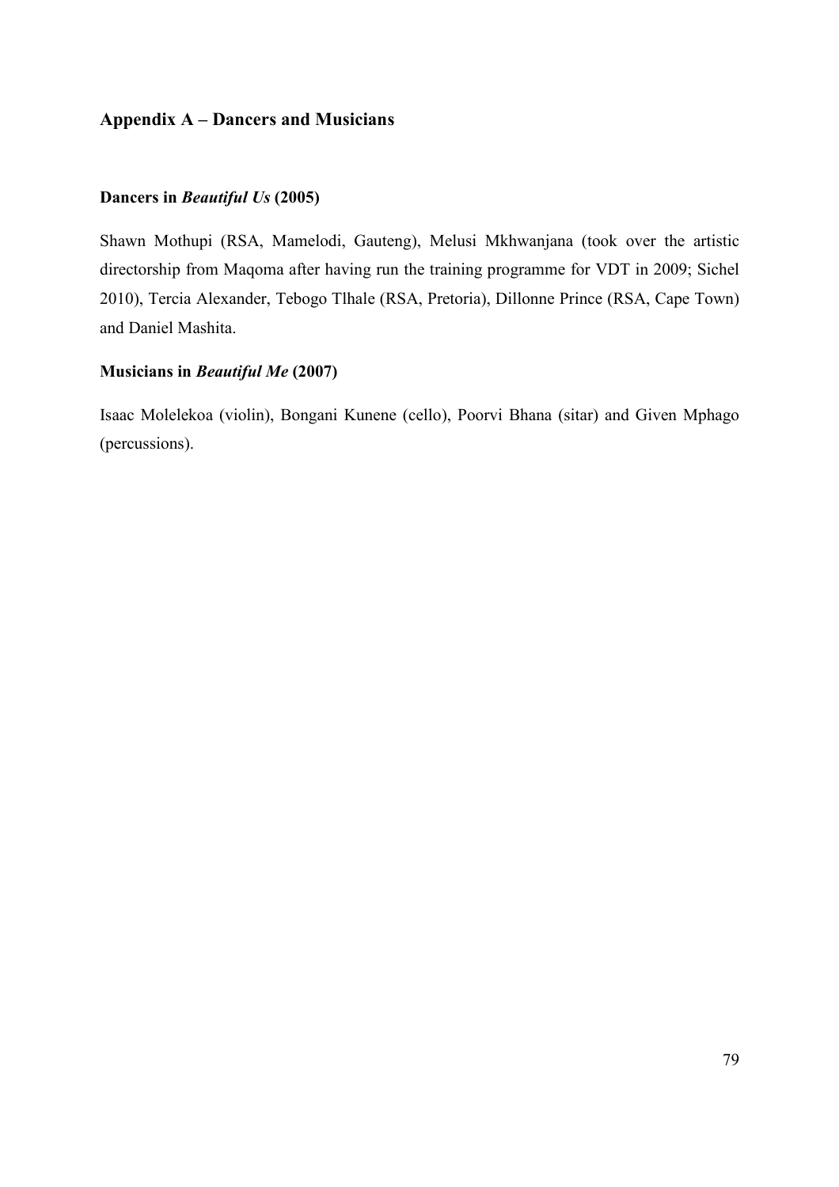## Appendix A – Dancers and Musicians

### Dancers in *Beautiful Us* (2005)

Shawn Mothupi (RSA, Mamelodi, Gauteng), Melusi Mkhwanjana (took over the artistic directorship from Maqoma after having run the training programme for VDT in 2009; Sichel 2010), Tercia Alexander, Tebogo Tlhale (RSA, Pretoria), Dillonne Prince (RSA, Cape Town) and Daniel Mashita.

### Musicians in *Beautiful Me* (2007)

Isaac Molelekoa (violin), Bongani Kunene (cello), Poorvi Bhana (sitar) and Given Mphago (percussions).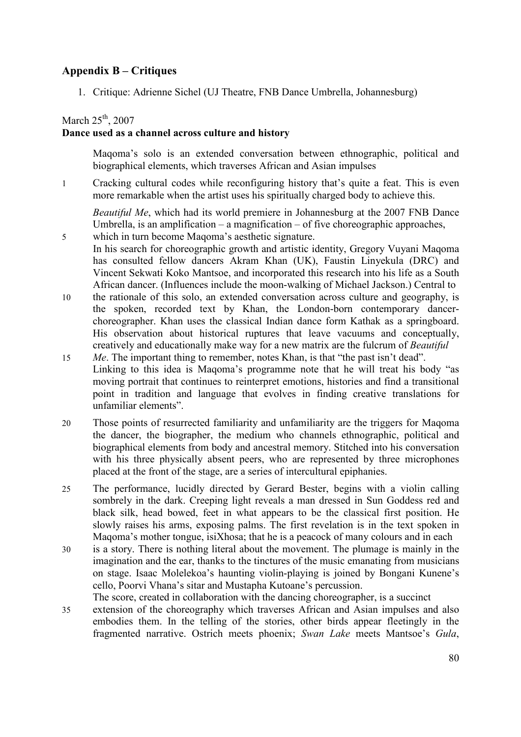## Appendix B – Critiques

1. Critique: Adrienne Sichel (UJ Theatre, FNB Dance Umbrella, Johannesburg)

March 25th, 2007

**Dance used as a channel across culture and history**

Maqoma's solo is an extended conversation between ethnographic, political and biographical elements, which traverses African and Asian impulses

Cracking cultural codes while reconfiguring history that's quite a feat. This is even more remarkable when the artist uses his spiritually charged body to achieve this.

*Beautiful Me*, which had its world premiere in Johannesburg at the 2007 FNB Dance Umbrella, is an amplification – a magnification – of five choreographic approaches, which in turn become Maqoma's aesthetic signature.

In his search for choreographic growth and artistic identity, Gregory Vuyani Maqoma has consulted fellow dancers Akram Khan (UK), Faustin Linyekula (DRC) and Vincent Sekwati Koko Mantsoe, and incorporated this research into his life as a South African dancer. (Influences include the moon-walking of Michael Jackson.) Central to the rationale of this solo, an extended conversation across culture and geography, is the spoken, recorded text by Khan, the London-born contemporary dancer-choreographer. Khan uses the classical Indian dance form Kathak as a springboard. His observation about historical ruptures that leave vacuums and conceptually, creatively and educationally make way for a new matrix are the fulcrum of *Beautiful Me*. The important thing to remember, notes Khan, is that "the past isn't dead".

Linking to this idea is Maqoma's programme note that he will treat his body "as moving portrait that continues to reinterpret emotions, histories and find a transitional point in tradition and language that evolves in finding creative translations for unfamiliar elements".

Those points of resurrected familiarity and unfamiliarity are the triggers for Maqoma the dancer, the biographer, the medium who channels ethnographic, political and biographical elements from body and ancestral memory. Stitched into his conversation with his three physically absent peers, who are represented by three microphones placed at the front of the stage, are a series of intercultural epiphanies.

The performance, lucidly directed by Gerard Bester, begins with a violin calling sombrely in the dark. Creeping light reveals a man dressed in Sun Goddess red and black silk, head bowed, feet in what appears to be the classical first position. He slowly raises his arms, exposing palms. The first revelation is in the text spoken in Maqoma's mother tongue, isiXhosa; that he is a peacock of many colours and in each is a story. There is nothing literal about the movement. The plumage is mainly in the imagination and the ear, thanks to the tinctures of the music emanating from musicians on stage. Isaac Molelekoa's haunting violin-playing is joined by Bongani Kunene's cello, Poorvi Vhana's sitar and Mustapha Kutoane's percussion.

The score, created in collaboration with the dancing choreographer, is a succinct extension of the choreography which traverses African and Asian impulses and also embodies them. In the telling of the stories, other birds appear fleetingly in the fragmented narrative. Ostrich meets phoenix; *Swan Lake* meets Mantsoe's *Gula*,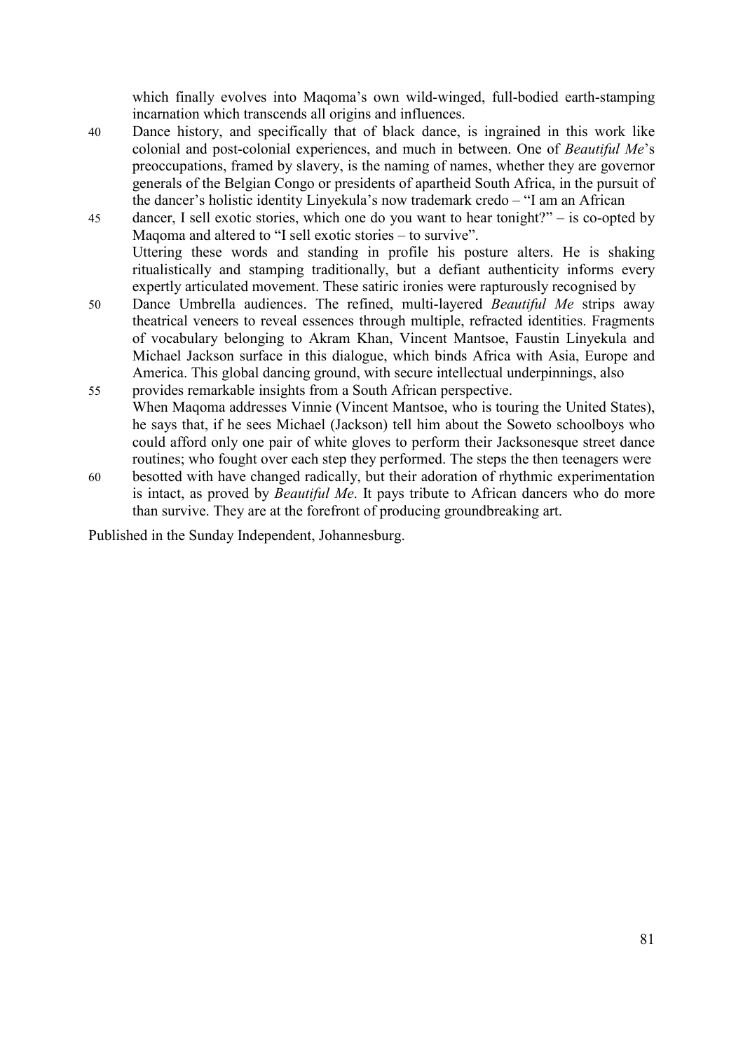which finally evolves into Maqoma's own wild-winged, full-bodied earth-stamping incarnation which transcends all origins and influences.

Dance history, and specifically that of black dance, is ingrained in this work like colonial and post-colonial experiences, and much in between. One of *Beautiful Me*'s preoccupations, framed by slavery, is the naming of names, whether they are governor generals of the Belgian Congo or presidents of apartheid South Africa, in the pursuit of the dancer's holistic identity Linyekula's now trademark credo – "I am an African dancer, I sell exotic stories, which one do you want to hear tonight?" – is co-opted by Maqoma and altered to "I sell exotic stories – to survive".

Uttering these words and standing in profile his posture alters. He is shaking ritualistically and stamping traditionally, but a defiant authenticity informs every expertly articulated movement. These satiric ironies were rapturously recognised by Dance Umbrella audiences. The refined, multi-layered *Beautiful Me* strips away theatrical veneers to reveal essences through multiple, refracted identities. Fragments of vocabulary belonging to Akram Khan, Vincent Mantsoe, Faustin Linyekula and Michael Jackson surface in this dialogue, which binds Africa with Asia, Europe and America. This global dancing ground, with secure intellectual underpinnings, also provides remarkable insights from a South African perspective.

When Maqoma addresses Vinnie (Vincent Mantsoe, who is touring the United States), he says that, if he sees Michael (Jackson) tell him about the Soweto schoolboys who could afford only one pair of white gloves to perform their Jacksonesque street dance routines; who fought over each step they performed. The steps the then teenagers were besotted with have changed radically, but their adoration of rhythmic experimentation is intact, as proved by *Beautiful Me*. It pays tribute to African dancers who do more than survive. They are at the forefront of producing groundbreaking art.

Published in the Sunday Independent, Johannesburg.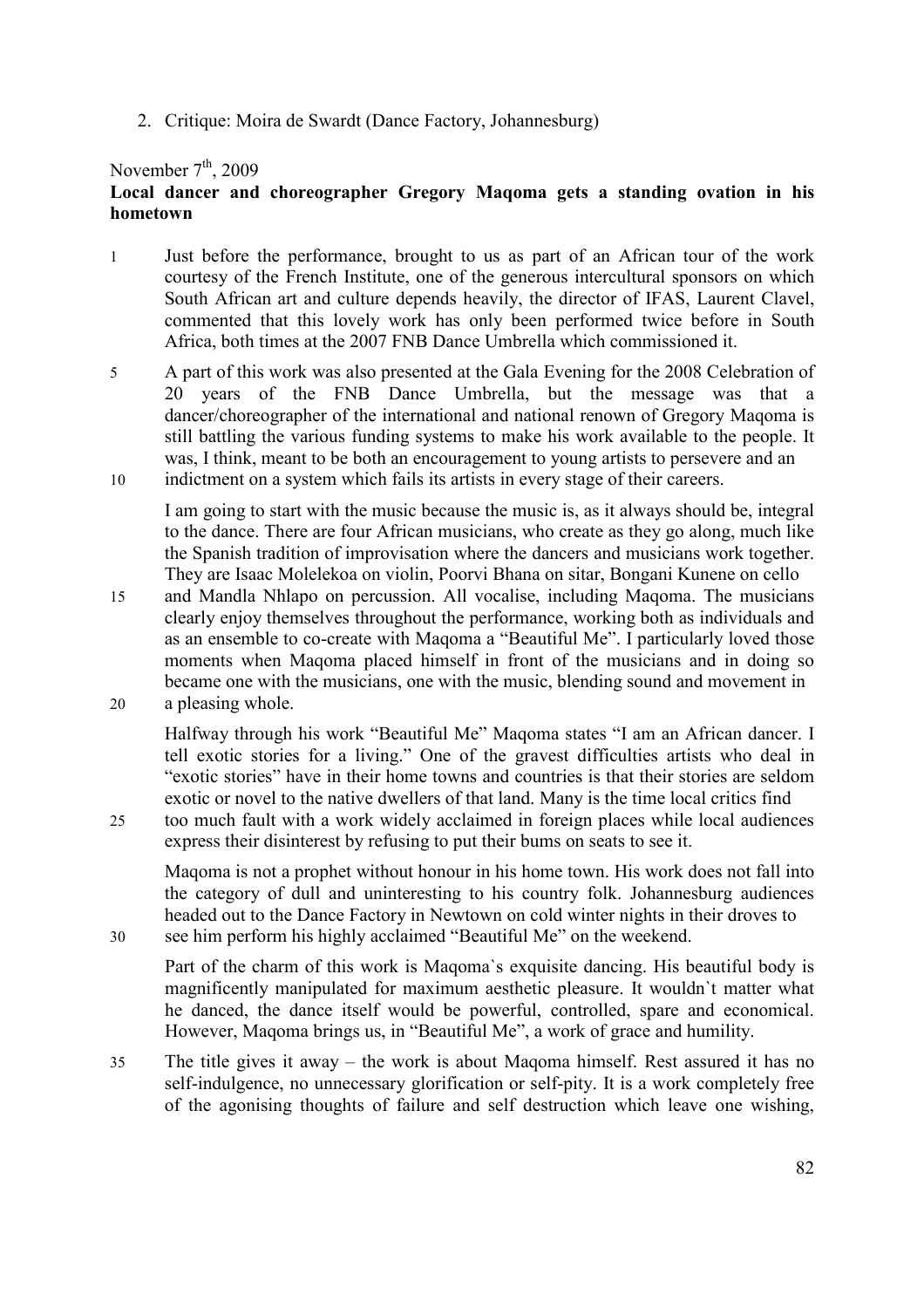2. Critique: Moira de Swardt (Dance Factory, Johannesburg)

November 7[th], 2009

**Local dancer and choreographer Gregory Maqoma gets a standing ovation in his hometown**

Just before the performance, brought to us as part of an African tour of the work courtesy of the French Institute, one of the generous intercultural sponsors on which South African art and culture depends heavily, the director of IFAS, Laurent Clavel, commented that this lovely work has only been performed twice before in South Africa, both times at the 2007 FNB Dance Umbrella which commissioned it.

A part of this work was also presented at the Gala Evening for the 2008 Celebration of 20 years of the FNB Dance Umbrella, but the message was that a dancer/choreographer of the international and national renown of Gregory Maqoma is still battling the various funding systems to make his work available to the people. It was, I think, meant to be both an encouragement to young artists to persevere and an indictment on a system which fails its artists in every stage of their careers.

I am going to start with the music because the music is, as it always should be, integral to the dance. There are four African musicians, who create as they go along, much like the Spanish tradition of improvisation where the dancers and musicians work together. They are Isaac Molelekoa on violin, Poorvi Bhana on sitar, Bongani Kunene on cello and Mandla Nhlapo on percussion. All vocalise, including Maqoma. The musicians clearly enjoy themselves throughout the performance, working both as individuals and as an ensemble to co-create with Maqoma a "Beautiful Me". I particularly loved those moments when Maqoma placed himself in front of the musicians and in doing so became one with the musicians, one with the music, blending sound and movement in a pleasing whole.

Halfway through his work "Beautiful Me" Maqoma states "I am an African dancer. I tell exotic stories for a living." One of the gravest difficulties artists who deal in "exotic stories" have in their home towns and countries is that their stories are seldom exotic or novel to the native dwellers of that land. Many is the time local critics find too much fault with a work widely acclaimed in foreign places while local audiences express their disinterest by refusing to put their bums on seats to see it.

Maqoma is not a prophet without honour in his home town. His work does not fall into the category of dull and uninteresting to his country folk. Johannesburg audiences headed out to the Dance Factory in Newtown on cold winter nights in their droves to see him perform his highly acclaimed "Beautiful Me" on the weekend.

Part of the charm of this work is Maqoma`s exquisite dancing. His beautiful body is magnificently manipulated for maximum aesthetic pleasure. It wouldn`t matter what he danced, the dance itself would be powerful, controlled, spare and economical. However, Maqoma brings us, in "Beautiful Me", a work of grace and humility.

The title gives it away – the work is about Maqoma himself. Rest assured it has no self-indulgence, no unnecessary glorification or self-pity. It is a work completely free of the agonising thoughts of failure and self destruction which leave one wishing,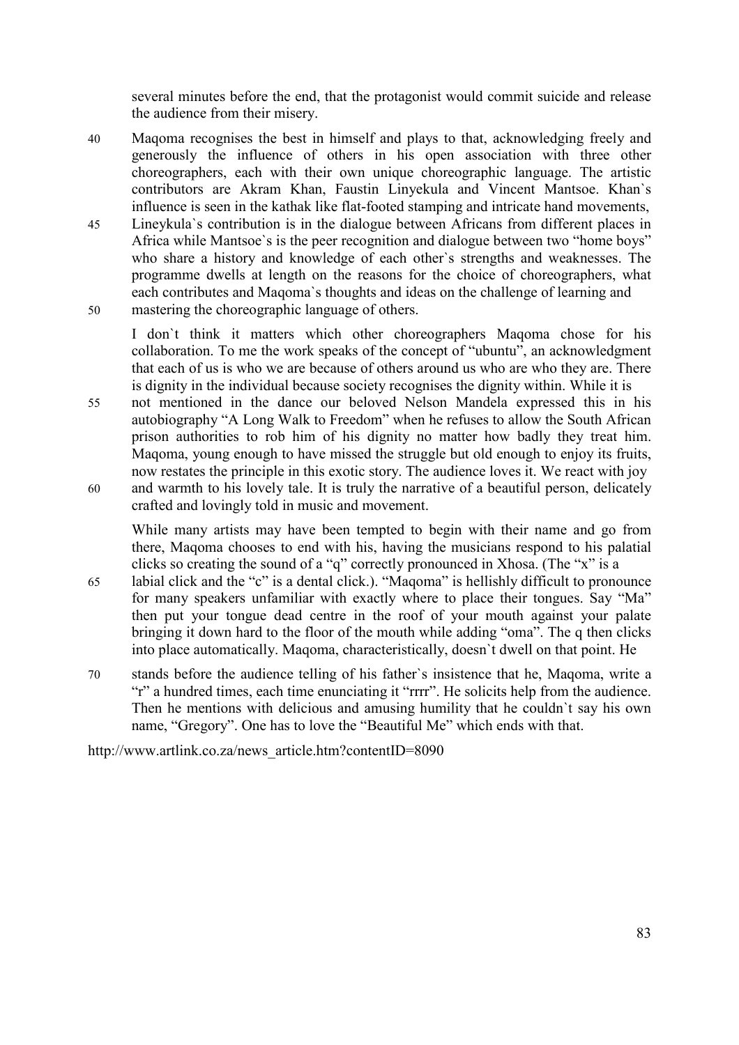several minutes before the end, that the protagonist would commit suicide and release the audience from their misery.

Maqoma recognises the best in himself and plays to that, acknowledging freely and generously the influence of others in his open association with three other choreographers, each with their own unique choreographic language. The artistic contributors are Akram Khan, Faustin Linyekula and Vincent Mantsoe. Khan`s influence is seen in the kathak like flat-footed stamping and intricate hand movements, Lineykula`s contribution is in the dialogue between Africans from different places in Africa while Mantsoe`s is the peer recognition and dialogue between two "home boys" who share a history and knowledge of each other`s strengths and weaknesses. The programme dwells at length on the reasons for the choice of choreographers, what each contributes and Maqoma`s thoughts and ideas on the challenge of learning and mastering the choreographic language of others.

I don`t think it matters which other choreographers Maqoma chose for his collaboration. To me the work speaks of the concept of "ubuntu", an acknowledgment that each of us is who we are because of others around us who are who they are. There is dignity in the individual because society recognises the dignity within. While it is not mentioned in the dance our beloved Nelson Mandela expressed this in his autobiography "A Long Walk to Freedom" when he refuses to allow the South African prison authorities to rob him of his dignity no matter how badly they treat him. Maqoma, young enough to have missed the struggle but old enough to enjoy its fruits, now restates the principle in this exotic story. The audience loves it. We react with joy and warmth to his lovely tale. It is truly the narrative of a beautiful person, delicately crafted and lovingly told in music and movement.

While many artists may have been tempted to begin with their name and go from there, Maqoma chooses to end with his, having the musicians respond to his palatial clicks so creating the sound of a "q" correctly pronounced in Xhosa. (The "x" is a labial click and the "c" is a dental click.). "Maqoma" is hellishly difficult to pronounce for many speakers unfamiliar with exactly where to place their tongues. Say "Ma" then put your tongue dead centre in the roof of your mouth against your palate bringing it down hard to the floor of the mouth while adding "oma". The q then clicks into place automatically. Maqoma, characteristically, doesn`t dwell on that point. He stands before the audience telling of his father`s insistence that he, Maqoma, write a "r" a hundred times, each time enunciating it "rrrr". He solicits help from the audience. Then he mentions with delicious and amusing humility that he couldn`t say his own name, "Gregory". One has to love the "Beautiful Me" which ends with that.

http://www.artlink.co.za/news_article.htm?contentID=8090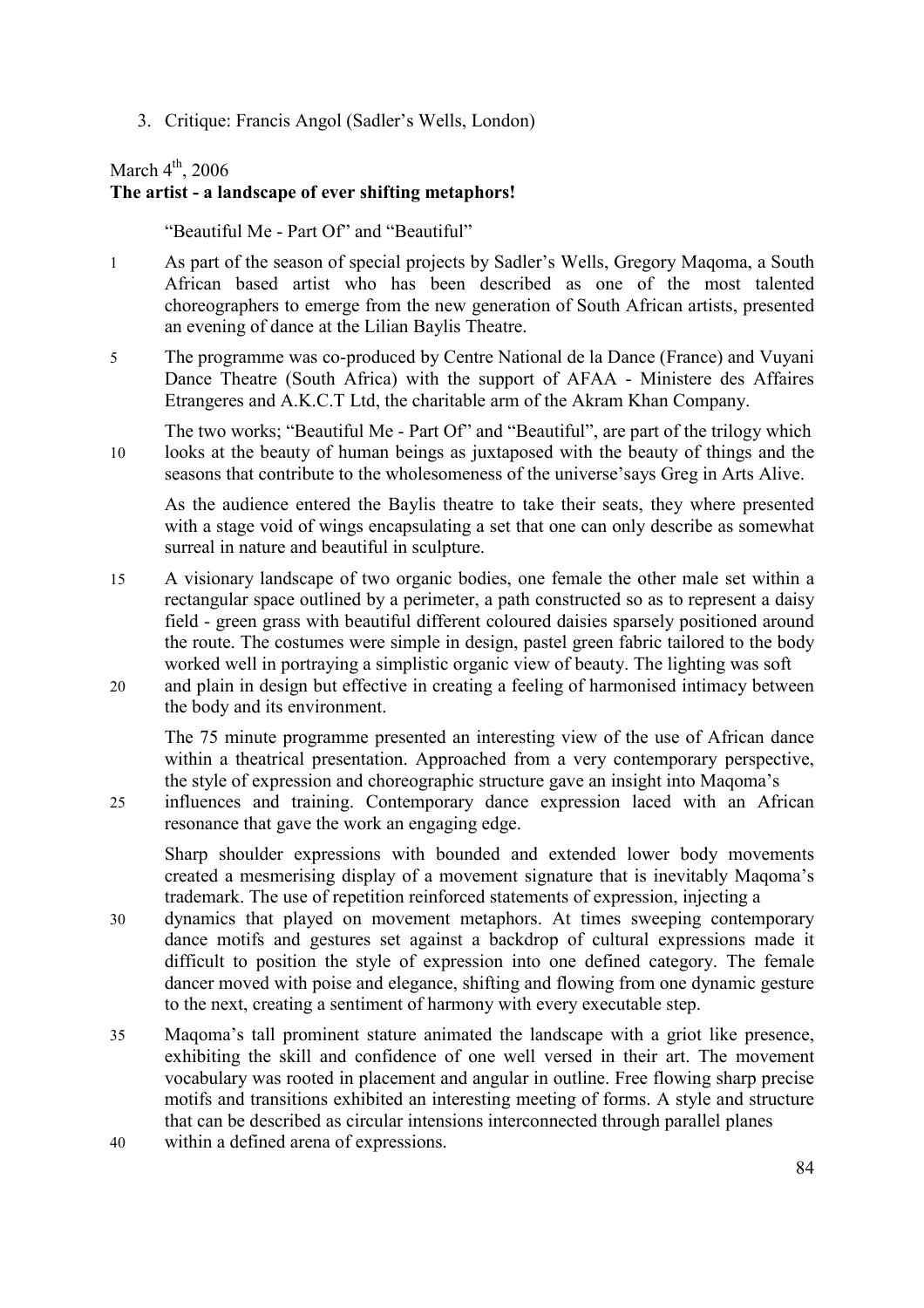3. Critique: Francis Angol (Sadler's Wells, London)

March 4th, 2006
**The artist - a landscape of ever shifting metaphors!**

"Beautiful Me - Part Of" and "Beautiful"

As part of the season of special projects by Sadler's Wells, Gregory Maqoma, a South African based artist who has been described as one of the most talented choreographers to emerge from the new generation of South African artists, presented an evening of dance at the Lilian Baylis Theatre.

The programme was co-produced by Centre National de la Dance (France) and Vuyani Dance Theatre (South Africa) with the support of AFAA - Ministere des Affaires Etrangeres and A.K.C.T Ltd, the charitable arm of the Akram Khan Company.

The two works; "Beautiful Me - Part Of" and "Beautiful", are part of the trilogy which looks at the beauty of human beings as juxtaposed with the beauty of things and the seasons that contribute to the wholesomeness of the universe'says Greg in Arts Alive.

As the audience entered the Baylis theatre to take their seats, they where presented with a stage void of wings encapsulating a set that one can only describe as somewhat surreal in nature and beautiful in sculpture.

A visionary landscape of two organic bodies, one female the other male set within a rectangular space outlined by a perimeter, a path constructed so as to represent a daisy field - green grass with beautiful different coloured daisies sparsely positioned around the route. The costumes were simple in design, pastel green fabric tailored to the body worked well in portraying a simplistic organic view of beauty. The lighting was soft and plain in design but effective in creating a feeling of harmonised intimacy between the body and its environment.

The 75 minute programme presented an interesting view of the use of African dance within a theatrical presentation. Approached from a very contemporary perspective, the style of expression and choreographic structure gave an insight into Maqoma's influences and training. Contemporary dance expression laced with an African resonance that gave the work an engaging edge.

Sharp shoulder expressions with bounded and extended lower body movements created a mesmerising display of a movement signature that is inevitably Maqoma's trademark. The use of repetition reinforced statements of expression, injecting a dynamics that played on movement metaphors. At times sweeping contemporary dance motifs and gestures set against a backdrop of cultural expressions made it difficult to position the style of expression into one defined category. The female dancer moved with poise and elegance, shifting and flowing from one dynamic gesture to the next, creating a sentiment of harmony with every executable step.

Maqoma's tall prominent stature animated the landscape with a griot like presence, exhibiting the skill and confidence of one well versed in their art. The movement vocabulary was rooted in placement and angular in outline. Free flowing sharp precise motifs and transitions exhibited an interesting meeting of forms. A style and structure that can be described as circular intensions interconnected through parallel planes within a defined arena of expressions.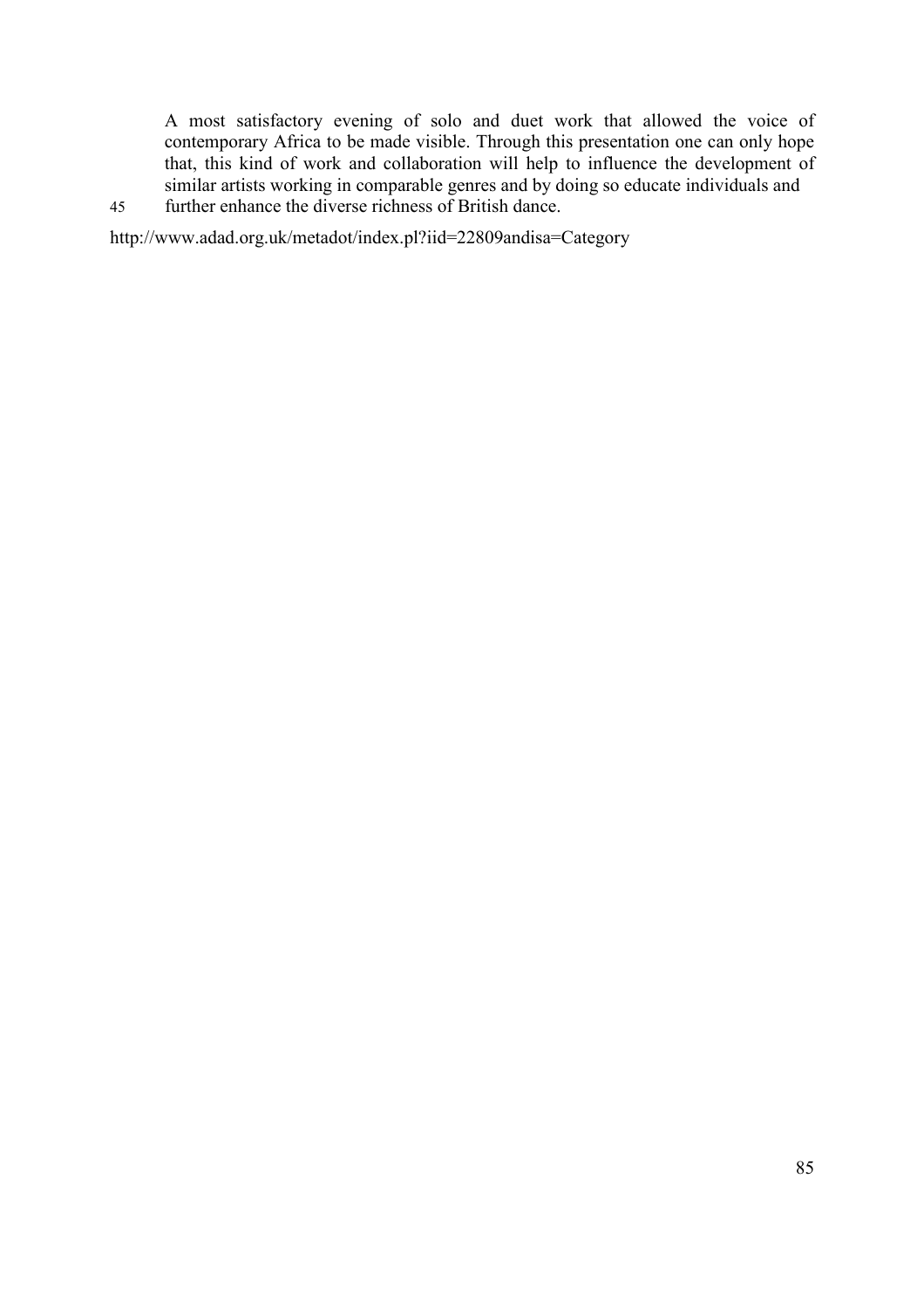A most satisfactory evening of solo and duet work that allowed the voice of contemporary Africa to be made visible. Through this presentation one can only hope that, this kind of work and collaboration will help to influence the development of similar artists working in comparable genres and by doing so educate individuals and further enhance the diverse richness of British dance.

http://www.adad.org.uk/metadot/index.pl?iid=22809andisa=Category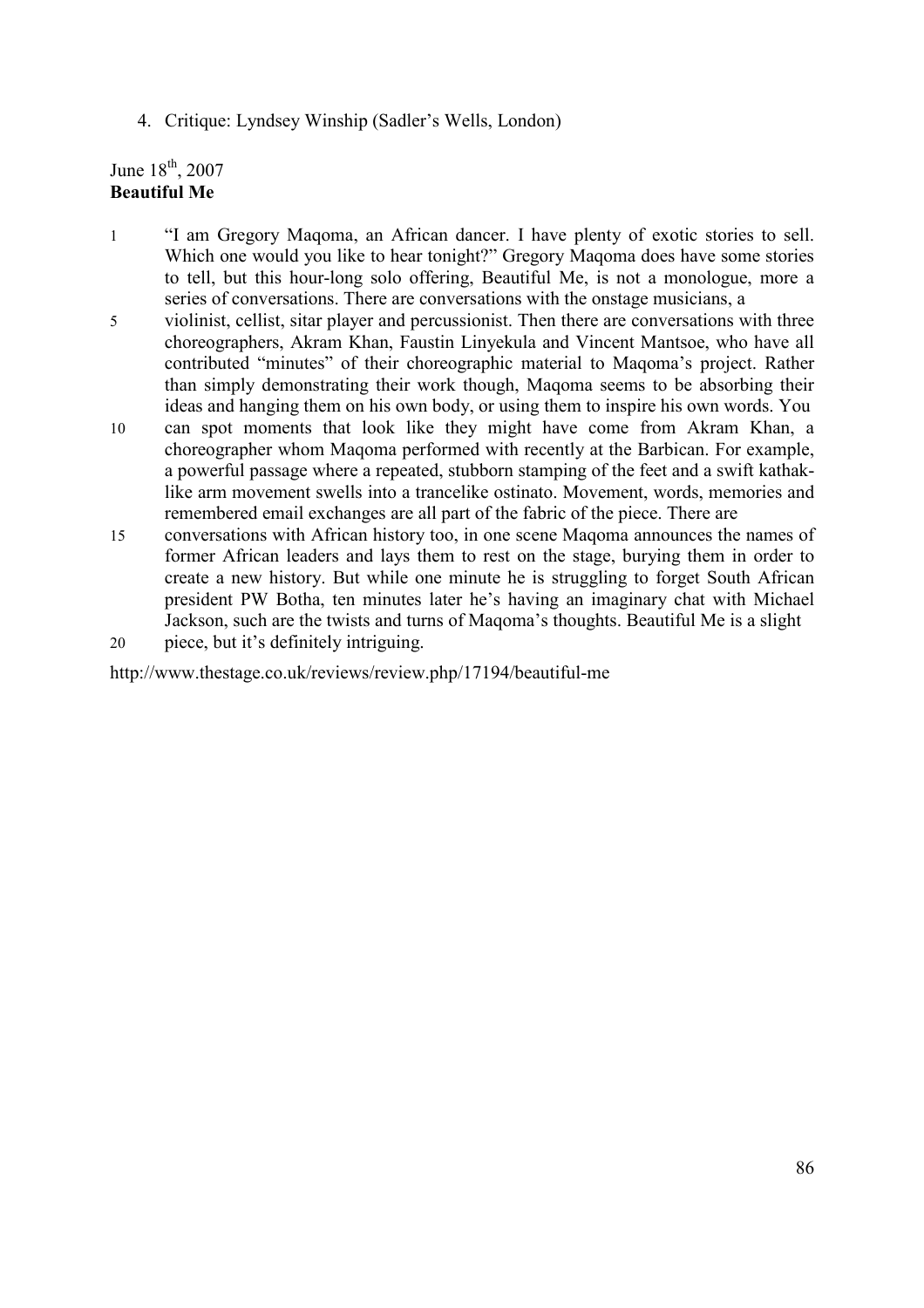4. Critique: Lyndsey Winship (Sadler's Wells, London)

June 18th, 2007
**Beautiful Me**

"I am Gregory Maqoma, an African dancer. I have plenty of exotic stories to sell. Which one would you like to hear tonight?" Gregory Maqoma does have some stories to tell, but this hour-long solo offering, Beautiful Me, is not a monologue, more a series of conversations. There are conversations with the onstage musicians, a violinist, cellist, sitar player and percussionist. Then there are conversations with three choreographers, Akram Khan, Faustin Linyekula and Vincent Mantsoe, who have all contributed "minutes" of their choreographic material to Maqoma's project. Rather than simply demonstrating their work though, Maqoma seems to be absorbing their ideas and hanging them on his own body, or using them to inspire his own words. You can spot moments that look like they might have come from Akram Khan, a choreographer whom Maqoma performed with recently at the Barbican. For example, a powerful passage where a repeated, stubborn stamping of the feet and a swift kathak-like arm movement swells into a trancelike ostinato. Movement, words, memories and remembered email exchanges are all part of the fabric of the piece. There are conversations with African history too, in one scene Maqoma announces the names of former African leaders and lays them to rest on the stage, burying them in order to create a new history. But while one minute he is struggling to forget South African president PW Botha, ten minutes later he's having an imaginary chat with Michael Jackson, such are the twists and turns of Maqoma's thoughts. Beautiful Me is a slight piece, but it's definitely intriguing.

http://www.thestage.co.uk/reviews/review.php/17194/beautiful-me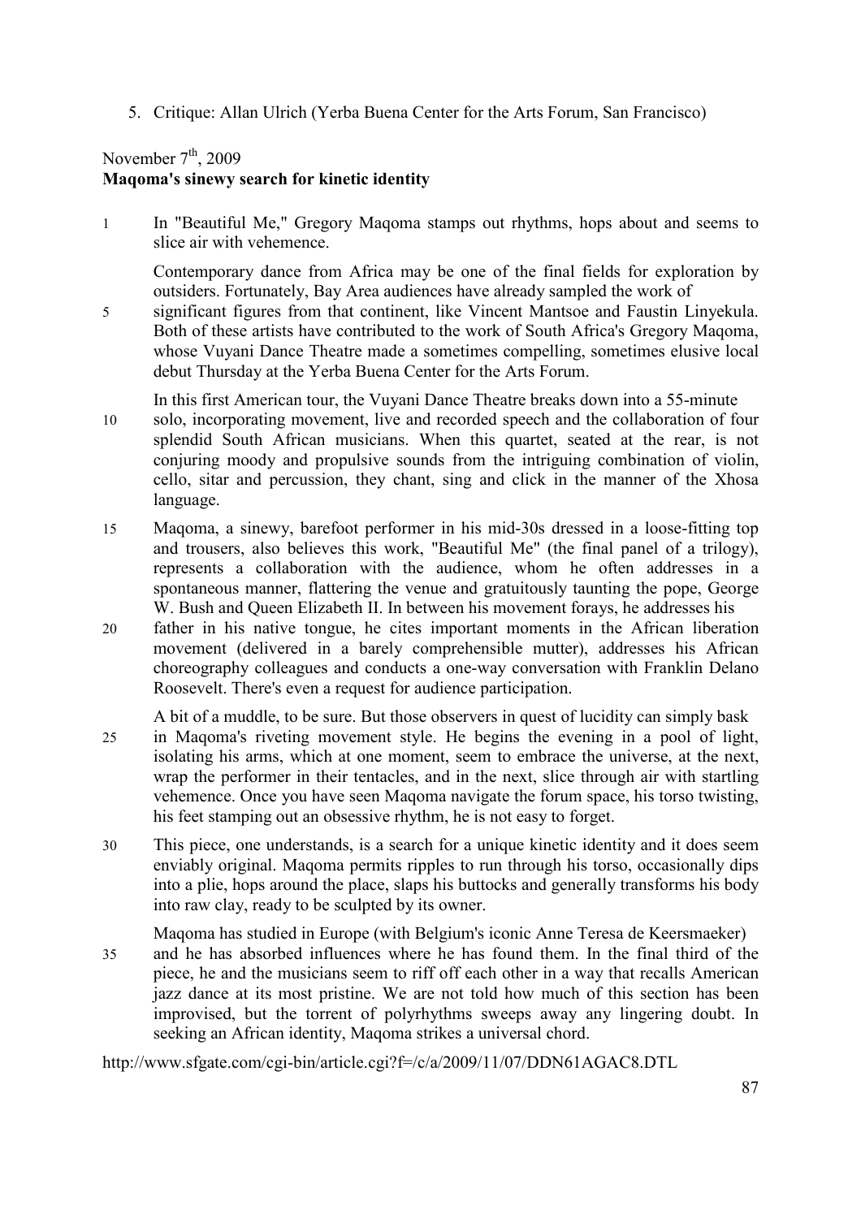5. Critique: Allan Ulrich (Yerba Buena Center for the Arts Forum, San Francisco)

November 7[th], 2009

**Maqoma's sinewy search for kinetic identity**

1 In "Beautiful Me," Gregory Maqoma stamps out rhythms, hops about and seems to slice air with vehemence.

Contemporary dance from Africa may be one of the final fields for exploration by outsiders. Fortunately, Bay Area audiences have already sampled the work of significant figures from that continent, like Vincent Mantsoe and Faustin Linyekula. Both of these artists have contributed to the work of South Africa's Gregory Maqoma, whose Vuyani Dance Theatre made a sometimes compelling, sometimes elusive local debut Thursday at the Yerba Buena Center for the Arts Forum.

In this first American tour, the Vuyani Dance Theatre breaks down into a 55-minute solo, incorporating movement, live and recorded speech and the collaboration of four splendid South African musicians. When this quartet, seated at the rear, is not conjuring moody and propulsive sounds from the intriguing combination of violin, cello, sitar and percussion, they chant, sing and click in the manner of the Xhosa language.

15 Maqoma, a sinewy, barefoot performer in his mid-30s dressed in a loose-fitting top and trousers, also believes this work, "Beautiful Me" (the final panel of a trilogy), represents a collaboration with the audience, whom he often addresses in a spontaneous manner, flattering the venue and gratuitously taunting the pope, George W. Bush and Queen Elizabeth II. In between his movement forays, he addresses his father in his native tongue, he cites important moments in the African liberation movement (delivered in a barely comprehensible mutter), addresses his African choreography colleagues and conducts a one-way conversation with Franklin Delano Roosevelt. There's even a request for audience participation.

A bit of a muddle, to be sure. But those observers in quest of lucidity can simply bask in Maqoma's riveting movement style. He begins the evening in a pool of light, isolating his arms, which at one moment, seem to embrace the universe, at the next, wrap the performer in their tentacles, and in the next, slice through air with startling vehemence. Once you have seen Maqoma navigate the forum space, his torso twisting, his feet stamping out an obsessive rhythm, he is not easy to forget.

30 This piece, one understands, is a search for a unique kinetic identity and it does seem enviably original. Maqoma permits ripples to run through his torso, occasionally dips into a plie, hops around the place, slaps his buttocks and generally transforms his body into raw clay, ready to be sculpted by its owner.

Maqoma has studied in Europe (with Belgium's iconic Anne Teresa de Keersmaeker) and he has absorbed influences where he has found them. In the final third of the piece, he and the musicians seem to riff off each other in a way that recalls American jazz dance at its most pristine. We are not told how much of this section has been improvised, but the torrent of polyrhythms sweeps away any lingering doubt. In seeking an African identity, Maqoma strikes a universal chord.

http://www.sfgate.com/cgi-bin/article.cgi?f=/c/a/2009/11/07/DDN61AGAC8.DTL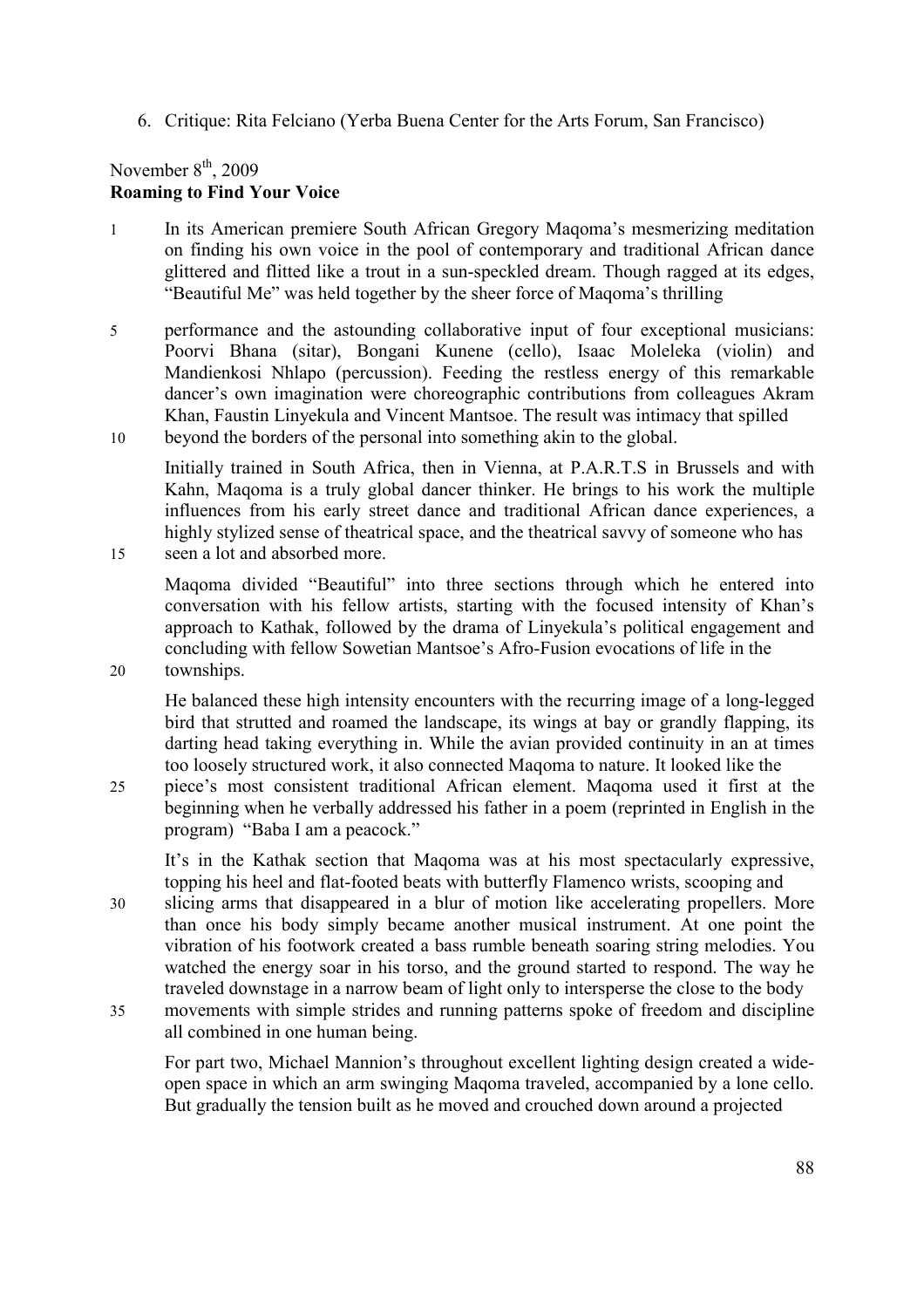6. Critique: Rita Felciano (Yerba Buena Center for the Arts Forum, San Francisco)

November 8th, 2009

**Roaming to Find Your Voice**

In its American premiere South African Gregory Maqoma's mesmerizing meditation on finding his own voice in the pool of contemporary and traditional African dance glittered and flitted like a trout in a sun-speckled dream. Though ragged at its edges, "Beautiful Me" was held together by the sheer force of Maqoma's thrilling performance and the astounding collaborative input of four exceptional musicians: Poorvi Bhana (sitar), Bongani Kunene (cello), Isaac Moleleka (violin) and Mandienkosi Nhlapo (percussion). Feeding the restless energy of this remarkable dancer's own imagination were choreographic contributions from colleagues Akram Khan, Faustin Linyekula and Vincent Mantsoe. The result was intimacy that spilled beyond the borders of the personal into something akin to the global.

Initially trained in South Africa, then in Vienna, at P.A.R.T.S in Brussels and with Kahn, Maqoma is a truly global dancer thinker. He brings to his work the multiple influences from his early street dance and traditional African dance experiences, a highly stylized sense of theatrical space, and the theatrical savvy of someone who has seen a lot and absorbed more.

Maqoma divided "Beautiful" into three sections through which he entered into conversation with his fellow artists, starting with the focused intensity of Khan's approach to Kathak, followed by the drama of Linyekula's political engagement and concluding with fellow Sowetian Mantsoe's Afro-Fusion evocations of life in the townships.

He balanced these high intensity encounters with the recurring image of a long-legged bird that strutted and roamed the landscape, its wings at bay or grandly flapping, its darting head taking everything in. While the avian provided continuity in an at times too loosely structured work, it also connected Maqoma to nature. It looked like the piece's most consistent traditional African element. Maqoma used it first at the beginning when he verbally addressed his father in a poem (reprinted in English in the program) "Baba I am a peacock."

It's in the Kathak section that Maqoma was at his most spectacularly expressive, topping his heel and flat-footed beats with butterfly Flamenco wrists, scooping and slicing arms that disappeared in a blur of motion like accelerating propellers. More than once his body simply became another musical instrument. At one point the vibration of his footwork created a bass rumble beneath soaring string melodies. You watched the energy soar in his torso, and the ground started to respond. The way he traveled downstage in a narrow beam of light only to intersperse the close to the body movements with simple strides and running patterns spoke of freedom and discipline all combined in one human being.

For part two, Michael Mannion's throughout excellent lighting design created a wide-open space in which an arm swinging Maqoma traveled, accompanied by a lone cello. But gradually the tension built as he moved and crouched down around a projected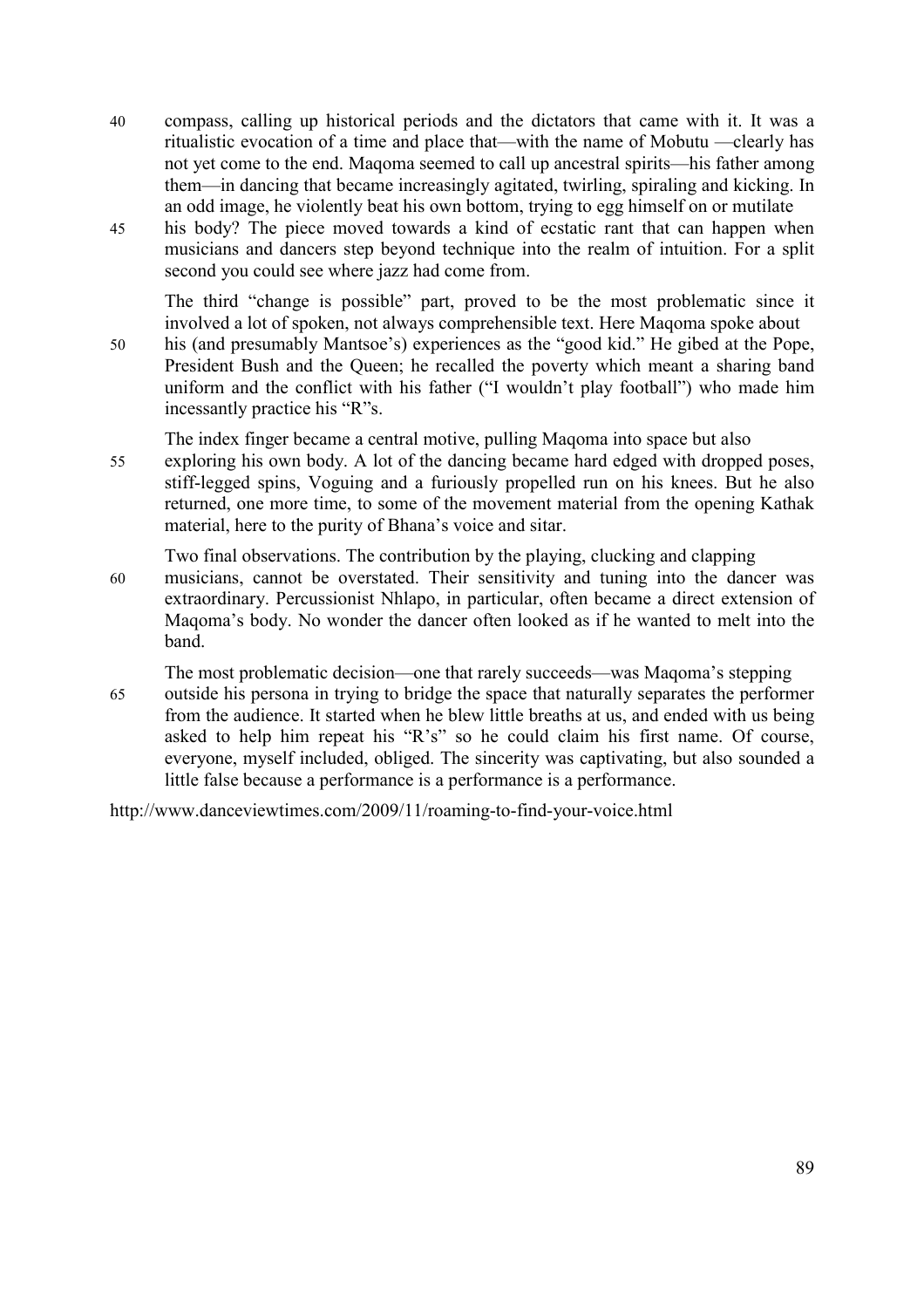compass, calling up historical periods and the dictators that came with it. It was a ritualistic evocation of a time and place that—with the name of Mobutu —clearly has not yet come to the end. Maqoma seemed to call up ancestral spirits—his father among them—in dancing that became increasingly agitated, twirling, spiraling and kicking. In an odd image, he violently beat his own bottom, trying to egg himself on or mutilate his body? The piece moved towards a kind of ecstatic rant that can happen when musicians and dancers step beyond technique into the realm of intuition. For a split second you could see where jazz had come from.

The third "change is possible" part, proved to be the most problematic since it involved a lot of spoken, not always comprehensible text. Here Maqoma spoke about his (and presumably Mantsoe's) experiences as the "good kid." He gibed at the Pope, President Bush and the Queen; he recalled the poverty which meant a sharing band uniform and the conflict with his father ("I wouldn't play football") who made him incessantly practice his "R"s.

The index finger became a central motive, pulling Maqoma into space but also exploring his own body. A lot of the dancing became hard edged with dropped poses, stiff-legged spins, Voguing and a furiously propelled run on his knees. But he also returned, one more time, to some of the movement material from the opening Kathak material, here to the purity of Bhana's voice and sitar.

Two final observations. The contribution by the playing, clucking and clapping musicians, cannot be overstated. Their sensitivity and tuning into the dancer was extraordinary. Percussionist Nhlapo, in particular, often became a direct extension of Maqoma's body. No wonder the dancer often looked as if he wanted to melt into the band.

The most problematic decision—one that rarely succeeds—was Maqoma's stepping outside his persona in trying to bridge the space that naturally separates the performer from the audience. It started when he blew little breaths at us, and ended with us being asked to help him repeat his "R's" so he could claim his first name. Of course, everyone, myself included, obliged. The sincerity was captivating, but also sounded a little false because a performance is a performance is a performance.

http://www.danceviewtimes.com/2009/11/roaming-to-find-your-voice.html